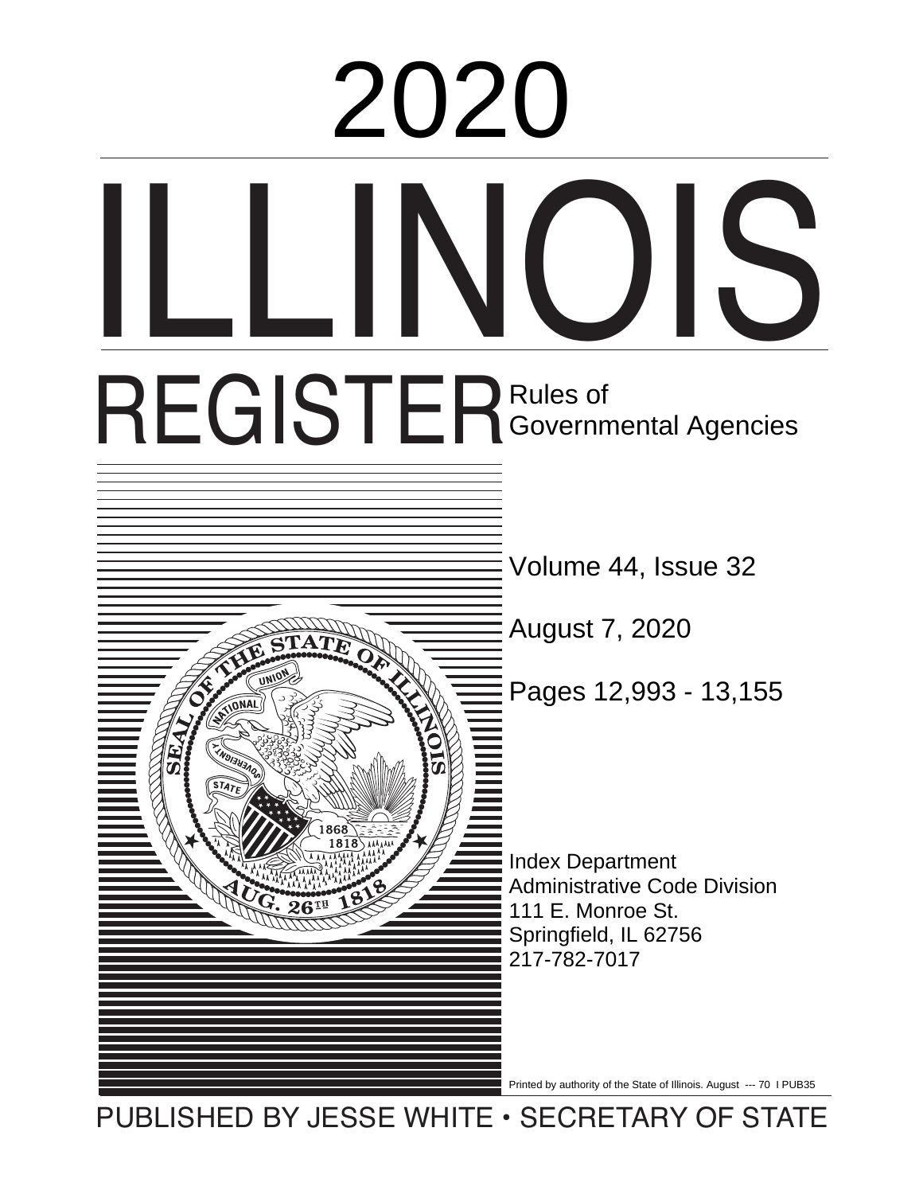# 2020

# ILLINOIS

# REGISTER

Rules of Governmental Agencies

Volume 44, Issue 32

August 7, 2020

Pages 12,993 - 13,155

Index Department
Administrative Code Division
111 E. Monroe St.
Springfield, IL 62756
217-782-7017

Printed by authority of the State of Illinois. August --- 70 I PUB35

PUBLISHED BY JESSE WHITE • SECRETARY OF STATE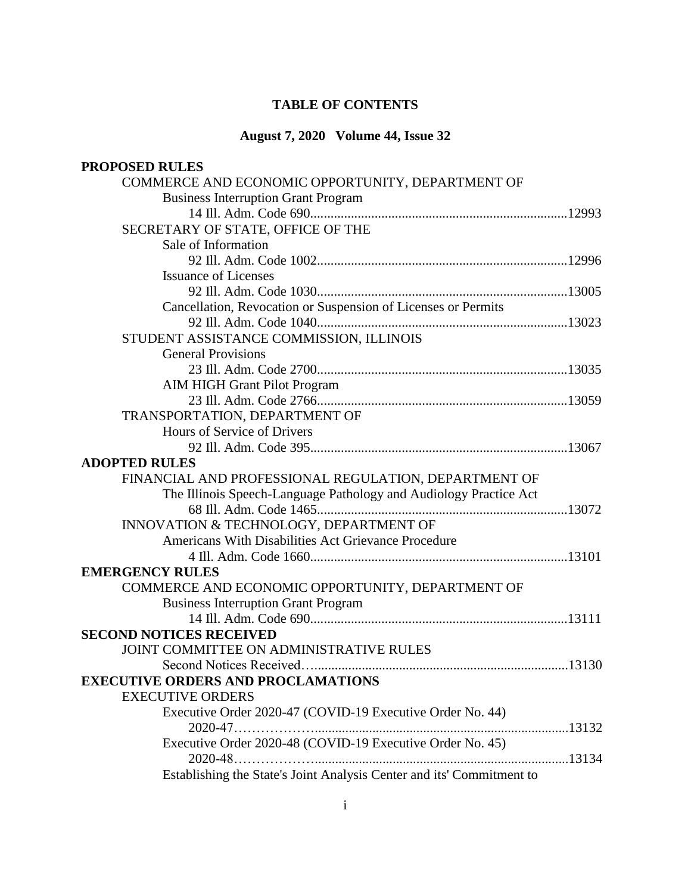# TABLE OF CONTENTS

## August 7, 2020 Volume 44, Issue 32

**PROPOSED RULES**

COMMERCE AND ECONOMIC OPPORTUNITY, DEPARTMENT OF
- Business Interruption Grant Program
  - 14 Ill. Adm. Code 690...........................................................................12993

SECRETARY OF STATE, OFFICE OF THE
- Sale of Information
  - 92 Ill. Adm. Code 1002.........................................................................12996
- Issuance of Licenses
  - 92 Ill. Adm. Code 1030.........................................................................13005
- Cancellation, Revocation or Suspension of Licenses or Permits
  - 92 Ill. Adm. Code 1040.........................................................................13023

STUDENT ASSISTANCE COMMISSION, ILLINOIS
- General Provisions
  - 23 Ill. Adm. Code 2700.........................................................................13035
- AIM HIGH Grant Pilot Program
  - 23 Ill. Adm. Code 2766.........................................................................13059

TRANSPORTATION, DEPARTMENT OF
- Hours of Service of Drivers
  - 92 Ill. Adm. Code 395...........................................................................13067

**ADOPTED RULES**

FINANCIAL AND PROFESSIONAL REGULATION, DEPARTMENT OF
- The Illinois Speech-Language Pathology and Audiology Practice Act
  - 68 Ill. Adm. Code 1465.........................................................................13072

INNOVATION & TECHNOLOGY, DEPARTMENT OF
- Americans With Disabilities Act Grievance Procedure
  - 4 Ill. Adm. Code 1660...........................................................................13101

**EMERGENCY RULES**

COMMERCE AND ECONOMIC OPPORTUNITY, DEPARTMENT OF
- Business Interruption Grant Program
  - 14 Ill. Adm. Code 690...........................................................................13111

**SECOND NOTICES RECEIVED**

JOINT COMMITTEE ON ADMINISTRATIVE RULES
- Second Notices Received….........................................................................13130

**EXECUTIVE ORDERS AND PROCLAMATIONS**

EXECUTIVE ORDERS
- Executive Order 2020-47 (COVID-19 Executive Order No. 44)
  - 2020-47……………….........................................................................13132
- Executive Order 2020-48 (COVID-19 Executive Order No. 45)
  - 2020-48……………….........................................................................13134
- Establishing the State's Joint Analysis Center and its' Commitment to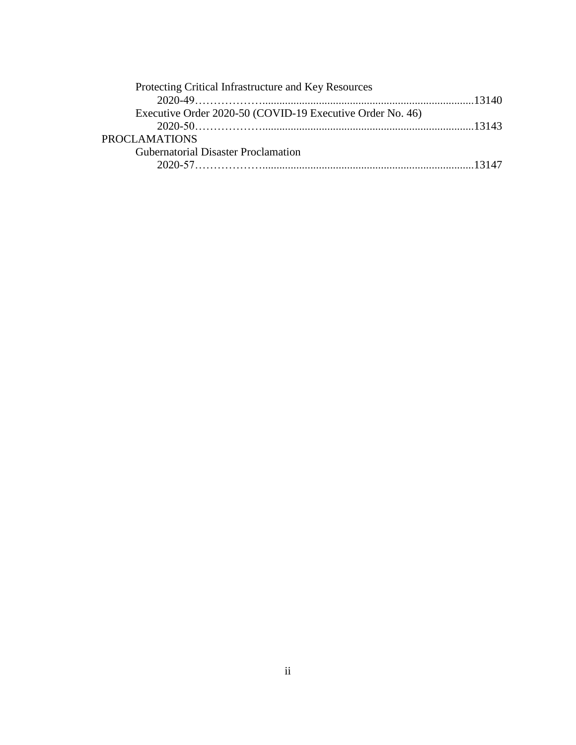Protecting Critical Infrastructure and Key Resources

2020-49……………….........................................................................13140

Executive Order 2020-50 (COVID-19 Executive Order No. 46)

2020-50……………….........................................................................13143

PROCLAMATIONS

Gubernatorial Disaster Proclamation

2020-57……………….........................................................................13147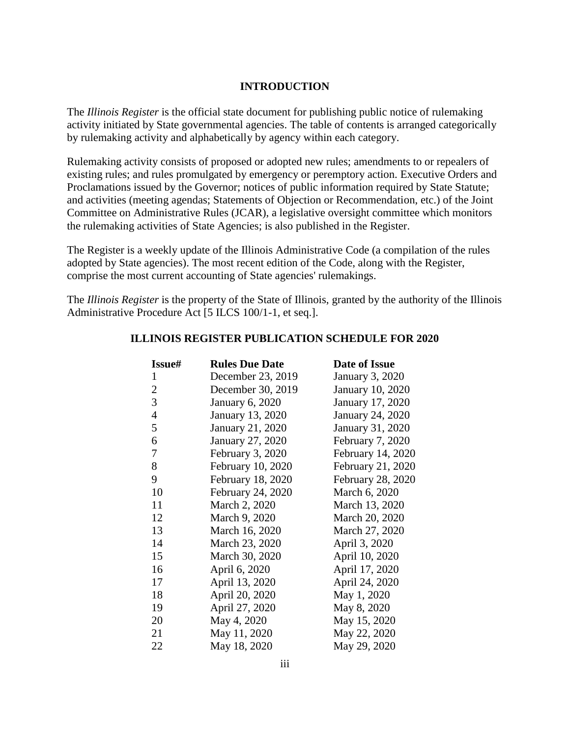## INTRODUCTION

The *Illinois Register* is the official state document for publishing public notice of rulemaking activity initiated by State governmental agencies. The table of contents is arranged categorically by rulemaking activity and alphabetically by agency within each category.

Rulemaking activity consists of proposed or adopted new rules; amendments to or repealers of existing rules; and rules promulgated by emergency or peremptory action. Executive Orders and Proclamations issued by the Governor; notices of public information required by State Statute; and activities (meeting agendas; Statements of Objection or Recommendation, etc.) of the Joint Committee on Administrative Rules (JCAR), a legislative oversight committee which monitors the rulemaking activities of State Agencies; is also published in the Register.

The Register is a weekly update of the Illinois Administrative Code (a compilation of the rules adopted by State agencies). The most recent edition of the Code, along with the Register, comprise the most current accounting of State agencies' rulemakings.

The *Illinois Register* is the property of the State of Illinois, granted by the authority of the Illinois Administrative Procedure Act [5 ILCS 100/1-1, et seq.].

## ILLINOIS REGISTER PUBLICATION SCHEDULE FOR 2020

| Issue# | Rules Due Date | Date of Issue |
|---|---|---|
| 1 | December 23, 2019 | January 3, 2020 |
| 2 | December 30, 2019 | January 10, 2020 |
| 3 | January 6, 2020 | January 17, 2020 |
| 4 | January 13, 2020 | January 24, 2020 |
| 5 | January 21, 2020 | January 31, 2020 |
| 6 | January 27, 2020 | February 7, 2020 |
| 7 | February 3, 2020 | February 14, 2020 |
| 8 | February 10, 2020 | February 21, 2020 |
| 9 | February 18, 2020 | February 28, 2020 |
| 10 | February 24, 2020 | March 6, 2020 |
| 11 | March 2, 2020 | March 13, 2020 |
| 12 | March 9, 2020 | March 20, 2020 |
| 13 | March 16, 2020 | March 27, 2020 |
| 14 | March 23, 2020 | April 3, 2020 |
| 15 | March 30, 2020 | April 10, 2020 |
| 16 | April 6, 2020 | April 17, 2020 |
| 17 | April 13, 2020 | April 24, 2020 |
| 18 | April 20, 2020 | May 1, 2020 |
| 19 | April 27, 2020 | May 8, 2020 |
| 20 | May 4, 2020 | May 15, 2020 |
| 21 | May 11, 2020 | May 22, 2020 |
| 22 | May 18, 2020 | May 29, 2020 |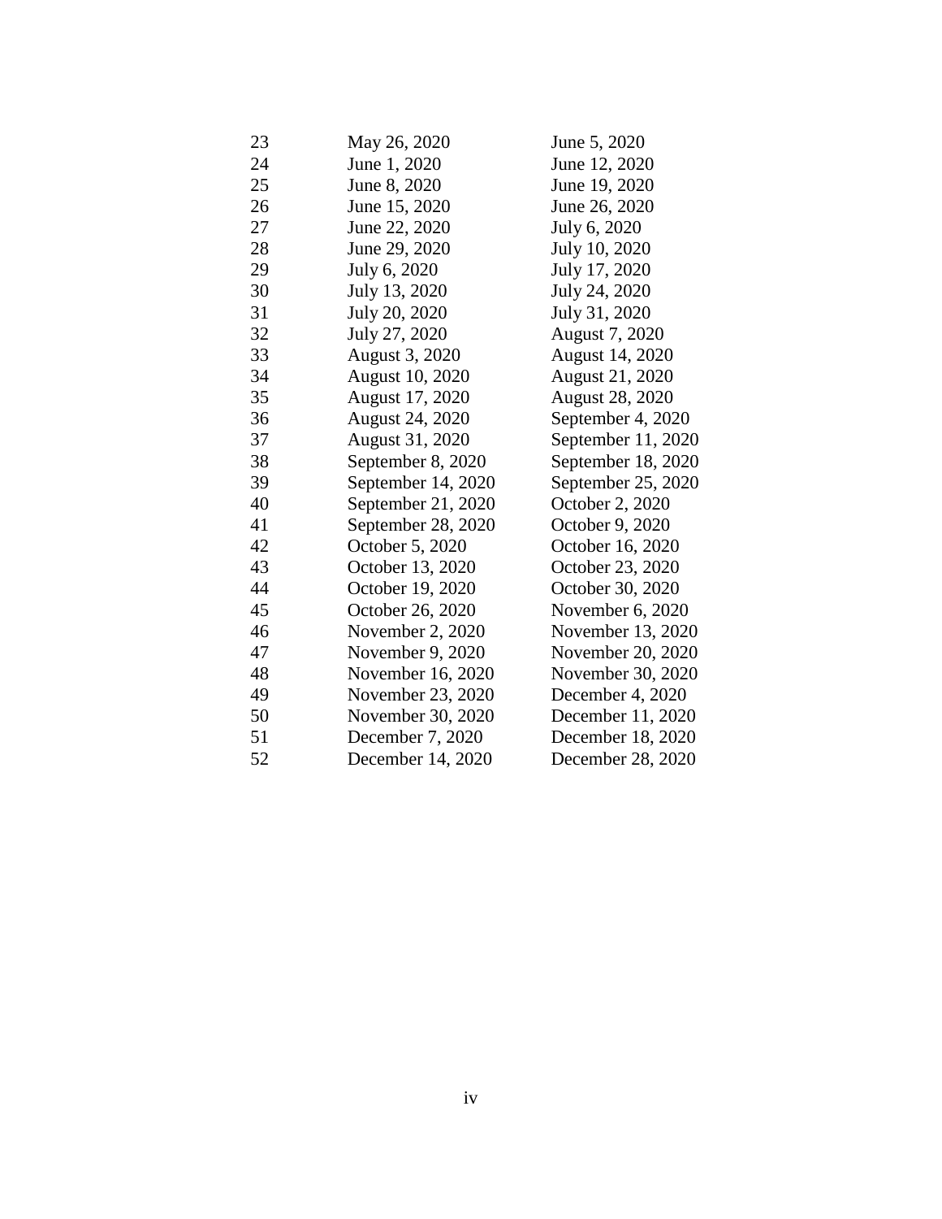| | | |
|---|---|---|
| 23 | May 26, 2020 | June 5, 2020 |
| 24 | June 1, 2020 | June 12, 2020 |
| 25 | June 8, 2020 | June 19, 2020 |
| 26 | June 15, 2020 | June 26, 2020 |
| 27 | June 22, 2020 | July 6, 2020 |
| 28 | June 29, 2020 | July 10, 2020 |
| 29 | July 6, 2020 | July 17, 2020 |
| 30 | July 13, 2020 | July 24, 2020 |
| 31 | July 20, 2020 | July 31, 2020 |
| 32 | July 27, 2020 | August 7, 2020 |
| 33 | August 3, 2020 | August 14, 2020 |
| 34 | August 10, 2020 | August 21, 2020 |
| 35 | August 17, 2020 | August 28, 2020 |
| 36 | August 24, 2020 | September 4, 2020 |
| 37 | August 31, 2020 | September 11, 2020 |
| 38 | September 8, 2020 | September 18, 2020 |
| 39 | September 14, 2020 | September 25, 2020 |
| 40 | September 21, 2020 | October 2, 2020 |
| 41 | September 28, 2020 | October 9, 2020 |
| 42 | October 5, 2020 | October 16, 2020 |
| 43 | October 13, 2020 | October 23, 2020 |
| 44 | October 19, 2020 | October 30, 2020 |
| 45 | October 26, 2020 | November 6, 2020 |
| 46 | November 2, 2020 | November 13, 2020 |
| 47 | November 9, 2020 | November 20, 2020 |
| 48 | November 16, 2020 | November 30, 2020 |
| 49 | November 23, 2020 | December 4, 2020 |
| 50 | November 30, 2020 | December 11, 2020 |
| 51 | December 7, 2020 | December 18, 2020 |
| 52 | December 14, 2020 | December 28, 2020 |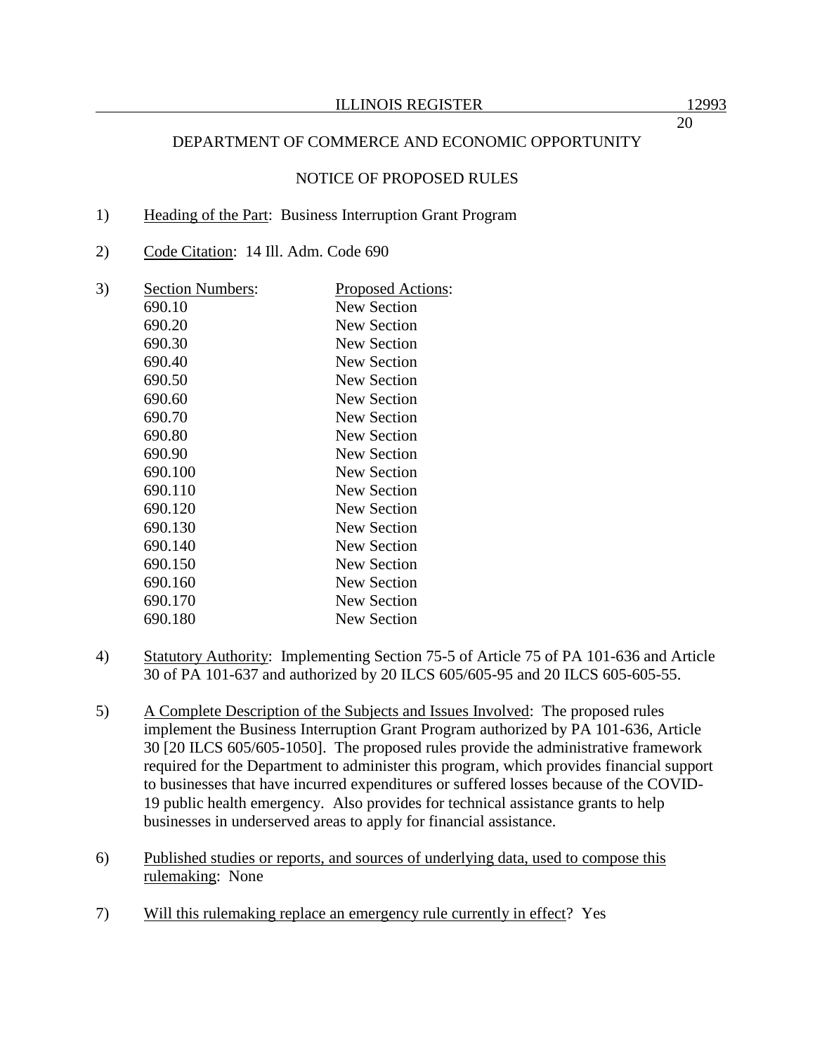DEPARTMENT OF COMMERCE AND ECONOMIC OPPORTUNITY

NOTICE OF PROPOSED RULES

1) Heading of the Part: Business Interruption Grant Program

2) Code Citation: 14 Ill. Adm. Code 690

3)

| Section Numbers: | Proposed Actions: |
|---|---|
| 690.10 | New Section |
| 690.20 | New Section |
| 690.30 | New Section |
| 690.40 | New Section |
| 690.50 | New Section |
| 690.60 | New Section |
| 690.70 | New Section |
| 690.80 | New Section |
| 690.90 | New Section |
| 690.100 | New Section |
| 690.110 | New Section |
| 690.120 | New Section |
| 690.130 | New Section |
| 690.140 | New Section |
| 690.150 | New Section |
| 690.160 | New Section |
| 690.170 | New Section |
| 690.180 | New Section |

4) Statutory Authority: Implementing Section 75-5 of Article 75 of PA 101-636 and Article 30 of PA 101-637 and authorized by 20 ILCS 605/605-95 and 20 ILCS 605-605-55.

5) A Complete Description of the Subjects and Issues Involved: The proposed rules implement the Business Interruption Grant Program authorized by PA 101-636, Article 30 [20 ILCS 605/605-1050]. The proposed rules provide the administrative framework required for the Department to administer this program, which provides financial support to businesses that have incurred expenditures or suffered losses because of the COVID-19 public health emergency. Also provides for technical assistance grants to help businesses in underserved areas to apply for financial assistance.

6) Published studies or reports, and sources of underlying data, used to compose this rulemaking: None

7) Will this rulemaking replace an emergency rule currently in effect? Yes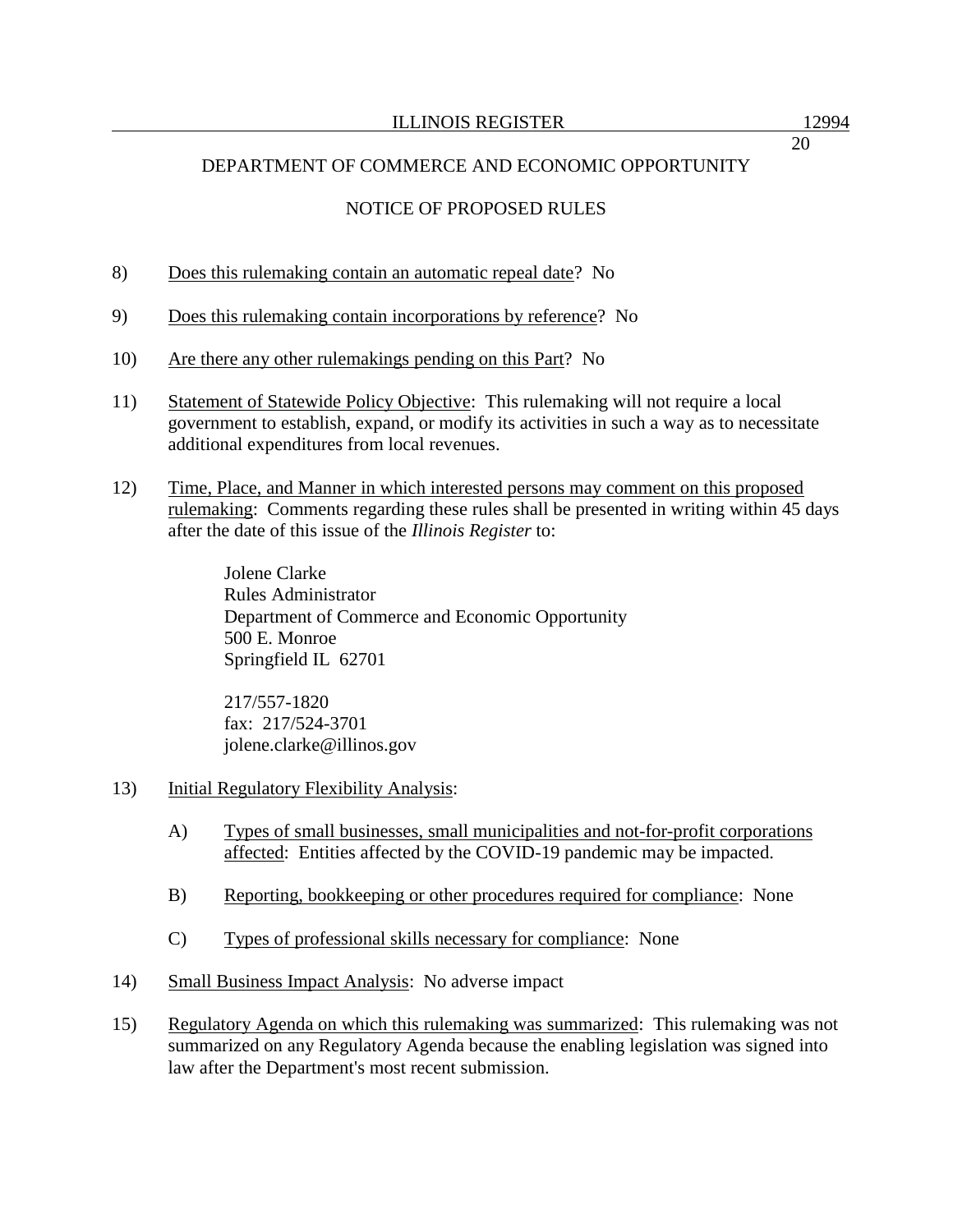DEPARTMENT OF COMMERCE AND ECONOMIC OPPORTUNITY

NOTICE OF PROPOSED RULES

8) Does this rulemaking contain an automatic repeal date? No

9) Does this rulemaking contain incorporations by reference? No

10) Are there any other rulemakings pending on this Part? No

11) Statement of Statewide Policy Objective: This rulemaking will not require a local government to establish, expand, or modify its activities in such a way as to necessitate additional expenditures from local revenues.

12) Time, Place, and Manner in which interested persons may comment on this proposed rulemaking: Comments regarding these rules shall be presented in writing within 45 days after the date of this issue of the *Illinois Register* to:

    Jolene Clarke
    Rules Administrator
    Department of Commerce and Economic Opportunity
    500 E. Monroe
    Springfield IL 62701

    217/557-1820
    fax: 217/524-3701
    jolene.clarke@illinos.gov

13) Initial Regulatory Flexibility Analysis:

    A) Types of small businesses, small municipalities and not-for-profit corporations affected: Entities affected by the COVID-19 pandemic may be impacted.

    B) Reporting, bookkeeping or other procedures required for compliance: None

    C) Types of professional skills necessary for compliance: None

14) Small Business Impact Analysis: No adverse impact

15) Regulatory Agenda on which this rulemaking was summarized: This rulemaking was not summarized on any Regulatory Agenda because the enabling legislation was signed into law after the Department's most recent submission.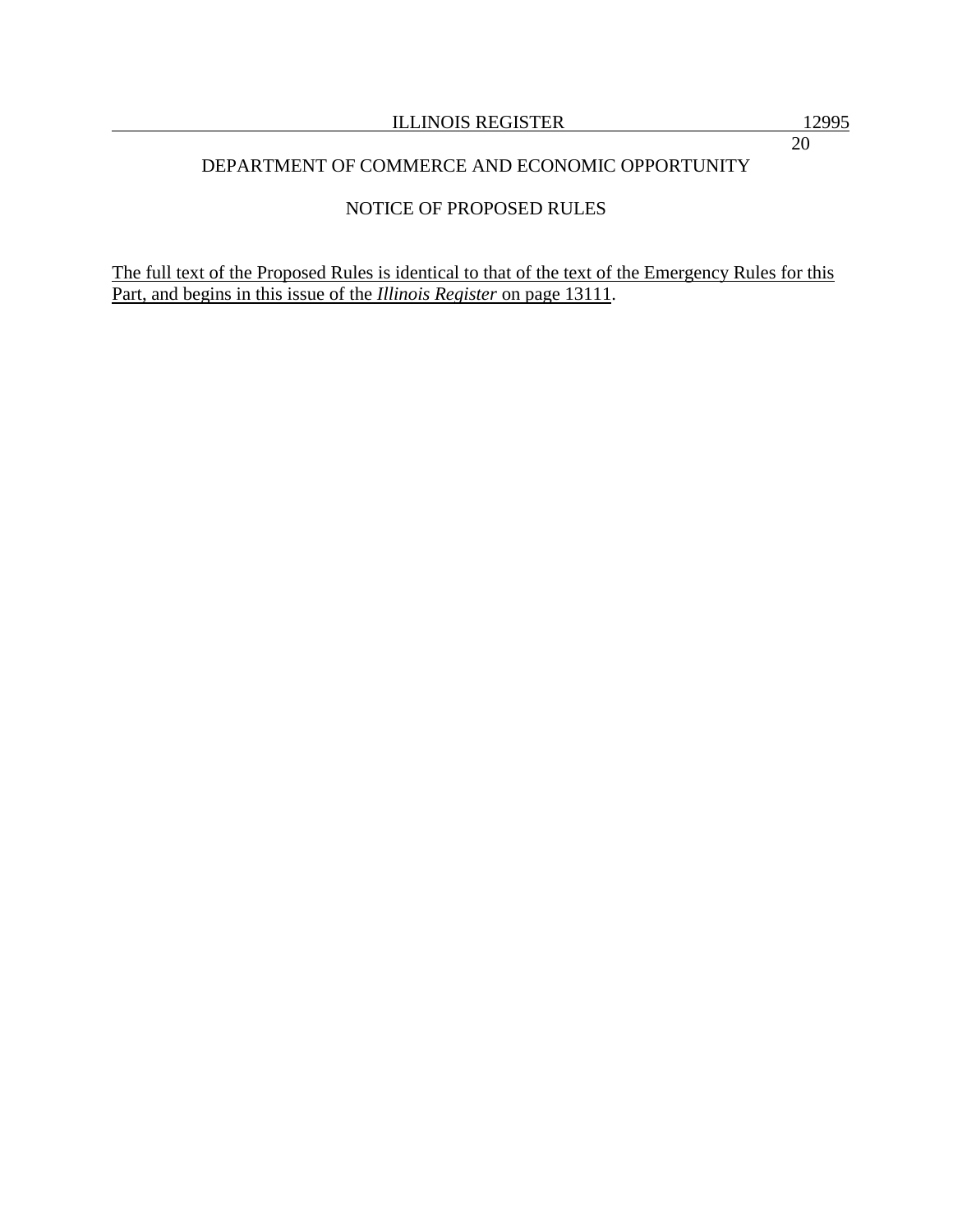DEPARTMENT OF COMMERCE AND ECONOMIC OPPORTUNITY

NOTICE OF PROPOSED RULES

<u>The full text of the Proposed Rules is identical to that of the text of the Emergency Rules for this Part, and begins in this issue of the *Illinois Register* on page 13111</u>.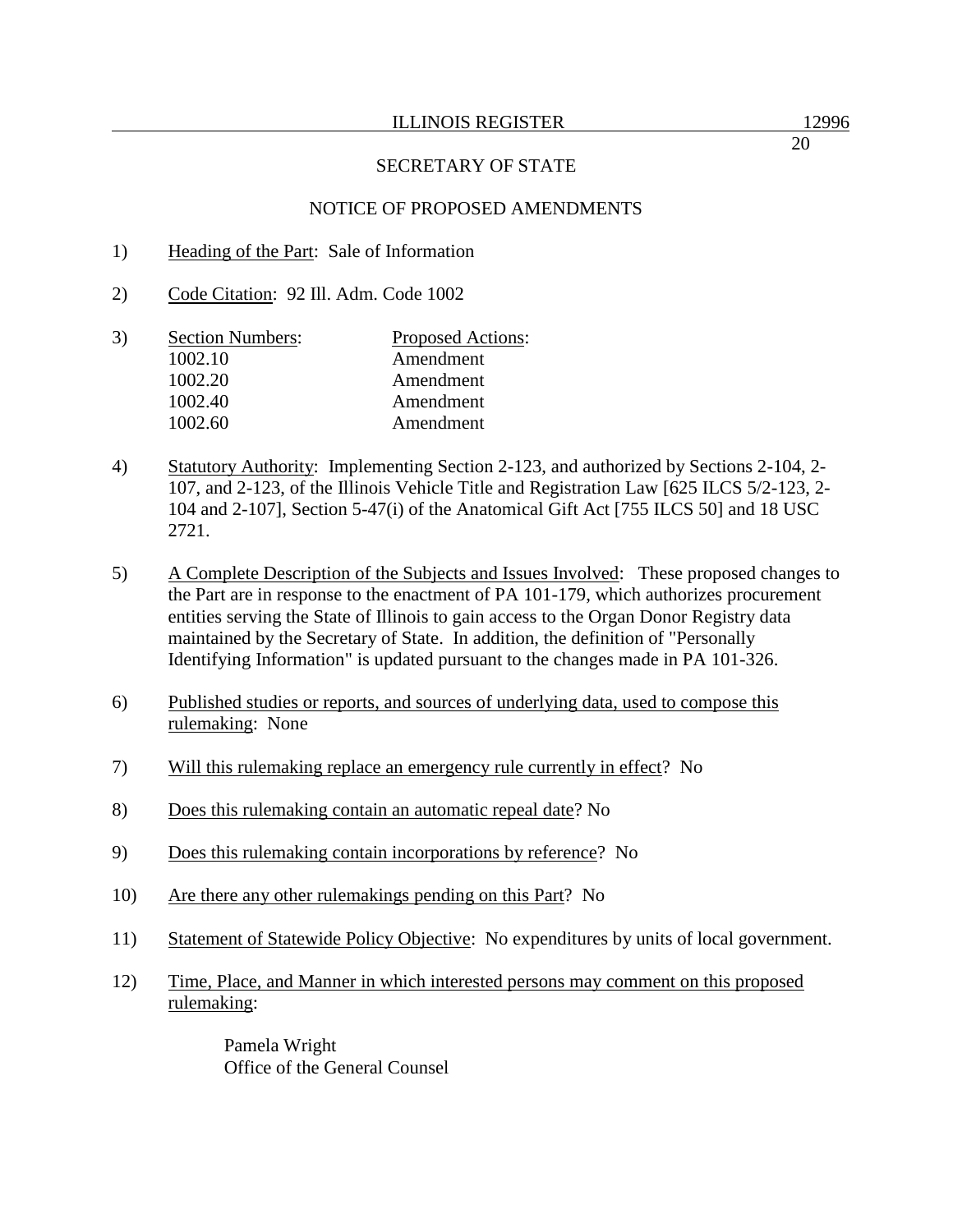SECRETARY OF STATE

NOTICE OF PROPOSED AMENDMENTS

1) Heading of the Part: Sale of Information

2) Code Citation: 92 Ill. Adm. Code 1002

3) 

| Section Numbers: | Proposed Actions: |
|---|---|
| 1002.10 | Amendment |
| 1002.20 | Amendment |
| 1002.40 | Amendment |
| 1002.60 | Amendment |

4) Statutory Authority: Implementing Section 2-123, and authorized by Sections 2-104, 2-107, and 2-123, of the Illinois Vehicle Title and Registration Law [625 ILCS 5/2-123, 2-104 and 2-107], Section 5-47(i) of the Anatomical Gift Act [755 ILCS 50] and 18 USC 2721.

5) A Complete Description of the Subjects and Issues Involved: These proposed changes to the Part are in response to the enactment of PA 101-179, which authorizes procurement entities serving the State of Illinois to gain access to the Organ Donor Registry data maintained by the Secretary of State. In addition, the definition of "Personally Identifying Information" is updated pursuant to the changes made in PA 101-326.

6) Published studies or reports, and sources of underlying data, used to compose this rulemaking: None

7) Will this rulemaking replace an emergency rule currently in effect? No

8) Does this rulemaking contain an automatic repeal date? No

9) Does this rulemaking contain incorporations by reference? No

10) Are there any other rulemakings pending on this Part? No

11) Statement of Statewide Policy Objective: No expenditures by units of local government.

12) Time, Place, and Manner in which interested persons may comment on this proposed rulemaking:

    Pamela Wright
    Office of the General Counsel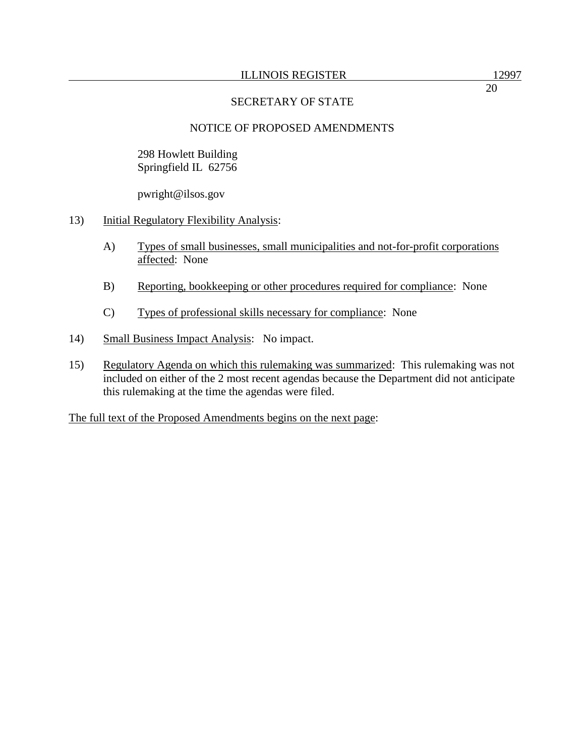SECRETARY OF STATE

NOTICE OF PROPOSED AMENDMENTS

298 Howlett Building
Springfield IL 62756

pwright@ilsos.gov

13) Initial Regulatory Flexibility Analysis:

   A) Types of small businesses, small municipalities and not-for-profit corporations affected: None

   B) Reporting, bookkeeping or other procedures required for compliance: None

   C) Types of professional skills necessary for compliance: None

14) Small Business Impact Analysis: No impact.

15) Regulatory Agenda on which this rulemaking was summarized: This rulemaking was not included on either of the 2 most recent agendas because the Department did not anticipate this rulemaking at the time the agendas were filed.

The full text of the Proposed Amendments begins on the next page: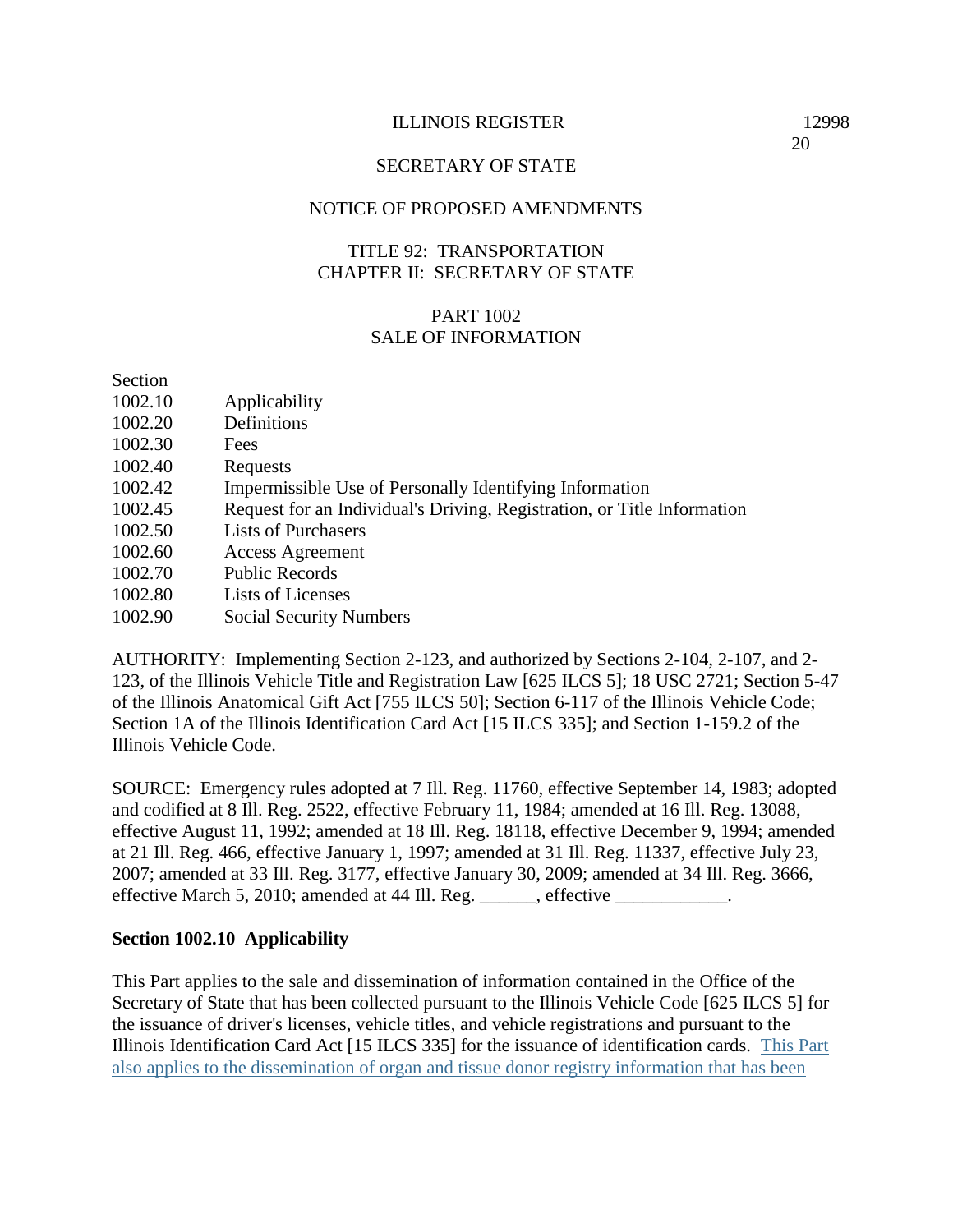SECRETARY OF STATE

NOTICE OF PROPOSED AMENDMENTS

TITLE 92: TRANSPORTATION
CHAPTER II: SECRETARY OF STATE

PART 1002
SALE OF INFORMATION

| Section | |
|---|---|
| 1002.10 | Applicability |
| 1002.20 | Definitions |
| 1002.30 | Fees |
| 1002.40 | Requests |
| 1002.42 | Impermissible Use of Personally Identifying Information |
| 1002.45 | Request for an Individual's Driving, Registration, or Title Information |
| 1002.50 | Lists of Purchasers |
| 1002.60 | Access Agreement |
| 1002.70 | Public Records |
| 1002.80 | Lists of Licenses |
| 1002.90 | Social Security Numbers |

AUTHORITY: Implementing Section 2-123, and authorized by Sections 2-104, 2-107, and 2-123, of the Illinois Vehicle Title and Registration Law [625 ILCS 5]; 18 USC 2721; Section 5-47 of the Illinois Anatomical Gift Act [755 ILCS 50]; Section 6-117 of the Illinois Vehicle Code; Section 1A of the Illinois Identification Card Act [15 ILCS 335]; and Section 1-159.2 of the Illinois Vehicle Code.

SOURCE: Emergency rules adopted at 7 Ill. Reg. 11760, effective September 14, 1983; adopted and codified at 8 Ill. Reg. 2522, effective February 11, 1984; amended at 16 Ill. Reg. 13088, effective August 11, 1992; amended at 18 Ill. Reg. 18118, effective December 9, 1994; amended at 21 Ill. Reg. 466, effective January 1, 1997; amended at 31 Ill. Reg. 11337, effective July 23, 2007; amended at 33 Ill. Reg. 3177, effective January 30, 2009; amended at 34 Ill. Reg. 3666, effective March 5, 2010; amended at 44 Ill. Reg. ______, effective ____________.

**Section 1002.10 Applicability**

This Part applies to the sale and dissemination of information contained in the Office of the Secretary of State that has been collected pursuant to the Illinois Vehicle Code [625 ILCS 5] for the issuance of driver's licenses, vehicle titles, and vehicle registrations and pursuant to the Illinois Identification Card Act [15 ILCS 335] for the issuance of identification cards. This Part also applies to the dissemination of organ and tissue donor registry information that has been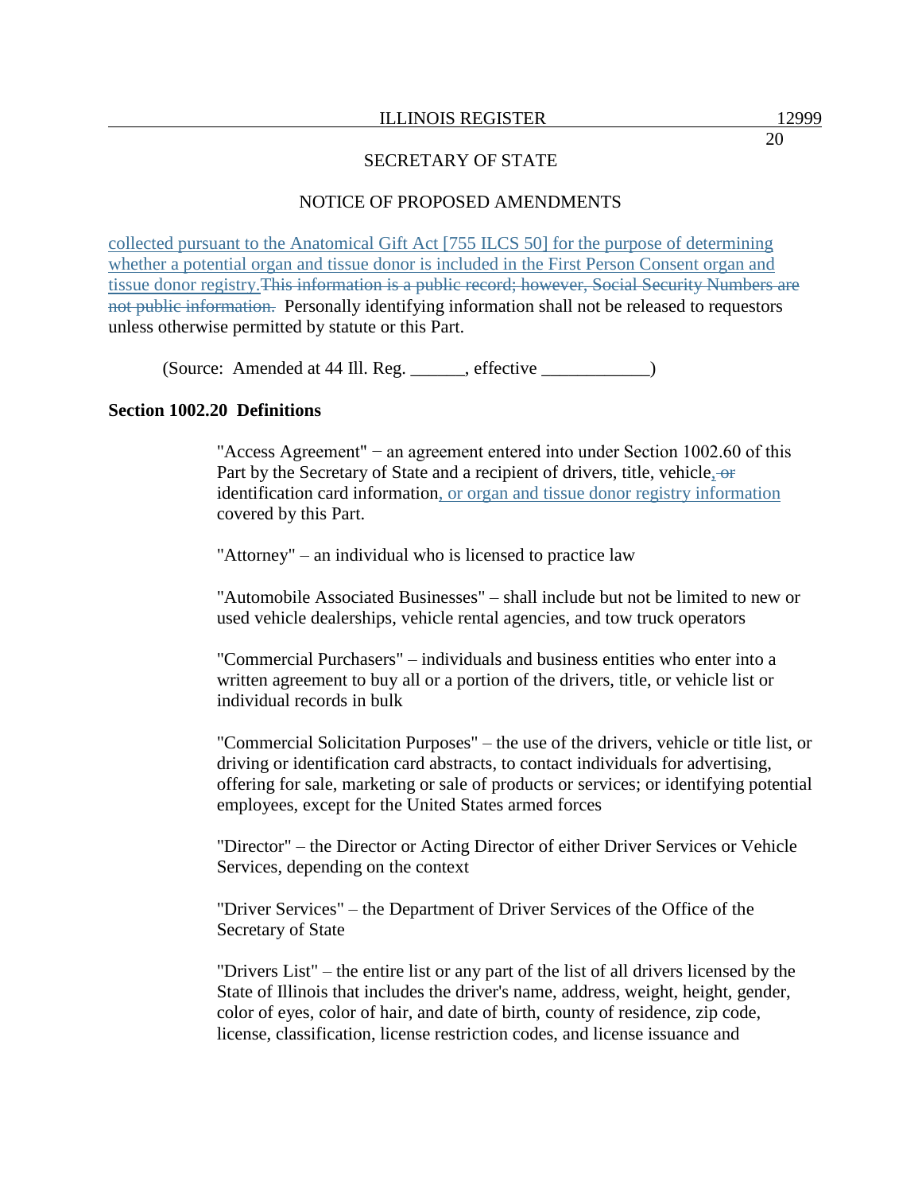SECRETARY OF STATE

NOTICE OF PROPOSED AMENDMENTS

collected pursuant to the Anatomical Gift Act [755 ILCS 50] for the purpose of determining whether a potential organ and tissue donor is included in the First Person Consent organ and tissue donor registry.~~This information is a public record; however, Social Security Numbers are not public information.~~ Personally identifying information shall not be released to requestors unless otherwise permitted by statute or this Part.

(Source: Amended at 44 Ill. Reg. ______, effective ____________)

**Section 1002.20 Definitions**

"Access Agreement" − an agreement entered into under Section 1002.60 of this Part by the Secretary of State and a recipient of drivers, title, vehicle, ~~or~~ identification card information, or organ and tissue donor registry information covered by this Part.

"Attorney" – an individual who is licensed to practice law

"Automobile Associated Businesses" – shall include but not be limited to new or used vehicle dealerships, vehicle rental agencies, and tow truck operators

"Commercial Purchasers" – individuals and business entities who enter into a written agreement to buy all or a portion of the drivers, title, or vehicle list or individual records in bulk

"Commercial Solicitation Purposes" – the use of the drivers, vehicle or title list, or driving or identification card abstracts, to contact individuals for advertising, offering for sale, marketing or sale of products or services; or identifying potential employees, except for the United States armed forces

"Director" – the Director or Acting Director of either Driver Services or Vehicle Services, depending on the context

"Driver Services" – the Department of Driver Services of the Office of the Secretary of State

"Drivers List" – the entire list or any part of the list of all drivers licensed by the State of Illinois that includes the driver's name, address, weight, height, gender, color of eyes, color of hair, and date of birth, county of residence, zip code, license, classification, license restriction codes, and license issuance and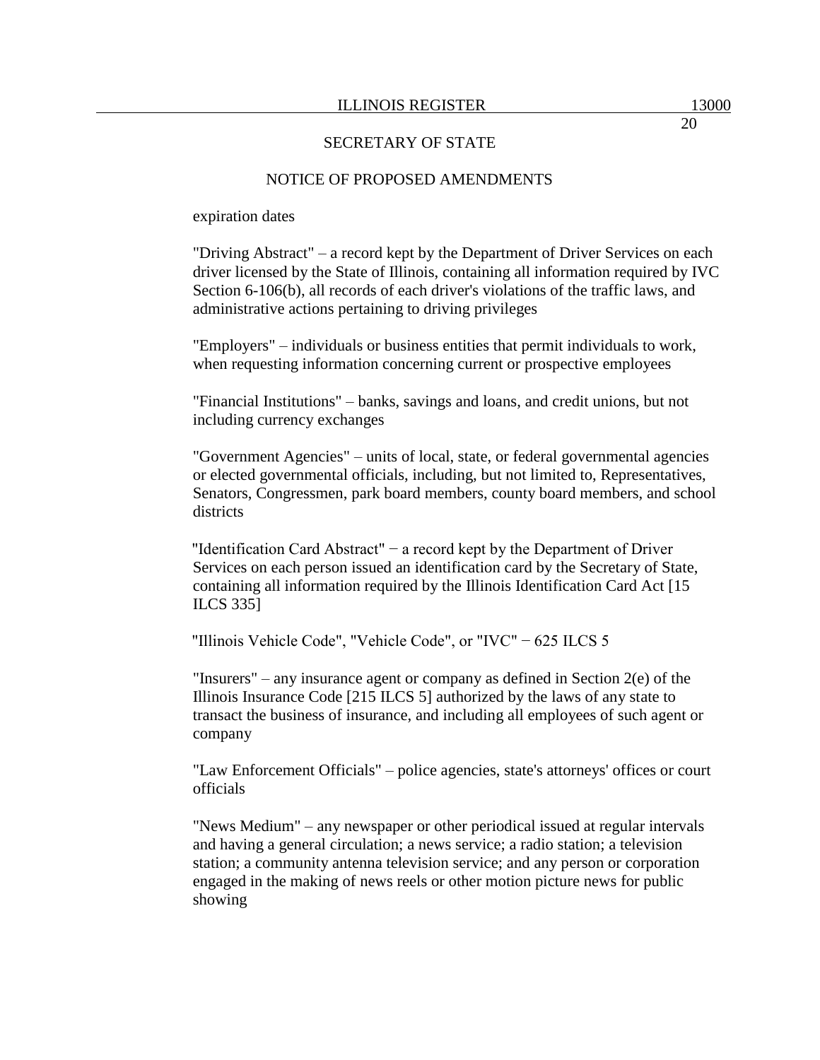SECRETARY OF STATE

NOTICE OF PROPOSED AMENDMENTS

expiration dates

"Driving Abstract" – a record kept by the Department of Driver Services on each driver licensed by the State of Illinois, containing all information required by IVC Section 6-106(b), all records of each driver's violations of the traffic laws, and administrative actions pertaining to driving privileges

"Employers" – individuals or business entities that permit individuals to work, when requesting information concerning current or prospective employees

"Financial Institutions" – banks, savings and loans, and credit unions, but not including currency exchanges

"Government Agencies" – units of local, state, or federal governmental agencies or elected governmental officials, including, but not limited to, Representatives, Senators, Congressmen, park board members, county board members, and school districts

"Identification Card Abstract" − a record kept by the Department of Driver Services on each person issued an identification card by the Secretary of State, containing all information required by the Illinois Identification Card Act [15 ILCS 335]

"Illinois Vehicle Code", "Vehicle Code", or "IVC" − 625 ILCS 5

"Insurers" – any insurance agent or company as defined in Section 2(e) of the Illinois Insurance Code [215 ILCS 5] authorized by the laws of any state to transact the business of insurance, and including all employees of such agent or company

"Law Enforcement Officials" – police agencies, state's attorneys' offices or court officials

"News Medium" – any newspaper or other periodical issued at regular intervals and having a general circulation; a news service; a radio station; a television station; a community antenna television service; and any person or corporation engaged in the making of news reels or other motion picture news for public showing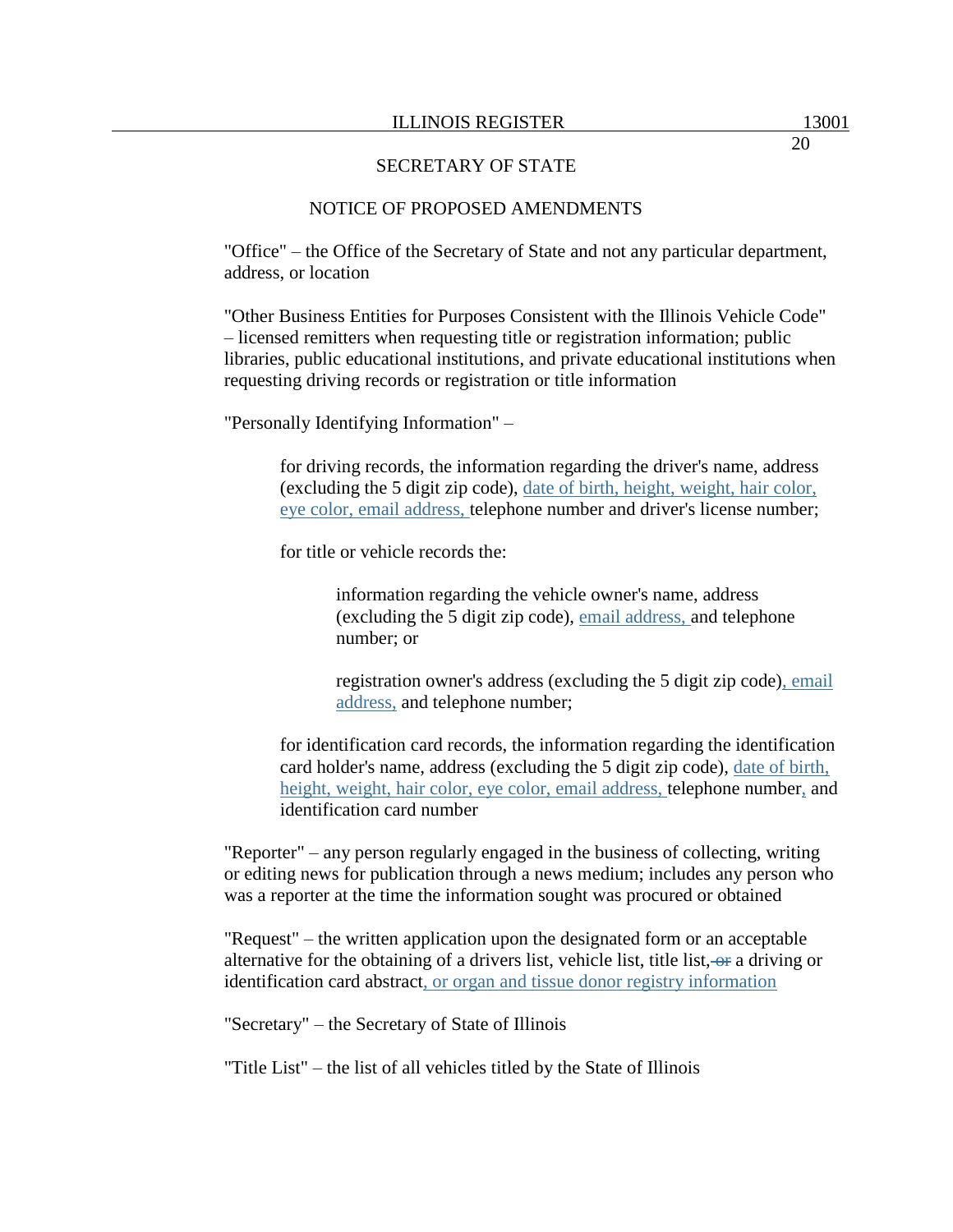SECRETARY OF STATE

NOTICE OF PROPOSED AMENDMENTS

"Office" – the Office of the Secretary of State and not any particular department, address, or location

"Other Business Entities for Purposes Consistent with the Illinois Vehicle Code" – licensed remitters when requesting title or registration information; public libraries, public educational institutions, and private educational institutions when requesting driving records or registration or title information

"Personally Identifying Information" –

> for driving records, the information regarding the driver's name, address (excluding the 5 digit zip code), date of birth, height, weight, hair color, eye color, email address, telephone number and driver's license number;
>
> for title or vehicle records the:
>
>> information regarding the vehicle owner's name, address (excluding the 5 digit zip code), email address, and telephone number; or
>>
>> registration owner's address (excluding the 5 digit zip code), email address, and telephone number;
>
> for identification card records, the information regarding the identification card holder's name, address (excluding the 5 digit zip code), date of birth, height, weight, hair color, eye color, email address, telephone number, and identification card number

"Reporter" – any person regularly engaged in the business of collecting, writing or editing news for publication through a news medium; includes any person who was a reporter at the time the information sought was procured or obtained

"Request" – the written application upon the designated form or an acceptable alternative for the obtaining of a drivers list, vehicle list, title list, ~~or~~ a driving or identification card abstract, or organ and tissue donor registry information

"Secretary" – the Secretary of State of Illinois

"Title List" – the list of all vehicles titled by the State of Illinois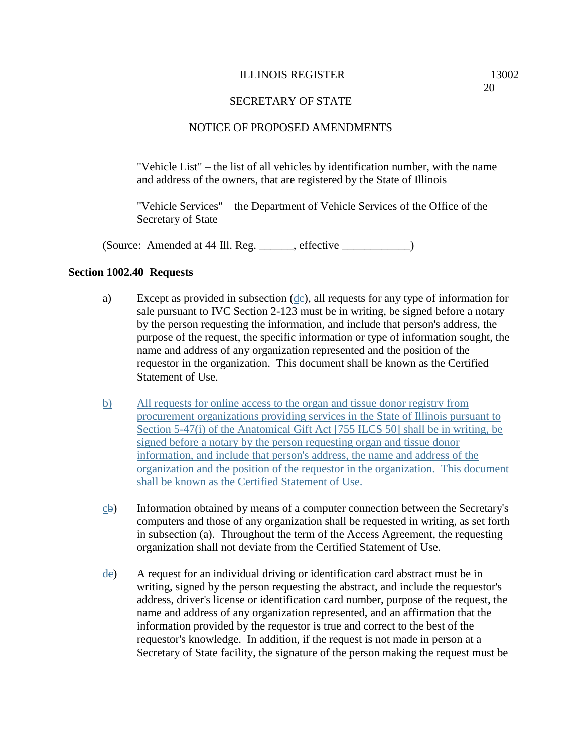"Vehicle List" – the list of all vehicles by identification number, with the name and address of the owners, that are registered by the State of Illinois

"Vehicle Services" – the Department of Vehicle Services of the Office of the Secretary of State

(Source: Amended at 44 Ill. Reg. ______, effective ____________)

**Section 1002.40 Requests**

a) Except as provided in subsection (~~c~~d), all requests for any type of information for sale pursuant to IVC Section 2-123 must be in writing, be signed before a notary by the person requesting the information, and include that person's address, the purpose of the request, the specific information or type of information sought, the name and address of any organization represented and the position of the requestor in the organization. This document shall be known as the Certified Statement of Use.

b) All requests for online access to the organ and tissue donor registry from procurement organizations providing services in the State of Illinois pursuant to Section 5-47(i) of the Anatomical Gift Act [755 ILCS 50] shall be in writing, be signed before a notary by the person requesting organ and tissue donor information, and include that person's address, the name and address of the organization and the position of the requestor in the organization. This document shall be known as the Certified Statement of Use.

c~~b~~) Information obtained by means of a computer connection between the Secretary's computers and those of any organization shall be requested in writing, as set forth in subsection (a). Throughout the term of the Access Agreement, the requesting organization shall not deviate from the Certified Statement of Use.

d~~c~~) A request for an individual driving or identification card abstract must be in writing, signed by the person requesting the abstract, and include the requestor's address, driver's license or identification card number, purpose of the request, the name and address of any organization represented, and an affirmation that the information provided by the requestor is true and correct to the best of the requestor's knowledge. In addition, if the request is not made in person at a Secretary of State facility, the signature of the person making the request must be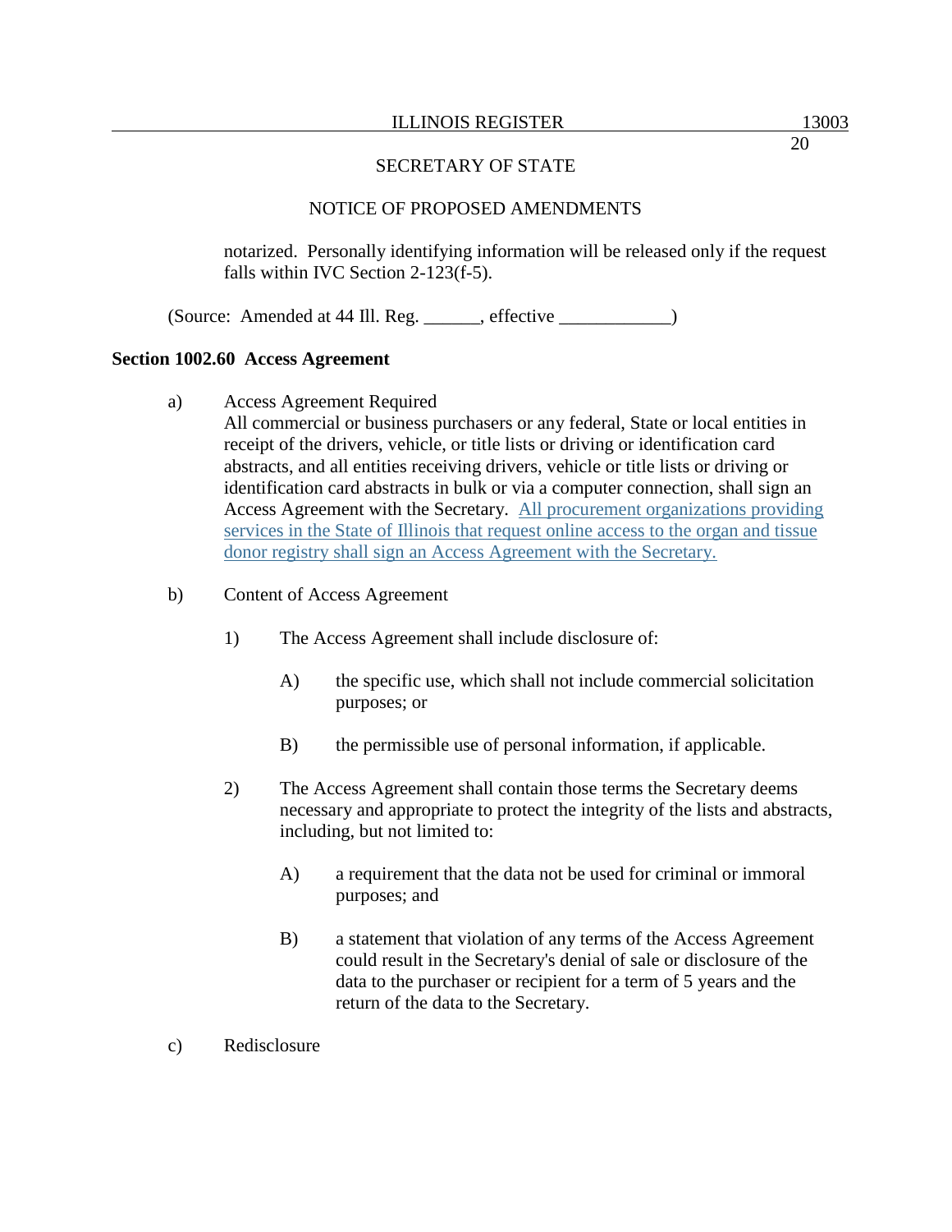notarized. Personally identifying information will be released only if the request falls within IVC Section 2-123(f-5).

(Source: Amended at 44 Ill. Reg. ______, effective ____________)

**Section 1002.60 Access Agreement**

a) Access Agreement Required
All commercial or business purchasers or any federal, State or local entities in receipt of the drivers, vehicle, or title lists or driving or identification card abstracts, and all entities receiving drivers, vehicle or title lists or driving or identification card abstracts in bulk or via a computer connection, shall sign an Access Agreement with the Secretary. <u>All procurement organizations providing services in the State of Illinois that request online access to the organ and tissue donor registry shall sign an Access Agreement with the Secretary.</u>

b) Content of Access Agreement

1) The Access Agreement shall include disclosure of:

A) the specific use, which shall not include commercial solicitation purposes; or

B) the permissible use of personal information, if applicable.

2) The Access Agreement shall contain those terms the Secretary deems necessary and appropriate to protect the integrity of the lists and abstracts, including, but not limited to:

A) a requirement that the data not be used for criminal or immoral purposes; and

B) a statement that violation of any terms of the Access Agreement could result in the Secretary's denial of sale or disclosure of the data to the purchaser or recipient for a term of 5 years and the return of the data to the Secretary.

c) Redisclosure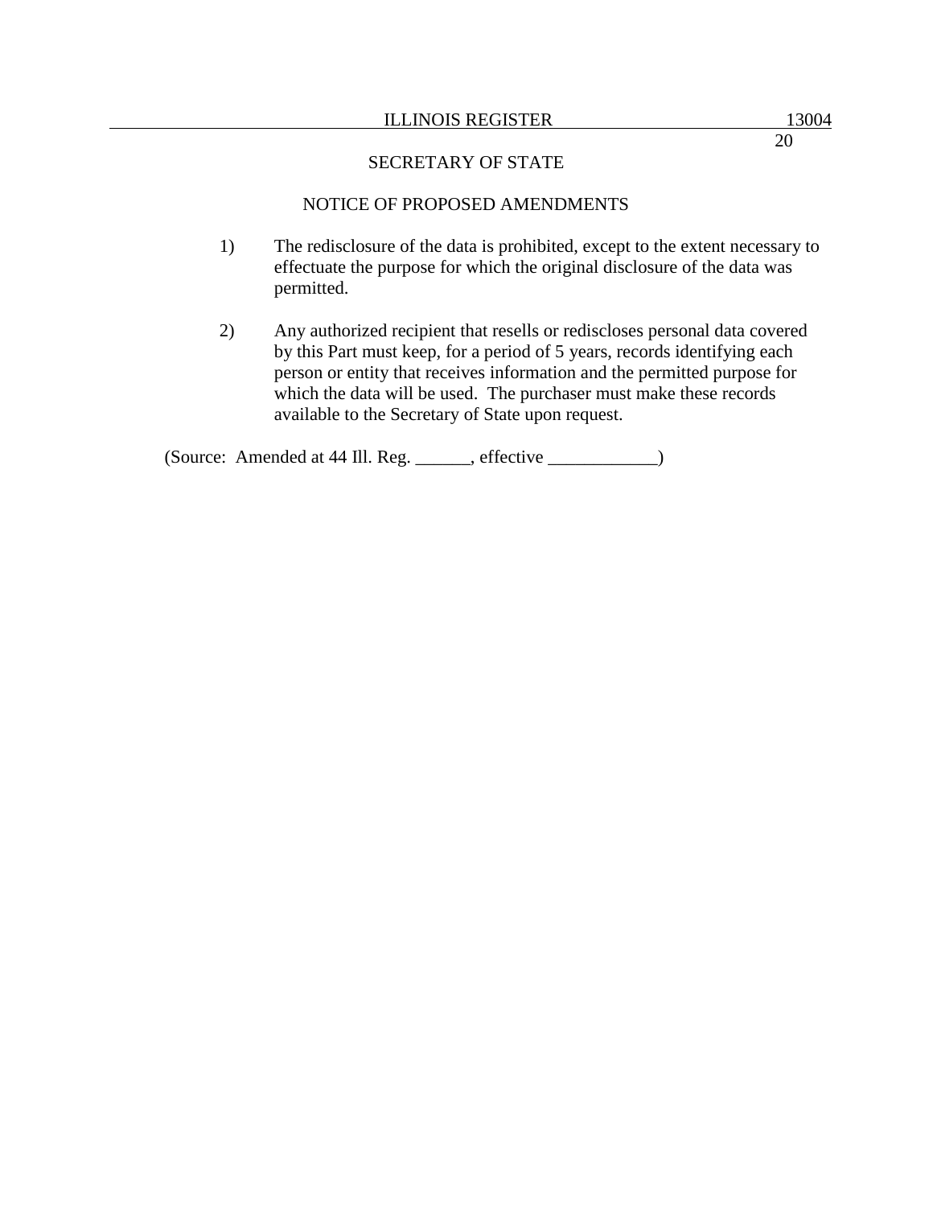1) The redisclosure of the data is prohibited, except to the extent necessary to effectuate the purpose for which the original disclosure of the data was permitted.

2) Any authorized recipient that resells or rediscloses personal data covered by this Part must keep, for a period of 5 years, records identifying each person or entity that receives information and the permitted purpose for which the data will be used. The purchaser must make these records available to the Secretary of State upon request.

(Source: Amended at 44 Ill. Reg. ______, effective ____________)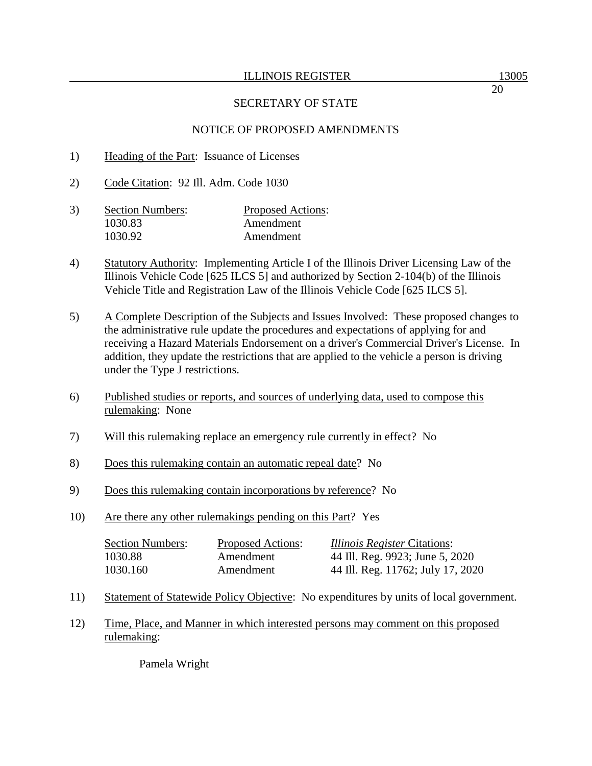SECRETARY OF STATE

NOTICE OF PROPOSED AMENDMENTS

1) Heading of the Part: Issuance of Licenses

2) Code Citation: 92 Ill. Adm. Code 1030

3)

| Section Numbers: | Proposed Actions: |
|---|---|
| 1030.83 | Amendment |
| 1030.92 | Amendment |

4) Statutory Authority: Implementing Article I of the Illinois Driver Licensing Law of the Illinois Vehicle Code [625 ILCS 5] and authorized by Section 2-104(b) of the Illinois Vehicle Title and Registration Law of the Illinois Vehicle Code [625 ILCS 5].

5) A Complete Description of the Subjects and Issues Involved: These proposed changes to the administrative rule update the procedures and expectations of applying for and receiving a Hazard Materials Endorsement on a driver's Commercial Driver's License. In addition, they update the restrictions that are applied to the vehicle a person is driving under the Type J restrictions.

6) Published studies or reports, and sources of underlying data, used to compose this rulemaking: None

7) Will this rulemaking replace an emergency rule currently in effect? No

8) Does this rulemaking contain an automatic repeal date? No

9) Does this rulemaking contain incorporations by reference? No

10) Are there any other rulemakings pending on this Part? Yes

| Section Numbers: | Proposed Actions: | *Illinois Register* Citations: |
|---|---|---|
| 1030.88 | Amendment | 44 Ill. Reg. 9923; June 5, 2020 |
| 1030.160 | Amendment | 44 Ill. Reg. 11762; July 17, 2020 |

11) Statement of Statewide Policy Objective: No expenditures by units of local government.

12) Time, Place, and Manner in which interested persons may comment on this proposed rulemaking:

Pamela Wright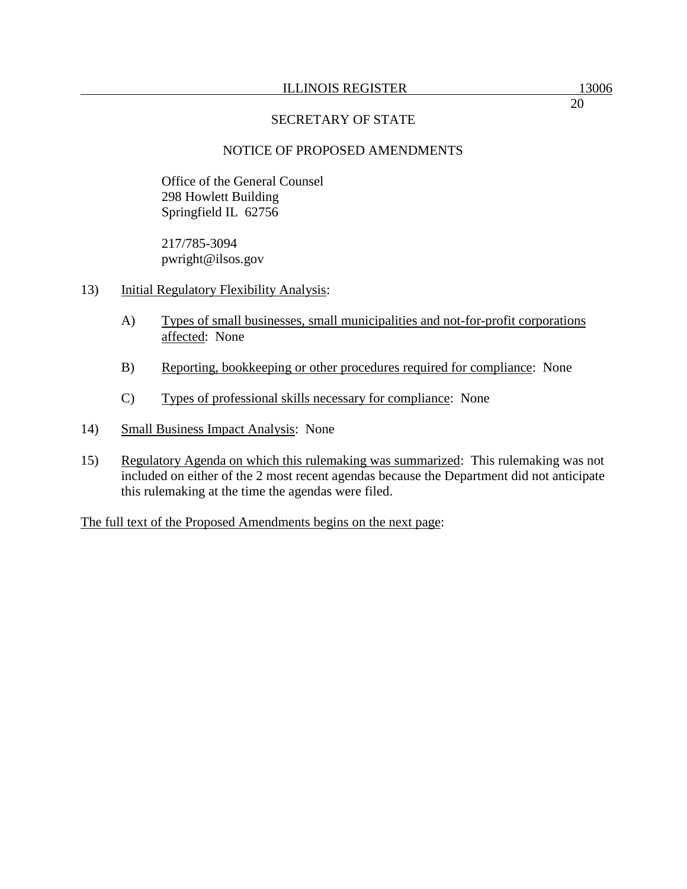SECRETARY OF STATE

NOTICE OF PROPOSED AMENDMENTS

Office of the General Counsel
298 Howlett Building
Springfield IL 62756

217/785-3094
pwright@ilsos.gov

13) Initial Regulatory Flexibility Analysis:

    A) Types of small businesses, small municipalities and not-for-profit corporations affected: None

    B) Reporting, bookkeeping or other procedures required for compliance: None

    C) Types of professional skills necessary for compliance: None

14) Small Business Impact Analysis: None

15) Regulatory Agenda on which this rulemaking was summarized: This rulemaking was not included on either of the 2 most recent agendas because the Department did not anticipate this rulemaking at the time the agendas were filed.

The full text of the Proposed Amendments begins on the next page: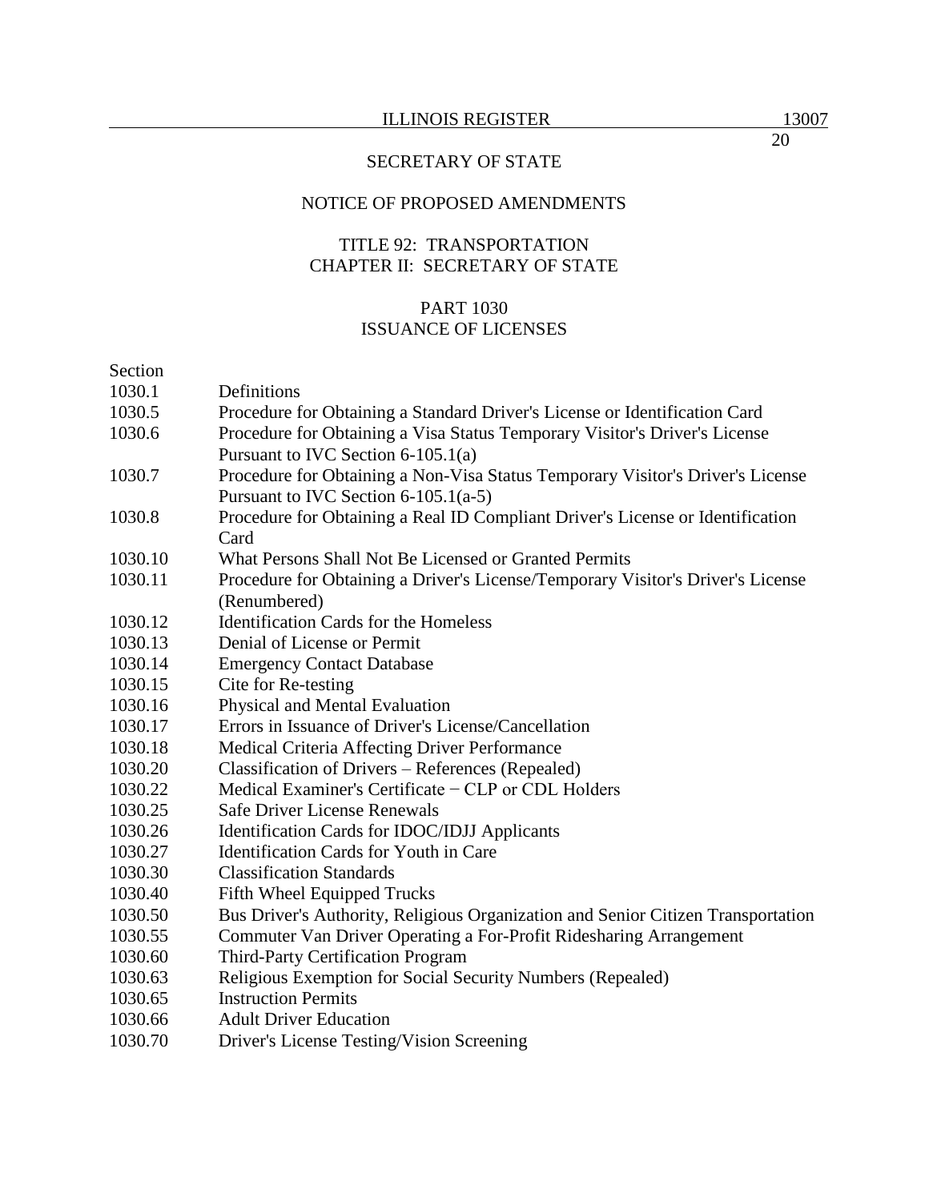SECRETARY OF STATE

NOTICE OF PROPOSED AMENDMENTS

TITLE 92: TRANSPORTATION
CHAPTER II: SECRETARY OF STATE

PART 1030
ISSUANCE OF LICENSES

| Section | |
|---|---|
| 1030.1 | Definitions |
| 1030.5 | Procedure for Obtaining a Standard Driver's License or Identification Card |
| 1030.6 | Procedure for Obtaining a Visa Status Temporary Visitor's Driver's License Pursuant to IVC Section 6-105.1(a) |
| 1030.7 | Procedure for Obtaining a Non-Visa Status Temporary Visitor's Driver's License Pursuant to IVC Section 6-105.1(a-5) |
| 1030.8 | Procedure for Obtaining a Real ID Compliant Driver's License or Identification Card |
| 1030.10 | What Persons Shall Not Be Licensed or Granted Permits |
| 1030.11 | Procedure for Obtaining a Driver's License/Temporary Visitor's Driver's License (Renumbered) |
| 1030.12 | Identification Cards for the Homeless |
| 1030.13 | Denial of License or Permit |
| 1030.14 | Emergency Contact Database |
| 1030.15 | Cite for Re-testing |
| 1030.16 | Physical and Mental Evaluation |
| 1030.17 | Errors in Issuance of Driver's License/Cancellation |
| 1030.18 | Medical Criteria Affecting Driver Performance |
| 1030.20 | Classification of Drivers – References (Repealed) |
| 1030.22 | Medical Examiner's Certificate − CLP or CDL Holders |
| 1030.25 | Safe Driver License Renewals |
| 1030.26 | Identification Cards for IDOC/IDJJ Applicants |
| 1030.27 | Identification Cards for Youth in Care |
| 1030.30 | Classification Standards |
| 1030.40 | Fifth Wheel Equipped Trucks |
| 1030.50 | Bus Driver's Authority, Religious Organization and Senior Citizen Transportation |
| 1030.55 | Commuter Van Driver Operating a For-Profit Ridesharing Arrangement |
| 1030.60 | Third-Party Certification Program |
| 1030.63 | Religious Exemption for Social Security Numbers (Repealed) |
| 1030.65 | Instruction Permits |
| 1030.66 | Adult Driver Education |
| 1030.70 | Driver's License Testing/Vision Screening |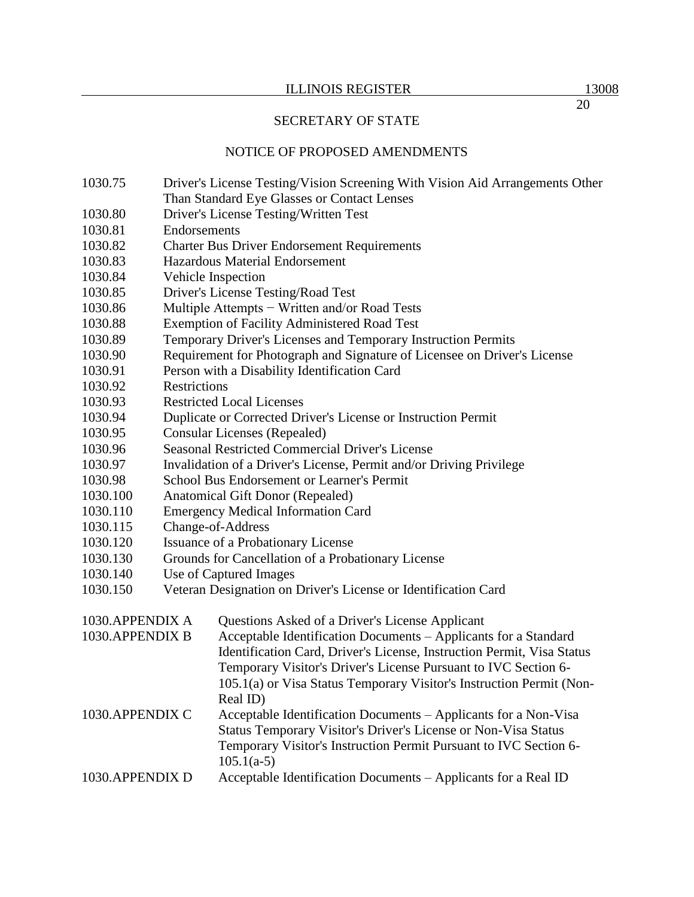SECRETARY OF STATE

NOTICE OF PROPOSED AMENDMENTS

| | |
|---|---|
| 1030.75 | Driver's License Testing/Vision Screening With Vision Aid Arrangements Other Than Standard Eye Glasses or Contact Lenses |
| 1030.80 | Driver's License Testing/Written Test |
| 1030.81 | Endorsements |
| 1030.82 | Charter Bus Driver Endorsement Requirements |
| 1030.83 | Hazardous Material Endorsement |
| 1030.84 | Vehicle Inspection |
| 1030.85 | Driver's License Testing/Road Test |
| 1030.86 | Multiple Attempts − Written and/or Road Tests |
| 1030.88 | Exemption of Facility Administered Road Test |
| 1030.89 | Temporary Driver's Licenses and Temporary Instruction Permits |
| 1030.90 | Requirement for Photograph and Signature of Licensee on Driver's License |
| 1030.91 | Person with a Disability Identification Card |
| 1030.92 | Restrictions |
| 1030.93 | Restricted Local Licenses |
| 1030.94 | Duplicate or Corrected Driver's License or Instruction Permit |
| 1030.95 | Consular Licenses (Repealed) |
| 1030.96 | Seasonal Restricted Commercial Driver's License |
| 1030.97 | Invalidation of a Driver's License, Permit and/or Driving Privilege |
| 1030.98 | School Bus Endorsement or Learner's Permit |
| 1030.100 | Anatomical Gift Donor (Repealed) |
| 1030.110 | Emergency Medical Information Card |
| 1030.115 | Change-of-Address |
| 1030.120 | Issuance of a Probationary License |
| 1030.130 | Grounds for Cancellation of a Probationary License |
| 1030.140 | Use of Captured Images |
| 1030.150 | Veteran Designation on Driver's License or Identification Card |

| | |
|---|---|
| 1030.APPENDIX A | Questions Asked of a Driver's License Applicant |
| 1030.APPENDIX B | Acceptable Identification Documents – Applicants for a Standard Identification Card, Driver's License, Instruction Permit, Visa Status Temporary Visitor's Driver's License Pursuant to IVC Section 6-105.1(a) or Visa Status Temporary Visitor's Instruction Permit (Non-Real ID) |
| 1030.APPENDIX C | Acceptable Identification Documents – Applicants for a Non-Visa Status Temporary Visitor's Driver's License or Non-Visa Status Temporary Visitor's Instruction Permit Pursuant to IVC Section 6-105.1(a-5) |
| 1030.APPENDIX D | Acceptable Identification Documents – Applicants for a Real ID |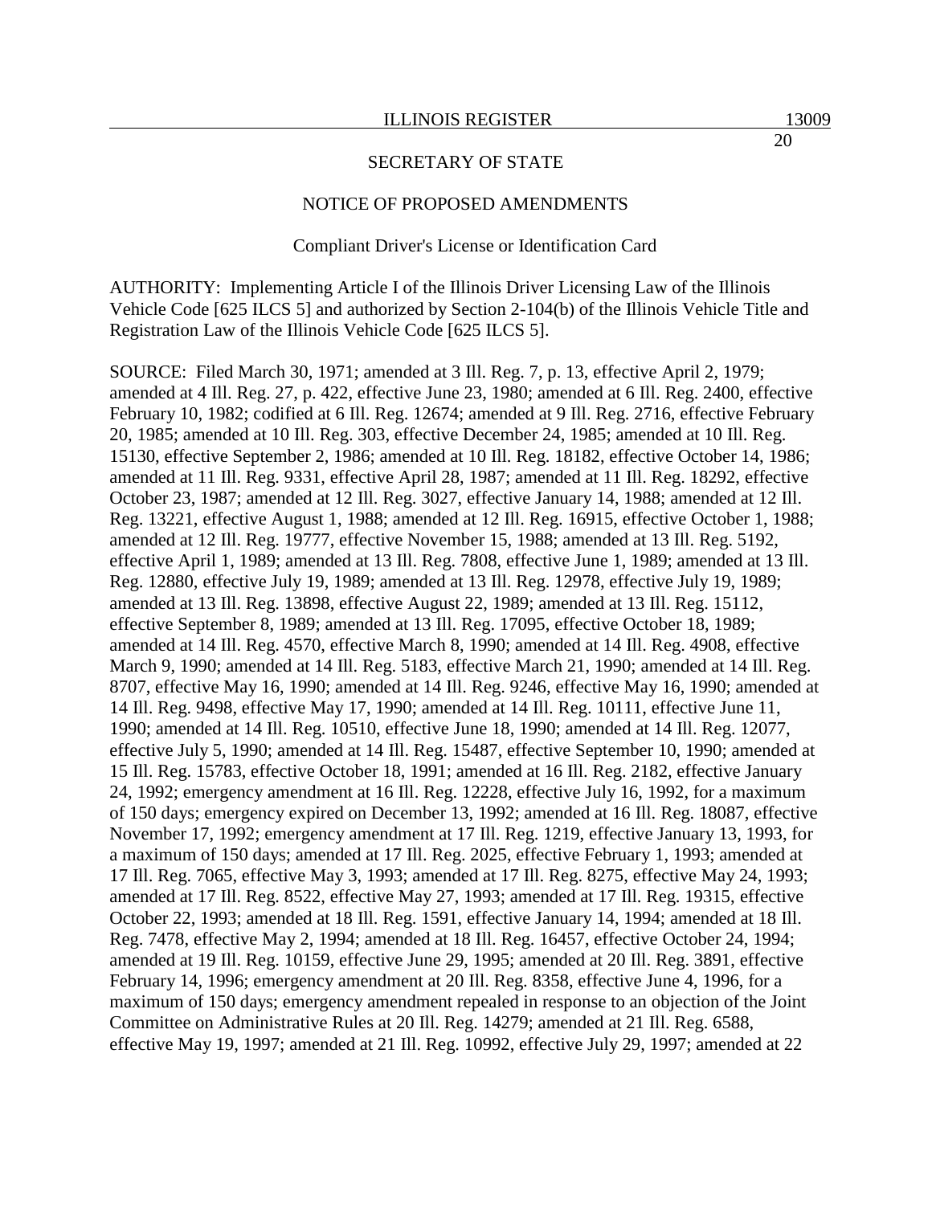SECRETARY OF STATE

NOTICE OF PROPOSED AMENDMENTS

Compliant Driver's License or Identification Card

AUTHORITY: Implementing Article I of the Illinois Driver Licensing Law of the Illinois Vehicle Code [625 ILCS 5] and authorized by Section 2-104(b) of the Illinois Vehicle Title and Registration Law of the Illinois Vehicle Code [625 ILCS 5].

SOURCE: Filed March 30, 1971; amended at 3 Ill. Reg. 7, p. 13, effective April 2, 1979; amended at 4 Ill. Reg. 27, p. 422, effective June 23, 1980; amended at 6 Ill. Reg. 2400, effective February 10, 1982; codified at 6 Ill. Reg. 12674; amended at 9 Ill. Reg. 2716, effective February 20, 1985; amended at 10 Ill. Reg. 303, effective December 24, 1985; amended at 10 Ill. Reg. 15130, effective September 2, 1986; amended at 10 Ill. Reg. 18182, effective October 14, 1986; amended at 11 Ill. Reg. 9331, effective April 28, 1987; amended at 11 Ill. Reg. 18292, effective October 23, 1987; amended at 12 Ill. Reg. 3027, effective January 14, 1988; amended at 12 Ill. Reg. 13221, effective August 1, 1988; amended at 12 Ill. Reg. 16915, effective October 1, 1988; amended at 12 Ill. Reg. 19777, effective November 15, 1988; amended at 13 Ill. Reg. 5192, effective April 1, 1989; amended at 13 Ill. Reg. 7808, effective June 1, 1989; amended at 13 Ill. Reg. 12880, effective July 19, 1989; amended at 13 Ill. Reg. 12978, effective July 19, 1989; amended at 13 Ill. Reg. 13898, effective August 22, 1989; amended at 13 Ill. Reg. 15112, effective September 8, 1989; amended at 13 Ill. Reg. 17095, effective October 18, 1989; amended at 14 Ill. Reg. 4570, effective March 8, 1990; amended at 14 Ill. Reg. 4908, effective March 9, 1990; amended at 14 Ill. Reg. 5183, effective March 21, 1990; amended at 14 Ill. Reg. 8707, effective May 16, 1990; amended at 14 Ill. Reg. 9246, effective May 16, 1990; amended at 14 Ill. Reg. 9498, effective May 17, 1990; amended at 14 Ill. Reg. 10111, effective June 11, 1990; amended at 14 Ill. Reg. 10510, effective June 18, 1990; amended at 14 Ill. Reg. 12077, effective July 5, 1990; amended at 14 Ill. Reg. 15487, effective September 10, 1990; amended at 15 Ill. Reg. 15783, effective October 18, 1991; amended at 16 Ill. Reg. 2182, effective January 24, 1992; emergency amendment at 16 Ill. Reg. 12228, effective July 16, 1992, for a maximum of 150 days; emergency expired on December 13, 1992; amended at 16 Ill. Reg. 18087, effective November 17, 1992; emergency amendment at 17 Ill. Reg. 1219, effective January 13, 1993, for a maximum of 150 days; amended at 17 Ill. Reg. 2025, effective February 1, 1993; amended at 17 Ill. Reg. 7065, effective May 3, 1993; amended at 17 Ill. Reg. 8275, effective May 24, 1993; amended at 17 Ill. Reg. 8522, effective May 27, 1993; amended at 17 Ill. Reg. 19315, effective October 22, 1993; amended at 18 Ill. Reg. 1591, effective January 14, 1994; amended at 18 Ill. Reg. 7478, effective May 2, 1994; amended at 18 Ill. Reg. 16457, effective October 24, 1994; amended at 19 Ill. Reg. 10159, effective June 29, 1995; amended at 20 Ill. Reg. 3891, effective February 14, 1996; emergency amendment at 20 Ill. Reg. 8358, effective June 4, 1996, for a maximum of 150 days; emergency amendment repealed in response to an objection of the Joint Committee on Administrative Rules at 20 Ill. Reg. 14279; amended at 21 Ill. Reg. 6588, effective May 19, 1997; amended at 21 Ill. Reg. 10992, effective July 29, 1997; amended at 22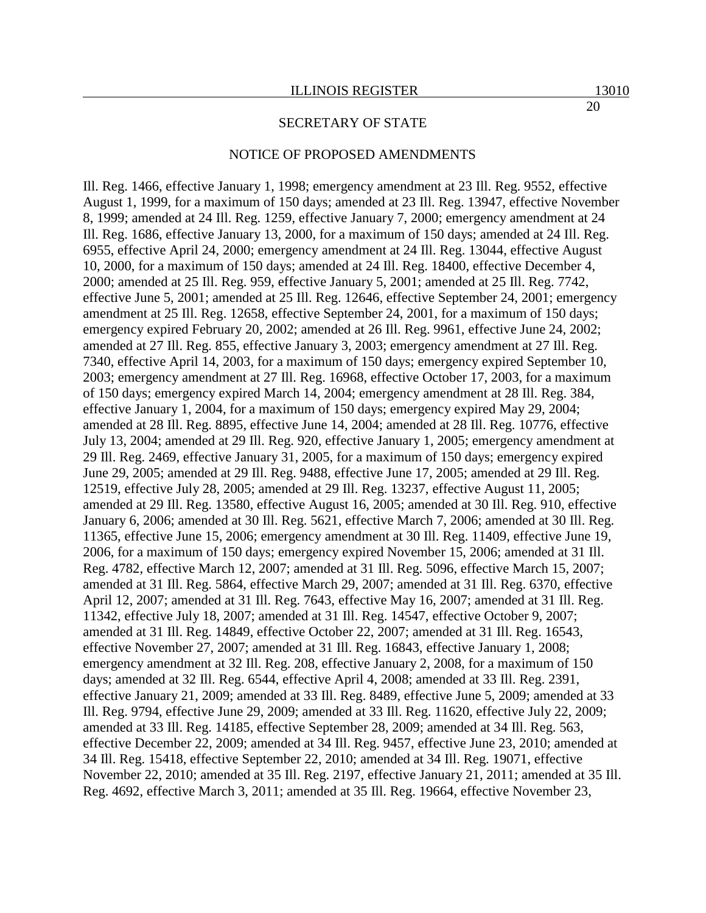SECRETARY OF STATE

NOTICE OF PROPOSED AMENDMENTS

Ill. Reg. 1466, effective January 1, 1998; emergency amendment at 23 Ill. Reg. 9552, effective August 1, 1999, for a maximum of 150 days; amended at 23 Ill. Reg. 13947, effective November 8, 1999; amended at 24 Ill. Reg. 1259, effective January 7, 2000; emergency amendment at 24 Ill. Reg. 1686, effective January 13, 2000, for a maximum of 150 days; amended at 24 Ill. Reg. 6955, effective April 24, 2000; emergency amendment at 24 Ill. Reg. 13044, effective August 10, 2000, for a maximum of 150 days; amended at 24 Ill. Reg. 18400, effective December 4, 2000; amended at 25 Ill. Reg. 959, effective January 5, 2001; amended at 25 Ill. Reg. 7742, effective June 5, 2001; amended at 25 Ill. Reg. 12646, effective September 24, 2001; emergency amendment at 25 Ill. Reg. 12658, effective September 24, 2001, for a maximum of 150 days; emergency expired February 20, 2002; amended at 26 Ill. Reg. 9961, effective June 24, 2002; amended at 27 Ill. Reg. 855, effective January 3, 2003; emergency amendment at 27 Ill. Reg. 7340, effective April 14, 2003, for a maximum of 150 days; emergency expired September 10, 2003; emergency amendment at 27 Ill. Reg. 16968, effective October 17, 2003, for a maximum of 150 days; emergency expired March 14, 2004; emergency amendment at 28 Ill. Reg. 384, effective January 1, 2004, for a maximum of 150 days; emergency expired May 29, 2004; amended at 28 Ill. Reg. 8895, effective June 14, 2004; amended at 28 Ill. Reg. 10776, effective July 13, 2004; amended at 29 Ill. Reg. 920, effective January 1, 2005; emergency amendment at 29 Ill. Reg. 2469, effective January 31, 2005, for a maximum of 150 days; emergency expired June 29, 2005; amended at 29 Ill. Reg. 9488, effective June 17, 2005; amended at 29 Ill. Reg. 12519, effective July 28, 2005; amended at 29 Ill. Reg. 13237, effective August 11, 2005; amended at 29 Ill. Reg. 13580, effective August 16, 2005; amended at 30 Ill. Reg. 910, effective January 6, 2006; amended at 30 Ill. Reg. 5621, effective March 7, 2006; amended at 30 Ill. Reg. 11365, effective June 15, 2006; emergency amendment at 30 Ill. Reg. 11409, effective June 19, 2006, for a maximum of 150 days; emergency expired November 15, 2006; amended at 31 Ill. Reg. 4782, effective March 12, 2007; amended at 31 Ill. Reg. 5096, effective March 15, 2007; amended at 31 Ill. Reg. 5864, effective March 29, 2007; amended at 31 Ill. Reg. 6370, effective April 12, 2007; amended at 31 Ill. Reg. 7643, effective May 16, 2007; amended at 31 Ill. Reg. 11342, effective July 18, 2007; amended at 31 Ill. Reg. 14547, effective October 9, 2007; amended at 31 Ill. Reg. 14849, effective October 22, 2007; amended at 31 Ill. Reg. 16543, effective November 27, 2007; amended at 31 Ill. Reg. 16843, effective January 1, 2008; emergency amendment at 32 Ill. Reg. 208, effective January 2, 2008, for a maximum of 150 days; amended at 32 Ill. Reg. 6544, effective April 4, 2008; amended at 33 Ill. Reg. 2391, effective January 21, 2009; amended at 33 Ill. Reg. 8489, effective June 5, 2009; amended at 33 Ill. Reg. 9794, effective June 29, 2009; amended at 33 Ill. Reg. 11620, effective July 22, 2009; amended at 33 Ill. Reg. 14185, effective September 28, 2009; amended at 34 Ill. Reg. 563, effective December 22, 2009; amended at 34 Ill. Reg. 9457, effective June 23, 2010; amended at 34 Ill. Reg. 15418, effective September 22, 2010; amended at 34 Ill. Reg. 19071, effective November 22, 2010; amended at 35 Ill. Reg. 2197, effective January 21, 2011; amended at 35 Ill. Reg. 4692, effective March 3, 2011; amended at 35 Ill. Reg. 19664, effective November 23,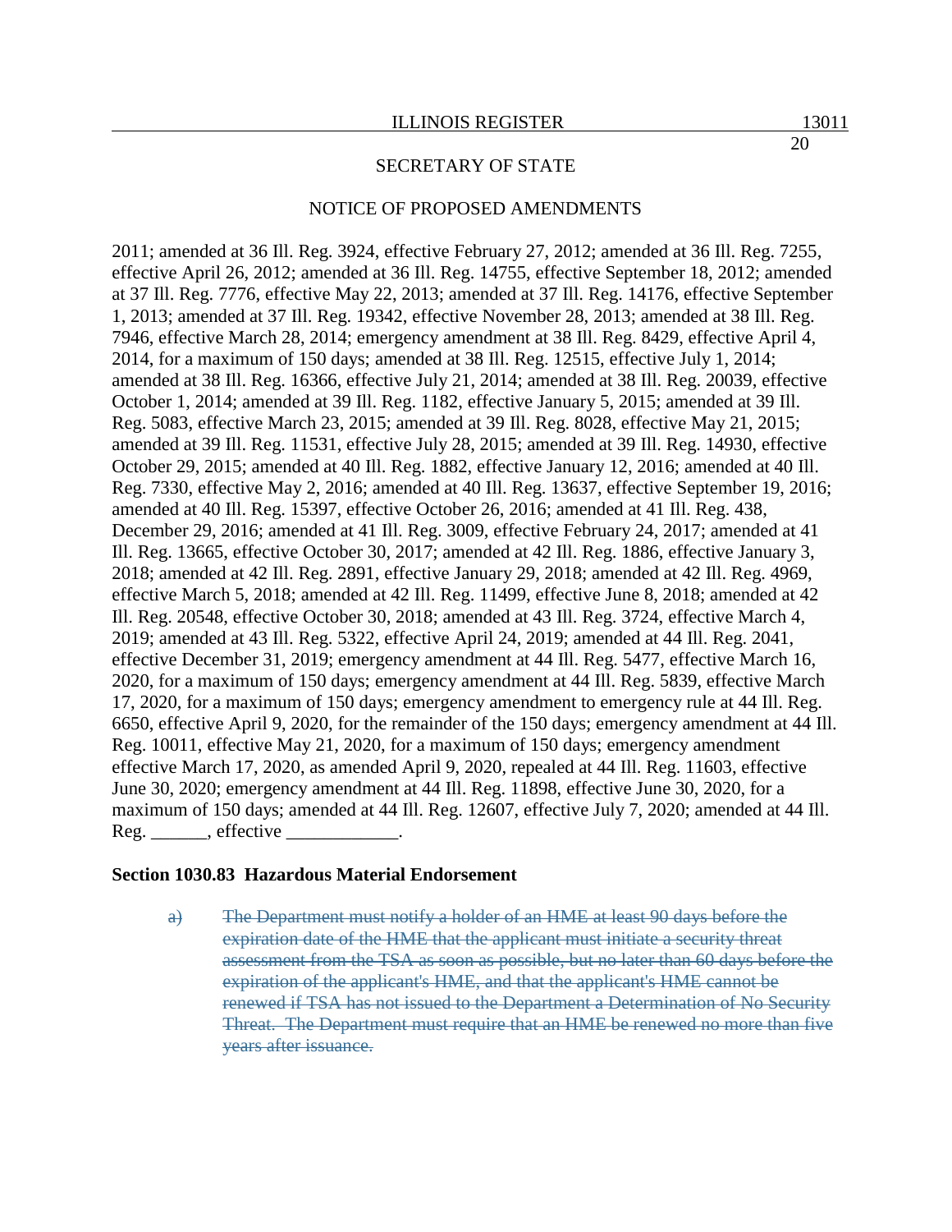ILLINOIS REGISTER

SECRETARY OF STATE

NOTICE OF PROPOSED AMENDMENTS

2011; amended at 36 Ill. Reg. 3924, effective February 27, 2012; amended at 36 Ill. Reg. 7255, effective April 26, 2012; amended at 36 Ill. Reg. 14755, effective September 18, 2012; amended at 37 Ill. Reg. 7776, effective May 22, 2013; amended at 37 Ill. Reg. 14176, effective September 1, 2013; amended at 37 Ill. Reg. 19342, effective November 28, 2013; amended at 38 Ill. Reg. 7946, effective March 28, 2014; emergency amendment at 38 Ill. Reg. 8429, effective April 4, 2014, for a maximum of 150 days; amended at 38 Ill. Reg. 12515, effective July 1, 2014; amended at 38 Ill. Reg. 16366, effective July 21, 2014; amended at 38 Ill. Reg. 20039, effective October 1, 2014; amended at 39 Ill. Reg. 1182, effective January 5, 2015; amended at 39 Ill. Reg. 5083, effective March 23, 2015; amended at 39 Ill. Reg. 8028, effective May 21, 2015; amended at 39 Ill. Reg. 11531, effective July 28, 2015; amended at 39 Ill. Reg. 14930, effective October 29, 2015; amended at 40 Ill. Reg. 1882, effective January 12, 2016; amended at 40 Ill. Reg. 7330, effective May 2, 2016; amended at 40 Ill. Reg. 13637, effective September 19, 2016; amended at 40 Ill. Reg. 15397, effective October 26, 2016; amended at 41 Ill. Reg. 438, December 29, 2016; amended at 41 Ill. Reg. 3009, effective February 24, 2017; amended at 41 Ill. Reg. 13665, effective October 30, 2017; amended at 42 Ill. Reg. 1886, effective January 3, 2018; amended at 42 Ill. Reg. 2891, effective January 29, 2018; amended at 42 Ill. Reg. 4969, effective March 5, 2018; amended at 42 Ill. Reg. 11499, effective June 8, 2018; amended at 42 Ill. Reg. 20548, effective October 30, 2018; amended at 43 Ill. Reg. 3724, effective March 4, 2019; amended at 43 Ill. Reg. 5322, effective April 24, 2019; amended at 44 Ill. Reg. 2041, effective December 31, 2019; emergency amendment at 44 Ill. Reg. 5477, effective March 16, 2020, for a maximum of 150 days; emergency amendment at 44 Ill. Reg. 5839, effective March 17, 2020, for a maximum of 150 days; emergency amendment to emergency rule at 44 Ill. Reg. 6650, effective April 9, 2020, for the remainder of the 150 days; emergency amendment at 44 Ill. Reg. 10011, effective May 21, 2020, for a maximum of 150 days; emergency amendment effective March 17, 2020, as amended April 9, 2020, repealed at 44 Ill. Reg. 11603, effective June 30, 2020; emergency amendment at 44 Ill. Reg. 11898, effective June 30, 2020, for a maximum of 150 days; amended at 44 Ill. Reg. 12607, effective July 7, 2020; amended at 44 Ill. Reg. ______, effective ____________.

**Section 1030.83 Hazardous Material Endorsement**

~~a) The Department must notify a holder of an HME at least 90 days before the expiration date of the HME that the applicant must initiate a security threat assessment from the TSA as soon as possible, but no later than 60 days before the expiration of the applicant's HME, and that the applicant's HME cannot be renewed if TSA has not issued to the Department a Determination of No Security Threat. The Department must require that an HME be renewed no more than five years after issuance.~~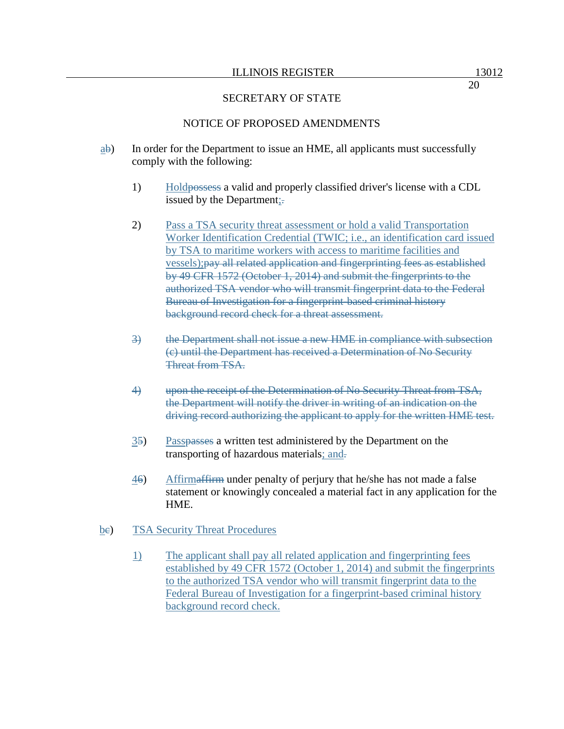SECRETARY OF STATE

NOTICE OF PROPOSED AMENDMENTS

ab) In order for the Department to issue an HME, all applicants must successfully comply with the following:

1) Holdpossess a valid and properly classified driver's license with a CDL issued by the Department;.

2) Pass a TSA security threat assessment or hold a valid Transportation Worker Identification Credential (TWIC; i.e., an identification card issued by TSA to maritime workers with access to maritime facilities and vessels);pay all related application and fingerprinting fees as established by 49 CFR 1572 (October 1, 2014) and submit the fingerprints to the authorized TSA vendor who will transmit fingerprint data to the Federal Bureau of Investigation for a fingerprint-based criminal history background record check for a threat assessment.

3) the Department shall not issue a new HME in compliance with subsection (c) until the Department has received a Determination of No Security Threat from TSA.

4) upon the receipt of the Determination of No Security Threat from TSA, the Department will notify the driver in writing of an indication on the driving record authorizing the applicant to apply for the written HME test.

35) Passpasses a written test administered by the Department on the transporting of hazardous materials; and.

46) Affirmaffirm under penalty of perjury that he/she has not made a false statement or knowingly concealed a material fact in any application for the HME.

bc) TSA Security Threat Procedures

1) The applicant shall pay all related application and fingerprinting fees established by 49 CFR 1572 (October 1, 2014) and submit the fingerprints to the authorized TSA vendor who will transmit fingerprint data to the Federal Bureau of Investigation for a fingerprint-based criminal history background record check.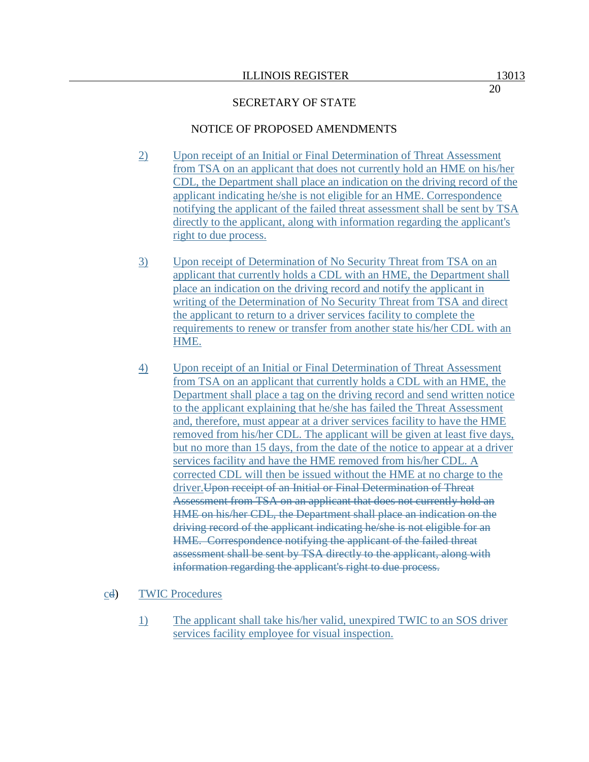SECRETARY OF STATE

NOTICE OF PROPOSED AMENDMENTS

2) Upon receipt of an Initial or Final Determination of Threat Assessment from TSA on an applicant that does not currently hold an HME on his/her CDL, the Department shall place an indication on the driving record of the applicant indicating he/she is not eligible for an HME. Correspondence notifying the applicant of the failed threat assessment shall be sent by TSA directly to the applicant, along with information regarding the applicant's right to due process.

3) Upon receipt of Determination of No Security Threat from TSA on an applicant that currently holds a CDL with an HME, the Department shall place an indication on the driving record and notify the applicant in writing of the Determination of No Security Threat from TSA and direct the applicant to return to a driver services facility to complete the requirements to renew or transfer from another state his/her CDL with an HME.

4) Upon receipt of an Initial or Final Determination of Threat Assessment from TSA on an applicant that currently holds a CDL with an HME, the Department shall place a tag on the driving record and send written notice to the applicant explaining that he/she has failed the Threat Assessment and, therefore, must appear at a driver services facility to have the HME removed from his/her CDL. The applicant will be given at least five days, but no more than 15 days, from the date of the notice to appear at a driver services facility and have the HME removed from his/her CDL. A corrected CDL will then be issued without the HME at no charge to the driver.~~Upon receipt of an Initial or Final Determination of Threat Assessment from TSA on an applicant that does not currently hold an HME on his/her CDL, the Department shall place an indication on the driving record of the applicant indicating he/she is not eligible for an HME. Correspondence notifying the applicant of the failed threat assessment shall be sent by TSA directly to the applicant, along with information regarding the applicant's right to due process.~~

c~~d~~) TWIC Procedures

1) The applicant shall take his/her valid, unexpired TWIC to an SOS driver services facility employee for visual inspection.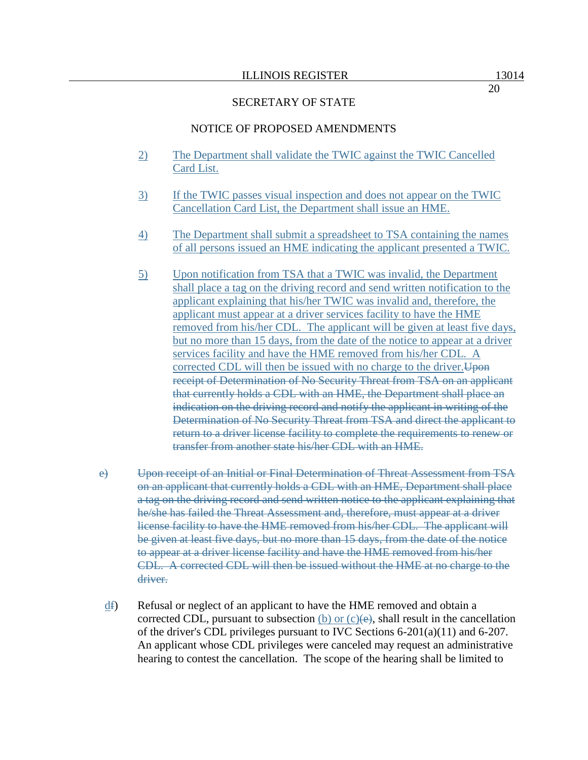SECRETARY OF STATE

NOTICE OF PROPOSED AMENDMENTS

2) The Department shall validate the TWIC against the TWIC Cancelled Card List.

3) If the TWIC passes visual inspection and does not appear on the TWIC Cancellation Card List, the Department shall issue an HME.

4) The Department shall submit a spreadsheet to TSA containing the names of all persons issued an HME indicating the applicant presented a TWIC.

5) Upon notification from TSA that a TWIC was invalid, the Department shall place a tag on the driving record and send written notification to the applicant explaining that his/her TWIC was invalid and, therefore, the applicant must appear at a driver services facility to have the HME removed from his/her CDL. The applicant will be given at least five days, but no more than 15 days, from the date of the notice to appear at a driver services facility and have the HME removed from his/her CDL. A corrected CDL will then be issued with no charge to the driver.~~Upon receipt of Determination of No Security Threat from TSA on an applicant that currently holds a CDL with an HME, the Department shall place an indication on the driving record and notify the applicant in writing of the Determination of No Security Threat from TSA and direct the applicant to return to a driver license facility to complete the requirements to renew or transfer from another state his/her CDL with an HME.~~

~~e) Upon receipt of an Initial or Final Determination of Threat Assessment from TSA on an applicant that currently holds a CDL with an HME, Department shall place a tag on the driving record and send written notice to the applicant explaining that he/she has failed the Threat Assessment and, therefore, must appear at a driver license facility to have the HME removed from his/her CDL. The applicant will be given at least five days, but no more than 15 days, from the date of the notice to appear at a driver license facility and have the HME removed from his/her CDL. A corrected CDL will then be issued without the HME at no charge to the driver.~~

d~~f~~) Refusal or neglect of an applicant to have the HME removed and obtain a corrected CDL, pursuant to subsection (b) or (c)~~(e)~~, shall result in the cancellation of the driver's CDL privileges pursuant to IVC Sections 6-201(a)(11) and 6-207. An applicant whose CDL privileges were canceled may request an administrative hearing to contest the cancellation. The scope of the hearing shall be limited to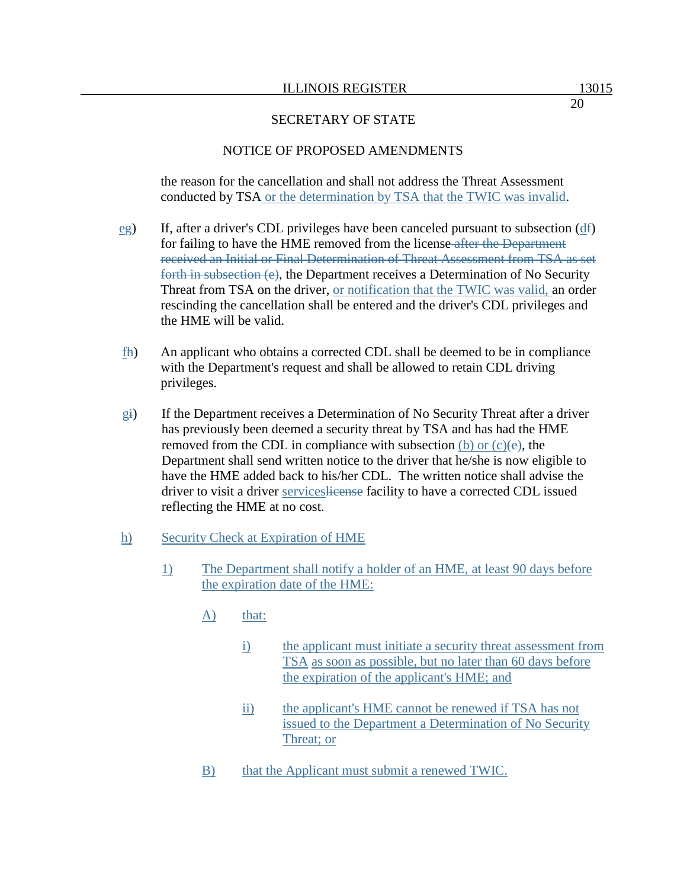the reason for the cancellation and shall not address the Threat Assessment conducted by TSA or the determination by TSA that the TWIC was invalid.

eg) If, after a driver's CDL privileges have been canceled pursuant to subsection (df) for failing to have the HME removed from the license after the Department received an Initial or Final Determination of Threat Assessment from TSA as set forth in subsection (e), the Department receives a Determination of No Security Threat from TSA on the driver, or notification that the TWIC was valid, an order rescinding the cancellation shall be entered and the driver's CDL privileges and the HME will be valid.

fh) An applicant who obtains a corrected CDL shall be deemed to be in compliance with the Department's request and shall be allowed to retain CDL driving privileges.

gi) If the Department receives a Determination of No Security Threat after a driver has previously been deemed a security threat by TSA and has had the HME removed from the CDL in compliance with subsection (b) or (c)(e), the Department shall send written notice to the driver that he/she is now eligible to have the HME added back to his/her CDL. The written notice shall advise the driver to visit a driver serviceslicense facility to have a corrected CDL issued reflecting the HME at no cost.

h) Security Check at Expiration of HME

1) The Department shall notify a holder of an HME, at least 90 days before the expiration date of the HME:

A) that:

i) the applicant must initiate a security threat assessment from TSA as soon as possible, but no later than 60 days before the expiration of the applicant's HME; and

ii) the applicant's HME cannot be renewed if TSA has not issued to the Department a Determination of No Security Threat; or

B) that the Applicant must submit a renewed TWIC.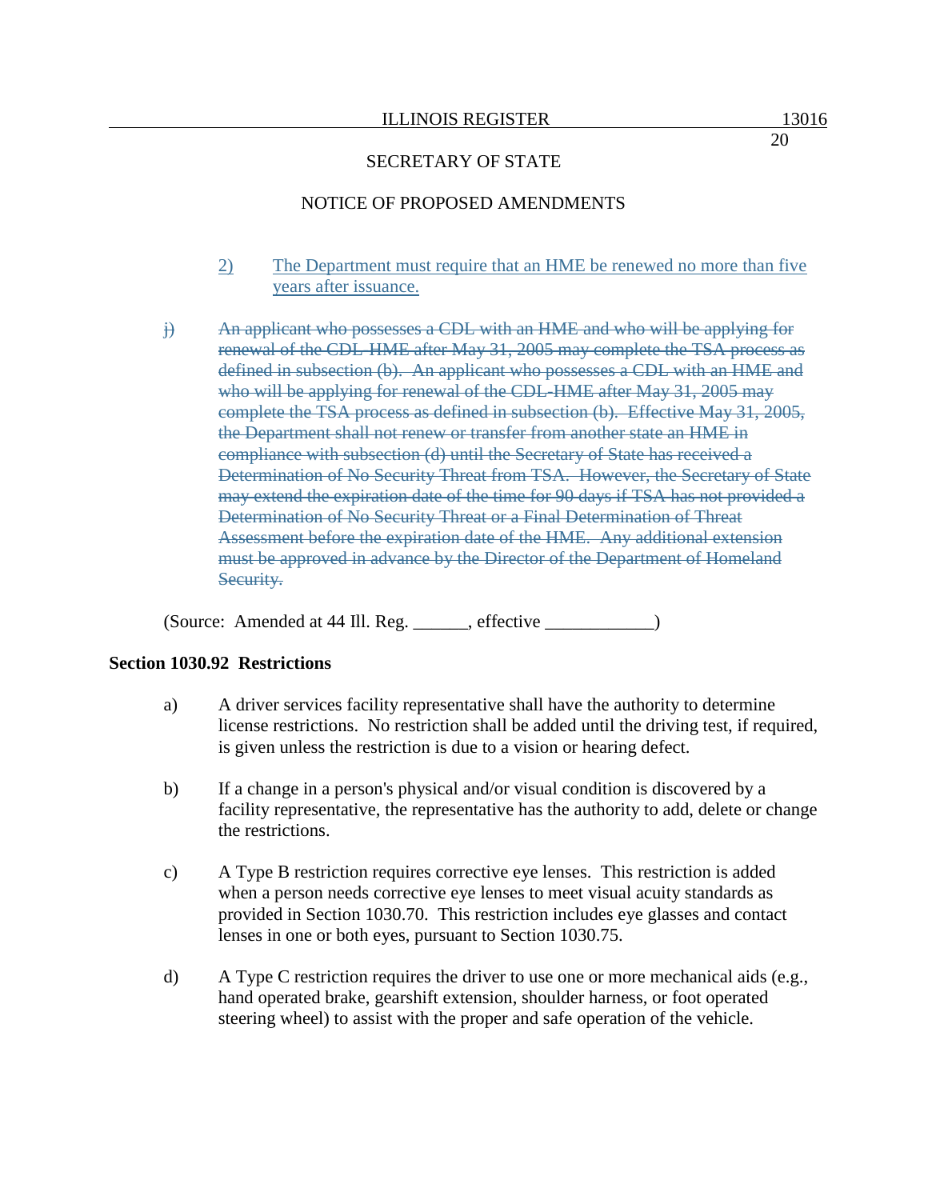SECRETARY OF STATE

NOTICE OF PROPOSED AMENDMENTS

2) The Department must require that an HME be renewed no more than five years after issuance.

~~j) An applicant who possesses a CDL with an HME and who will be applying for renewal of the CDL-HME after May 31, 2005 may complete the TSA process as defined in subsection (b). An applicant who possesses a CDL with an HME and who will be applying for renewal of the CDL-HME after May 31, 2005 may complete the TSA process as defined in subsection (b). Effective May 31, 2005, the Department shall not renew or transfer from another state an HME in compliance with subsection (d) until the Secretary of State has received a Determination of No Security Threat from TSA. However, the Secretary of State may extend the expiration date of the time for 90 days if TSA has not provided a Determination of No Security Threat or a Final Determination of Threat Assessment before the expiration date of the HME. Any additional extension must be approved in advance by the Director of the Department of Homeland Security.~~

(Source: Amended at 44 Ill. Reg. ______, effective ____________)

**Section 1030.92 Restrictions**

a) A driver services facility representative shall have the authority to determine license restrictions. No restriction shall be added until the driving test, if required, is given unless the restriction is due to a vision or hearing defect.

b) If a change in a person's physical and/or visual condition is discovered by a facility representative, the representative has the authority to add, delete or change the restrictions.

c) A Type B restriction requires corrective eye lenses. This restriction is added when a person needs corrective eye lenses to meet visual acuity standards as provided in Section 1030.70. This restriction includes eye glasses and contact lenses in one or both eyes, pursuant to Section 1030.75.

d) A Type C restriction requires the driver to use one or more mechanical aids (e.g., hand operated brake, gearshift extension, shoulder harness, or foot operated steering wheel) to assist with the proper and safe operation of the vehicle.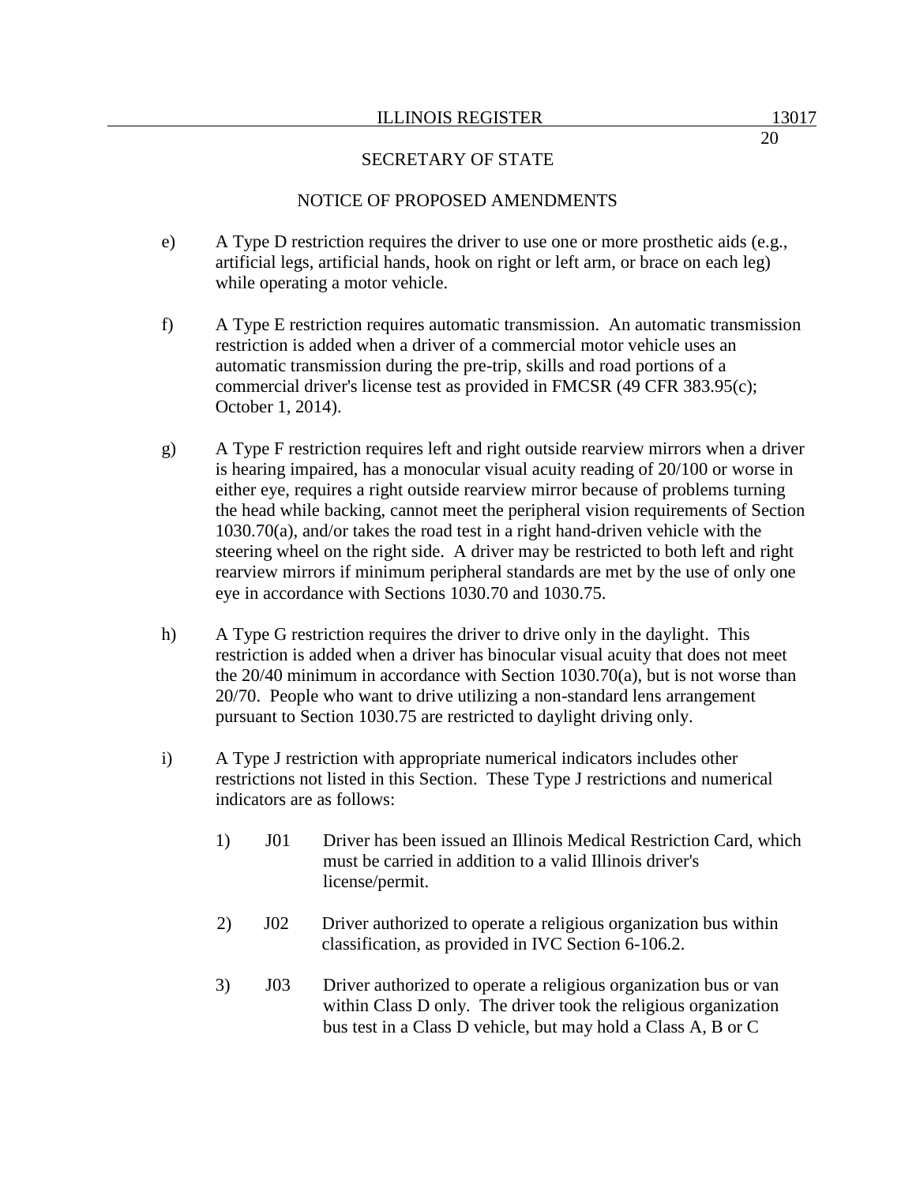SECRETARY OF STATE

NOTICE OF PROPOSED AMENDMENTS

e) A Type D restriction requires the driver to use one or more prosthetic aids (e.g., artificial legs, artificial hands, hook on right or left arm, or brace on each leg) while operating a motor vehicle.

f) A Type E restriction requires automatic transmission. An automatic transmission restriction is added when a driver of a commercial motor vehicle uses an automatic transmission during the pre-trip, skills and road portions of a commercial driver's license test as provided in FMCSR (49 CFR 383.95(c); October 1, 2014).

g) A Type F restriction requires left and right outside rearview mirrors when a driver is hearing impaired, has a monocular visual acuity reading of 20/100 or worse in either eye, requires a right outside rearview mirror because of problems turning the head while backing, cannot meet the peripheral vision requirements of Section 1030.70(a), and/or takes the road test in a right hand-driven vehicle with the steering wheel on the right side. A driver may be restricted to both left and right rearview mirrors if minimum peripheral standards are met by the use of only one eye in accordance with Sections 1030.70 and 1030.75.

h) A Type G restriction requires the driver to drive only in the daylight. This restriction is added when a driver has binocular visual acuity that does not meet the 20/40 minimum in accordance with Section 1030.70(a), but is not worse than 20/70. People who want to drive utilizing a non-standard lens arrangement pursuant to Section 1030.75 are restricted to daylight driving only.

i) A Type J restriction with appropriate numerical indicators includes other restrictions not listed in this Section. These Type J restrictions and numerical indicators are as follows:

1) J01 Driver has been issued an Illinois Medical Restriction Card, which must be carried in addition to a valid Illinois driver's license/permit.

2) J02 Driver authorized to operate a religious organization bus within classification, as provided in IVC Section 6-106.2.

3) J03 Driver authorized to operate a religious organization bus or van within Class D only. The driver took the religious organization bus test in a Class D vehicle, but may hold a Class A, B or C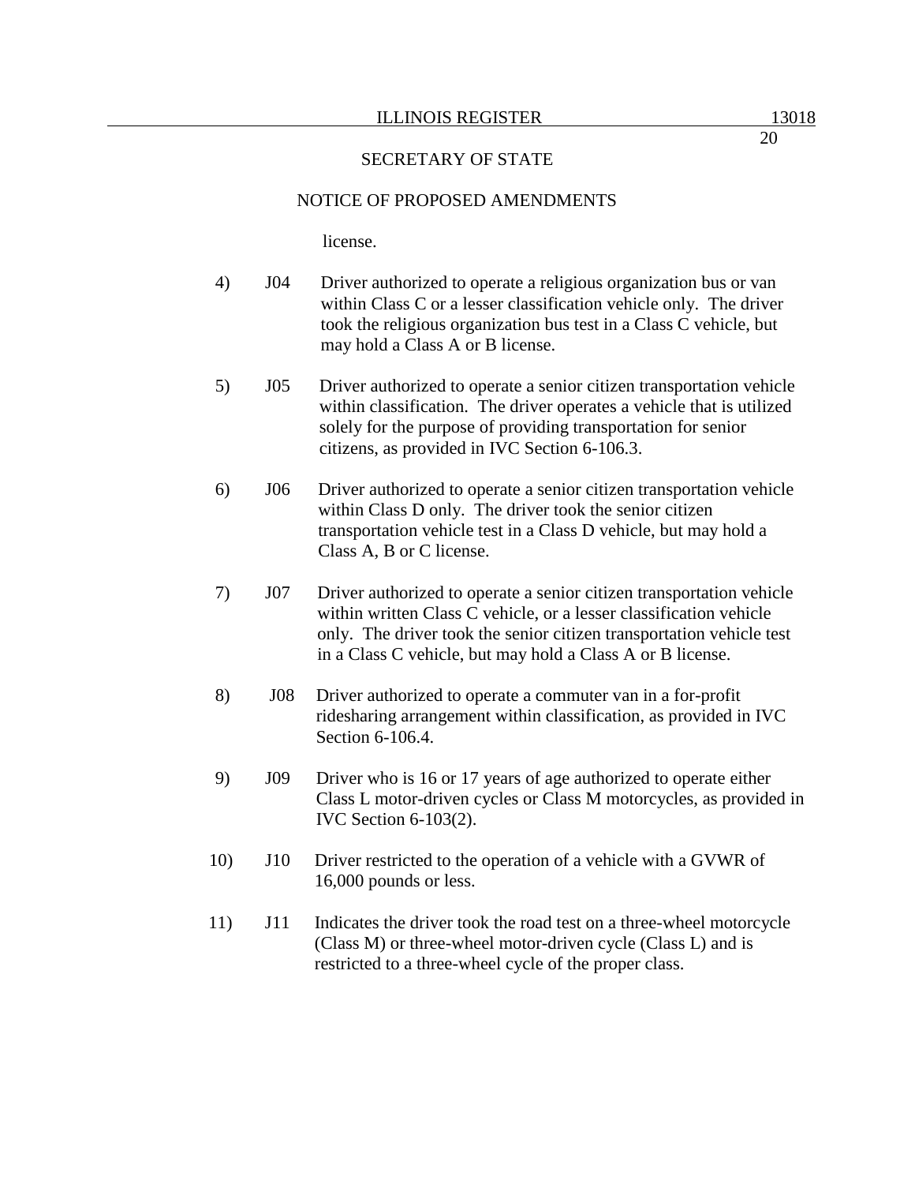license.

4) J04 Driver authorized to operate a religious organization bus or van within Class C or a lesser classification vehicle only. The driver took the religious organization bus test in a Class C vehicle, but may hold a Class A or B license.

5) J05 Driver authorized to operate a senior citizen transportation vehicle within classification. The driver operates a vehicle that is utilized solely for the purpose of providing transportation for senior citizens, as provided in IVC Section 6-106.3.

6) J06 Driver authorized to operate a senior citizen transportation vehicle within Class D only. The driver took the senior citizen transportation vehicle test in a Class D vehicle, but may hold a Class A, B or C license.

7) J07 Driver authorized to operate a senior citizen transportation vehicle within written Class C vehicle, or a lesser classification vehicle only. The driver took the senior citizen transportation vehicle test in a Class C vehicle, but may hold a Class A or B license.

8) J08 Driver authorized to operate a commuter van in a for-profit ridesharing arrangement within classification, as provided in IVC Section 6-106.4.

9) J09 Driver who is 16 or 17 years of age authorized to operate either Class L motor-driven cycles or Class M motorcycles, as provided in IVC Section 6-103(2).

10) J10 Driver restricted to the operation of a vehicle with a GVWR of 16,000 pounds or less.

11) J11 Indicates the driver took the road test on a three-wheel motorcycle (Class M) or three-wheel motor-driven cycle (Class L) and is restricted to a three-wheel cycle of the proper class.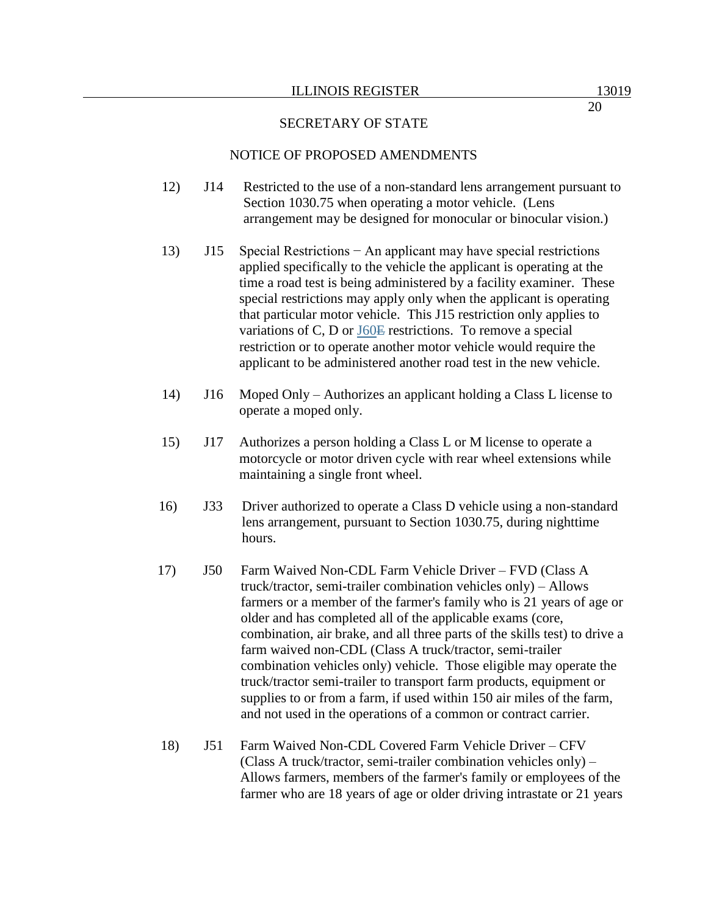SECRETARY OF STATE

NOTICE OF PROPOSED AMENDMENTS

12) J14 Restricted to the use of a non-standard lens arrangement pursuant to Section 1030.75 when operating a motor vehicle. (Lens arrangement may be designed for monocular or binocular vision.)

13) J15 Special Restrictions − An applicant may have special restrictions applied specifically to the vehicle the applicant is operating at the time a road test is being administered by a facility examiner. These special restrictions may apply only when the applicant is operating that particular motor vehicle. This J15 restriction only applies to variations of C, D or J60~~E~~ restrictions. To remove a special restriction or to operate another motor vehicle would require the applicant to be administered another road test in the new vehicle.

14) J16 Moped Only – Authorizes an applicant holding a Class L license to operate a moped only.

15) J17 Authorizes a person holding a Class L or M license to operate a motorcycle or motor driven cycle with rear wheel extensions while maintaining a single front wheel.

16) J33 Driver authorized to operate a Class D vehicle using a non-standard lens arrangement, pursuant to Section 1030.75, during nighttime hours.

17) J50 Farm Waived Non-CDL Farm Vehicle Driver – FVD (Class A truck/tractor, semi-trailer combination vehicles only) – Allows farmers or a member of the farmer's family who is 21 years of age or older and has completed all of the applicable exams (core, combination, air brake, and all three parts of the skills test) to drive a farm waived non-CDL (Class A truck/tractor, semi-trailer combination vehicles only) vehicle. Those eligible may operate the truck/tractor semi-trailer to transport farm products, equipment or supplies to or from a farm, if used within 150 air miles of the farm, and not used in the operations of a common or contract carrier.

18) J51 Farm Waived Non-CDL Covered Farm Vehicle Driver – CFV (Class A truck/tractor, semi-trailer combination vehicles only) – Allows farmers, members of the farmer's family or employees of the farmer who are 18 years of age or older driving intrastate or 21 years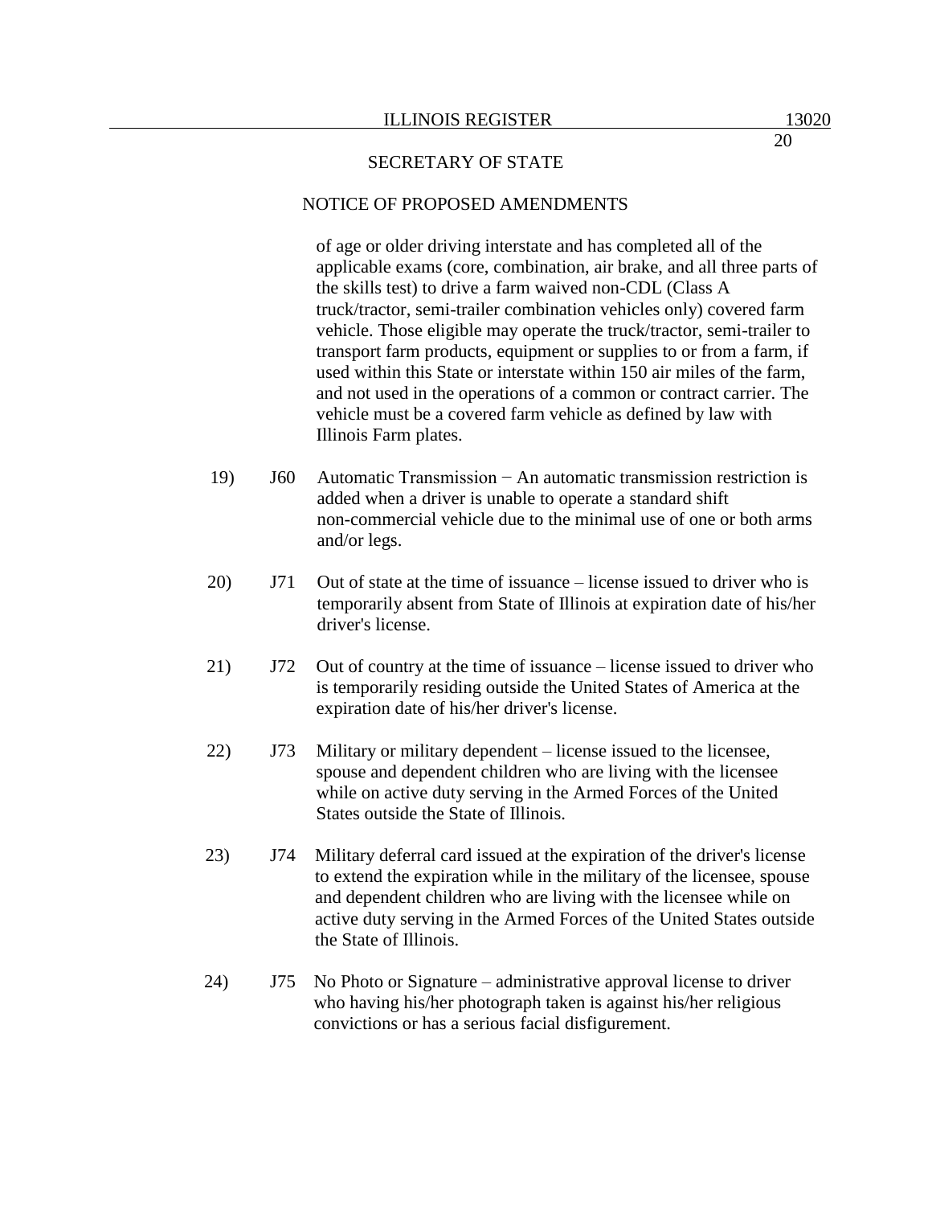SECRETARY OF STATE

NOTICE OF PROPOSED AMENDMENTS

of age or older driving interstate and has completed all of the applicable exams (core, combination, air brake, and all three parts of the skills test) to drive a farm waived non-CDL (Class A truck/tractor, semi-trailer combination vehicles only) covered farm vehicle. Those eligible may operate the truck/tractor, semi-trailer to transport farm products, equipment or supplies to or from a farm, if used within this State or interstate within 150 air miles of the farm, and not used in the operations of a common or contract carrier. The vehicle must be a covered farm vehicle as defined by law with Illinois Farm plates.

19) J60 Automatic Transmission − An automatic transmission restriction is added when a driver is unable to operate a standard shift non-commercial vehicle due to the minimal use of one or both arms and/or legs.

20) J71 Out of state at the time of issuance – license issued to driver who is temporarily absent from State of Illinois at expiration date of his/her driver's license.

21) J72 Out of country at the time of issuance – license issued to driver who is temporarily residing outside the United States of America at the expiration date of his/her driver's license.

22) J73 Military or military dependent – license issued to the licensee, spouse and dependent children who are living with the licensee while on active duty serving in the Armed Forces of the United States outside the State of Illinois.

23) J74 Military deferral card issued at the expiration of the driver's license to extend the expiration while in the military of the licensee, spouse and dependent children who are living with the licensee while on active duty serving in the Armed Forces of the United States outside the State of Illinois.

24) J75 No Photo or Signature – administrative approval license to driver who having his/her photograph taken is against his/her religious convictions or has a serious facial disfigurement.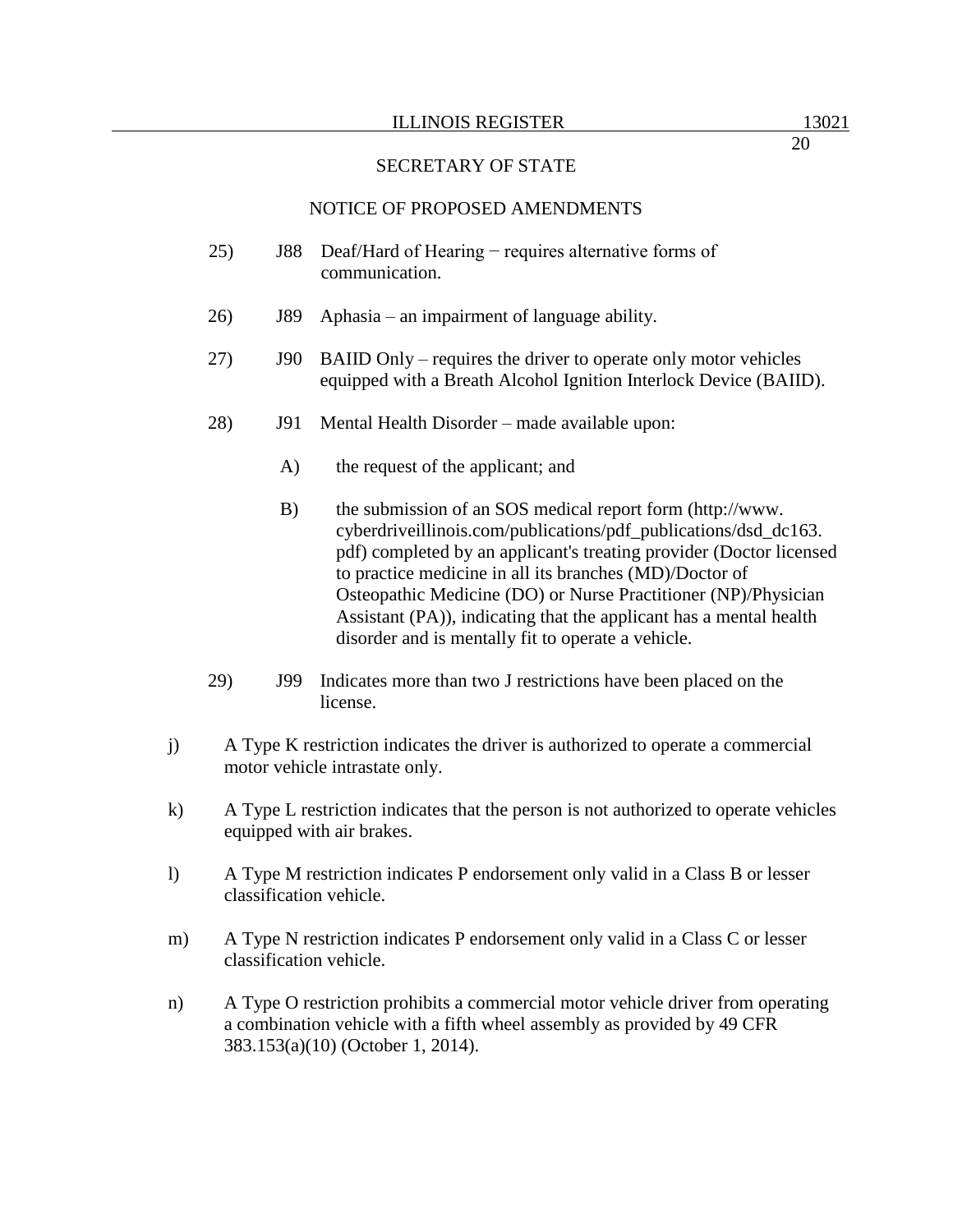SECRETARY OF STATE

NOTICE OF PROPOSED AMENDMENTS

25) J88 Deaf/Hard of Hearing − requires alternative forms of communication.

26) J89 Aphasia – an impairment of language ability.

27) J90 BAIID Only – requires the driver to operate only motor vehicles equipped with a Breath Alcohol Ignition Interlock Device (BAIID).

28) J91 Mental Health Disorder – made available upon:

A) the request of the applicant; and

B) the submission of an SOS medical report form (http://www.cyberdriveillinois.com/publications/pdf_publications/dsd_dc163.pdf) completed by an applicant's treating provider (Doctor licensed to practice medicine in all its branches (MD)/Doctor of Osteopathic Medicine (DO) or Nurse Practitioner (NP)/Physician Assistant (PA)), indicating that the applicant has a mental health disorder and is mentally fit to operate a vehicle.

29) J99 Indicates more than two J restrictions have been placed on the license.

j) A Type K restriction indicates the driver is authorized to operate a commercial motor vehicle intrastate only.

k) A Type L restriction indicates that the person is not authorized to operate vehicles equipped with air brakes.

l) A Type M restriction indicates P endorsement only valid in a Class B or lesser classification vehicle.

m) A Type N restriction indicates P endorsement only valid in a Class C or lesser classification vehicle.

n) A Type O restriction prohibits a commercial motor vehicle driver from operating a combination vehicle with a fifth wheel assembly as provided by 49 CFR 383.153(a)(10) (October 1, 2014).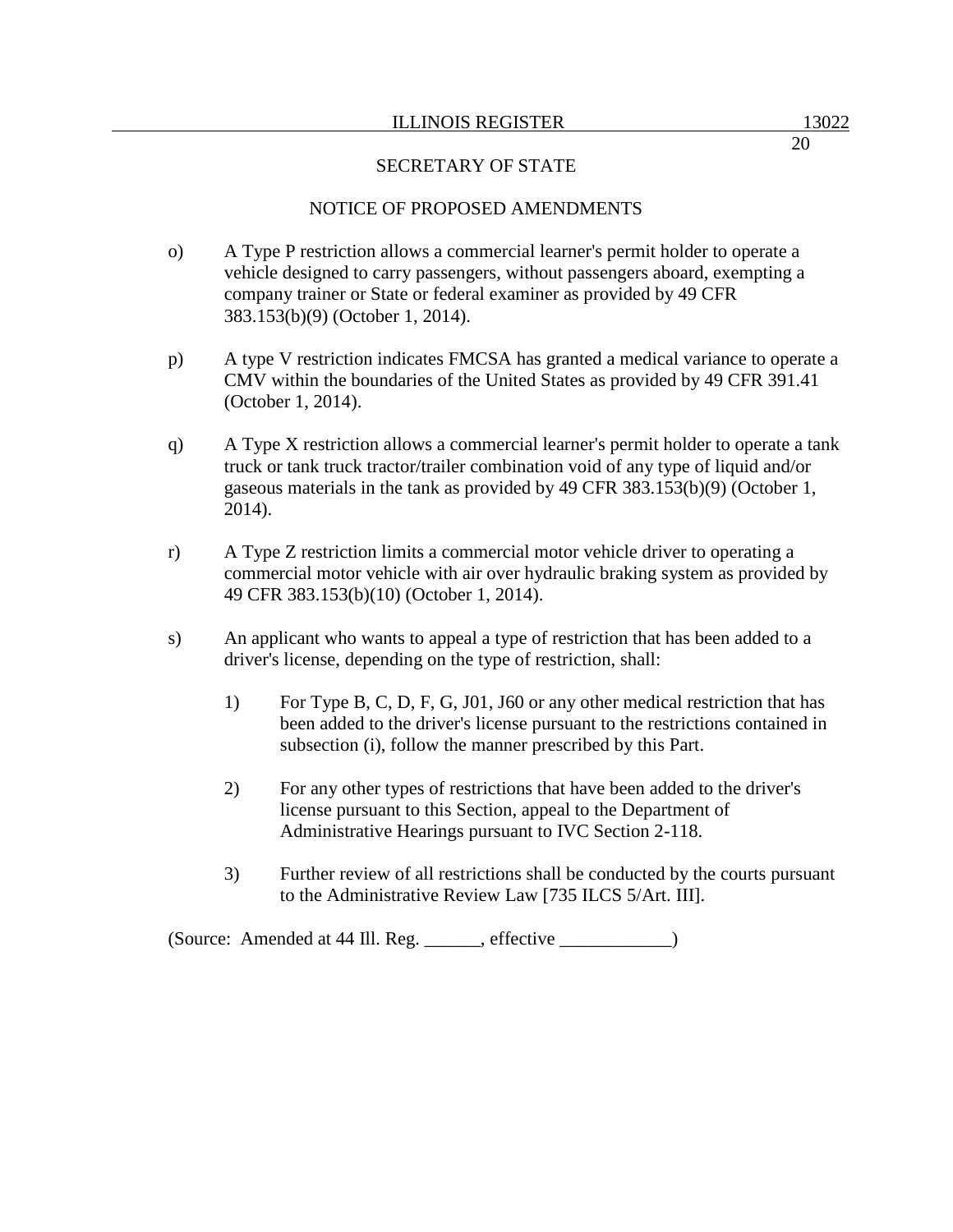SECRETARY OF STATE

NOTICE OF PROPOSED AMENDMENTS

o) A Type P restriction allows a commercial learner's permit holder to operate a vehicle designed to carry passengers, without passengers aboard, exempting a company trainer or State or federal examiner as provided by 49 CFR 383.153(b)(9) (October 1, 2014).

p) A type V restriction indicates FMCSA has granted a medical variance to operate a CMV within the boundaries of the United States as provided by 49 CFR 391.41 (October 1, 2014).

q) A Type X restriction allows a commercial learner's permit holder to operate a tank truck or tank truck tractor/trailer combination void of any type of liquid and/or gaseous materials in the tank as provided by 49 CFR 383.153(b)(9) (October 1, 2014).

r) A Type Z restriction limits a commercial motor vehicle driver to operating a commercial motor vehicle with air over hydraulic braking system as provided by 49 CFR 383.153(b)(10) (October 1, 2014).

s) An applicant who wants to appeal a type of restriction that has been added to a driver's license, depending on the type of restriction, shall:

   1) For Type B, C, D, F, G, J01, J60 or any other medical restriction that has been added to the driver's license pursuant to the restrictions contained in subsection (i), follow the manner prescribed by this Part.

   2) For any other types of restrictions that have been added to the driver's license pursuant to this Section, appeal to the Department of Administrative Hearings pursuant to IVC Section 2-118.

   3) Further review of all restrictions shall be conducted by the courts pursuant to the Administrative Review Law [735 ILCS 5/Art. III].

(Source: Amended at 44 Ill. Reg. ______, effective ____________)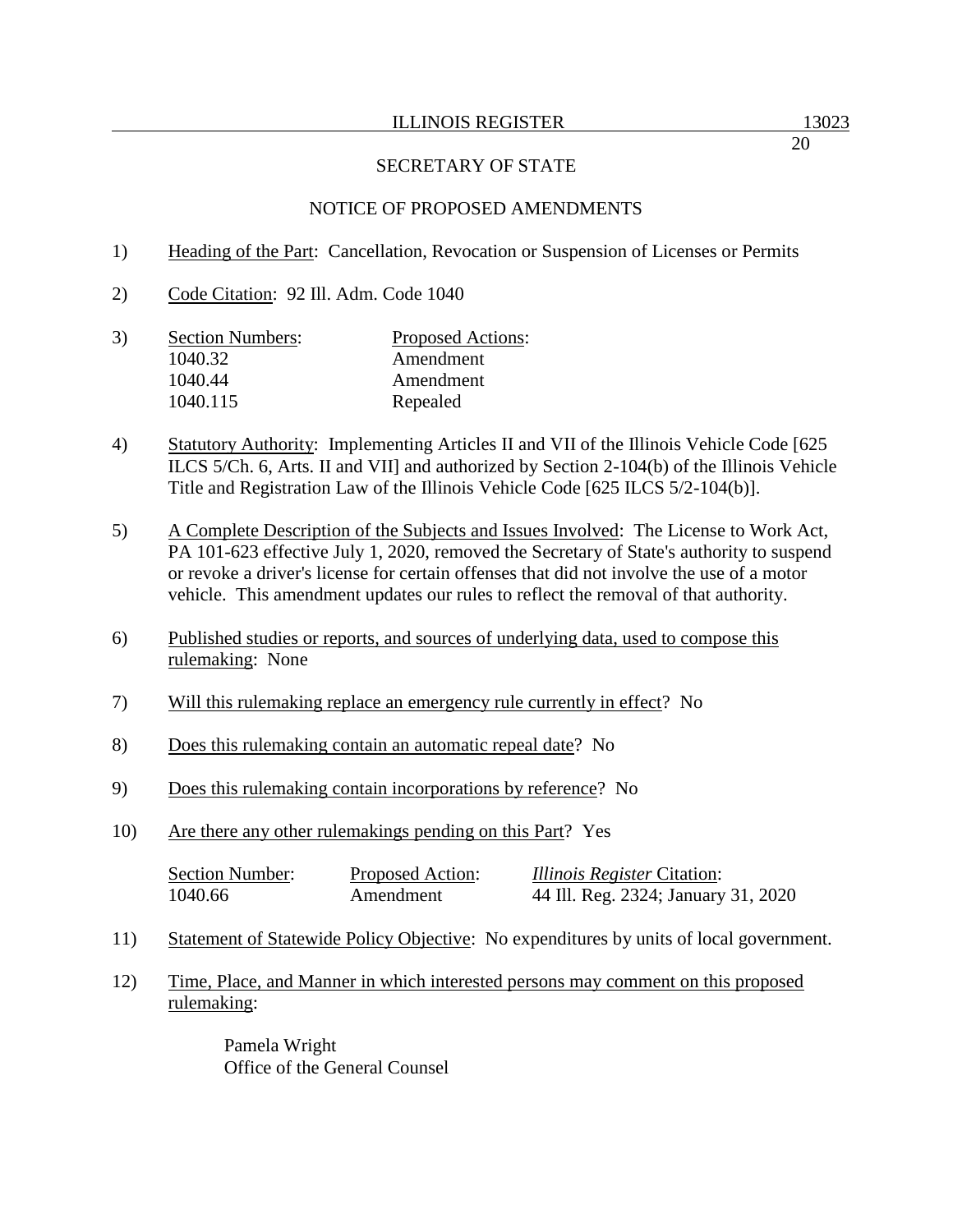SECRETARY OF STATE

NOTICE OF PROPOSED AMENDMENTS

1) Heading of the Part: Cancellation, Revocation or Suspension of Licenses or Permits

2) Code Citation: 92 Ill. Adm. Code 1040

3)

| Section Numbers: | Proposed Actions: |
|---|---|
| 1040.32 | Amendment |
| 1040.44 | Amendment |
| 1040.115 | Repealed |

4) Statutory Authority: Implementing Articles II and VII of the Illinois Vehicle Code [625 ILCS 5/Ch. 6, Arts. II and VII] and authorized by Section 2-104(b) of the Illinois Vehicle Title and Registration Law of the Illinois Vehicle Code [625 ILCS 5/2-104(b)].

5) A Complete Description of the Subjects and Issues Involved: The License to Work Act, PA 101-623 effective July 1, 2020, removed the Secretary of State's authority to suspend or revoke a driver's license for certain offenses that did not involve the use of a motor vehicle. This amendment updates our rules to reflect the removal of that authority.

6) Published studies or reports, and sources of underlying data, used to compose this rulemaking: None

7) Will this rulemaking replace an emergency rule currently in effect? No

8) Does this rulemaking contain an automatic repeal date? No

9) Does this rulemaking contain incorporations by reference? No

10) Are there any other rulemakings pending on this Part? Yes

| Section Number: | Proposed Action: | *Illinois Register* Citation: |
|---|---|---|
| 1040.66 | Amendment | 44 Ill. Reg. 2324; January 31, 2020 |

11) Statement of Statewide Policy Objective: No expenditures by units of local government.

12) Time, Place, and Manner in which interested persons may comment on this proposed rulemaking:

Pamela Wright
Office of the General Counsel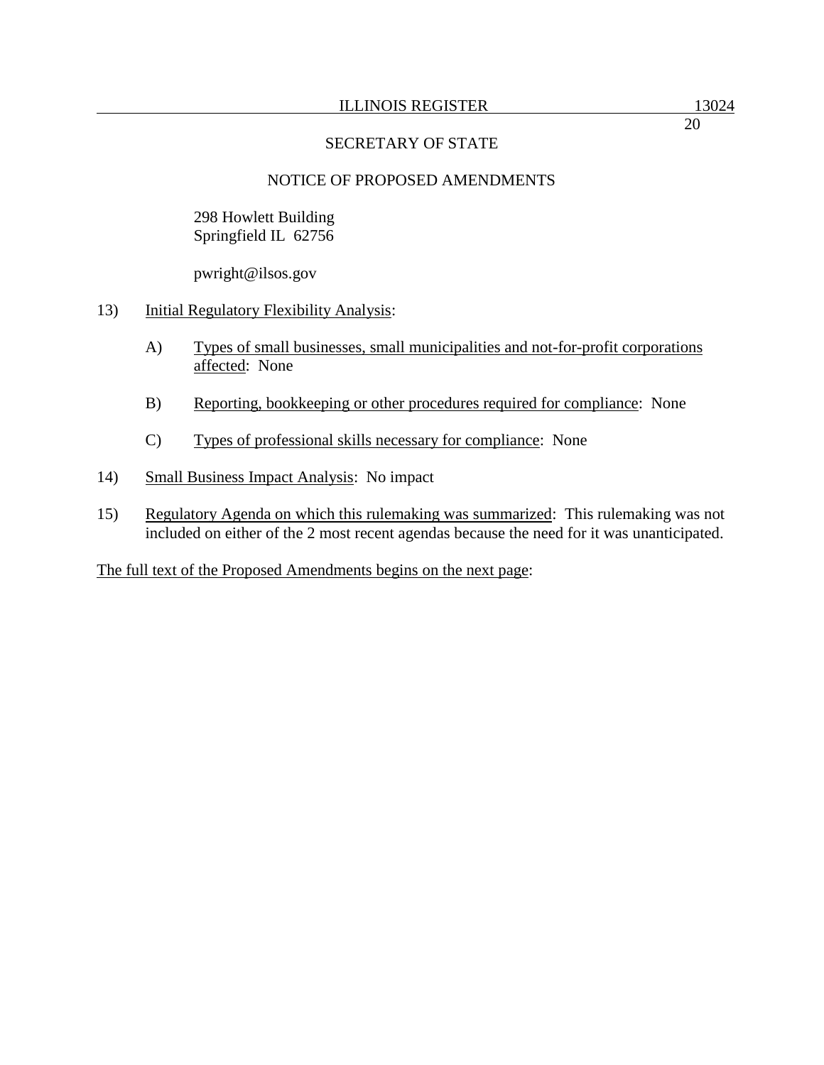SECRETARY OF STATE

NOTICE OF PROPOSED AMENDMENTS

298 Howlett Building
Springfield IL 62756

pwright@ilsos.gov

13) Initial Regulatory Flexibility Analysis:

A) Types of small businesses, small municipalities and not-for-profit corporations affected: None

B) Reporting, bookkeeping or other procedures required for compliance: None

C) Types of professional skills necessary for compliance: None

14) Small Business Impact Analysis: No impact

15) Regulatory Agenda on which this rulemaking was summarized: This rulemaking was not included on either of the 2 most recent agendas because the need for it was unanticipated.

The full text of the Proposed Amendments begins on the next page: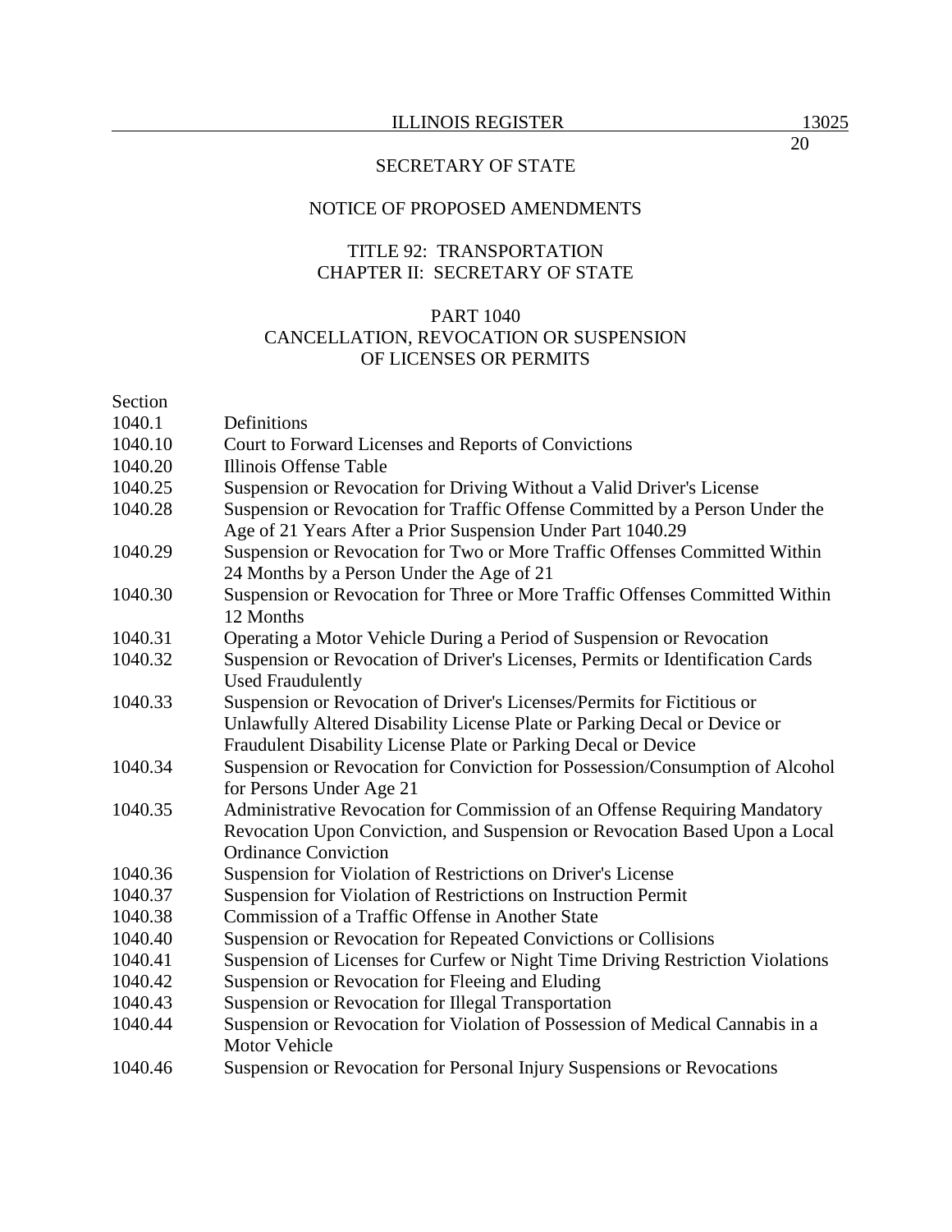SECRETARY OF STATE

NOTICE OF PROPOSED AMENDMENTS

TITLE 92: TRANSPORTATION
CHAPTER II: SECRETARY OF STATE

PART 1040
CANCELLATION, REVOCATION OR SUSPENSION
OF LICENSES OR PERMITS

| Section | |
|---|---|
| 1040.1 | Definitions |
| 1040.10 | Court to Forward Licenses and Reports of Convictions |
| 1040.20 | Illinois Offense Table |
| 1040.25 | Suspension or Revocation for Driving Without a Valid Driver's License |
| 1040.28 | Suspension or Revocation for Traffic Offense Committed by a Person Under the Age of 21 Years After a Prior Suspension Under Part 1040.29 |
| 1040.29 | Suspension or Revocation for Two or More Traffic Offenses Committed Within 24 Months by a Person Under the Age of 21 |
| 1040.30 | Suspension or Revocation for Three or More Traffic Offenses Committed Within 12 Months |
| 1040.31 | Operating a Motor Vehicle During a Period of Suspension or Revocation |
| 1040.32 | Suspension or Revocation of Driver's Licenses, Permits or Identification Cards Used Fraudulently |
| 1040.33 | Suspension or Revocation of Driver's Licenses/Permits for Fictitious or Unlawfully Altered Disability License Plate or Parking Decal or Device or Fraudulent Disability License Plate or Parking Decal or Device |
| 1040.34 | Suspension or Revocation for Conviction for Possession/Consumption of Alcohol for Persons Under Age 21 |
| 1040.35 | Administrative Revocation for Commission of an Offense Requiring Mandatory Revocation Upon Conviction, and Suspension or Revocation Based Upon a Local Ordinance Conviction |
| 1040.36 | Suspension for Violation of Restrictions on Driver's License |
| 1040.37 | Suspension for Violation of Restrictions on Instruction Permit |
| 1040.38 | Commission of a Traffic Offense in Another State |
| 1040.40 | Suspension or Revocation for Repeated Convictions or Collisions |
| 1040.41 | Suspension of Licenses for Curfew or Night Time Driving Restriction Violations |
| 1040.42 | Suspension or Revocation for Fleeing and Eluding |
| 1040.43 | Suspension or Revocation for Illegal Transportation |
| 1040.44 | Suspension or Revocation for Violation of Possession of Medical Cannabis in a Motor Vehicle |
| 1040.46 | Suspension or Revocation for Personal Injury Suspensions or Revocations |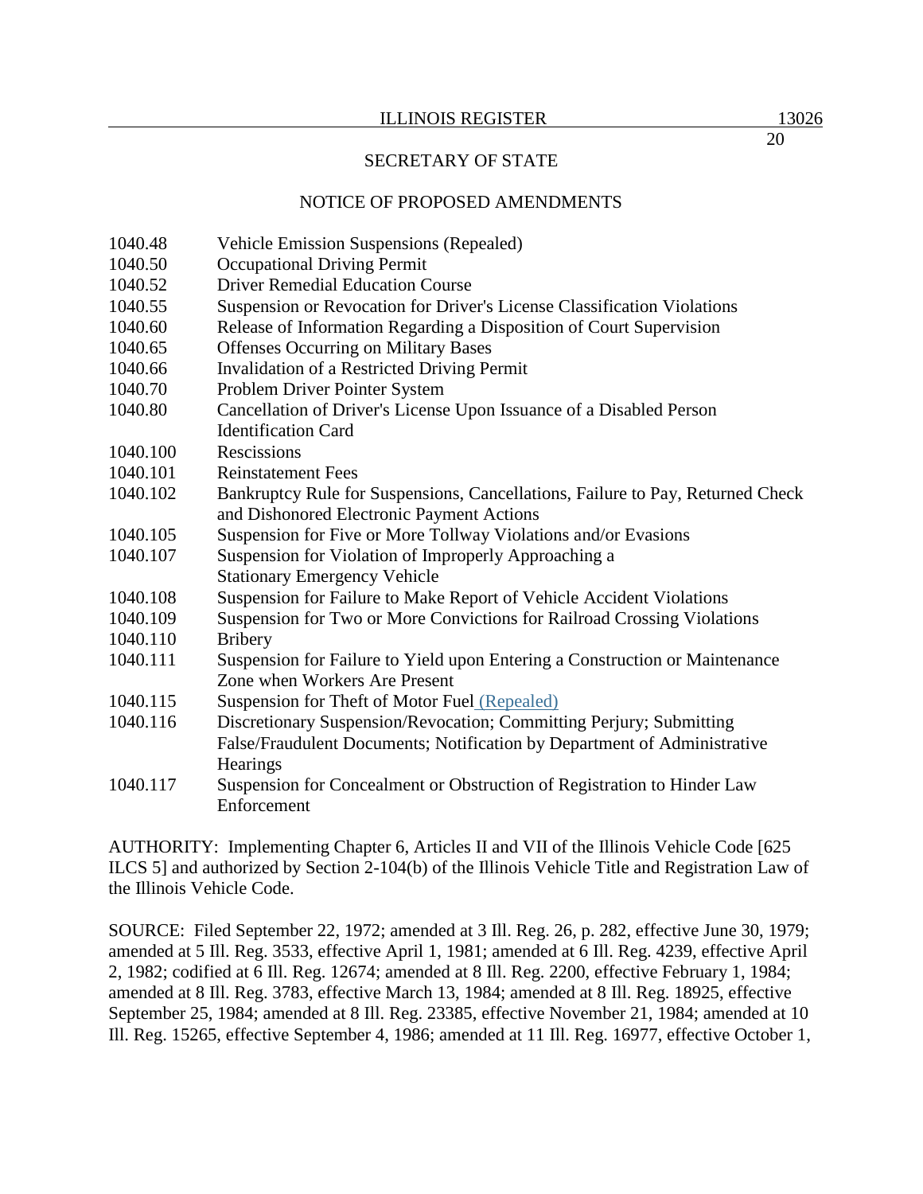## SECRETARY OF STATE

## NOTICE OF PROPOSED AMENDMENTS

1040.48 Vehicle Emission Suspensions (Repealed)
1040.50 Occupational Driving Permit
1040.52 Driver Remedial Education Course
1040.55 Suspension or Revocation for Driver's License Classification Violations
1040.60 Release of Information Regarding a Disposition of Court Supervision
1040.65 Offenses Occurring on Military Bases
1040.66 Invalidation of a Restricted Driving Permit
1040.70 Problem Driver Pointer System
1040.80 Cancellation of Driver's License Upon Issuance of a Disabled Person Identification Card
1040.100 Rescissions
1040.101 Reinstatement Fees
1040.102 Bankruptcy Rule for Suspensions, Cancellations, Failure to Pay, Returned Check and Dishonored Electronic Payment Actions
1040.105 Suspension for Five or More Tollway Violations and/or Evasions
1040.107 Suspension for Violation of Improperly Approaching a Stationary Emergency Vehicle
1040.108 Suspension for Failure to Make Report of Vehicle Accident Violations
1040.109 Suspension for Two or More Convictions for Railroad Crossing Violations
1040.110 Bribery
1040.111 Suspension for Failure to Yield upon Entering a Construction or Maintenance Zone when Workers Are Present
1040.115 Suspension for Theft of Motor Fuel (Repealed)
1040.116 Discretionary Suspension/Revocation; Committing Perjury; Submitting False/Fraudulent Documents; Notification by Department of Administrative Hearings
1040.117 Suspension for Concealment or Obstruction of Registration to Hinder Law Enforcement

AUTHORITY: Implementing Chapter 6, Articles II and VII of the Illinois Vehicle Code [625 ILCS 5] and authorized by Section 2-104(b) of the Illinois Vehicle Title and Registration Law of the Illinois Vehicle Code.

SOURCE: Filed September 22, 1972; amended at 3 Ill. Reg. 26, p. 282, effective June 30, 1979; amended at 5 Ill. Reg. 3533, effective April 1, 1981; amended at 6 Ill. Reg. 4239, effective April 2, 1982; codified at 6 Ill. Reg. 12674; amended at 8 Ill. Reg. 2200, effective February 1, 1984; amended at 8 Ill. Reg. 3783, effective March 13, 1984; amended at 8 Ill. Reg. 18925, effective September 25, 1984; amended at 8 Ill. Reg. 23385, effective November 21, 1984; amended at 10 Ill. Reg. 15265, effective September 4, 1986; amended at 11 Ill. Reg. 16977, effective October 1,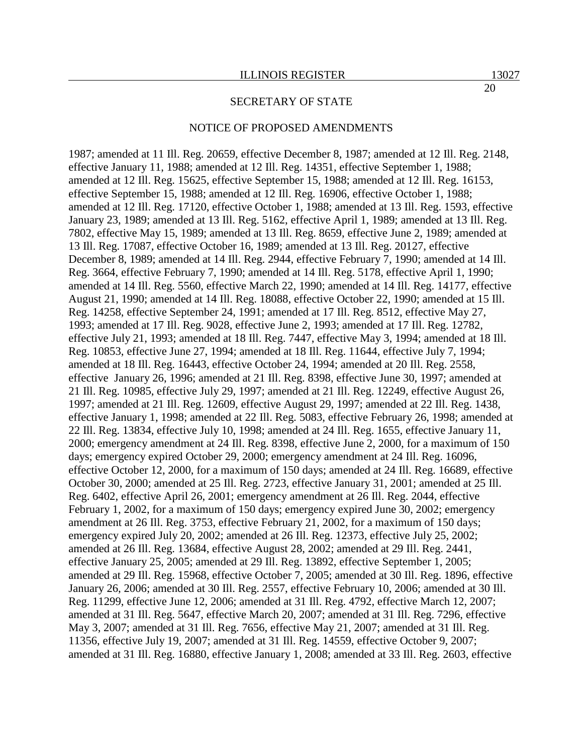SECRETARY OF STATE

NOTICE OF PROPOSED AMENDMENTS

1987; amended at 11 Ill. Reg. 20659, effective December 8, 1987; amended at 12 Ill. Reg. 2148, effective January 11, 1988; amended at 12 Ill. Reg. 14351, effective September 1, 1988; amended at 12 Ill. Reg. 15625, effective September 15, 1988; amended at 12 Ill. Reg. 16153, effective September 15, 1988; amended at 12 Ill. Reg. 16906, effective October 1, 1988; amended at 12 Ill. Reg. 17120, effective October 1, 1988; amended at 13 Ill. Reg. 1593, effective January 23, 1989; amended at 13 Ill. Reg. 5162, effective April 1, 1989; amended at 13 Ill. Reg. 7802, effective May 15, 1989; amended at 13 Ill. Reg. 8659, effective June 2, 1989; amended at 13 Ill. Reg. 17087, effective October 16, 1989; amended at 13 Ill. Reg. 20127, effective December 8, 1989; amended at 14 Ill. Reg. 2944, effective February 7, 1990; amended at 14 Ill. Reg. 3664, effective February 7, 1990; amended at 14 Ill. Reg. 5178, effective April 1, 1990; amended at 14 Ill. Reg. 5560, effective March 22, 1990; amended at 14 Ill. Reg. 14177, effective August 21, 1990; amended at 14 Ill. Reg. 18088, effective October 22, 1990; amended at 15 Ill. Reg. 14258, effective September 24, 1991; amended at 17 Ill. Reg. 8512, effective May 27, 1993; amended at 17 Ill. Reg. 9028, effective June 2, 1993; amended at 17 Ill. Reg. 12782, effective July 21, 1993; amended at 18 Ill. Reg. 7447, effective May 3, 1994; amended at 18 Ill. Reg. 10853, effective June 27, 1994; amended at 18 Ill. Reg. 11644, effective July 7, 1994; amended at 18 Ill. Reg. 16443, effective October 24, 1994; amended at 20 Ill. Reg. 2558, effective January 26, 1996; amended at 21 Ill. Reg. 8398, effective June 30, 1997; amended at 21 Ill. Reg. 10985, effective July 29, 1997; amended at 21 Ill. Reg. 12249, effective August 26, 1997; amended at 21 Ill. Reg. 12609, effective August 29, 1997; amended at 22 Ill. Reg. 1438, effective January 1, 1998; amended at 22 Ill. Reg. 5083, effective February 26, 1998; amended at 22 Ill. Reg. 13834, effective July 10, 1998; amended at 24 Ill. Reg. 1655, effective January 11, 2000; emergency amendment at 24 Ill. Reg. 8398, effective June 2, 2000, for a maximum of 150 days; emergency expired October 29, 2000; emergency amendment at 24 Ill. Reg. 16096, effective October 12, 2000, for a maximum of 150 days; amended at 24 Ill. Reg. 16689, effective October 30, 2000; amended at 25 Ill. Reg. 2723, effective January 31, 2001; amended at 25 Ill. Reg. 6402, effective April 26, 2001; emergency amendment at 26 Ill. Reg. 2044, effective February 1, 2002, for a maximum of 150 days; emergency expired June 30, 2002; emergency amendment at 26 Ill. Reg. 3753, effective February 21, 2002, for a maximum of 150 days; emergency expired July 20, 2002; amended at 26 Ill. Reg. 12373, effective July 25, 2002; amended at 26 Ill. Reg. 13684, effective August 28, 2002; amended at 29 Ill. Reg. 2441, effective January 25, 2005; amended at 29 Ill. Reg. 13892, effective September 1, 2005; amended at 29 Ill. Reg. 15968, effective October 7, 2005; amended at 30 Ill. Reg. 1896, effective January 26, 2006; amended at 30 Ill. Reg. 2557, effective February 10, 2006; amended at 30 Ill. Reg. 11299, effective June 12, 2006; amended at 31 Ill. Reg. 4792, effective March 12, 2007; amended at 31 Ill. Reg. 5647, effective March 20, 2007; amended at 31 Ill. Reg. 7296, effective May 3, 2007; amended at 31 Ill. Reg. 7656, effective May 21, 2007; amended at 31 Ill. Reg. 11356, effective July 19, 2007; amended at 31 Ill. Reg. 14559, effective October 9, 2007; amended at 31 Ill. Reg. 16880, effective January 1, 2008; amended at 33 Ill. Reg. 2603, effective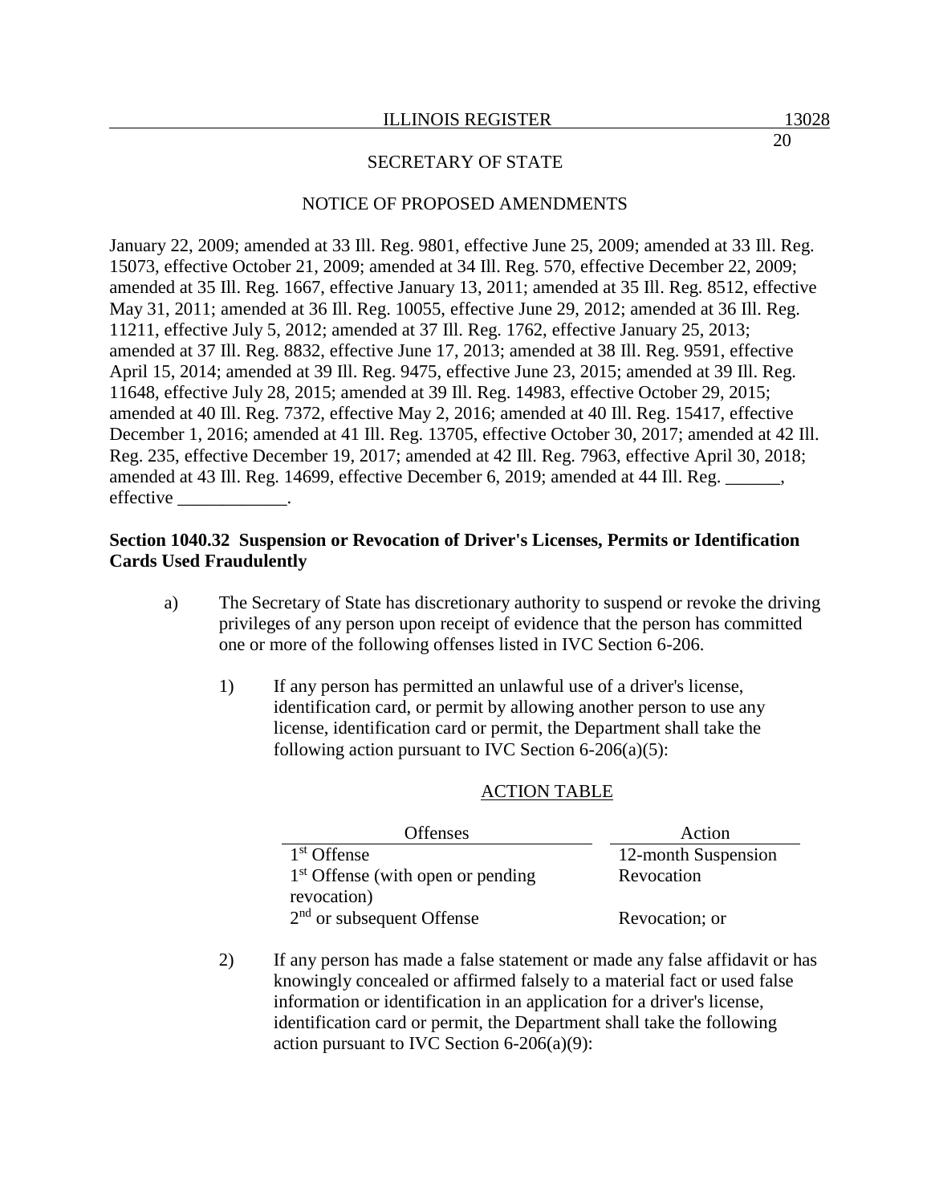January 22, 2009; amended at 33 Ill. Reg. 9801, effective June 25, 2009; amended at 33 Ill. Reg. 15073, effective October 21, 2009; amended at 34 Ill. Reg. 570, effective December 22, 2009; amended at 35 Ill. Reg. 1667, effective January 13, 2011; amended at 35 Ill. Reg. 8512, effective May 31, 2011; amended at 36 Ill. Reg. 10055, effective June 29, 2012; amended at 36 Ill. Reg. 11211, effective July 5, 2012; amended at 37 Ill. Reg. 1762, effective January 25, 2013; amended at 37 Ill. Reg. 8832, effective June 17, 2013; amended at 38 Ill. Reg. 9591, effective April 15, 2014; amended at 39 Ill. Reg. 9475, effective June 23, 2015; amended at 39 Ill. Reg. 11648, effective July 28, 2015; amended at 39 Ill. Reg. 14983, effective October 29, 2015; amended at 40 Ill. Reg. 7372, effective May 2, 2016; amended at 40 Ill. Reg. 15417, effective December 1, 2016; amended at 41 Ill. Reg. 13705, effective October 30, 2017; amended at 42 Ill. Reg. 235, effective December 19, 2017; amended at 42 Ill. Reg. 7963, effective April 30, 2018; amended at 43 Ill. Reg. 14699, effective December 6, 2019; amended at 44 Ill. Reg. ______, effective ____________.

**Section 1040.32 Suspension or Revocation of Driver's Licenses, Permits or Identification Cards Used Fraudulently**

a) The Secretary of State has discretionary authority to suspend or revoke the driving privileges of any person upon receipt of evidence that the person has committed one or more of the following offenses listed in IVC Section 6-206.

1) If any person has permitted an unlawful use of a driver's license, identification card, or permit by allowing another person to use any license, identification card or permit, the Department shall take the following action pursuant to IVC Section 6-206(a)(5):

ACTION TABLE

| Offenses | Action |
|---|---|
| 1st Offense | 12-month Suspension |
| 1st Offense (with open or pending revocation) | Revocation |
| 2nd or subsequent Offense | Revocation; or |

2) If any person has made a false statement or made any false affidavit or has knowingly concealed or affirmed falsely to a material fact or used false information or identification in an application for a driver's license, identification card or permit, the Department shall take the following action pursuant to IVC Section 6-206(a)(9):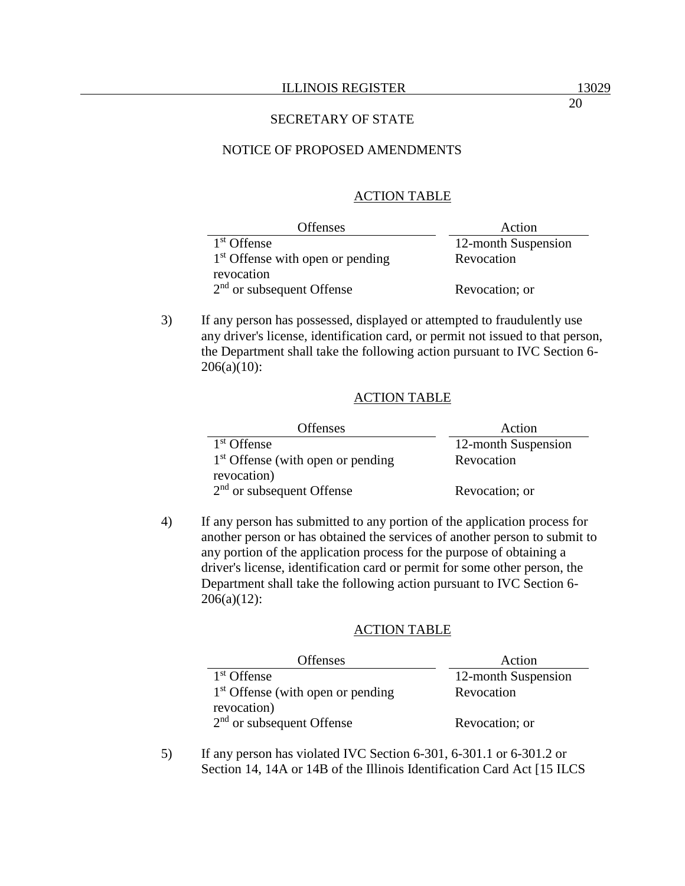ACTION TABLE

| Offenses | Action |
|---|---|
| 1st Offense | 12-month Suspension |
| 1st Offense with open or pending revocation | Revocation |
| 2nd or subsequent Offense | Revocation; or |

3) If any person has possessed, displayed or attempted to fraudulently use any driver's license, identification card, or permit not issued to that person, the Department shall take the following action pursuant to IVC Section 6-206(a)(10):

ACTION TABLE

| Offenses | Action |
|---|---|
| 1st Offense | 12-month Suspension |
| 1st Offense (with open or pending revocation) | Revocation |
| 2nd or subsequent Offense | Revocation; or |

4) If any person has submitted to any portion of the application process for another person or has obtained the services of another person to submit to any portion of the application process for the purpose of obtaining a driver's license, identification card or permit for some other person, the Department shall take the following action pursuant to IVC Section 6-206(a)(12):

ACTION TABLE

| Offenses | Action |
|---|---|
| 1st Offense | 12-month Suspension |
| 1st Offense (with open or pending revocation) | Revocation |
| 2nd or subsequent Offense | Revocation; or |

5) If any person has violated IVC Section 6-301, 6-301.1 or 6-301.2 or Section 14, 14A or 14B of the Illinois Identification Card Act [15 ILCS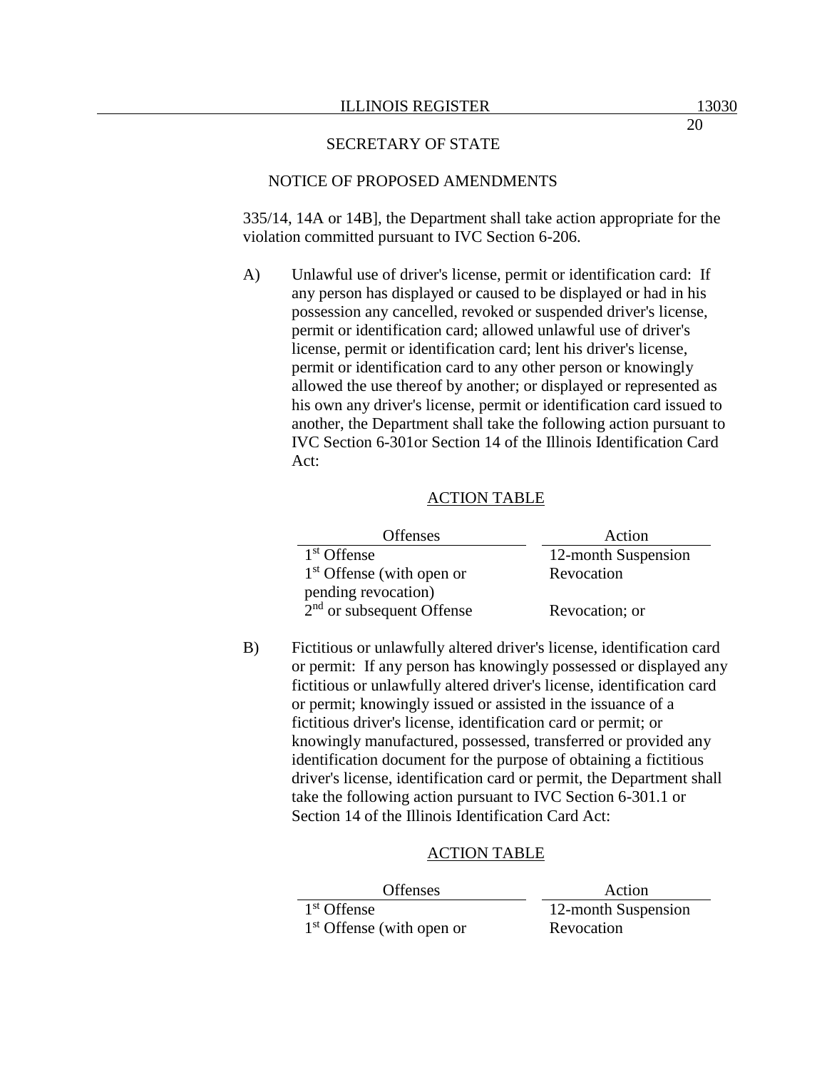335/14, 14A or 14B], the Department shall take action appropriate for the violation committed pursuant to IVC Section 6-206.

A) Unlawful use of driver's license, permit or identification card: If any person has displayed or caused to be displayed or had in his possession any cancelled, revoked or suspended driver's license, permit or identification card; allowed unlawful use of driver's license, permit or identification card; lent his driver's license, permit or identification card to any other person or knowingly allowed the use thereof by another; or displayed or represented as his own any driver's license, permit or identification card issued to another, the Department shall take the following action pursuant to IVC Section 6-301or Section 14 of the Illinois Identification Card Act:

ACTION TABLE

| Offenses | Action |
|---|---|
| 1st Offense | 12-month Suspension |
| 1st Offense (with open or pending revocation) | Revocation |
| 2nd or subsequent Offense | Revocation; or |

B) Fictitious or unlawfully altered driver's license, identification card or permit: If any person has knowingly possessed or displayed any fictitious or unlawfully altered driver's license, identification card or permit; knowingly issued or assisted in the issuance of a fictitious driver's license, identification card or permit; or knowingly manufactured, possessed, transferred or provided any identification document for the purpose of obtaining a fictitious driver's license, identification card or permit, the Department shall take the following action pursuant to IVC Section 6-301.1 or Section 14 of the Illinois Identification Card Act:

ACTION TABLE

| Offenses | Action |
|---|---|
| 1st Offense | 12-month Suspension |
| 1st Offense (with open or | Revocation |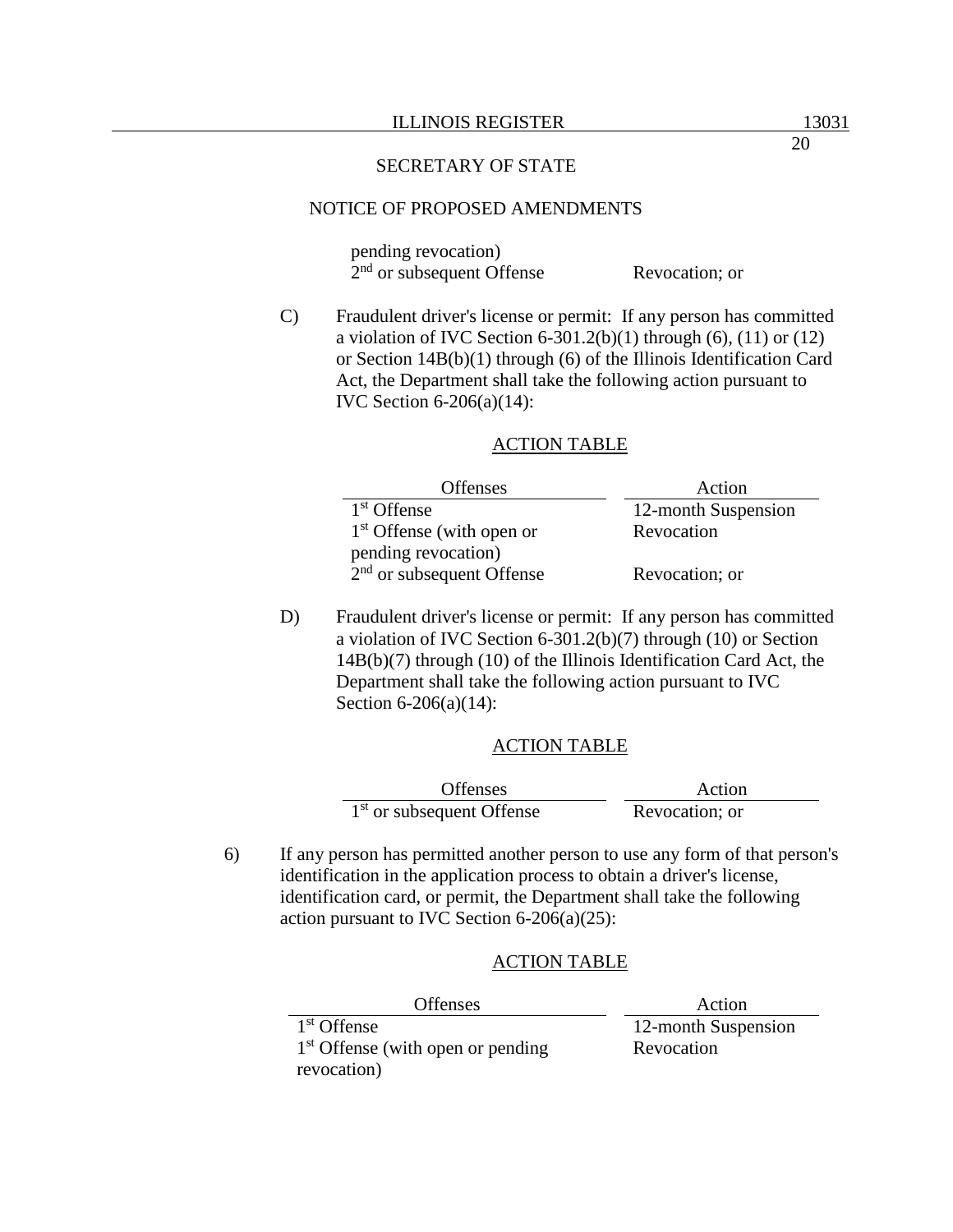pending revocation)
2nd or subsequent Offense Revocation; or

C) Fraudulent driver's license or permit: If any person has committed a violation of IVC Section 6-301.2(b)(1) through (6), (11) or (12) or Section 14B(b)(1) through (6) of the Illinois Identification Card Act, the Department shall take the following action pursuant to IVC Section 6-206(a)(14):

ACTION TABLE

| Offenses | Action |
|---|---|
| 1st Offense | 12-month Suspension |
| 1st Offense (with open or pending revocation) | Revocation |
| 2nd or subsequent Offense | Revocation; or |

D) Fraudulent driver's license or permit: If any person has committed a violation of IVC Section 6-301.2(b)(7) through (10) or Section 14B(b)(7) through (10) of the Illinois Identification Card Act, the Department shall take the following action pursuant to IVC Section 6-206(a)(14):

ACTION TABLE

| Offenses | Action |
|---|---|
| 1st or subsequent Offense | Revocation; or |

6) If any person has permitted another person to use any form of that person's identification in the application process to obtain a driver's license, identification card, or permit, the Department shall take the following action pursuant to IVC Section 6-206(a)(25):

ACTION TABLE

| Offenses | Action |
|---|---|
| 1st Offense | 12-month Suspension |
| 1st Offense (with open or pending revocation) | Revocation |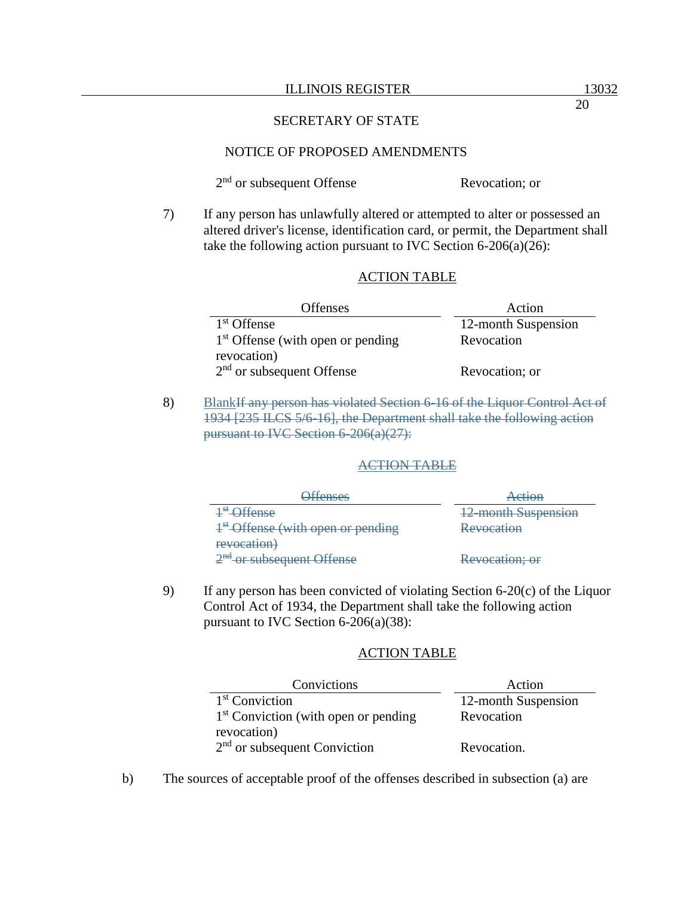| | |
|---|---|
| 2nd or subsequent Offense | Revocation; or |

7) If any person has unlawfully altered or attempted to alter or possessed an altered driver's license, identification card, or permit, the Department shall take the following action pursuant to IVC Section 6-206(a)(26):

ACTION TABLE

| Offenses | Action |
|---|---|
| 1st Offense | 12-month Suspension |
| 1st Offense (with open or pending revocation) | Revocation |
| 2nd or subsequent Offense | Revocation; or |

8) Blank~~If any person has violated Section 6-16 of the Liquor Control Act of 1934 [235 ILCS 5/6-16], the Department shall take the following action pursuant to IVC Section 6-206(a)(27):~~

~~ACTION TABLE~~

| ~~Offenses~~ | ~~Action~~ |
|---|---|
| ~~1st Offense~~ | ~~12-month Suspension~~ |
| ~~1st Offense (with open or pending revocation)~~ | ~~Revocation~~ |
| ~~2nd or subsequent Offense~~ | ~~Revocation; or~~ |

9) If any person has been convicted of violating Section 6-20(c) of the Liquor Control Act of 1934, the Department shall take the following action pursuant to IVC Section 6-206(a)(38):

ACTION TABLE

| Convictions | Action |
|---|---|
| 1st Conviction | 12-month Suspension |
| 1st Conviction (with open or pending revocation) | Revocation |
| 2nd or subsequent Conviction | Revocation. |

b) The sources of acceptable proof of the offenses described in subsection (a) are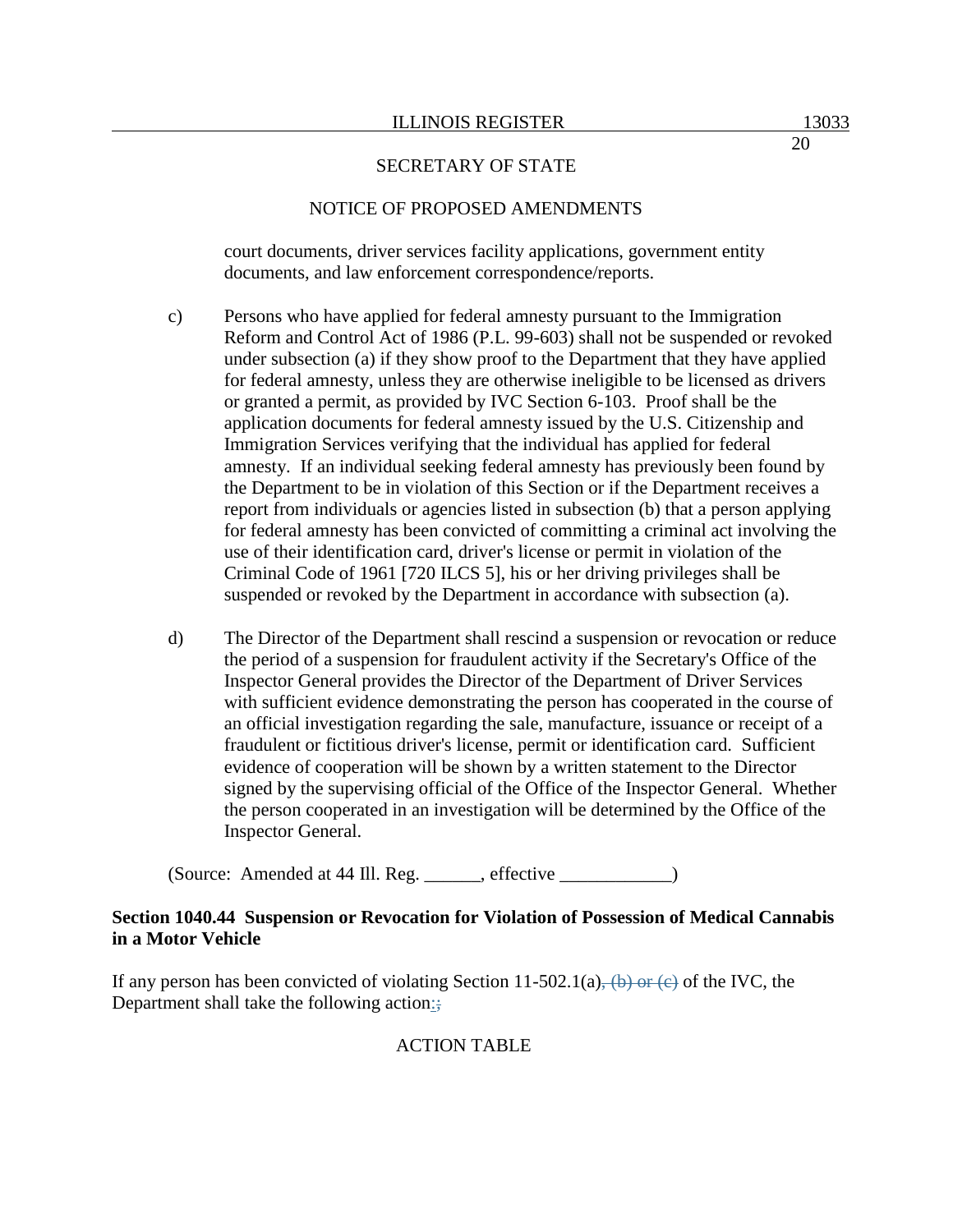court documents, driver services facility applications, government entity documents, and law enforcement correspondence/reports.

c) Persons who have applied for federal amnesty pursuant to the Immigration Reform and Control Act of 1986 (P.L. 99-603) shall not be suspended or revoked under subsection (a) if they show proof to the Department that they have applied for federal amnesty, unless they are otherwise ineligible to be licensed as drivers or granted a permit, as provided by IVC Section 6-103. Proof shall be the application documents for federal amnesty issued by the U.S. Citizenship and Immigration Services verifying that the individual has applied for federal amnesty. If an individual seeking federal amnesty has previously been found by the Department to be in violation of this Section or if the Department receives a report from individuals or agencies listed in subsection (b) that a person applying for federal amnesty has been convicted of committing a criminal act involving the use of their identification card, driver's license or permit in violation of the Criminal Code of 1961 [720 ILCS 5], his or her driving privileges shall be suspended or revoked by the Department in accordance with subsection (a).

d) The Director of the Department shall rescind a suspension or revocation or reduce the period of a suspension for fraudulent activity if the Secretary's Office of the Inspector General provides the Director of the Department of Driver Services with sufficient evidence demonstrating the person has cooperated in the course of an official investigation regarding the sale, manufacture, issuance or receipt of a fraudulent or fictitious driver's license, permit or identification card. Sufficient evidence of cooperation will be shown by a written statement to the Director signed by the supervising official of the Office of the Inspector General. Whether the person cooperated in an investigation will be determined by the Office of the Inspector General.

(Source: Amended at 44 Ill. Reg. ______, effective ____________)

**Section 1040.44 Suspension or Revocation for Violation of Possession of Medical Cannabis in a Motor Vehicle**

If any person has been convicted of violating Section 11-502.1(a)~~, (b) or (c)~~ of the IVC, the Department shall take the following action:~~;~~

ACTION TABLE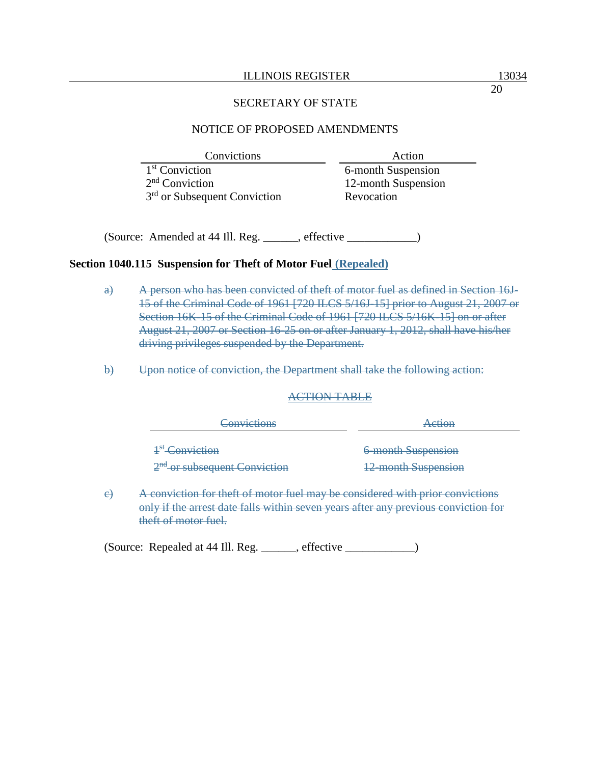| Convictions | Action |
|---|---|
| 1st Conviction | 6-month Suspension |
| 2nd Conviction | 12-month Suspension |
| 3rd or Subsequent Conviction | Revocation |

(Source: Amended at 44 Ill. Reg. ______, effective ____________)

**Section 1040.115 Suspension for Theft of Motor Fuel (Repealed)**

~~a) A person who has been convicted of theft of motor fuel as defined in Section 16J-15 of the Criminal Code of 1961 [720 ILCS 5/16J-15] prior to August 21, 2007 or Section 16K-15 of the Criminal Code of 1961 [720 ILCS 5/16K-15] on or after August 21, 2007 or Section 16-25 on or after January 1, 2012, shall have his/her driving privileges suspended by the Department.~~

~~b) Upon notice of conviction, the Department shall take the following action:~~

~~ACTION TABLE~~

| ~~Convictions~~ | ~~Action~~ |
|---|---|
| ~~1st Conviction~~ | ~~6-month Suspension~~ |
| ~~2nd or subsequent Conviction~~ | ~~12-month Suspension~~ |

~~c) A conviction for theft of motor fuel may be considered with prior convictions only if the arrest date falls within seven years after any previous conviction for theft of motor fuel.~~

(Source: Repealed at 44 Ill. Reg. ______, effective ____________)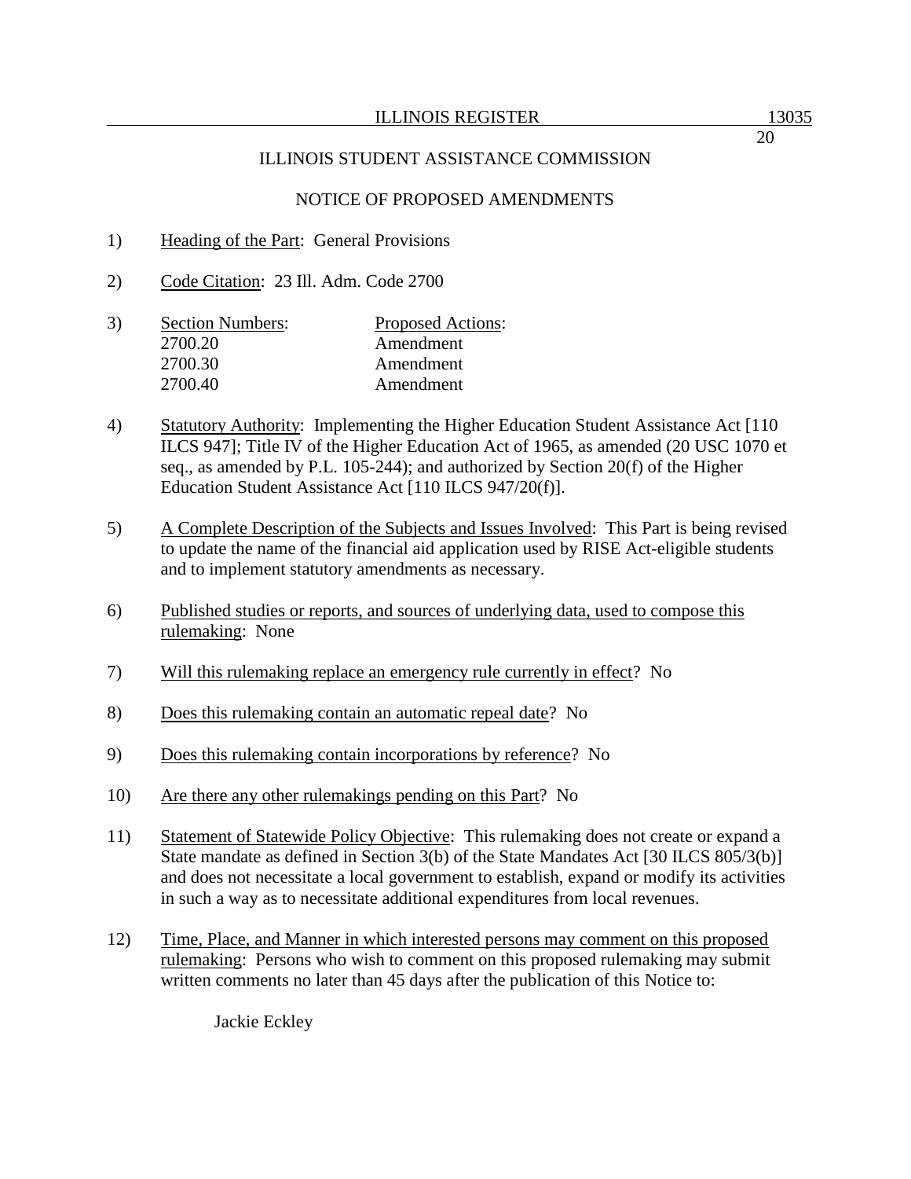ILLINOIS STUDENT ASSISTANCE COMMISSION

NOTICE OF PROPOSED AMENDMENTS

1) Heading of the Part: General Provisions

2) Code Citation: 23 Ill. Adm. Code 2700

3) 

| Section Numbers: | Proposed Actions: |
|---|---|
| 2700.20 | Amendment |
| 2700.30 | Amendment |
| 2700.40 | Amendment |

4) Statutory Authority: Implementing the Higher Education Student Assistance Act [110 ILCS 947]; Title IV of the Higher Education Act of 1965, as amended (20 USC 1070 et seq., as amended by P.L. 105-244); and authorized by Section 20(f) of the Higher Education Student Assistance Act [110 ILCS 947/20(f)].

5) A Complete Description of the Subjects and Issues Involved: This Part is being revised to update the name of the financial aid application used by RISE Act-eligible students and to implement statutory amendments as necessary.

6) Published studies or reports, and sources of underlying data, used to compose this rulemaking: None

7) Will this rulemaking replace an emergency rule currently in effect? No

8) Does this rulemaking contain an automatic repeal date? No

9) Does this rulemaking contain incorporations by reference? No

10) Are there any other rulemakings pending on this Part? No

11) Statement of Statewide Policy Objective: This rulemaking does not create or expand a State mandate as defined in Section 3(b) of the State Mandates Act [30 ILCS 805/3(b)] and does not necessitate a local government to establish, expand or modify its activities in such a way as to necessitate additional expenditures from local revenues.

12) Time, Place, and Manner in which interested persons may comment on this proposed rulemaking: Persons who wish to comment on this proposed rulemaking may submit written comments no later than 45 days after the publication of this Notice to:

Jackie Eckley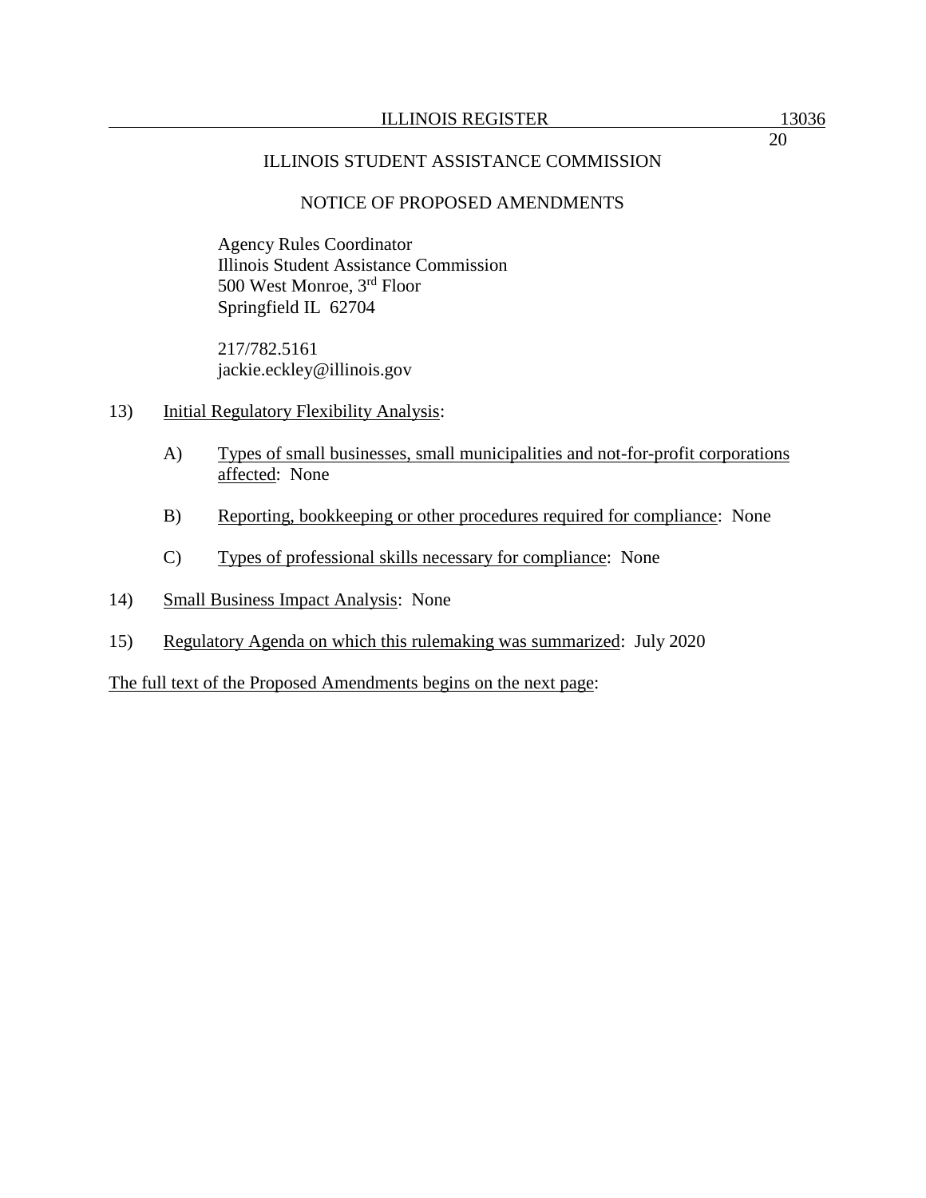ILLINOIS STUDENT ASSISTANCE COMMISSION

NOTICE OF PROPOSED AMENDMENTS

Agency Rules Coordinator
Illinois Student Assistance Commission
500 West Monroe, 3rd Floor
Springfield IL 62704

217/782.5161
jackie.eckley@illinois.gov

13) Initial Regulatory Flexibility Analysis:

   A) Types of small businesses, small municipalities and not-for-profit corporations affected: None

   B) Reporting, bookkeeping or other procedures required for compliance: None

   C) Types of professional skills necessary for compliance: None

14) Small Business Impact Analysis: None

15) Regulatory Agenda on which this rulemaking was summarized: July 2020

The full text of the Proposed Amendments begins on the next page: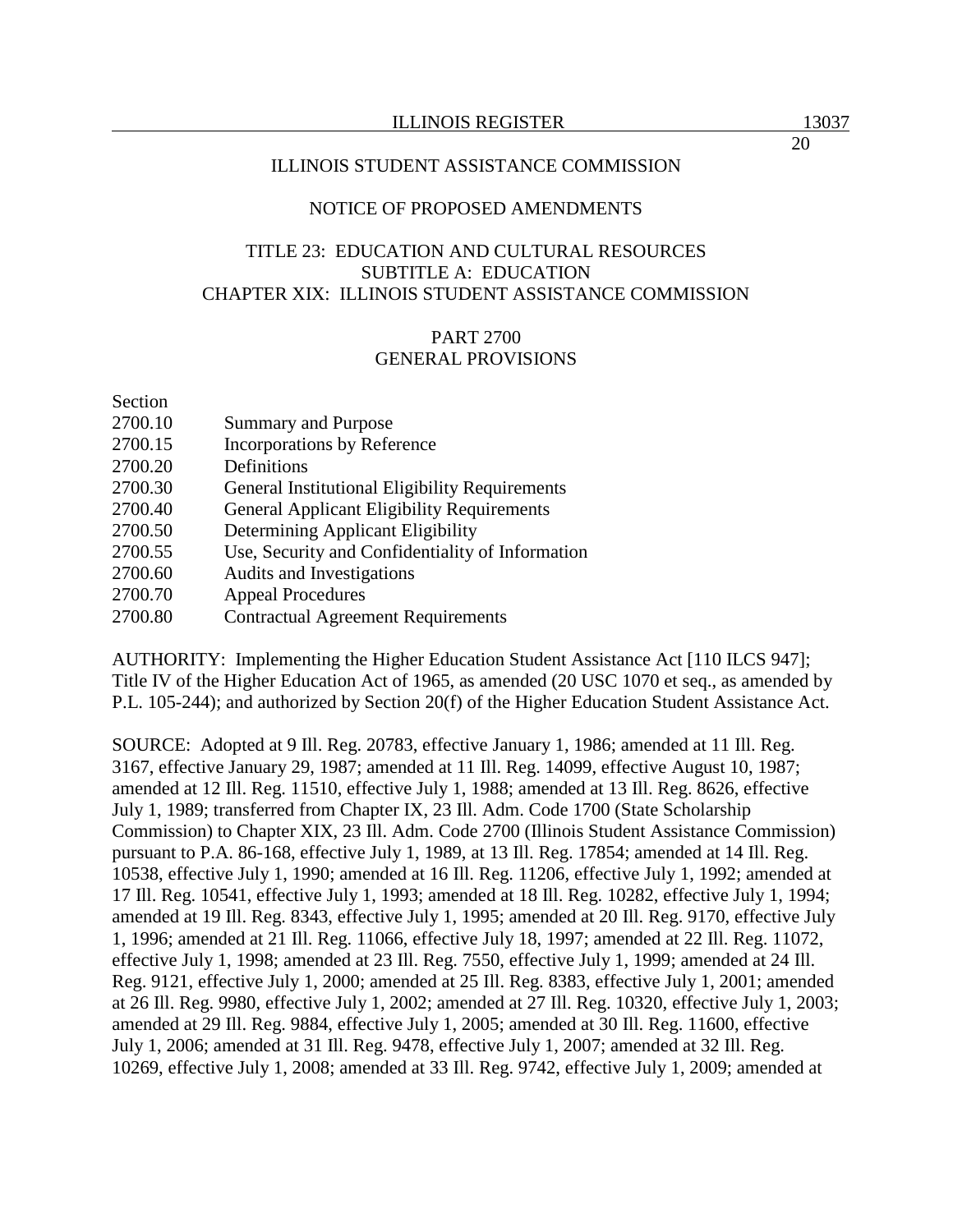ILLINOIS STUDENT ASSISTANCE COMMISSION

NOTICE OF PROPOSED AMENDMENTS

TITLE 23: EDUCATION AND CULTURAL RESOURCES
SUBTITLE A: EDUCATION
CHAPTER XIX: ILLINOIS STUDENT ASSISTANCE COMMISSION

PART 2700
GENERAL PROVISIONS

| Section | |
|---|---|
| 2700.10 | Summary and Purpose |
| 2700.15 | Incorporations by Reference |
| 2700.20 | Definitions |
| 2700.30 | General Institutional Eligibility Requirements |
| 2700.40 | General Applicant Eligibility Requirements |
| 2700.50 | Determining Applicant Eligibility |
| 2700.55 | Use, Security and Confidentiality of Information |
| 2700.60 | Audits and Investigations |
| 2700.70 | Appeal Procedures |
| 2700.80 | Contractual Agreement Requirements |

AUTHORITY: Implementing the Higher Education Student Assistance Act [110 ILCS 947]; Title IV of the Higher Education Act of 1965, as amended (20 USC 1070 et seq., as amended by P.L. 105-244); and authorized by Section 20(f) of the Higher Education Student Assistance Act.

SOURCE: Adopted at 9 Ill. Reg. 20783, effective January 1, 1986; amended at 11 Ill. Reg. 3167, effective January 29, 1987; amended at 11 Ill. Reg. 14099, effective August 10, 1987; amended at 12 Ill. Reg. 11510, effective July 1, 1988; amended at 13 Ill. Reg. 8626, effective July 1, 1989; transferred from Chapter IX, 23 Ill. Adm. Code 1700 (State Scholarship Commission) to Chapter XIX, 23 Ill. Adm. Code 2700 (Illinois Student Assistance Commission) pursuant to P.A. 86-168, effective July 1, 1989, at 13 Ill. Reg. 17854; amended at 14 Ill. Reg. 10538, effective July 1, 1990; amended at 16 Ill. Reg. 11206, effective July 1, 1992; amended at 17 Ill. Reg. 10541, effective July 1, 1993; amended at 18 Ill. Reg. 10282, effective July 1, 1994; amended at 19 Ill. Reg. 8343, effective July 1, 1995; amended at 20 Ill. Reg. 9170, effective July 1, 1996; amended at 21 Ill. Reg. 11066, effective July 18, 1997; amended at 22 Ill. Reg. 11072, effective July 1, 1998; amended at 23 Ill. Reg. 7550, effective July 1, 1999; amended at 24 Ill. Reg. 9121, effective July 1, 2000; amended at 25 Ill. Reg. 8383, effective July 1, 2001; amended at 26 Ill. Reg. 9980, effective July 1, 2002; amended at 27 Ill. Reg. 10320, effective July 1, 2003; amended at 29 Ill. Reg. 9884, effective July 1, 2005; amended at 30 Ill. Reg. 11600, effective July 1, 2006; amended at 31 Ill. Reg. 9478, effective July 1, 2007; amended at 32 Ill. Reg. 10269, effective July 1, 2008; amended at 33 Ill. Reg. 9742, effective July 1, 2009; amended at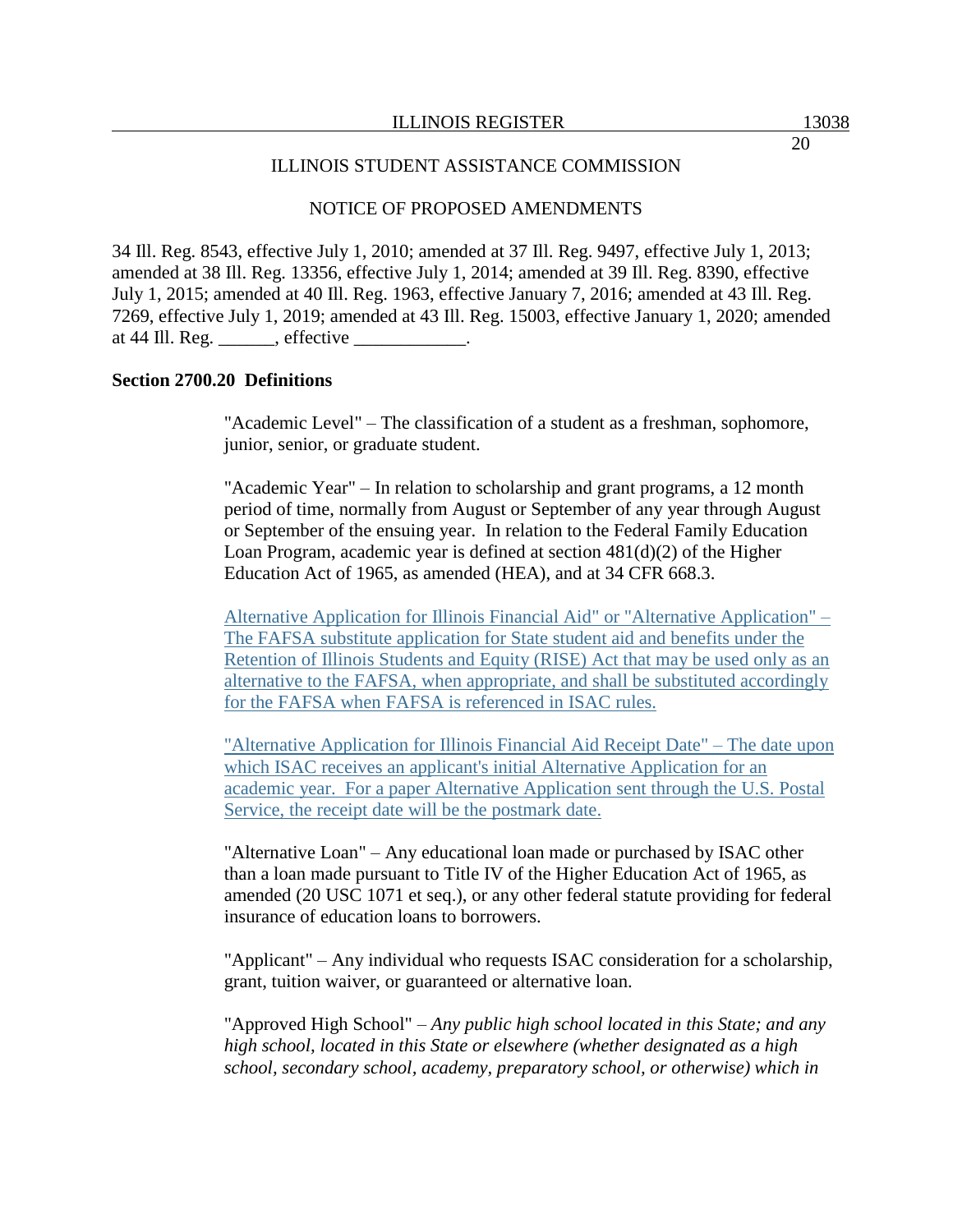ILLINOIS STUDENT ASSISTANCE COMMISSION

NOTICE OF PROPOSED AMENDMENTS

34 Ill. Reg. 8543, effective July 1, 2010; amended at 37 Ill. Reg. 9497, effective July 1, 2013; amended at 38 Ill. Reg. 13356, effective July 1, 2014; amended at 39 Ill. Reg. 8390, effective July 1, 2015; amended at 40 Ill. Reg. 1963, effective January 7, 2016; amended at 43 Ill. Reg. 7269, effective July 1, 2019; amended at 43 Ill. Reg. 15003, effective January 1, 2020; amended at 44 Ill. Reg. ______, effective ____________.

**Section 2700.20 Definitions**

"Academic Level" – The classification of a student as a freshman, sophomore, junior, senior, or graduate student.

"Academic Year" – In relation to scholarship and grant programs, a 12 month period of time, normally from August or September of any year through August or September of the ensuing year. In relation to the Federal Family Education Loan Program, academic year is defined at section 481(d)(2) of the Higher Education Act of 1965, as amended (HEA), and at 34 CFR 668.3.

<u>Alternative Application for Illinois Financial Aid" or "Alternative Application" – The FAFSA substitute application for State student aid and benefits under the Retention of Illinois Students and Equity (RISE) Act that may be used only as an alternative to the FAFSA, when appropriate, and shall be substituted accordingly for the FAFSA when FAFSA is referenced in ISAC rules.</u>

<u>"Alternative Application for Illinois Financial Aid Receipt Date" – The date upon which ISAC receives an applicant's initial Alternative Application for an academic year. For a paper Alternative Application sent through the U.S. Postal Service, the receipt date will be the postmark date.</u>

"Alternative Loan" – Any educational loan made or purchased by ISAC other than a loan made pursuant to Title IV of the Higher Education Act of 1965, as amended (20 USC 1071 et seq.), or any other federal statute providing for federal insurance of education loans to borrowers.

"Applicant" – Any individual who requests ISAC consideration for a scholarship, grant, tuition waiver, or guaranteed or alternative loan.

"Approved High School" – *Any public high school located in this State; and any high school, located in this State or elsewhere (whether designated as a high school, secondary school, academy, preparatory school, or otherwise) which in*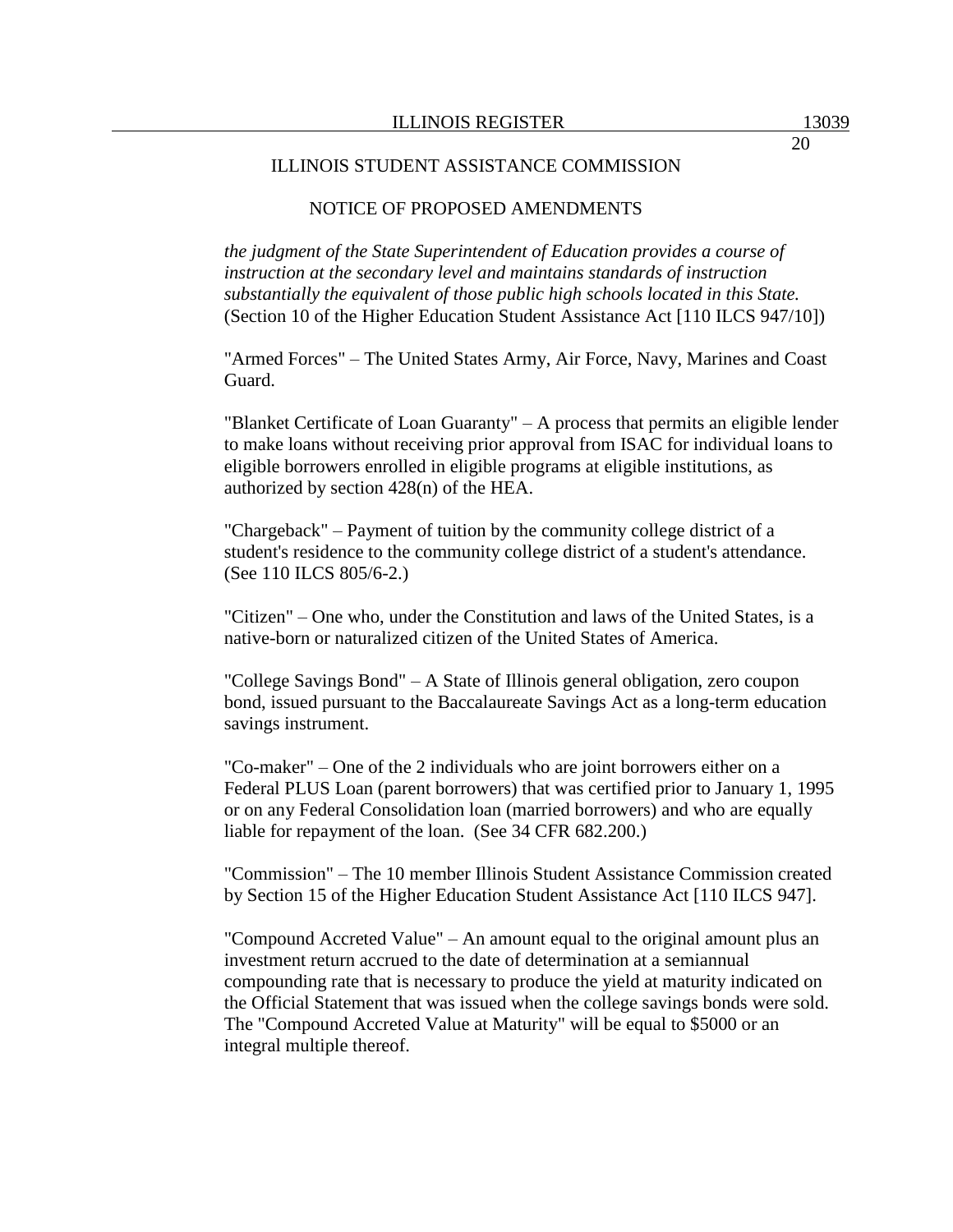ILLINOIS STUDENT ASSISTANCE COMMISSION

NOTICE OF PROPOSED AMENDMENTS

*the judgment of the State Superintendent of Education provides a course of instruction at the secondary level and maintains standards of instruction substantially the equivalent of those public high schools located in this State.* (Section 10 of the Higher Education Student Assistance Act [110 ILCS 947/10])

"Armed Forces" – The United States Army, Air Force, Navy, Marines and Coast Guard.

"Blanket Certificate of Loan Guaranty" – A process that permits an eligible lender to make loans without receiving prior approval from ISAC for individual loans to eligible borrowers enrolled in eligible programs at eligible institutions, as authorized by section 428(n) of the HEA.

"Chargeback" – Payment of tuition by the community college district of a student's residence to the community college district of a student's attendance. (See 110 ILCS 805/6-2.)

"Citizen" – One who, under the Constitution and laws of the United States, is a native-born or naturalized citizen of the United States of America.

"College Savings Bond" – A State of Illinois general obligation, zero coupon bond, issued pursuant to the Baccalaureate Savings Act as a long-term education savings instrument.

"Co-maker" – One of the 2 individuals who are joint borrowers either on a Federal PLUS Loan (parent borrowers) that was certified prior to January 1, 1995 or on any Federal Consolidation loan (married borrowers) and who are equally liable for repayment of the loan. (See 34 CFR 682.200.)

"Commission" – The 10 member Illinois Student Assistance Commission created by Section 15 of the Higher Education Student Assistance Act [110 ILCS 947].

"Compound Accreted Value" – An amount equal to the original amount plus an investment return accrued to the date of determination at a semiannual compounding rate that is necessary to produce the yield at maturity indicated on the Official Statement that was issued when the college savings bonds were sold. The "Compound Accreted Value at Maturity" will be equal to $5000 or an integral multiple thereof.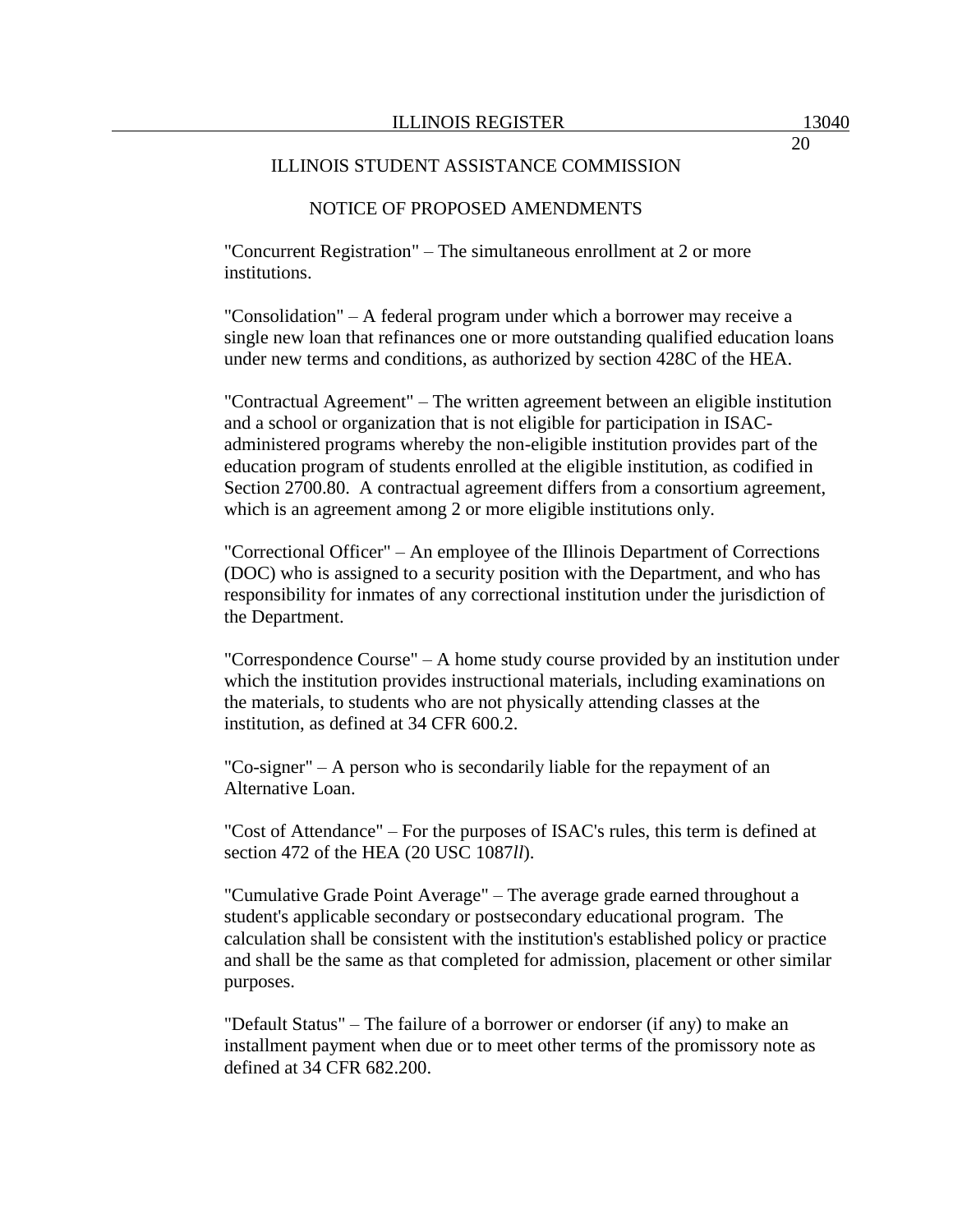ILLINOIS STUDENT ASSISTANCE COMMISSION

NOTICE OF PROPOSED AMENDMENTS

"Concurrent Registration" – The simultaneous enrollment at 2 or more institutions.

"Consolidation" – A federal program under which a borrower may receive a single new loan that refinances one or more outstanding qualified education loans under new terms and conditions, as authorized by section 428C of the HEA.

"Contractual Agreement" – The written agreement between an eligible institution and a school or organization that is not eligible for participation in ISAC-administered programs whereby the non-eligible institution provides part of the education program of students enrolled at the eligible institution, as codified in Section 2700.80. A contractual agreement differs from a consortium agreement, which is an agreement among 2 or more eligible institutions only.

"Correctional Officer" – An employee of the Illinois Department of Corrections (DOC) who is assigned to a security position with the Department, and who has responsibility for inmates of any correctional institution under the jurisdiction of the Department.

"Correspondence Course" – A home study course provided by an institution under which the institution provides instructional materials, including examinations on the materials, to students who are not physically attending classes at the institution, as defined at 34 CFR 600.2.

"Co-signer" – A person who is secondarily liable for the repayment of an Alternative Loan.

"Cost of Attendance" – For the purposes of ISAC's rules, this term is defined at section 472 of the HEA (20 USC 1087*ll*).

"Cumulative Grade Point Average" – The average grade earned throughout a student's applicable secondary or postsecondary educational program. The calculation shall be consistent with the institution's established policy or practice and shall be the same as that completed for admission, placement or other similar purposes.

"Default Status" – The failure of a borrower or endorser (if any) to make an installment payment when due or to meet other terms of the promissory note as defined at 34 CFR 682.200.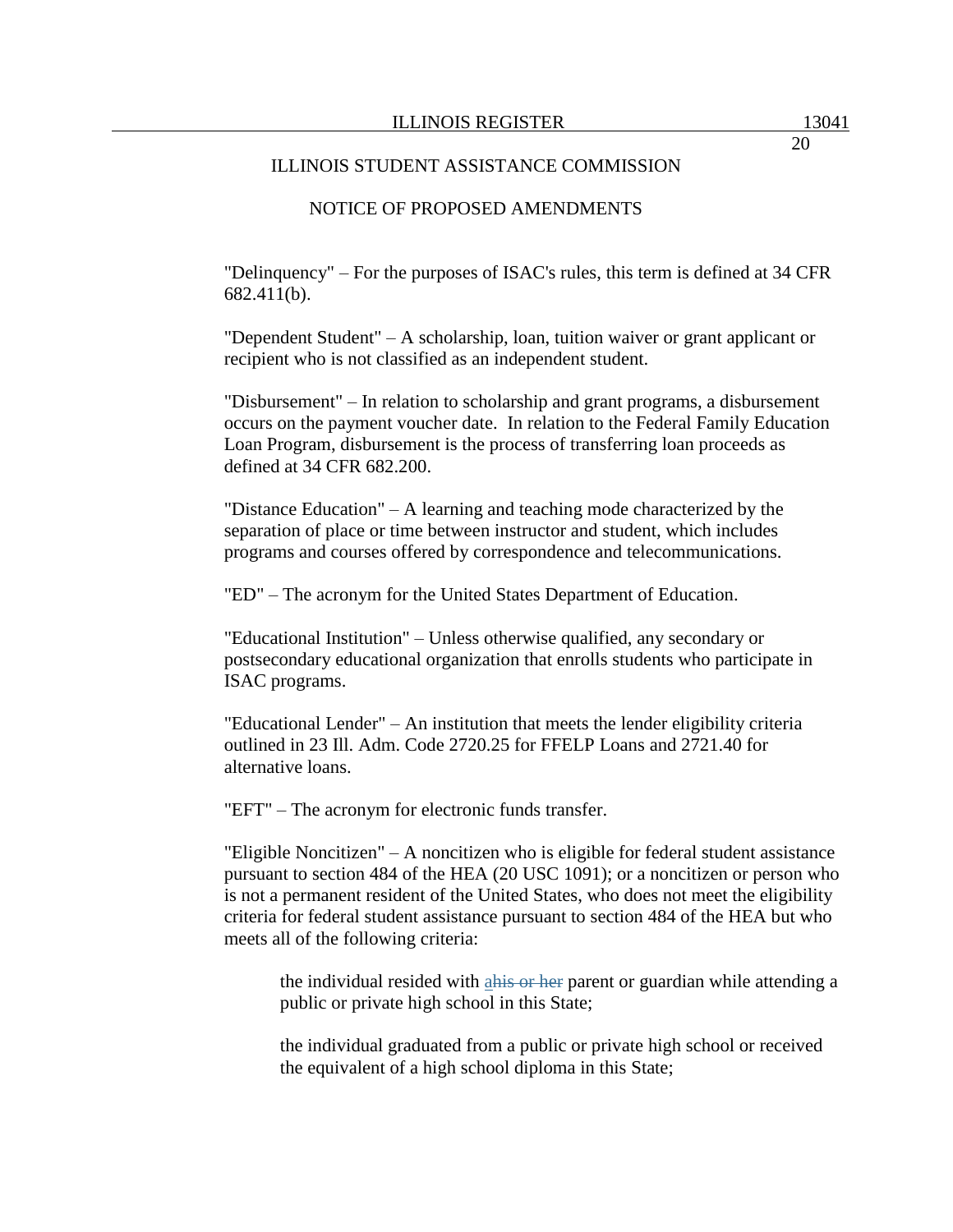ILLINOIS STUDENT ASSISTANCE COMMISSION

NOTICE OF PROPOSED AMENDMENTS

"Delinquency" – For the purposes of ISAC's rules, this term is defined at 34 CFR 682.411(b).

"Dependent Student" – A scholarship, loan, tuition waiver or grant applicant or recipient who is not classified as an independent student.

"Disbursement" – In relation to scholarship and grant programs, a disbursement occurs on the payment voucher date. In relation to the Federal Family Education Loan Program, disbursement is the process of transferring loan proceeds as defined at 34 CFR 682.200.

"Distance Education" – A learning and teaching mode characterized by the separation of place or time between instructor and student, which includes programs and courses offered by correspondence and telecommunications.

"ED" – The acronym for the United States Department of Education.

"Educational Institution" – Unless otherwise qualified, any secondary or postsecondary educational organization that enrolls students who participate in ISAC programs.

"Educational Lender" – An institution that meets the lender eligibility criteria outlined in 23 Ill. Adm. Code 2720.25 for FFELP Loans and 2721.40 for alternative loans.

"EFT" – The acronym for electronic funds transfer.

"Eligible Noncitizen" – A noncitizen who is eligible for federal student assistance pursuant to section 484 of the HEA (20 USC 1091); or a noncitizen or person who is not a permanent resident of the United States, who does not meet the eligibility criteria for federal student assistance pursuant to section 484 of the HEA but who meets all of the following criteria:

> the individual resided with a~~his or her~~ parent or guardian while attending a public or private high school in this State;
>
> the individual graduated from a public or private high school or received the equivalent of a high school diploma in this State;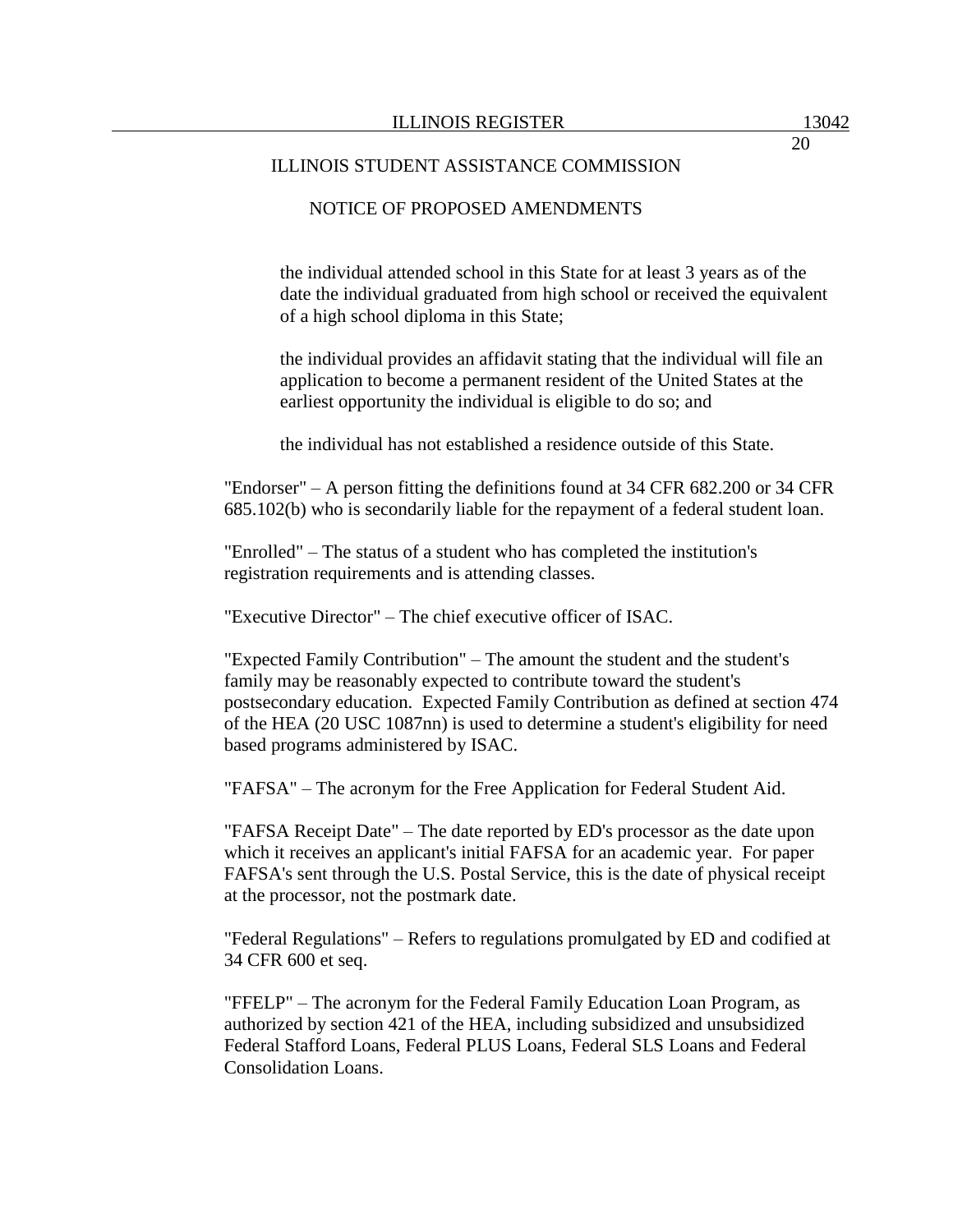the individual attended school in this State for at least 3 years as of the date the individual graduated from high school or received the equivalent of a high school diploma in this State;

the individual provides an affidavit stating that the individual will file an application to become a permanent resident of the United States at the earliest opportunity the individual is eligible to do so; and

the individual has not established a residence outside of this State.

"Endorser" – A person fitting the definitions found at 34 CFR 682.200 or 34 CFR 685.102(b) who is secondarily liable for the repayment of a federal student loan.

"Enrolled" – The status of a student who has completed the institution's registration requirements and is attending classes.

"Executive Director" – The chief executive officer of ISAC.

"Expected Family Contribution" – The amount the student and the student's family may be reasonably expected to contribute toward the student's postsecondary education. Expected Family Contribution as defined at section 474 of the HEA (20 USC 1087nn) is used to determine a student's eligibility for need based programs administered by ISAC.

"FAFSA" – The acronym for the Free Application for Federal Student Aid.

"FAFSA Receipt Date" – The date reported by ED's processor as the date upon which it receives an applicant's initial FAFSA for an academic year. For paper FAFSA's sent through the U.S. Postal Service, this is the date of physical receipt at the processor, not the postmark date.

"Federal Regulations" – Refers to regulations promulgated by ED and codified at 34 CFR 600 et seq.

"FFELP" – The acronym for the Federal Family Education Loan Program, as authorized by section 421 of the HEA, including subsidized and unsubsidized Federal Stafford Loans, Federal PLUS Loans, Federal SLS Loans and Federal Consolidation Loans.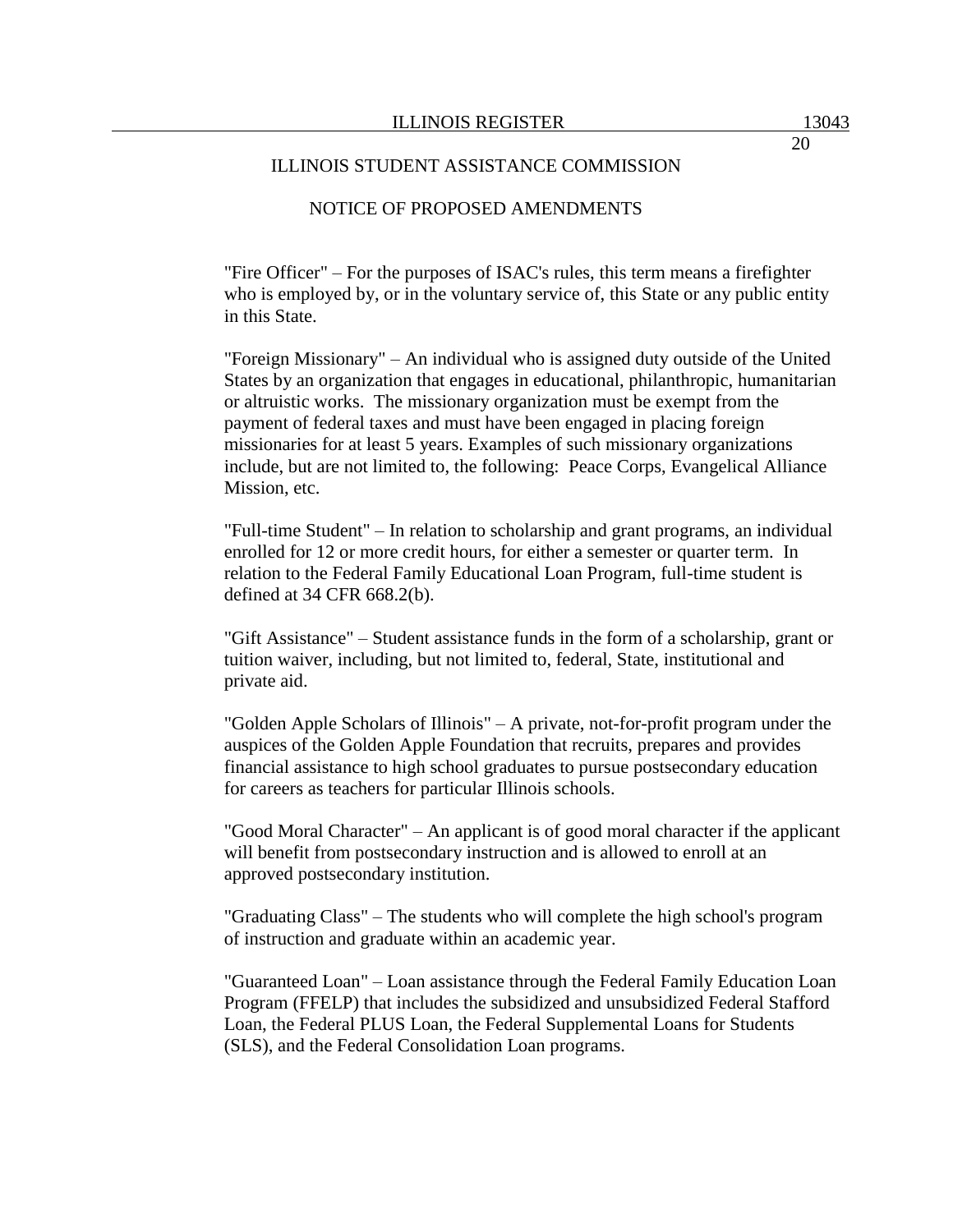ILLINOIS STUDENT ASSISTANCE COMMISSION

NOTICE OF PROPOSED AMENDMENTS

"Fire Officer" – For the purposes of ISAC's rules, this term means a firefighter who is employed by, or in the voluntary service of, this State or any public entity in this State.

"Foreign Missionary" – An individual who is assigned duty outside of the United States by an organization that engages in educational, philanthropic, humanitarian or altruistic works. The missionary organization must be exempt from the payment of federal taxes and must have been engaged in placing foreign missionaries for at least 5 years. Examples of such missionary organizations include, but are not limited to, the following: Peace Corps, Evangelical Alliance Mission, etc.

"Full-time Student" – In relation to scholarship and grant programs, an individual enrolled for 12 or more credit hours, for either a semester or quarter term. In relation to the Federal Family Educational Loan Program, full-time student is defined at 34 CFR 668.2(b).

"Gift Assistance" – Student assistance funds in the form of a scholarship, grant or tuition waiver, including, but not limited to, federal, State, institutional and private aid.

"Golden Apple Scholars of Illinois" – A private, not-for-profit program under the auspices of the Golden Apple Foundation that recruits, prepares and provides financial assistance to high school graduates to pursue postsecondary education for careers as teachers for particular Illinois schools.

"Good Moral Character" – An applicant is of good moral character if the applicant will benefit from postsecondary instruction and is allowed to enroll at an approved postsecondary institution.

"Graduating Class" – The students who will complete the high school's program of instruction and graduate within an academic year.

"Guaranteed Loan" – Loan assistance through the Federal Family Education Loan Program (FFELP) that includes the subsidized and unsubsidized Federal Stafford Loan, the Federal PLUS Loan, the Federal Supplemental Loans for Students (SLS), and the Federal Consolidation Loan programs.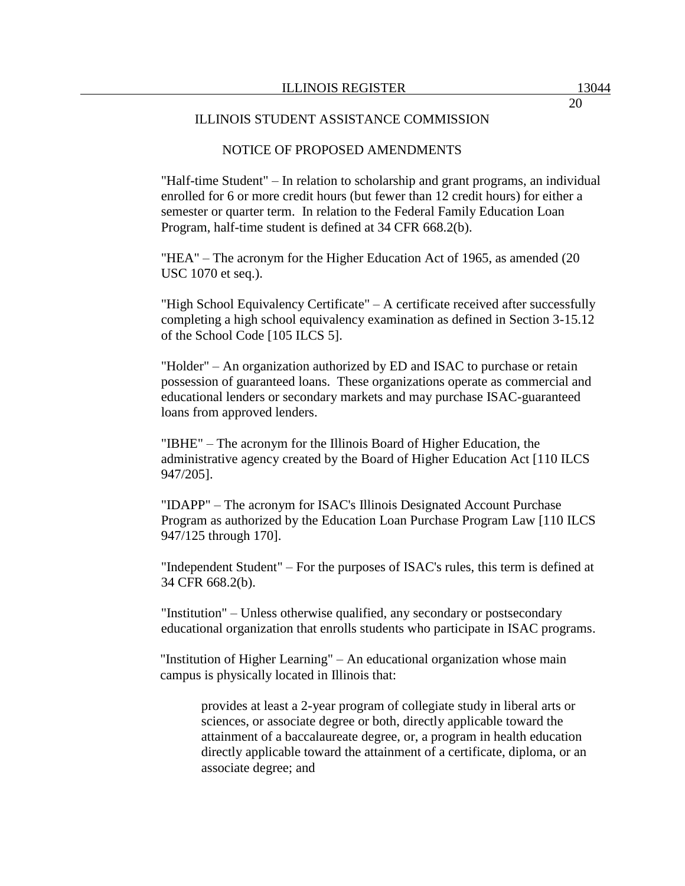ILLINOIS STUDENT ASSISTANCE COMMISSION

NOTICE OF PROPOSED AMENDMENTS

"Half-time Student" – In relation to scholarship and grant programs, an individual enrolled for 6 or more credit hours (but fewer than 12 credit hours) for either a semester or quarter term. In relation to the Federal Family Education Loan Program, half-time student is defined at 34 CFR 668.2(b).

"HEA" – The acronym for the Higher Education Act of 1965, as amended (20 USC 1070 et seq.).

"High School Equivalency Certificate" – A certificate received after successfully completing a high school equivalency examination as defined in Section 3-15.12 of the School Code [105 ILCS 5].

"Holder" – An organization authorized by ED and ISAC to purchase or retain possession of guaranteed loans. These organizations operate as commercial and educational lenders or secondary markets and may purchase ISAC-guaranteed loans from approved lenders.

"IBHE" – The acronym for the Illinois Board of Higher Education, the administrative agency created by the Board of Higher Education Act [110 ILCS 947/205].

"IDAPP" – The acronym for ISAC's Illinois Designated Account Purchase Program as authorized by the Education Loan Purchase Program Law [110 ILCS 947/125 through 170].

"Independent Student" – For the purposes of ISAC's rules, this term is defined at 34 CFR 668.2(b).

"Institution" – Unless otherwise qualified, any secondary or postsecondary educational organization that enrolls students who participate in ISAC programs.

"Institution of Higher Learning" – An educational organization whose main campus is physically located in Illinois that:

> provides at least a 2-year program of collegiate study in liberal arts or sciences, or associate degree or both, directly applicable toward the attainment of a baccalaureate degree, or, a program in health education directly applicable toward the attainment of a certificate, diploma, or an associate degree; and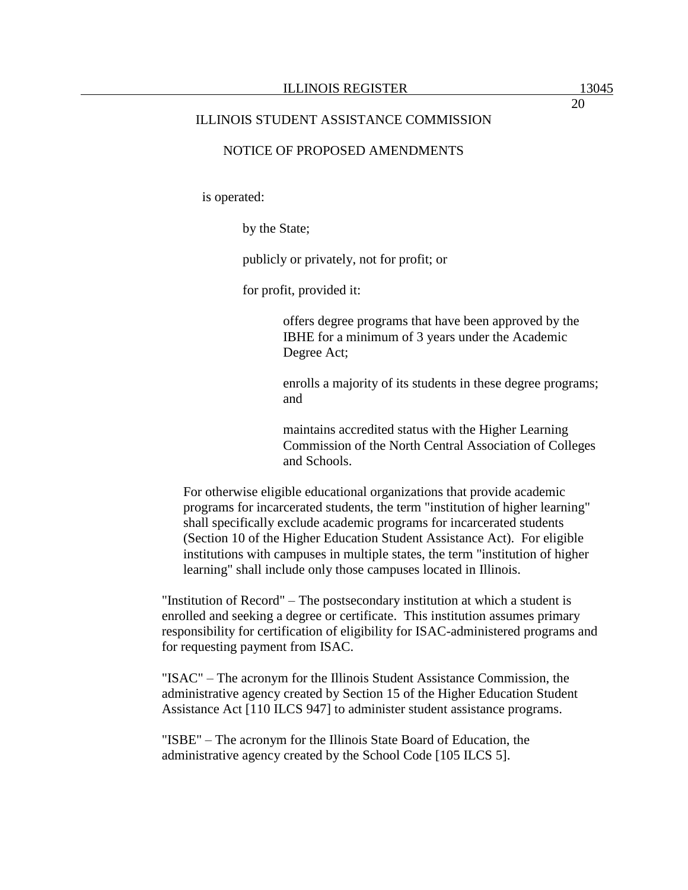is operated:

by the State;

publicly or privately, not for profit; or

for profit, provided it:

offers degree programs that have been approved by the IBHE for a minimum of 3 years under the Academic Degree Act;

enrolls a majority of its students in these degree programs; and

maintains accredited status with the Higher Learning Commission of the North Central Association of Colleges and Schools.

For otherwise eligible educational organizations that provide academic programs for incarcerated students, the term "institution of higher learning" shall specifically exclude academic programs for incarcerated students (Section 10 of the Higher Education Student Assistance Act). For eligible institutions with campuses in multiple states, the term "institution of higher learning" shall include only those campuses located in Illinois.

"Institution of Record" – The postsecondary institution at which a student is enrolled and seeking a degree or certificate. This institution assumes primary responsibility for certification of eligibility for ISAC-administered programs and for requesting payment from ISAC.

"ISAC" – The acronym for the Illinois Student Assistance Commission, the administrative agency created by Section 15 of the Higher Education Student Assistance Act [110 ILCS 947] to administer student assistance programs.

"ISBE" – The acronym for the Illinois State Board of Education, the administrative agency created by the School Code [105 ILCS 5].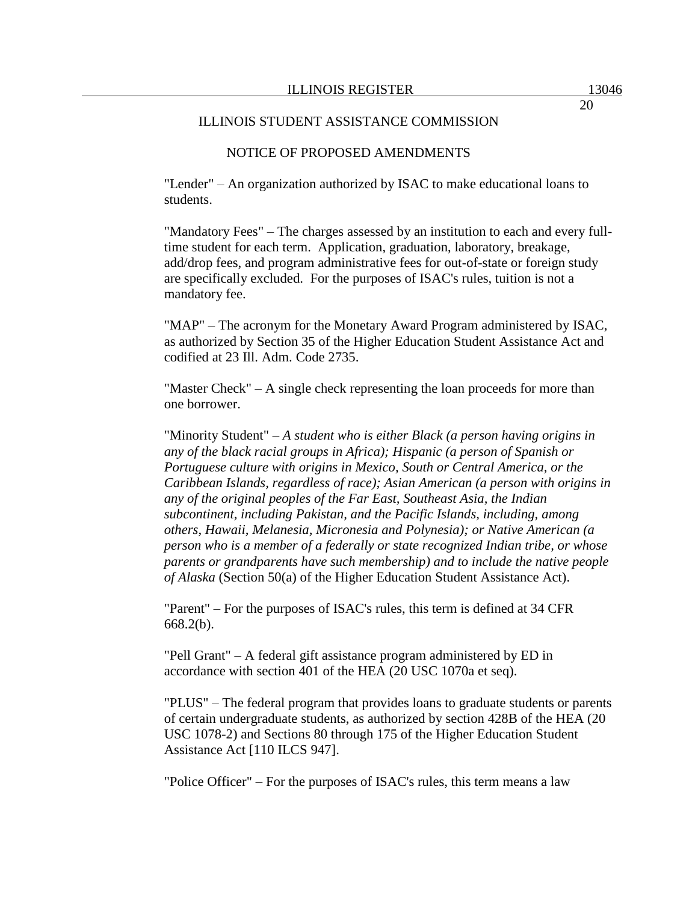ILLINOIS STUDENT ASSISTANCE COMMISSION

NOTICE OF PROPOSED AMENDMENTS

"Lender" – An organization authorized by ISAC to make educational loans to students.

"Mandatory Fees" – The charges assessed by an institution to each and every full-time student for each term. Application, graduation, laboratory, breakage, add/drop fees, and program administrative fees for out-of-state or foreign study are specifically excluded. For the purposes of ISAC's rules, tuition is not a mandatory fee.

"MAP" – The acronym for the Monetary Award Program administered by ISAC, as authorized by Section 35 of the Higher Education Student Assistance Act and codified at 23 Ill. Adm. Code 2735.

"Master Check" – A single check representing the loan proceeds for more than one borrower.

"Minority Student" – *A student who is either Black (a person having origins in any of the black racial groups in Africa); Hispanic (a person of Spanish or Portuguese culture with origins in Mexico, South or Central America, or the Caribbean Islands, regardless of race); Asian American (a person with origins in any of the original peoples of the Far East, Southeast Asia, the Indian subcontinent, including Pakistan, and the Pacific Islands, including, among others, Hawaii, Melanesia, Micronesia and Polynesia); or Native American (a person who is a member of a federally or state recognized Indian tribe, or whose parents or grandparents have such membership) and to include the native people of Alaska* (Section 50(a) of the Higher Education Student Assistance Act).

"Parent" – For the purposes of ISAC's rules, this term is defined at 34 CFR 668.2(b).

"Pell Grant" – A federal gift assistance program administered by ED in accordance with section 401 of the HEA (20 USC 1070a et seq).

"PLUS" – The federal program that provides loans to graduate students or parents of certain undergraduate students, as authorized by section 428B of the HEA (20 USC 1078-2) and Sections 80 through 175 of the Higher Education Student Assistance Act [110 ILCS 947].

"Police Officer" – For the purposes of ISAC's rules, this term means a law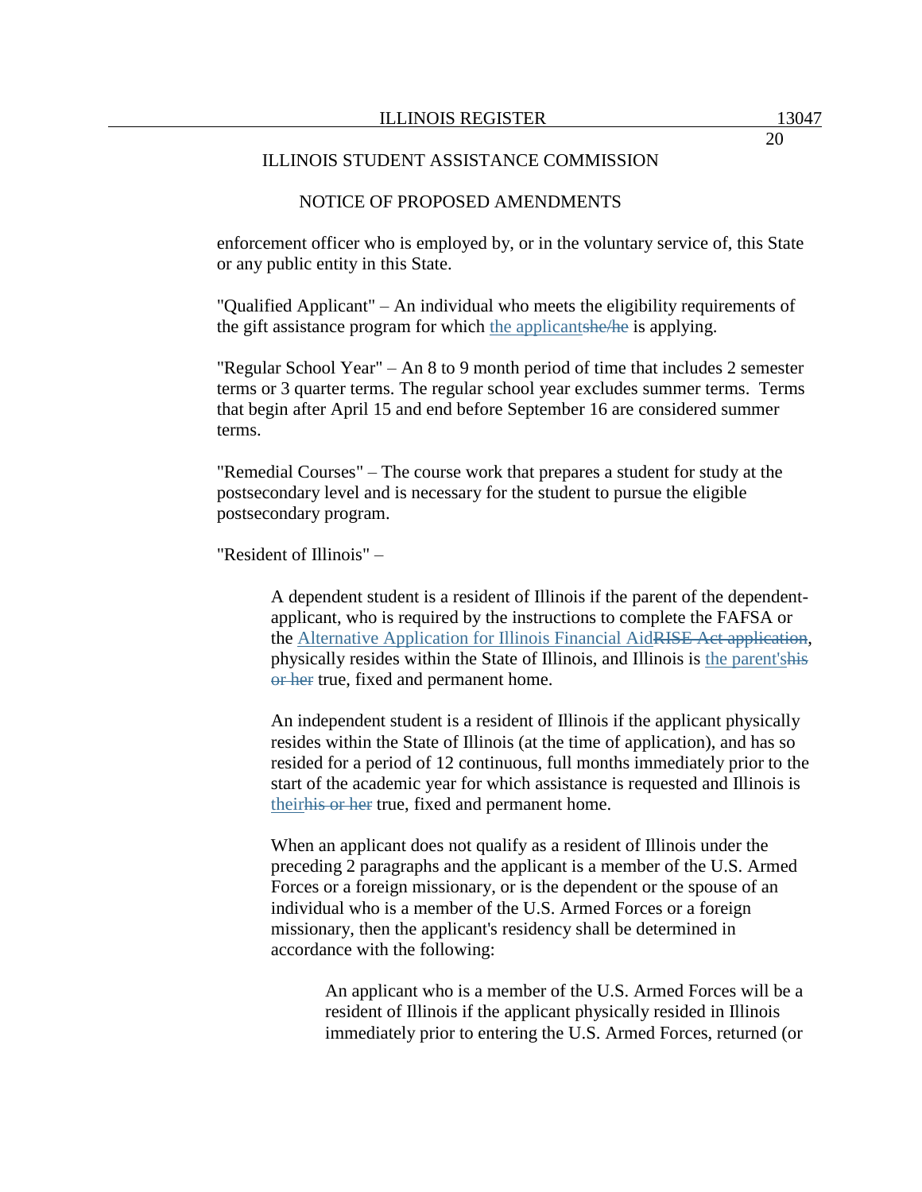enforcement officer who is employed by, or in the voluntary service of, this State or any public entity in this State.

"Qualified Applicant" – An individual who meets the eligibility requirements of the gift assistance program for which the applicant~~she/he~~ is applying.

"Regular School Year" – An 8 to 9 month period of time that includes 2 semester terms or 3 quarter terms. The regular school year excludes summer terms. Terms that begin after April 15 and end before September 16 are considered summer terms.

"Remedial Courses" – The course work that prepares a student for study at the postsecondary level and is necessary for the student to pursue the eligible postsecondary program.

"Resident of Illinois" –

> A dependent student is a resident of Illinois if the parent of the dependent-applicant, who is required by the instructions to complete the FAFSA or the Alternative Application for Illinois Financial Aid~~RISE Act application~~, physically resides within the State of Illinois, and Illinois is the parent's~~his or her~~ true, fixed and permanent home.
>
> An independent student is a resident of Illinois if the applicant physically resides within the State of Illinois (at the time of application), and has so resided for a period of 12 continuous, full months immediately prior to the start of the academic year for which assistance is requested and Illinois is their~~his or her~~ true, fixed and permanent home.
>
> When an applicant does not qualify as a resident of Illinois under the preceding 2 paragraphs and the applicant is a member of the U.S. Armed Forces or a foreign missionary, or is the dependent or the spouse of an individual who is a member of the U.S. Armed Forces or a foreign missionary, then the applicant's residency shall be determined in accordance with the following:
>
> > An applicant who is a member of the U.S. Armed Forces will be a resident of Illinois if the applicant physically resided in Illinois immediately prior to entering the U.S. Armed Forces, returned (or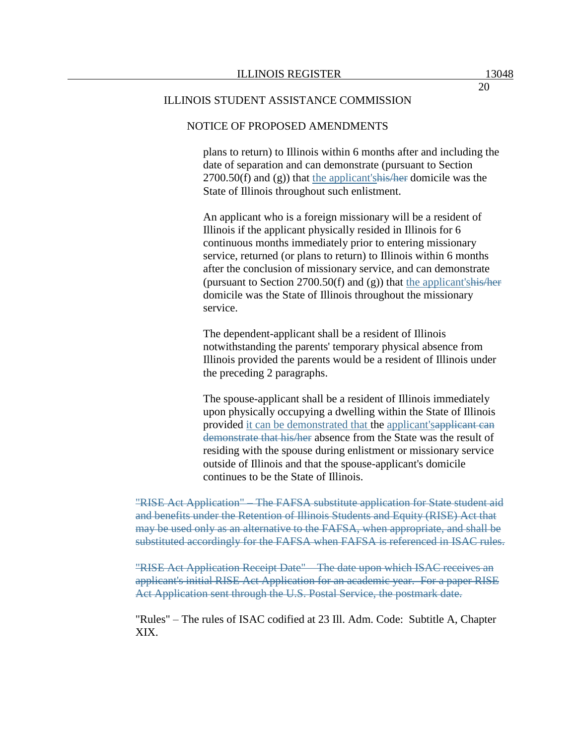ILLINOIS STUDENT ASSISTANCE COMMISSION

NOTICE OF PROPOSED AMENDMENTS

> plans to return) to Illinois within 6 months after and including the date of separation and can demonstrate (pursuant to Section 2700.50(f) and (g)) that <u>the applicant's</u>~~his/her~~ domicile was the State of Illinois throughout such enlistment.
>
> An applicant who is a foreign missionary will be a resident of Illinois if the applicant physically resided in Illinois for 6 continuous months immediately prior to entering missionary service, returned (or plans to return) to Illinois within 6 months after the conclusion of missionary service, and can demonstrate (pursuant to Section 2700.50(f) and (g)) that <u>the applicant's</u>~~his/her~~ domicile was the State of Illinois throughout the missionary service.
>
> The dependent-applicant shall be a resident of Illinois notwithstanding the parents' temporary physical absence from Illinois provided the parents would be a resident of Illinois under the preceding 2 paragraphs.
>
> The spouse-applicant shall be a resident of Illinois immediately upon physically occupying a dwelling within the State of Illinois provided <u>it can be demonstrated that </u>the <u>applicant's</u>~~applicant can demonstrate that his/her~~ absence from the State was the result of residing with the spouse during enlistment or missionary service outside of Illinois and that the spouse-applicant's domicile continues to be the State of Illinois.

~~"RISE Act Application" – The FAFSA substitute application for State student aid and benefits under the Retention of Illinois Students and Equity (RISE) Act that may be used only as an alternative to the FAFSA, when appropriate, and shall be substituted accordingly for the FAFSA when FAFSA is referenced in ISAC rules.~~

~~"RISE Act Application Receipt Date" – The date upon which ISAC receives an applicant's initial RISE Act Application for an academic year. For a paper RISE Act Application sent through the U.S. Postal Service, the postmark date.~~

"Rules" – The rules of ISAC codified at 23 Ill. Adm. Code: Subtitle A, Chapter XIX.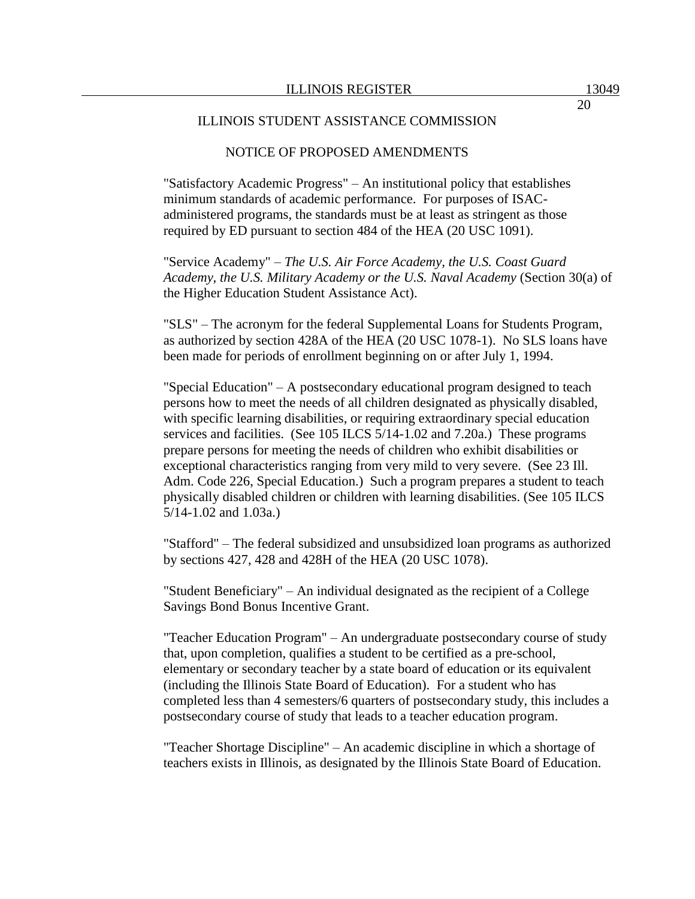ILLINOIS STUDENT ASSISTANCE COMMISSION

NOTICE OF PROPOSED AMENDMENTS

"Satisfactory Academic Progress" – An institutional policy that establishes minimum standards of academic performance. For purposes of ISAC-administered programs, the standards must be at least as stringent as those required by ED pursuant to section 484 of the HEA (20 USC 1091).

"Service Academy" – *The U.S. Air Force Academy, the U.S. Coast Guard Academy, the U.S. Military Academy or the U.S. Naval Academy* (Section 30(a) of the Higher Education Student Assistance Act).

"SLS" – The acronym for the federal Supplemental Loans for Students Program, as authorized by section 428A of the HEA (20 USC 1078-1). No SLS loans have been made for periods of enrollment beginning on or after July 1, 1994.

"Special Education" – A postsecondary educational program designed to teach persons how to meet the needs of all children designated as physically disabled, with specific learning disabilities, or requiring extraordinary special education services and facilities. (See 105 ILCS 5/14-1.02 and 7.20a.) These programs prepare persons for meeting the needs of children who exhibit disabilities or exceptional characteristics ranging from very mild to very severe. (See 23 Ill. Adm. Code 226, Special Education.) Such a program prepares a student to teach physically disabled children or children with learning disabilities. (See 105 ILCS 5/14-1.02 and 1.03a.)

"Stafford" – The federal subsidized and unsubsidized loan programs as authorized by sections 427, 428 and 428H of the HEA (20 USC 1078).

"Student Beneficiary" – An individual designated as the recipient of a College Savings Bond Bonus Incentive Grant.

"Teacher Education Program" – An undergraduate postsecondary course of study that, upon completion, qualifies a student to be certified as a pre-school, elementary or secondary teacher by a state board of education or its equivalent (including the Illinois State Board of Education). For a student who has completed less than 4 semesters/6 quarters of postsecondary study, this includes a postsecondary course of study that leads to a teacher education program.

"Teacher Shortage Discipline" – An academic discipline in which a shortage of teachers exists in Illinois, as designated by the Illinois State Board of Education.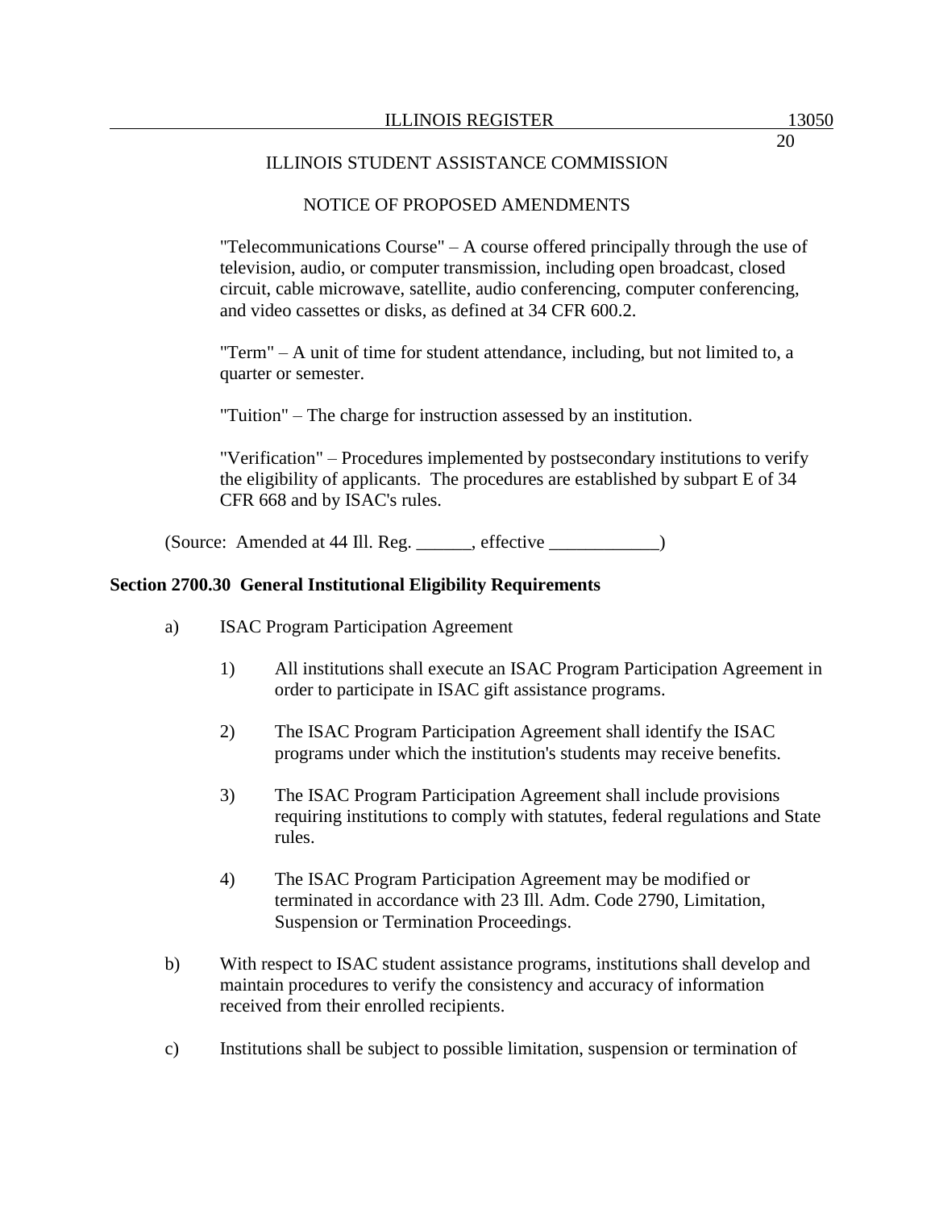ILLINOIS STUDENT ASSISTANCE COMMISSION

NOTICE OF PROPOSED AMENDMENTS

"Telecommunications Course" – A course offered principally through the use of television, audio, or computer transmission, including open broadcast, closed circuit, cable microwave, satellite, audio conferencing, computer conferencing, and video cassettes or disks, as defined at 34 CFR 600.2.

"Term" – A unit of time for student attendance, including, but not limited to, a quarter or semester.

"Tuition" – The charge for instruction assessed by an institution.

"Verification" – Procedures implemented by postsecondary institutions to verify the eligibility of applicants. The procedures are established by subpart E of 34 CFR 668 and by ISAC's rules.

(Source: Amended at 44 Ill. Reg. ______, effective ____________)

**Section 2700.30 General Institutional Eligibility Requirements**

a) ISAC Program Participation Agreement

1) All institutions shall execute an ISAC Program Participation Agreement in order to participate in ISAC gift assistance programs.

2) The ISAC Program Participation Agreement shall identify the ISAC programs under which the institution's students may receive benefits.

3) The ISAC Program Participation Agreement shall include provisions requiring institutions to comply with statutes, federal regulations and State rules.

4) The ISAC Program Participation Agreement may be modified or terminated in accordance with 23 Ill. Adm. Code 2790, Limitation, Suspension or Termination Proceedings.

b) With respect to ISAC student assistance programs, institutions shall develop and maintain procedures to verify the consistency and accuracy of information received from their enrolled recipients.

c) Institutions shall be subject to possible limitation, suspension or termination of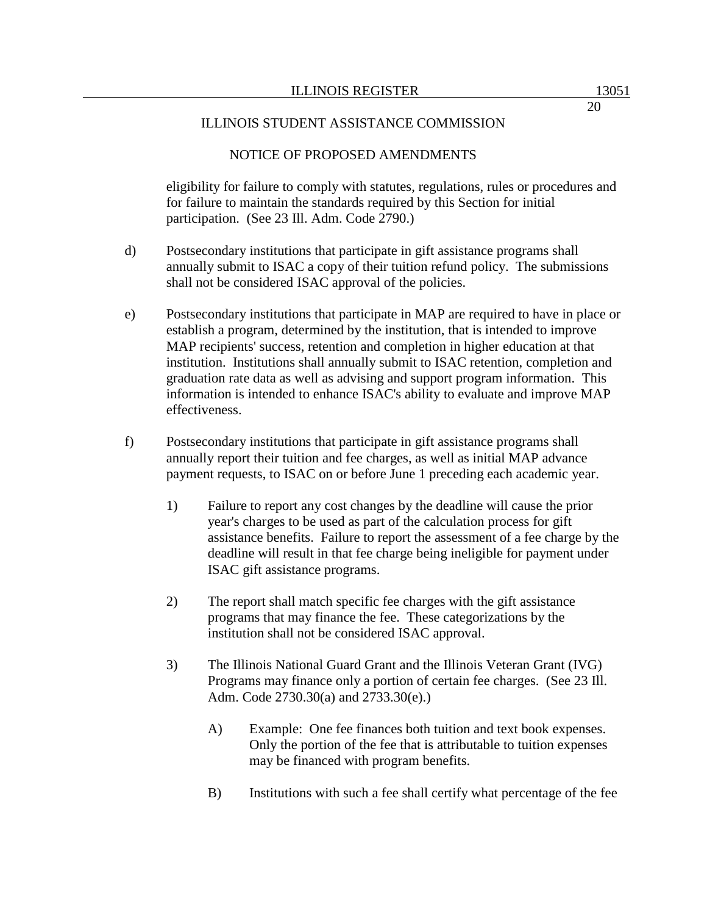ILLINOIS STUDENT ASSISTANCE COMMISSION

NOTICE OF PROPOSED AMENDMENTS

eligibility for failure to comply with statutes, regulations, rules or procedures and for failure to maintain the standards required by this Section for initial participation. (See 23 Ill. Adm. Code 2790.)

d) Postsecondary institutions that participate in gift assistance programs shall annually submit to ISAC a copy of their tuition refund policy. The submissions shall not be considered ISAC approval of the policies.

e) Postsecondary institutions that participate in MAP are required to have in place or establish a program, determined by the institution, that is intended to improve MAP recipients' success, retention and completion in higher education at that institution. Institutions shall annually submit to ISAC retention, completion and graduation rate data as well as advising and support program information. This information is intended to enhance ISAC's ability to evaluate and improve MAP effectiveness.

f) Postsecondary institutions that participate in gift assistance programs shall annually report their tuition and fee charges, as well as initial MAP advance payment requests, to ISAC on or before June 1 preceding each academic year.

1) Failure to report any cost changes by the deadline will cause the prior year's charges to be used as part of the calculation process for gift assistance benefits. Failure to report the assessment of a fee charge by the deadline will result in that fee charge being ineligible for payment under ISAC gift assistance programs.

2) The report shall match specific fee charges with the gift assistance programs that may finance the fee. These categorizations by the institution shall not be considered ISAC approval.

3) The Illinois National Guard Grant and the Illinois Veteran Grant (IVG) Programs may finance only a portion of certain fee charges. (See 23 Ill. Adm. Code 2730.30(a) and 2733.30(e).)

A) Example: One fee finances both tuition and text book expenses. Only the portion of the fee that is attributable to tuition expenses may be financed with program benefits.

B) Institutions with such a fee shall certify what percentage of the fee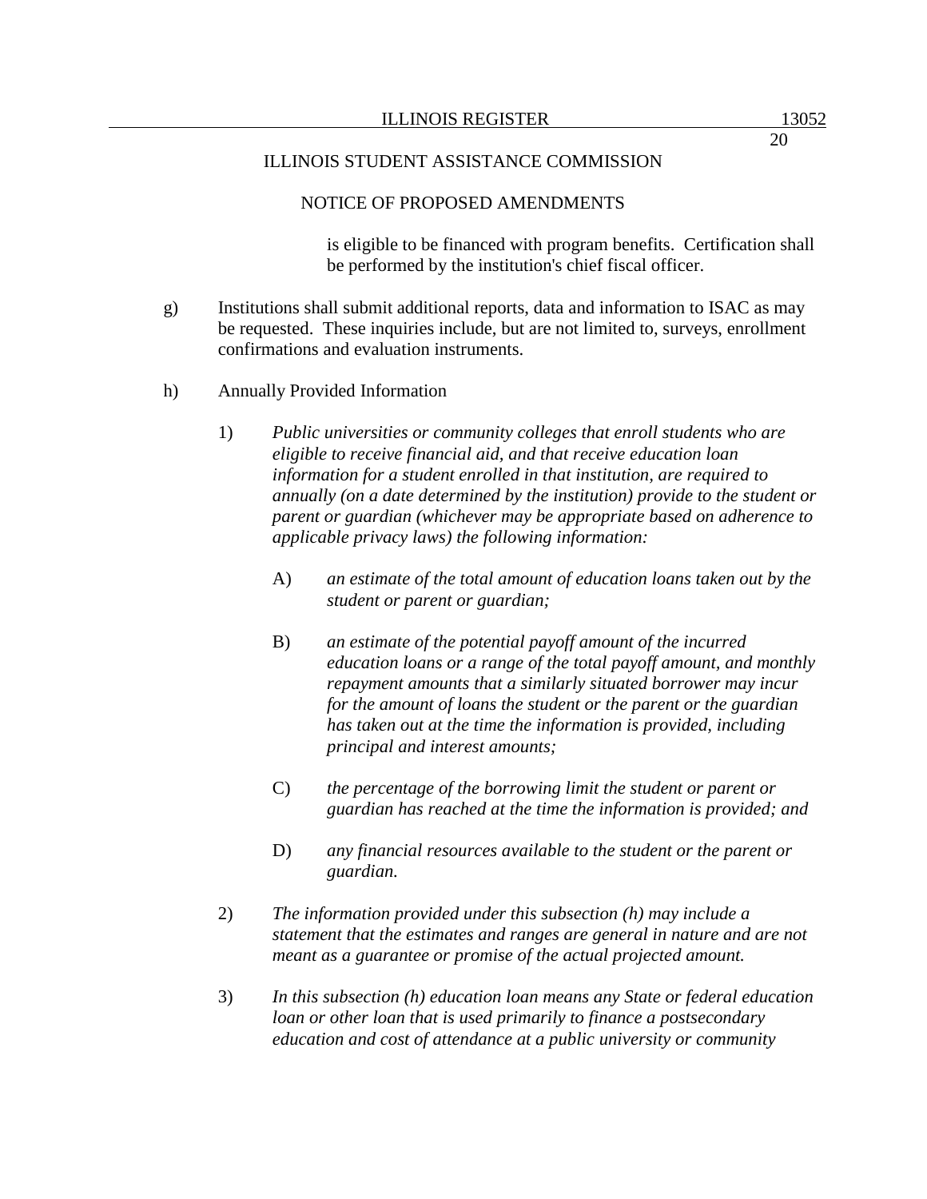is eligible to be financed with program benefits. Certification shall be performed by the institution's chief fiscal officer.

g) Institutions shall submit additional reports, data and information to ISAC as may be requested. These inquiries include, but are not limited to, surveys, enrollment confirmations and evaluation instruments.

h) Annually Provided Information

1) *Public universities or community colleges that enroll students who are eligible to receive financial aid, and that receive education loan information for a student enrolled in that institution, are required to annually (on a date determined by the institution) provide to the student or parent or guardian (whichever may be appropriate based on adherence to applicable privacy laws) the following information:*

A) *an estimate of the total amount of education loans taken out by the student or parent or guardian;*

B) *an estimate of the potential payoff amount of the incurred education loans or a range of the total payoff amount, and monthly repayment amounts that a similarly situated borrower may incur for the amount of loans the student or the parent or the guardian has taken out at the time the information is provided, including principal and interest amounts;*

C) *the percentage of the borrowing limit the student or parent or guardian has reached at the time the information is provided; and*

D) *any financial resources available to the student or the parent or guardian.*

2) *The information provided under this subsection (h) may include a statement that the estimates and ranges are general in nature and are not meant as a guarantee or promise of the actual projected amount.*

3) *In this subsection (h) education loan means any State or federal education loan or other loan that is used primarily to finance a postsecondary education and cost of attendance at a public university or community*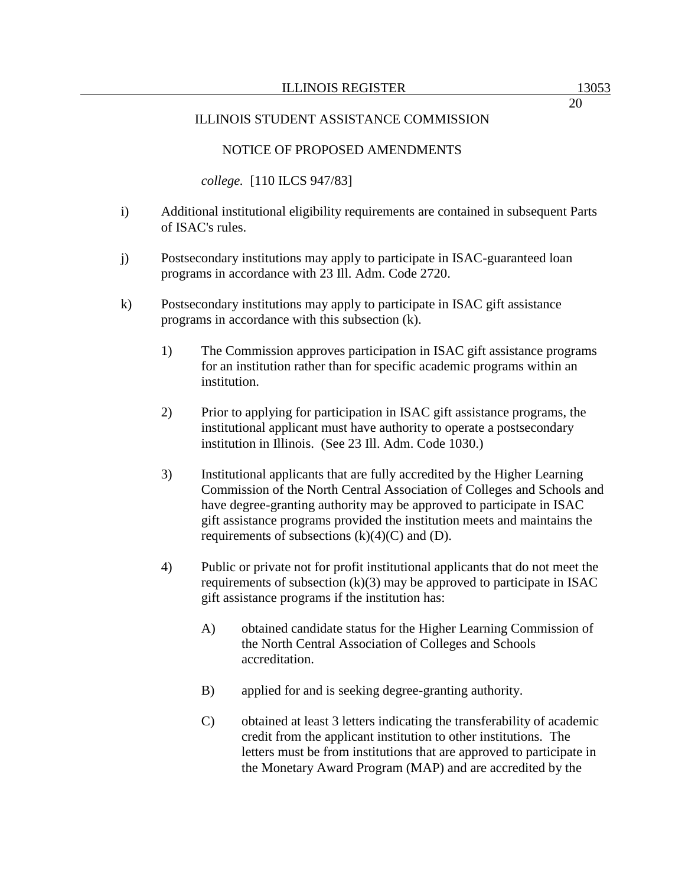ILLINOIS STUDENT ASSISTANCE COMMISSION

NOTICE OF PROPOSED AMENDMENTS

*college.* [110 ILCS 947/83]

i) Additional institutional eligibility requirements are contained in subsequent Parts of ISAC's rules.

j) Postsecondary institutions may apply to participate in ISAC-guaranteed loan programs in accordance with 23 Ill. Adm. Code 2720.

k) Postsecondary institutions may apply to participate in ISAC gift assistance programs in accordance with this subsection (k).

1) The Commission approves participation in ISAC gift assistance programs for an institution rather than for specific academic programs within an institution.

2) Prior to applying for participation in ISAC gift assistance programs, the institutional applicant must have authority to operate a postsecondary institution in Illinois. (See 23 Ill. Adm. Code 1030.)

3) Institutional applicants that are fully accredited by the Higher Learning Commission of the North Central Association of Colleges and Schools and have degree-granting authority may be approved to participate in ISAC gift assistance programs provided the institution meets and maintains the requirements of subsections (k)(4)(C) and (D).

4) Public or private not for profit institutional applicants that do not meet the requirements of subsection (k)(3) may be approved to participate in ISAC gift assistance programs if the institution has:

A) obtained candidate status for the Higher Learning Commission of the North Central Association of Colleges and Schools accreditation.

B) applied for and is seeking degree-granting authority.

C) obtained at least 3 letters indicating the transferability of academic credit from the applicant institution to other institutions. The letters must be from institutions that are approved to participate in the Monetary Award Program (MAP) and are accredited by the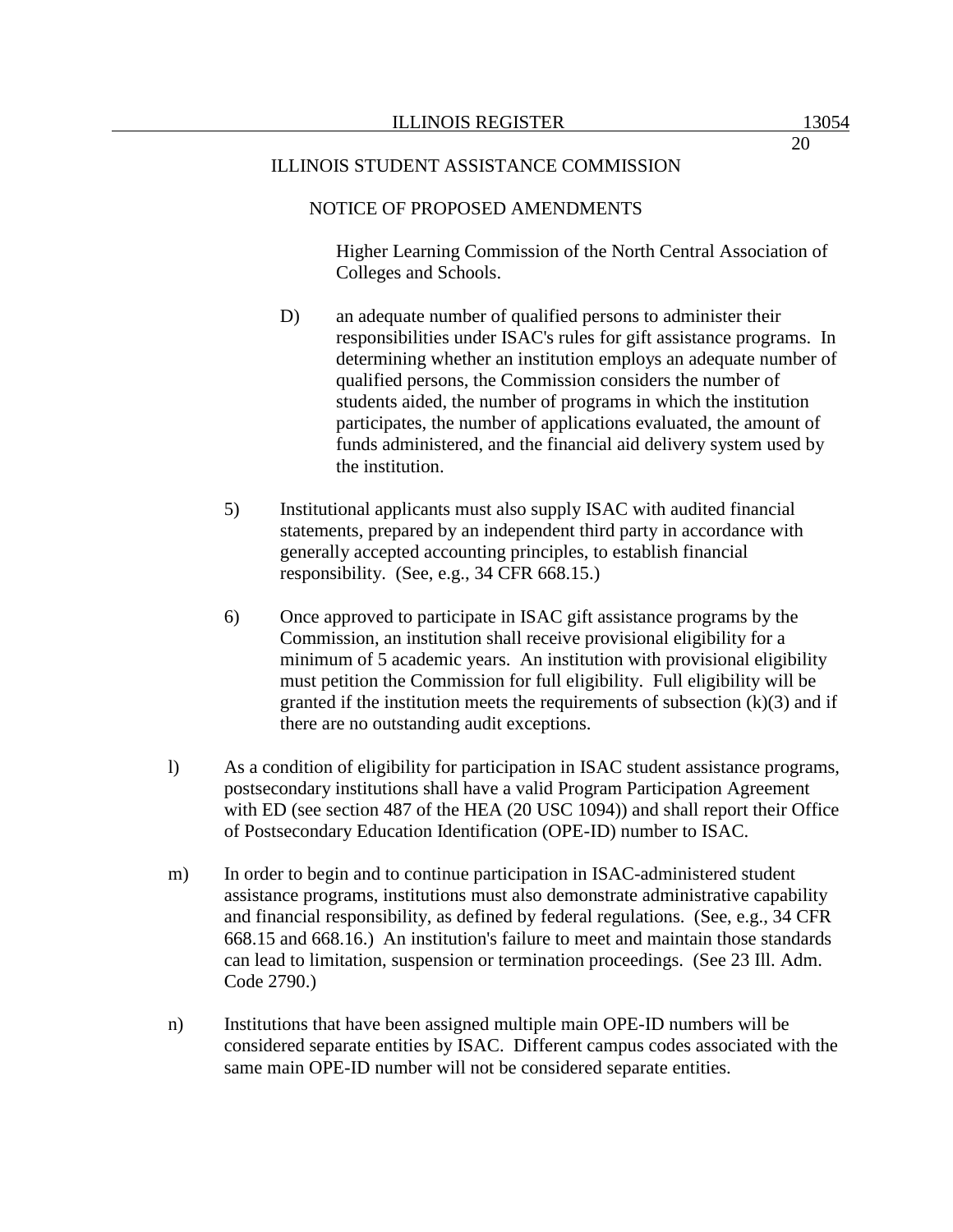ILLINOIS STUDENT ASSISTANCE COMMISSION

NOTICE OF PROPOSED AMENDMENTS

Higher Learning Commission of the North Central Association of Colleges and Schools.

D) an adequate number of qualified persons to administer their responsibilities under ISAC's rules for gift assistance programs. In determining whether an institution employs an adequate number of qualified persons, the Commission considers the number of students aided, the number of programs in which the institution participates, the number of applications evaluated, the amount of funds administered, and the financial aid delivery system used by the institution.

5) Institutional applicants must also supply ISAC with audited financial statements, prepared by an independent third party in accordance with generally accepted accounting principles, to establish financial responsibility. (See, e.g., 34 CFR 668.15.)

6) Once approved to participate in ISAC gift assistance programs by the Commission, an institution shall receive provisional eligibility for a minimum of 5 academic years. An institution with provisional eligibility must petition the Commission for full eligibility. Full eligibility will be granted if the institution meets the requirements of subsection (k)(3) and if there are no outstanding audit exceptions.

l) As a condition of eligibility for participation in ISAC student assistance programs, postsecondary institutions shall have a valid Program Participation Agreement with ED (see section 487 of the HEA (20 USC 1094)) and shall report their Office of Postsecondary Education Identification (OPE-ID) number to ISAC.

m) In order to begin and to continue participation in ISAC-administered student assistance programs, institutions must also demonstrate administrative capability and financial responsibility, as defined by federal regulations. (See, e.g., 34 CFR 668.15 and 668.16.) An institution's failure to meet and maintain those standards can lead to limitation, suspension or termination proceedings. (See 23 Ill. Adm. Code 2790.)

n) Institutions that have been assigned multiple main OPE-ID numbers will be considered separate entities by ISAC. Different campus codes associated with the same main OPE-ID number will not be considered separate entities.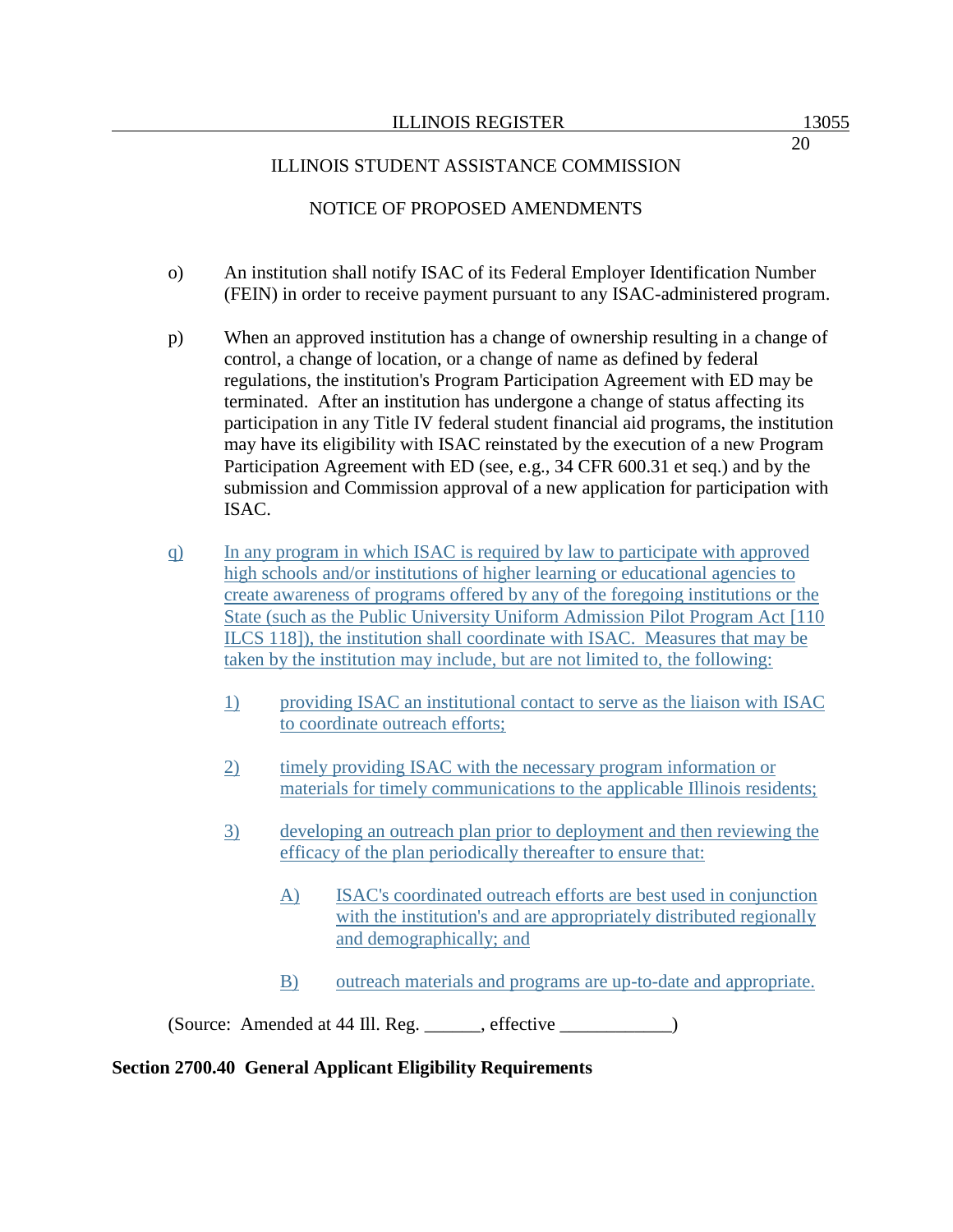ILLINOIS STUDENT ASSISTANCE COMMISSION

NOTICE OF PROPOSED AMENDMENTS

o) An institution shall notify ISAC of its Federal Employer Identification Number (FEIN) in order to receive payment pursuant to any ISAC-administered program.

p) When an approved institution has a change of ownership resulting in a change of control, a change of location, or a change of name as defined by federal regulations, the institution's Program Participation Agreement with ED may be terminated. After an institution has undergone a change of status affecting its participation in any Title IV federal student financial aid programs, the institution may have its eligibility with ISAC reinstated by the execution of a new Program Participation Agreement with ED (see, e.g., 34 CFR 600.31 et seq.) and by the submission and Commission approval of a new application for participation with ISAC.

<u>q) In any program in which ISAC is required by law to participate with approved high schools and/or institutions of higher learning or educational agencies to create awareness of programs offered by any of the foregoing institutions or the State (such as the Public University Uniform Admission Pilot Program Act [110 ILCS 118]), the institution shall coordinate with ISAC. Measures that may be taken by the institution may include, but are not limited to, the following:</u>

<u>1) providing ISAC an institutional contact to serve as the liaison with ISAC to coordinate outreach efforts;</u>

<u>2) timely providing ISAC with the necessary program information or materials for timely communications to the applicable Illinois residents;</u>

<u>3) developing an outreach plan prior to deployment and then reviewing the efficacy of the plan periodically thereafter to ensure that:</u>

<u>A) ISAC's coordinated outreach efforts are best used in conjunction with the institution's and are appropriately distributed regionally and demographically; and</u>

<u>B) outreach materials and programs are up-to-date and appropriate.</u>

(Source: Amended at 44 Ill. Reg. ______, effective ____________)

**Section 2700.40 General Applicant Eligibility Requirements**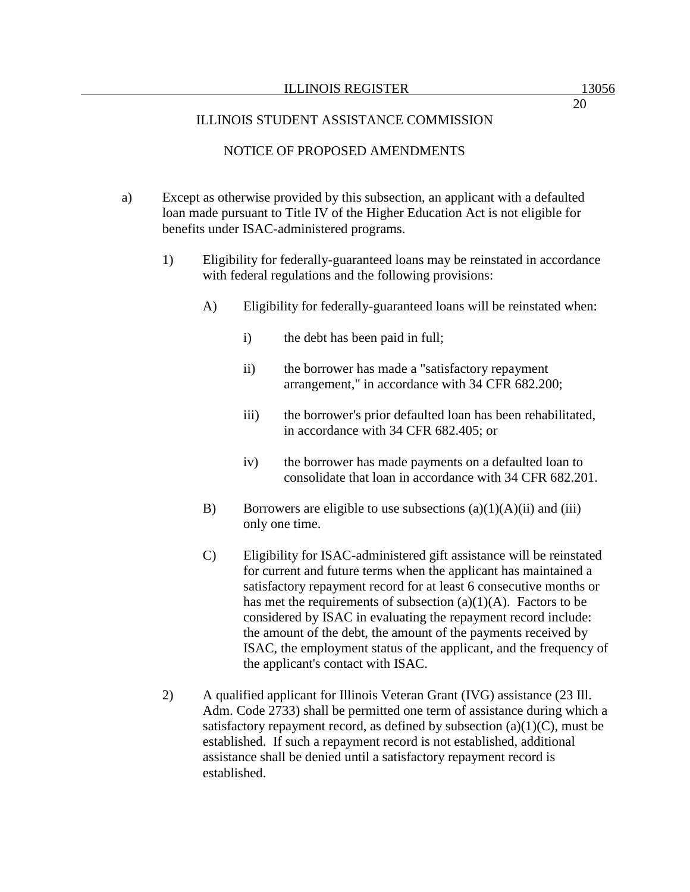ILLINOIS STUDENT ASSISTANCE COMMISSION

NOTICE OF PROPOSED AMENDMENTS

a) Except as otherwise provided by this subsection, an applicant with a defaulted loan made pursuant to Title IV of the Higher Education Act is not eligible for benefits under ISAC-administered programs.

   1) Eligibility for federally-guaranteed loans may be reinstated in accordance with federal regulations and the following provisions:

      A) Eligibility for federally-guaranteed loans will be reinstated when:

         i) the debt has been paid in full;

         ii) the borrower has made a "satisfactory repayment arrangement," in accordance with 34 CFR 682.200;

         iii) the borrower's prior defaulted loan has been rehabilitated, in accordance with 34 CFR 682.405; or

         iv) the borrower has made payments on a defaulted loan to consolidate that loan in accordance with 34 CFR 682.201.

      B) Borrowers are eligible to use subsections (a)(1)(A)(ii) and (iii) only one time.

      C) Eligibility for ISAC-administered gift assistance will be reinstated for current and future terms when the applicant has maintained a satisfactory repayment record for at least 6 consecutive months or has met the requirements of subsection (a)(1)(A). Factors to be considered by ISAC in evaluating the repayment record include: the amount of the debt, the amount of the payments received by ISAC, the employment status of the applicant, and the frequency of the applicant's contact with ISAC.

   2) A qualified applicant for Illinois Veteran Grant (IVG) assistance (23 Ill. Adm. Code 2733) shall be permitted one term of assistance during which a satisfactory repayment record, as defined by subsection (a)(1)(C), must be established. If such a repayment record is not established, additional assistance shall be denied until a satisfactory repayment record is established.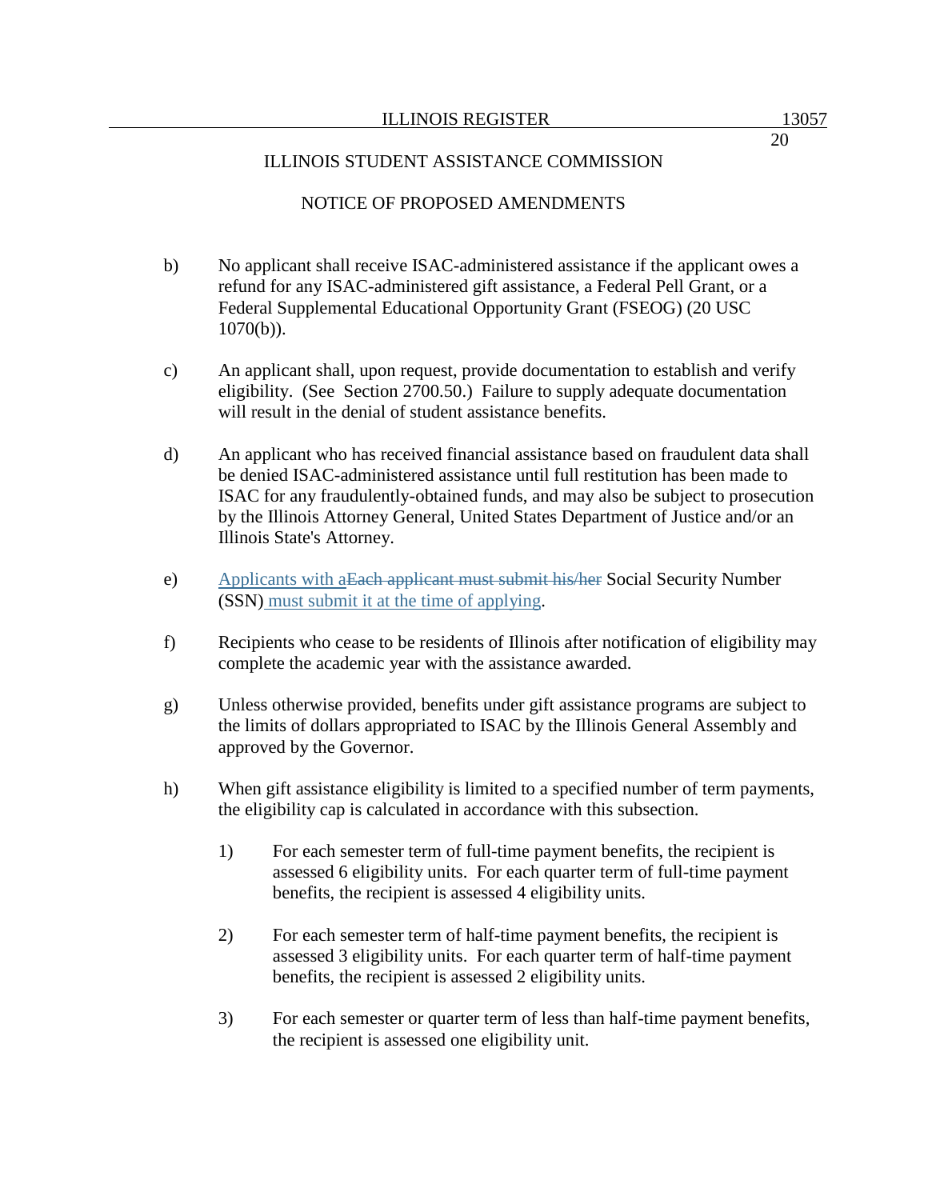ILLINOIS STUDENT ASSISTANCE COMMISSION

NOTICE OF PROPOSED AMENDMENTS

b) No applicant shall receive ISAC-administered assistance if the applicant owes a refund for any ISAC-administered gift assistance, a Federal Pell Grant, or a Federal Supplemental Educational Opportunity Grant (FSEOG) (20 USC 1070(b)).

c) An applicant shall, upon request, provide documentation to establish and verify eligibility. (See Section 2700.50.) Failure to supply adequate documentation will result in the denial of student assistance benefits.

d) An applicant who has received financial assistance based on fraudulent data shall be denied ISAC-administered assistance until full restitution has been made to ISAC for any fraudulently-obtained funds, and may also be subject to prosecution by the Illinois Attorney General, United States Department of Justice and/or an Illinois State's Attorney.

e) Applicants with a~~Each applicant must submit his/her~~ Social Security Number (SSN) must submit it at the time of applying.

f) Recipients who cease to be residents of Illinois after notification of eligibility may complete the academic year with the assistance awarded.

g) Unless otherwise provided, benefits under gift assistance programs are subject to the limits of dollars appropriated to ISAC by the Illinois General Assembly and approved by the Governor.

h) When gift assistance eligibility is limited to a specified number of term payments, the eligibility cap is calculated in accordance with this subsection.

1) For each semester term of full-time payment benefits, the recipient is assessed 6 eligibility units. For each quarter term of full-time payment benefits, the recipient is assessed 4 eligibility units.

2) For each semester term of half-time payment benefits, the recipient is assessed 3 eligibility units. For each quarter term of half-time payment benefits, the recipient is assessed 2 eligibility units.

3) For each semester or quarter term of less than half-time payment benefits, the recipient is assessed one eligibility unit.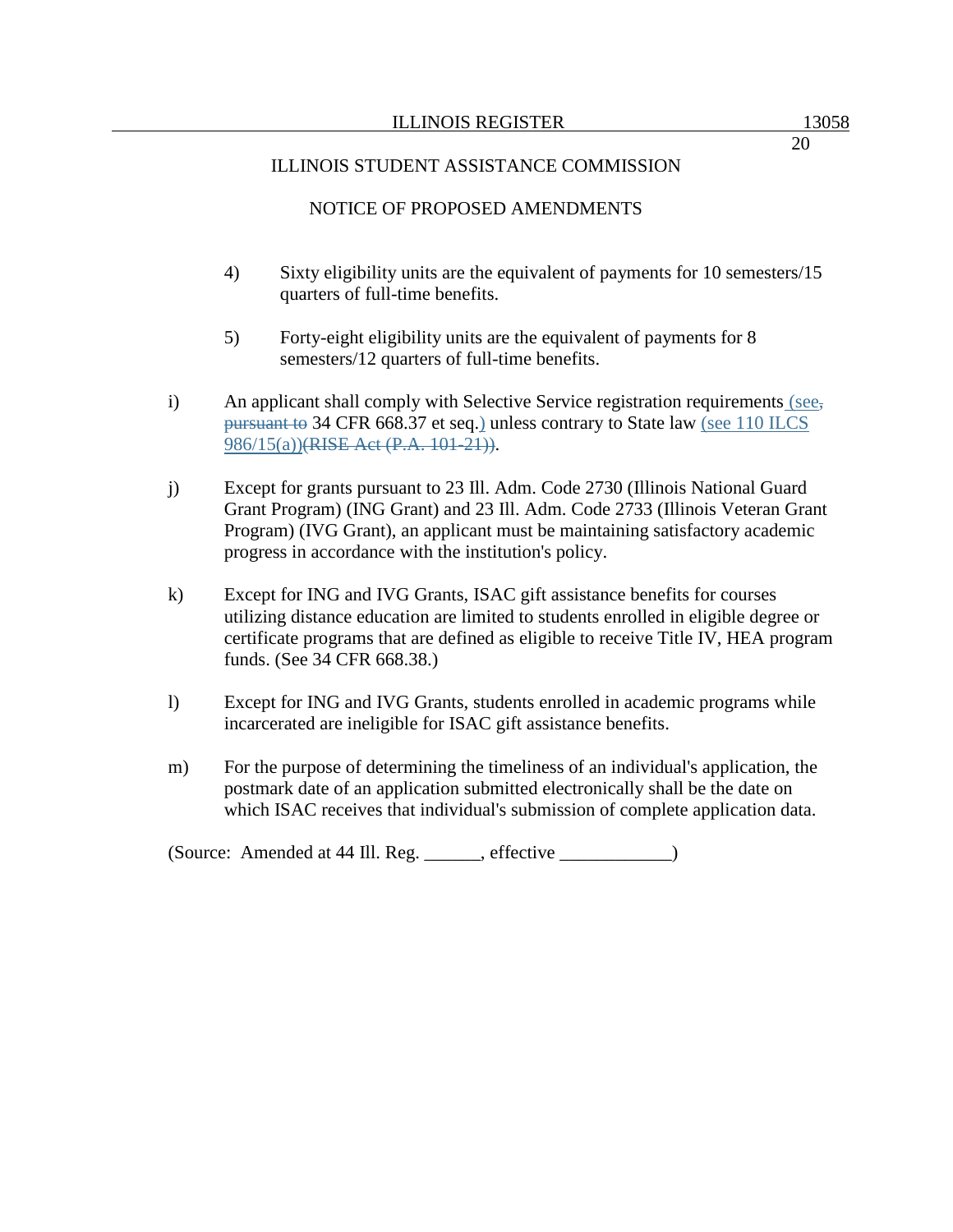ILLINOIS STUDENT ASSISTANCE COMMISSION

NOTICE OF PROPOSED AMENDMENTS

4) Sixty eligibility units are the equivalent of payments for 10 semesters/15 quarters of full-time benefits.

5) Forty-eight eligibility units are the equivalent of payments for 8 semesters/12 quarters of full-time benefits.

i) An applicant shall comply with Selective Service registration requirements (see, ~~pursuant to~~ 34 CFR 668.37 et seq.) unless contrary to State law (see 110 ILCS 986/15(a))~~(RISE Act (P.A. 101-21))~~.

j) Except for grants pursuant to 23 Ill. Adm. Code 2730 (Illinois National Guard Grant Program) (ING Grant) and 23 Ill. Adm. Code 2733 (Illinois Veteran Grant Program) (IVG Grant), an applicant must be maintaining satisfactory academic progress in accordance with the institution's policy.

k) Except for ING and IVG Grants, ISAC gift assistance benefits for courses utilizing distance education are limited to students enrolled in eligible degree or certificate programs that are defined as eligible to receive Title IV, HEA program funds. (See 34 CFR 668.38.)

l) Except for ING and IVG Grants, students enrolled in academic programs while incarcerated are ineligible for ISAC gift assistance benefits.

m) For the purpose of determining the timeliness of an individual's application, the postmark date of an application submitted electronically shall be the date on which ISAC receives that individual's submission of complete application data.

(Source: Amended at 44 Ill. Reg. ______, effective ____________)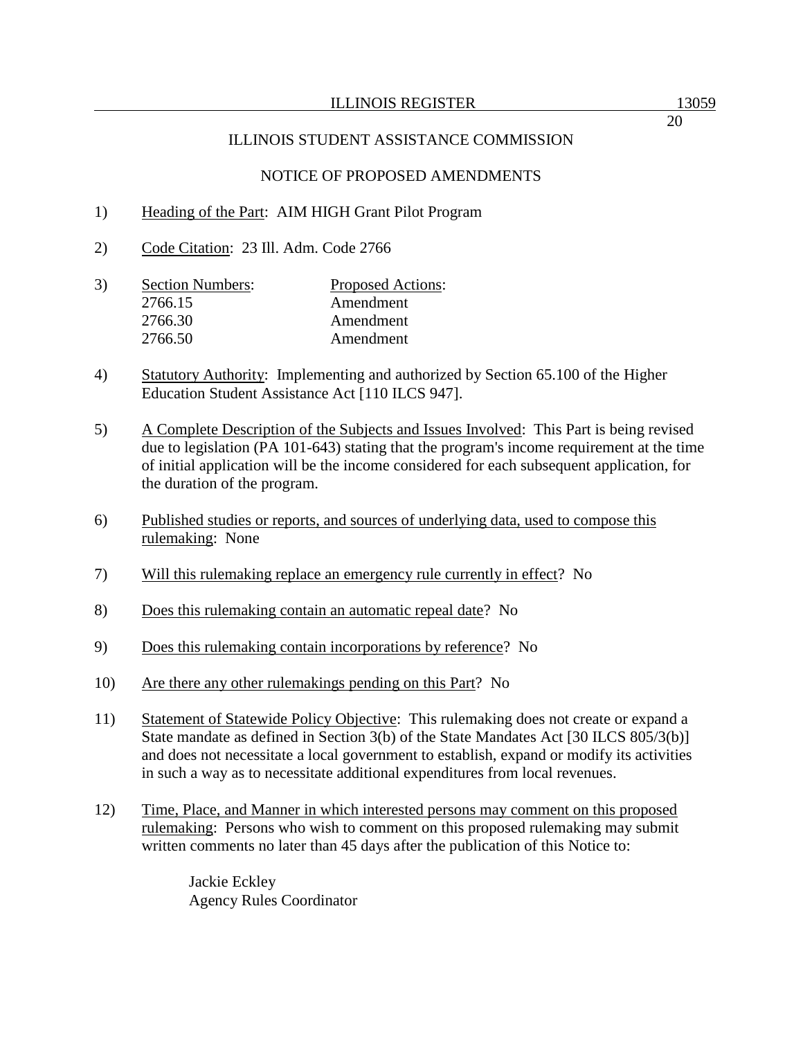ILLINOIS STUDENT ASSISTANCE COMMISSION

NOTICE OF PROPOSED AMENDMENTS

1) Heading of the Part: AIM HIGH Grant Pilot Program

2) Code Citation: 23 Ill. Adm. Code 2766

3)

| Section Numbers: | Proposed Actions: |
|---|---|
| 2766.15 | Amendment |
| 2766.30 | Amendment |
| 2766.50 | Amendment |

4) Statutory Authority: Implementing and authorized by Section 65.100 of the Higher Education Student Assistance Act [110 ILCS 947].

5) A Complete Description of the Subjects and Issues Involved: This Part is being revised due to legislation (PA 101-643) stating that the program's income requirement at the time of initial application will be the income considered for each subsequent application, for the duration of the program.

6) Published studies or reports, and sources of underlying data, used to compose this rulemaking: None

7) Will this rulemaking replace an emergency rule currently in effect? No

8) Does this rulemaking contain an automatic repeal date? No

9) Does this rulemaking contain incorporations by reference? No

10) Are there any other rulemakings pending on this Part? No

11) Statement of Statewide Policy Objective: This rulemaking does not create or expand a State mandate as defined in Section 3(b) of the State Mandates Act [30 ILCS 805/3(b)] and does not necessitate a local government to establish, expand or modify its activities in such a way as to necessitate additional expenditures from local revenues.

12) Time, Place, and Manner in which interested persons may comment on this proposed rulemaking: Persons who wish to comment on this proposed rulemaking may submit written comments no later than 45 days after the publication of this Notice to:

Jackie Eckley
Agency Rules Coordinator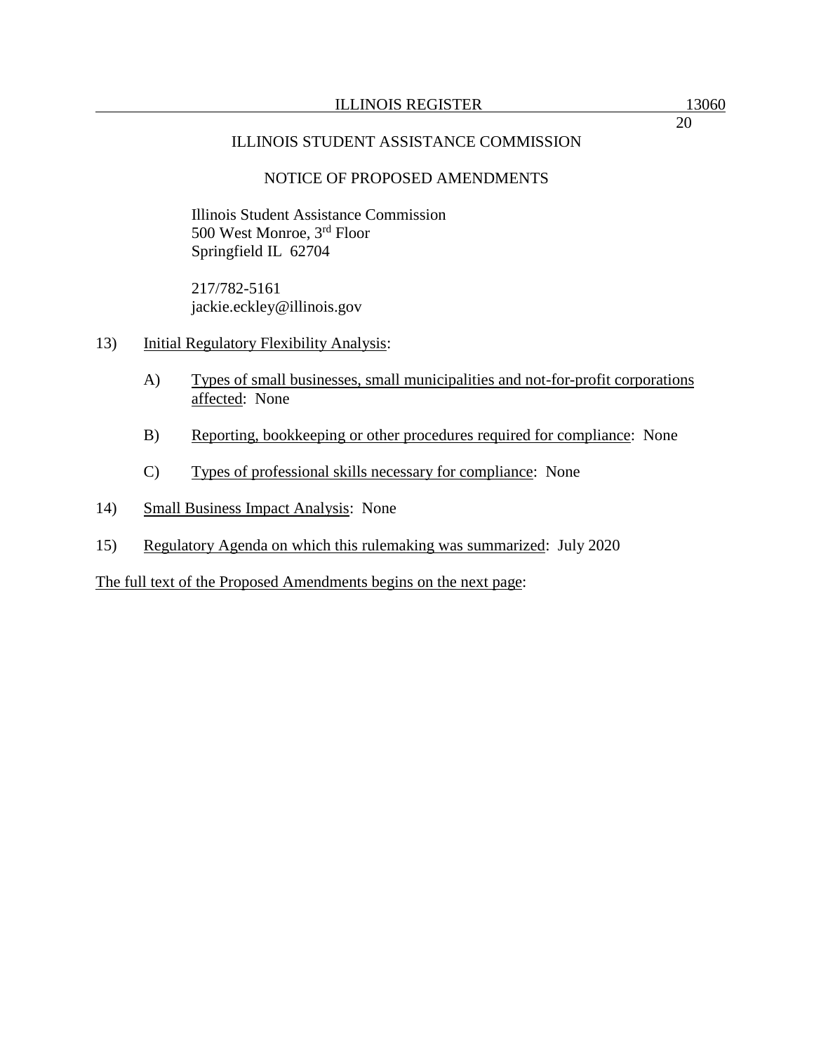ILLINOIS STUDENT ASSISTANCE COMMISSION

NOTICE OF PROPOSED AMENDMENTS

Illinois Student Assistance Commission
500 West Monroe, 3rd Floor
Springfield IL 62704

217/782-5161
jackie.eckley@illinois.gov

13) Initial Regulatory Flexibility Analysis:

A) Types of small businesses, small municipalities and not-for-profit corporations affected: None

B) Reporting, bookkeeping or other procedures required for compliance: None

C) Types of professional skills necessary for compliance: None

14) Small Business Impact Analysis: None

15) Regulatory Agenda on which this rulemaking was summarized: July 2020

The full text of the Proposed Amendments begins on the next page: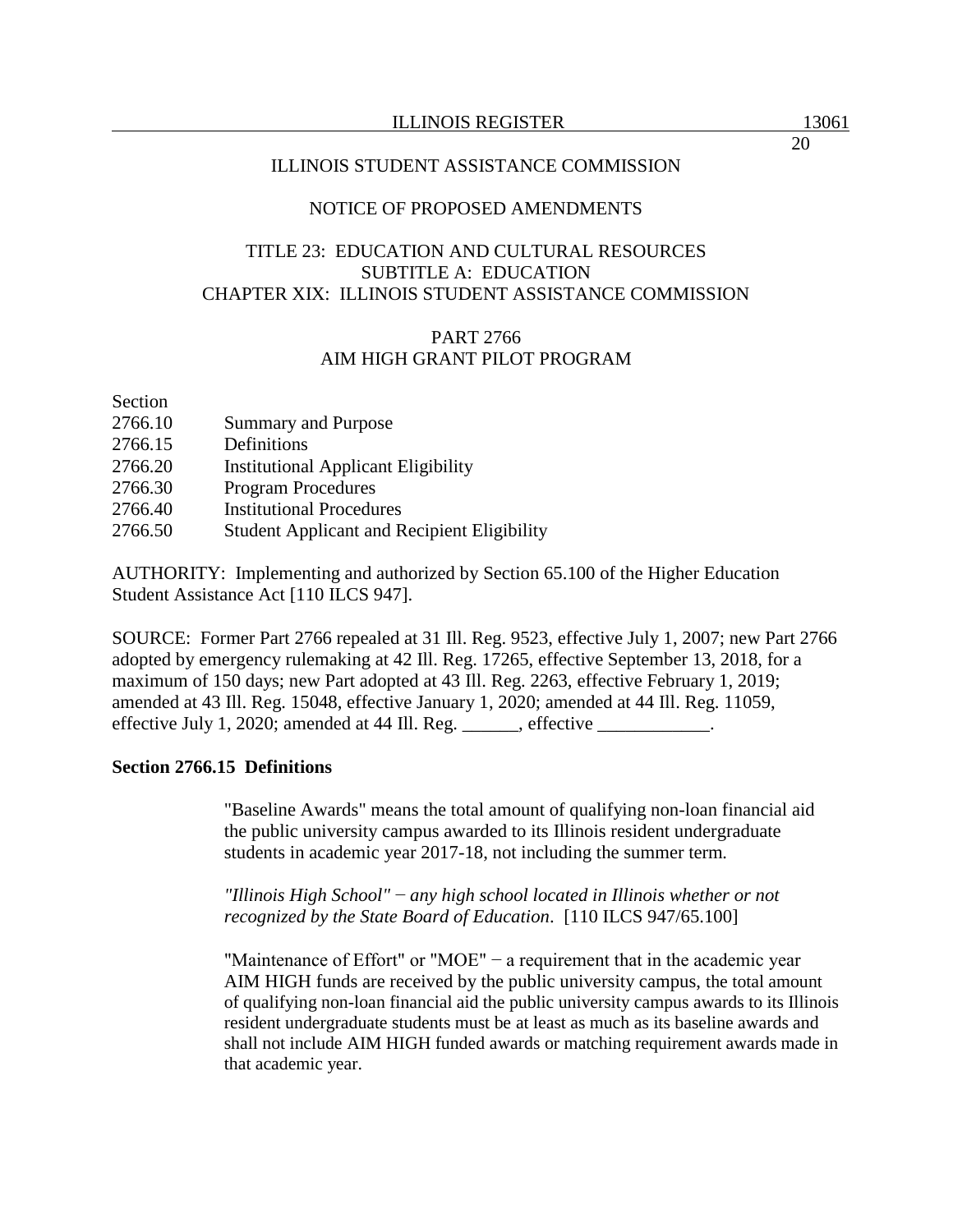ILLINOIS STUDENT ASSISTANCE COMMISSION

NOTICE OF PROPOSED AMENDMENTS

TITLE 23: EDUCATION AND CULTURAL RESOURCES
SUBTITLE A: EDUCATION
CHAPTER XIX: ILLINOIS STUDENT ASSISTANCE COMMISSION

PART 2766
AIM HIGH GRANT PILOT PROGRAM

Section
2766.10 Summary and Purpose
2766.15 Definitions
2766.20 Institutional Applicant Eligibility
2766.30 Program Procedures
2766.40 Institutional Procedures
2766.50 Student Applicant and Recipient Eligibility

AUTHORITY: Implementing and authorized by Section 65.100 of the Higher Education Student Assistance Act [110 ILCS 947].

SOURCE: Former Part 2766 repealed at 31 Ill. Reg. 9523, effective July 1, 2007; new Part 2766 adopted by emergency rulemaking at 42 Ill. Reg. 17265, effective September 13, 2018, for a maximum of 150 days; new Part adopted at 43 Ill. Reg. 2263, effective February 1, 2019; amended at 43 Ill. Reg. 15048, effective January 1, 2020; amended at 44 Ill. Reg. 11059, effective July 1, 2020; amended at 44 Ill. Reg. ______, effective ____________.

**Section 2766.15 Definitions**

"Baseline Awards" means the total amount of qualifying non-loan financial aid the public university campus awarded to its Illinois resident undergraduate students in academic year 2017-18, not including the summer term.

*"Illinois High School" − any high school located in Illinois whether or not recognized by the State Board of Education*. [110 ILCS 947/65.100]

"Maintenance of Effort" or "MOE" − a requirement that in the academic year AIM HIGH funds are received by the public university campus, the total amount of qualifying non-loan financial aid the public university campus awards to its Illinois resident undergraduate students must be at least as much as its baseline awards and shall not include AIM HIGH funded awards or matching requirement awards made in that academic year.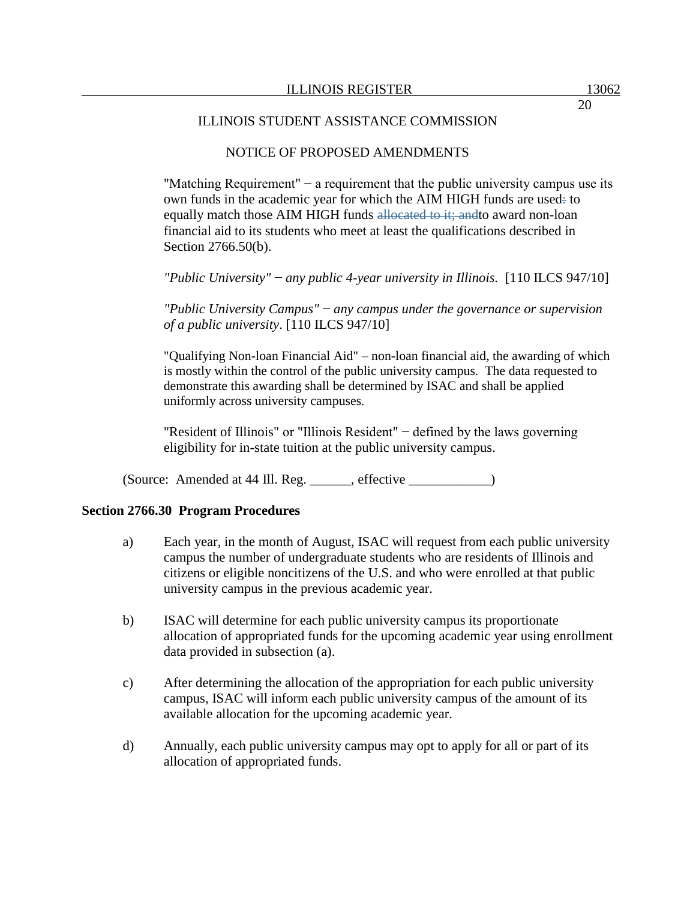ILLINOIS STUDENT ASSISTANCE COMMISSION

NOTICE OF PROPOSED AMENDMENTS

"Matching Requirement" − a requirement that the public university campus use its own funds in the academic year for which the AIM HIGH funds are used: to equally match those AIM HIGH funds ~~allocated to it; and~~to award non-loan financial aid to its students who meet at least the qualifications described in Section 2766.50(b).

*"Public University" − any public 4-year university in Illinois.* [110 ILCS 947/10]

*"Public University Campus" − any campus under the governance or supervision of a public university*. [110 ILCS 947/10]

"Qualifying Non-loan Financial Aid" – non-loan financial aid, the awarding of which is mostly within the control of the public university campus. The data requested to demonstrate this awarding shall be determined by ISAC and shall be applied uniformly across university campuses.

"Resident of Illinois" or "Illinois Resident" − defined by the laws governing eligibility for in-state tuition at the public university campus.

(Source: Amended at 44 Ill. Reg. ______, effective ____________)

**Section 2766.30 Program Procedures**

a) Each year, in the month of August, ISAC will request from each public university campus the number of undergraduate students who are residents of Illinois and citizens or eligible noncitizens of the U.S. and who were enrolled at that public university campus in the previous academic year.

b) ISAC will determine for each public university campus its proportionate allocation of appropriated funds for the upcoming academic year using enrollment data provided in subsection (a).

c) After determining the allocation of the appropriation for each public university campus, ISAC will inform each public university campus of the amount of its available allocation for the upcoming academic year.

d) Annually, each public university campus may opt to apply for all or part of its allocation of appropriated funds.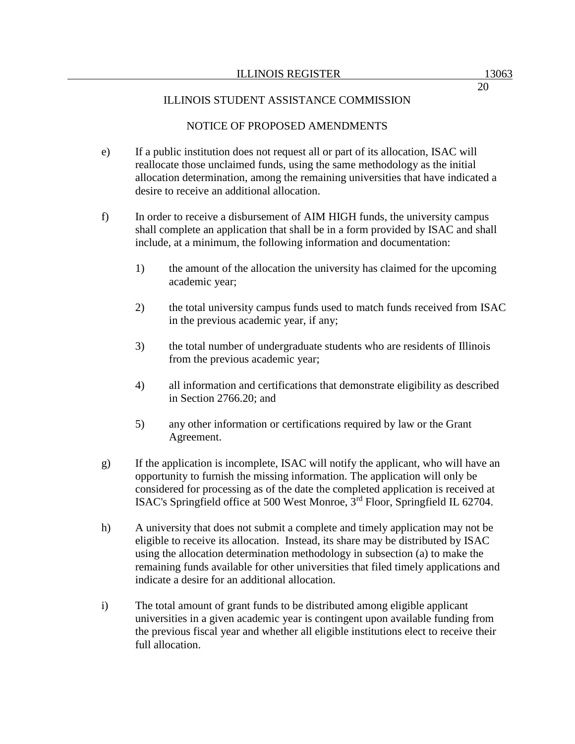ILLINOIS STUDENT ASSISTANCE COMMISSION

NOTICE OF PROPOSED AMENDMENTS

e) If a public institution does not request all or part of its allocation, ISAC will reallocate those unclaimed funds, using the same methodology as the initial allocation determination, among the remaining universities that have indicated a desire to receive an additional allocation.

f) In order to receive a disbursement of AIM HIGH funds, the university campus shall complete an application that shall be in a form provided by ISAC and shall include, at a minimum, the following information and documentation:

   1) the amount of the allocation the university has claimed for the upcoming academic year;

   2) the total university campus funds used to match funds received from ISAC in the previous academic year, if any;

   3) the total number of undergraduate students who are residents of Illinois from the previous academic year;

   4) all information and certifications that demonstrate eligibility as described in Section 2766.20; and

   5) any other information or certifications required by law or the Grant Agreement.

g) If the application is incomplete, ISAC will notify the applicant, who will have an opportunity to furnish the missing information. The application will only be considered for processing as of the date the completed application is received at ISAC's Springfield office at 500 West Monroe, 3rd Floor, Springfield IL 62704.

h) A university that does not submit a complete and timely application may not be eligible to receive its allocation. Instead, its share may be distributed by ISAC using the allocation determination methodology in subsection (a) to make the remaining funds available for other universities that filed timely applications and indicate a desire for an additional allocation.

i) The total amount of grant funds to be distributed among eligible applicant universities in a given academic year is contingent upon available funding from the previous fiscal year and whether all eligible institutions elect to receive their full allocation.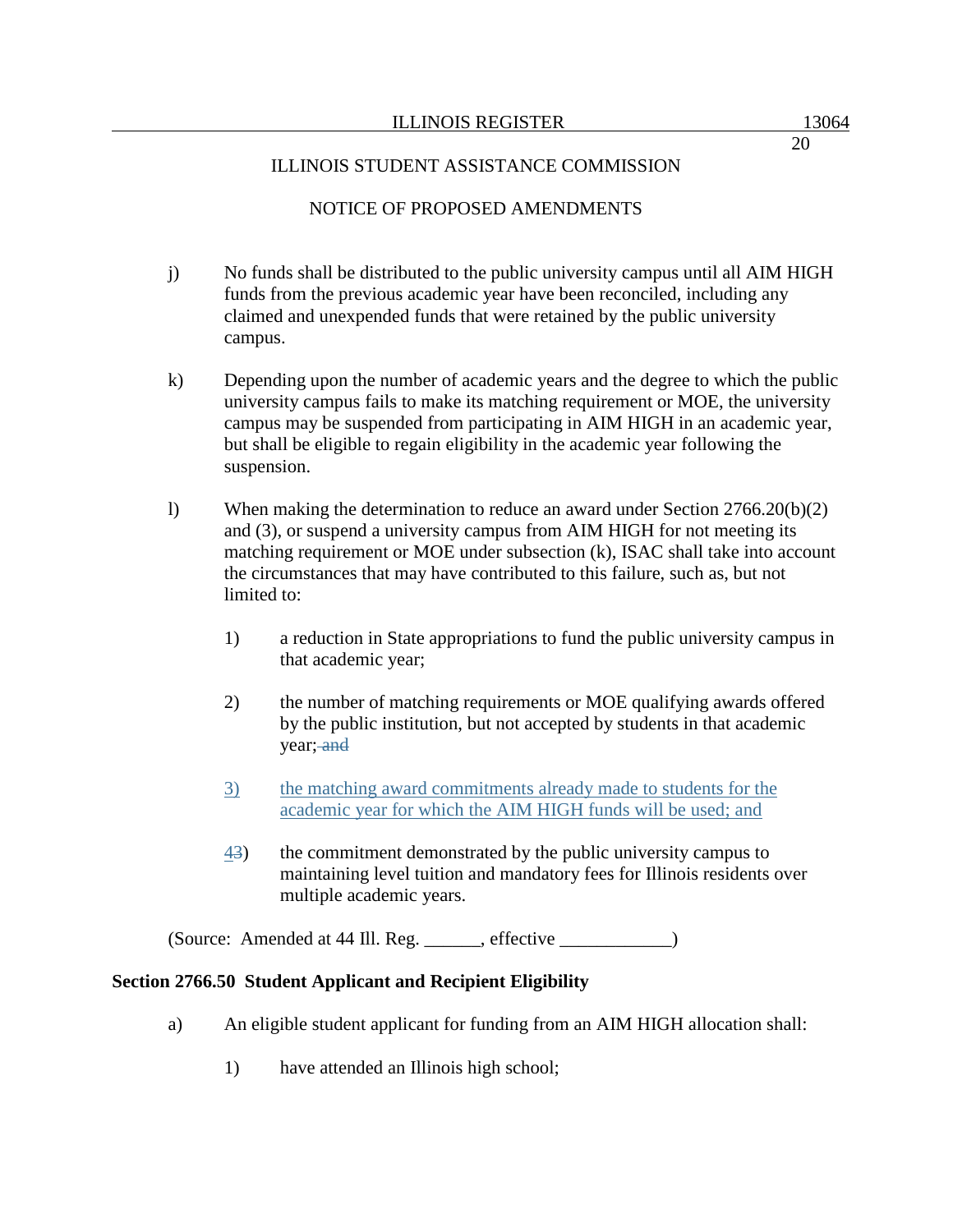ILLINOIS STUDENT ASSISTANCE COMMISSION

NOTICE OF PROPOSED AMENDMENTS

j) No funds shall be distributed to the public university campus until all AIM HIGH funds from the previous academic year have been reconciled, including any claimed and unexpended funds that were retained by the public university campus.

k) Depending upon the number of academic years and the degree to which the public university campus fails to make its matching requirement or MOE, the university campus may be suspended from participating in AIM HIGH in an academic year, but shall be eligible to regain eligibility in the academic year following the suspension.

l) When making the determination to reduce an award under Section 2766.20(b)(2) and (3), or suspend a university campus from AIM HIGH for not meeting its matching requirement or MOE under subsection (k), ISAC shall take into account the circumstances that may have contributed to this failure, such as, but not limited to:

1) a reduction in State appropriations to fund the public university campus in that academic year;

2) the number of matching requirements or MOE qualifying awards offered by the public institution, but not accepted by students in that academic year; ~~and~~

3) the matching award commitments already made to students for the academic year for which the AIM HIGH funds will be used; and

43) the commitment demonstrated by the public university campus to maintaining level tuition and mandatory fees for Illinois residents over multiple academic years.

(Source: Amended at 44 Ill. Reg. ______, effective ____________)

**Section 2766.50 Student Applicant and Recipient Eligibility**

a) An eligible student applicant for funding from an AIM HIGH allocation shall:

1) have attended an Illinois high school;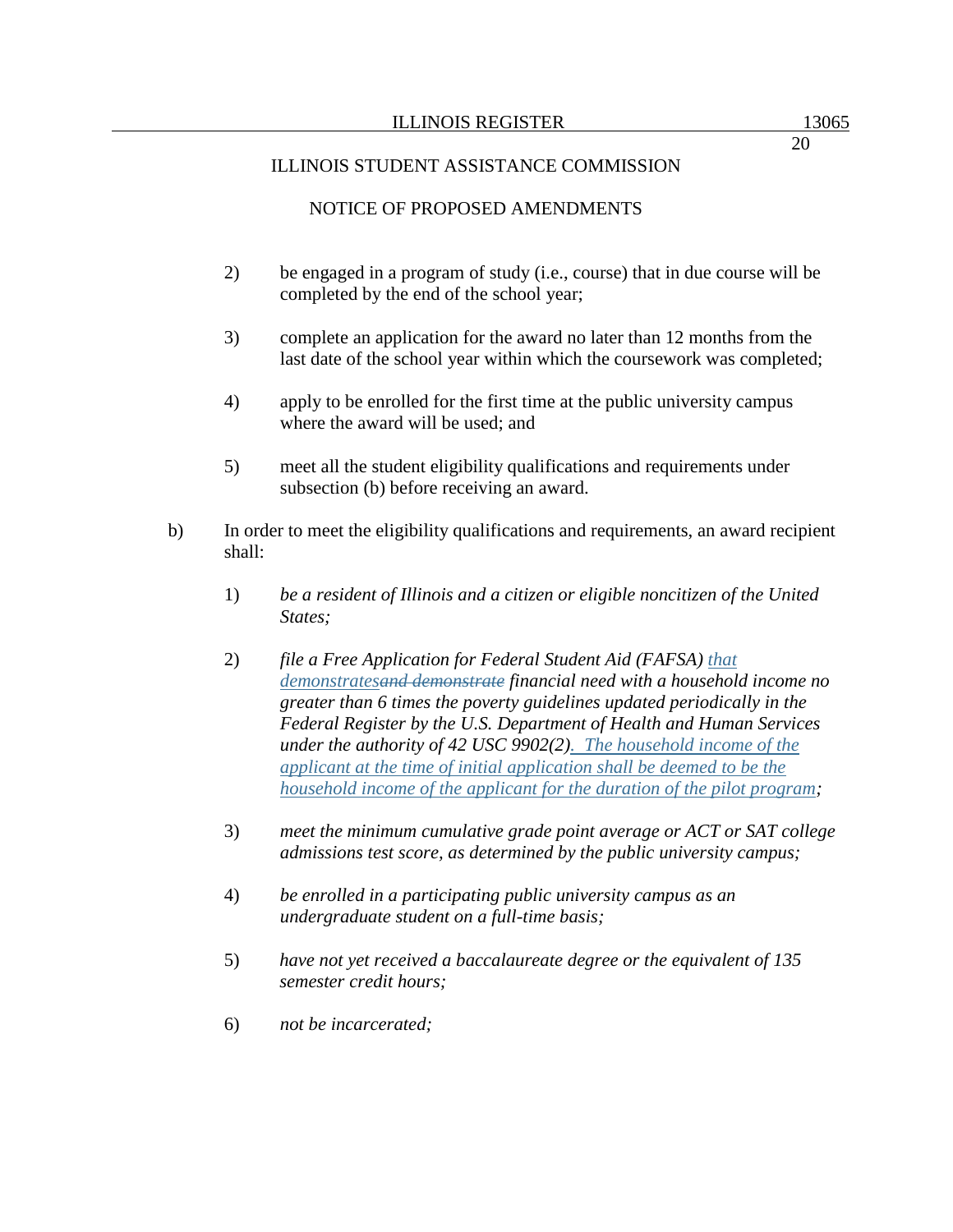ILLINOIS STUDENT ASSISTANCE COMMISSION

NOTICE OF PROPOSED AMENDMENTS

2) be engaged in a program of study (i.e., course) that in due course will be completed by the end of the school year;

3) complete an application for the award no later than 12 months from the last date of the school year within which the coursework was completed;

4) apply to be enrolled for the first time at the public university campus where the award will be used; and

5) meet all the student eligibility qualifications and requirements under subsection (b) before receiving an award.

b) In order to meet the eligibility qualifications and requirements, an award recipient shall:

1) *be a resident of Illinois and a citizen or eligible noncitizen of the United States;*

2) *file a Free Application for Federal Student Aid (FAFSA) <u>that demonstrates</u>~~and demonstrate~~ financial need with a household income no greater than 6 times the poverty guidelines updated periodically in the Federal Register by the U.S. Department of Health and Human Services under the authority of 42 USC 9902(2)<u>. The household income of the applicant at the time of initial application shall be deemed to be the household income of the applicant for the duration of the pilot program</u>;*

3) *meet the minimum cumulative grade point average or ACT or SAT college admissions test score, as determined by the public university campus;*

4) *be enrolled in a participating public university campus as an undergraduate student on a full-time basis;*

5) *have not yet received a baccalaureate degree or the equivalent of 135 semester credit hours;*

6) *not be incarcerated;*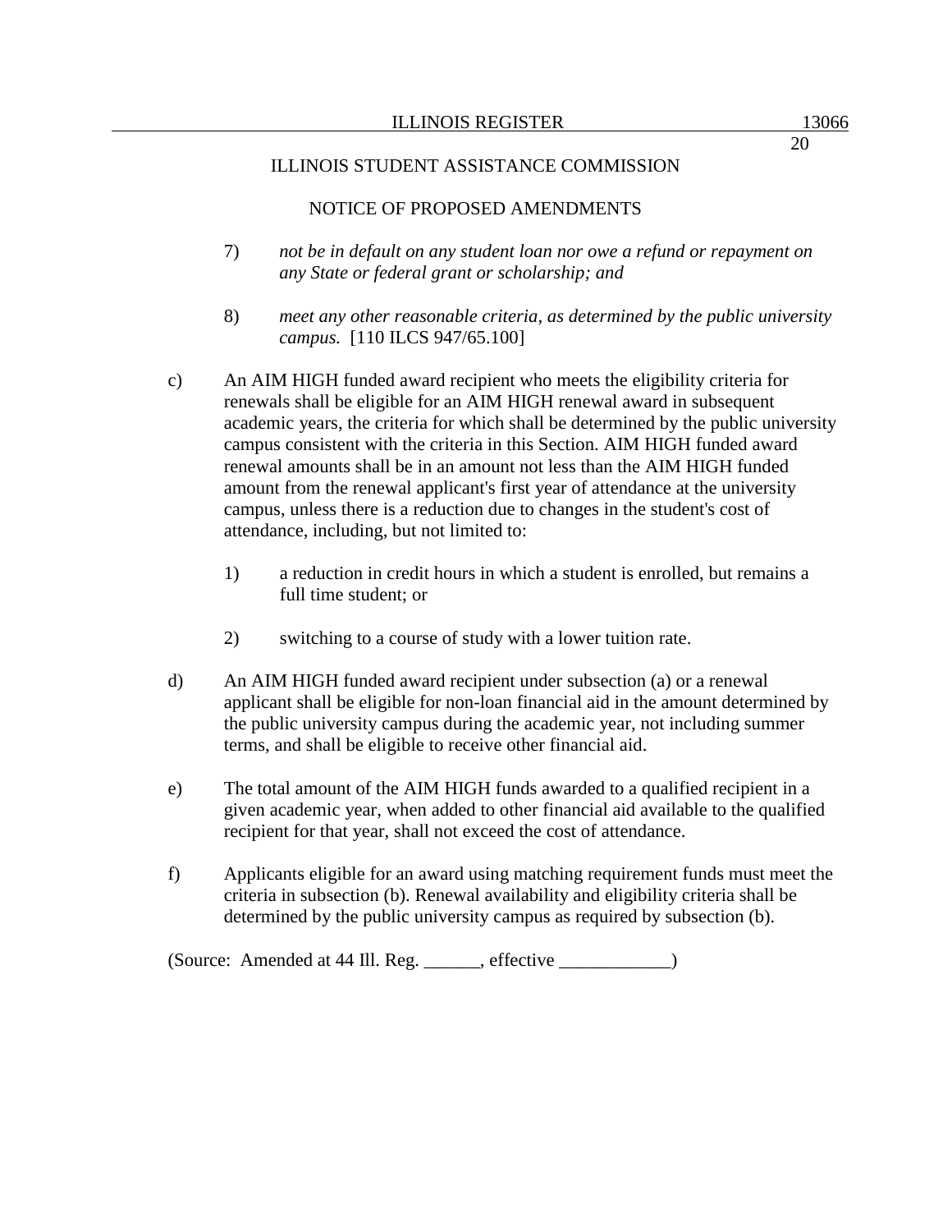ILLINOIS STUDENT ASSISTANCE COMMISSION

NOTICE OF PROPOSED AMENDMENTS

7) *not be in default on any student loan nor owe a refund or repayment on any State or federal grant or scholarship; and*

8) *meet any other reasonable criteria, as determined by the public university campus.* [110 ILCS 947/65.100]

c) An AIM HIGH funded award recipient who meets the eligibility criteria for renewals shall be eligible for an AIM HIGH renewal award in subsequent academic years, the criteria for which shall be determined by the public university campus consistent with the criteria in this Section. AIM HIGH funded award renewal amounts shall be in an amount not less than the AIM HIGH funded amount from the renewal applicant's first year of attendance at the university campus, unless there is a reduction due to changes in the student's cost of attendance, including, but not limited to:

1) a reduction in credit hours in which a student is enrolled, but remains a full time student; or

2) switching to a course of study with a lower tuition rate.

d) An AIM HIGH funded award recipient under subsection (a) or a renewal applicant shall be eligible for non-loan financial aid in the amount determined by the public university campus during the academic year, not including summer terms, and shall be eligible to receive other financial aid.

e) The total amount of the AIM HIGH funds awarded to a qualified recipient in a given academic year, when added to other financial aid available to the qualified recipient for that year, shall not exceed the cost of attendance.

f) Applicants eligible for an award using matching requirement funds must meet the criteria in subsection (b). Renewal availability and eligibility criteria shall be determined by the public university campus as required by subsection (b).

(Source: Amended at 44 Ill. Reg. ______, effective ____________)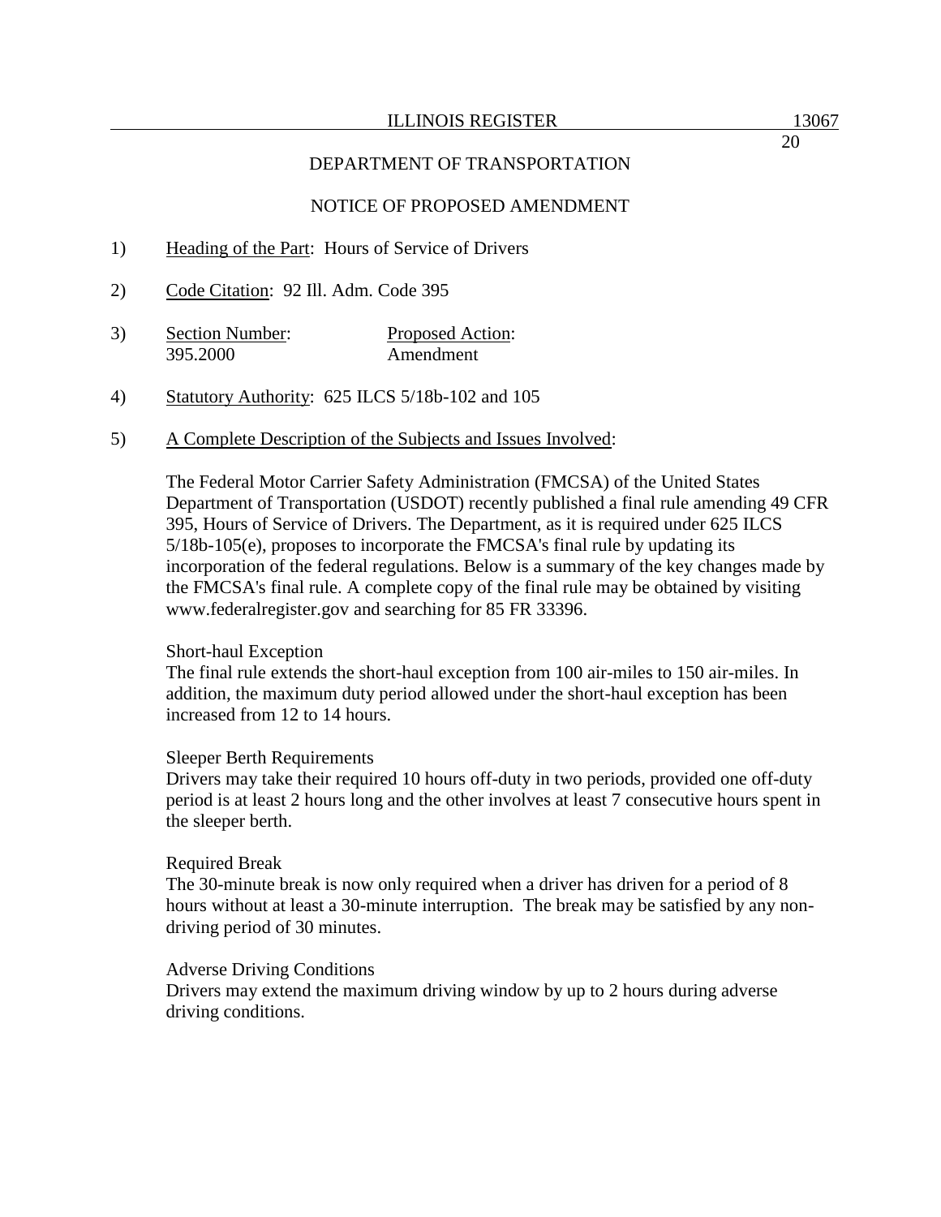DEPARTMENT OF TRANSPORTATION

NOTICE OF PROPOSED AMENDMENT

1) Heading of the Part: Hours of Service of Drivers

2) Code Citation: 92 Ill. Adm. Code 395

3) Section Number: Proposed Action:
395.2000 Amendment

4) Statutory Authority: 625 ILCS 5/18b-102 and 105

5) A Complete Description of the Subjects and Issues Involved:

The Federal Motor Carrier Safety Administration (FMCSA) of the United States Department of Transportation (USDOT) recently published a final rule amending 49 CFR 395, Hours of Service of Drivers. The Department, as it is required under 625 ILCS 5/18b-105(e), proposes to incorporate the FMCSA's final rule by updating its incorporation of the federal regulations. Below is a summary of the key changes made by the FMCSA's final rule. A complete copy of the final rule may be obtained by visiting www.federalregister.gov and searching for 85 FR 33396.

Short-haul Exception
The final rule extends the short-haul exception from 100 air-miles to 150 air-miles. In addition, the maximum duty period allowed under the short-haul exception has been increased from 12 to 14 hours.

Sleeper Berth Requirements
Drivers may take their required 10 hours off-duty in two periods, provided one off-duty period is at least 2 hours long and the other involves at least 7 consecutive hours spent in the sleeper berth.

Required Break
The 30-minute break is now only required when a driver has driven for a period of 8 hours without at least a 30-minute interruption. The break may be satisfied by any non-driving period of 30 minutes.

Adverse Driving Conditions
Drivers may extend the maximum driving window by up to 2 hours during adverse driving conditions.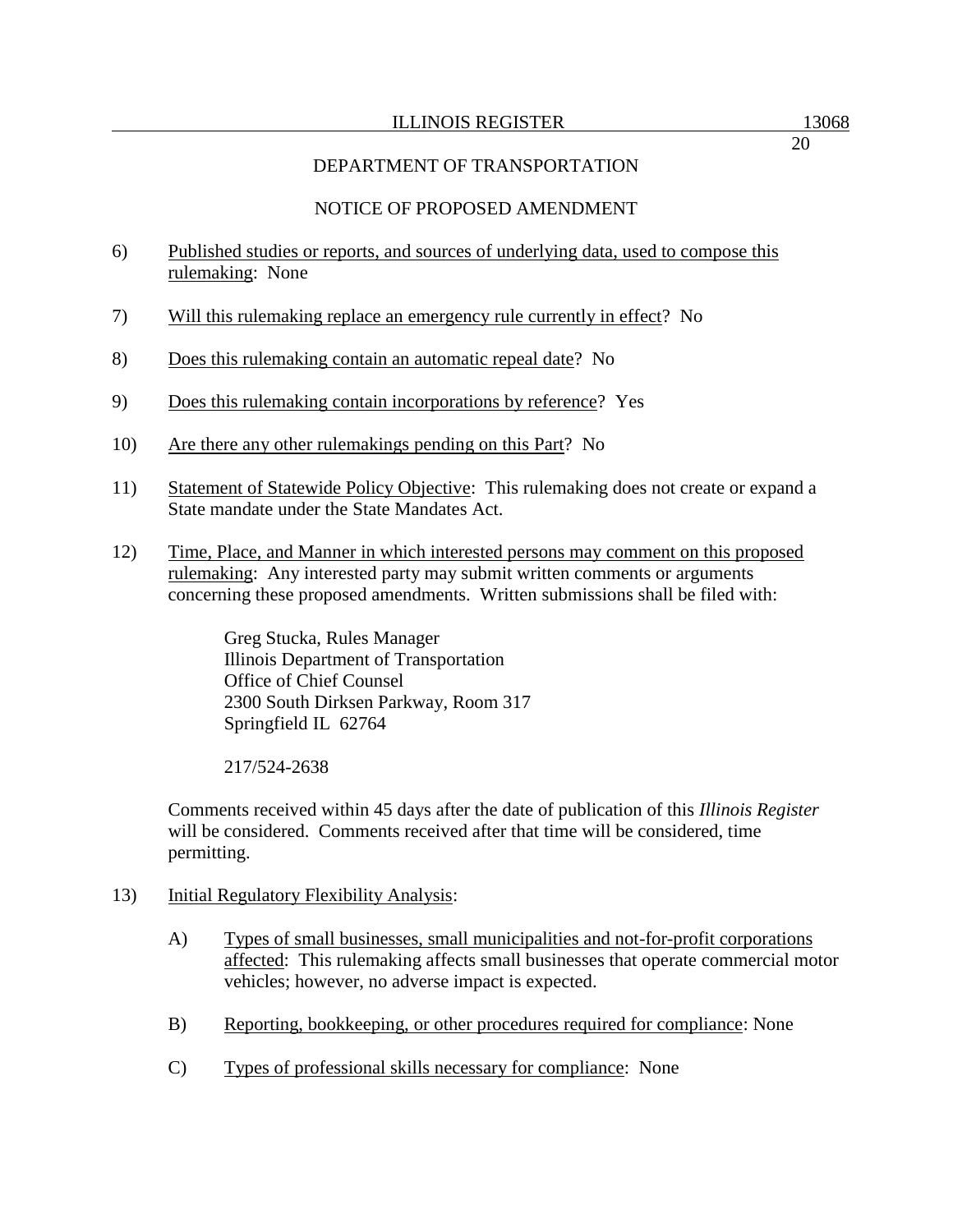DEPARTMENT OF TRANSPORTATION

NOTICE OF PROPOSED AMENDMENT

6) Published studies or reports, and sources of underlying data, used to compose this rulemaking: None

7) Will this rulemaking replace an emergency rule currently in effect? No

8) Does this rulemaking contain an automatic repeal date? No

9) Does this rulemaking contain incorporations by reference? Yes

10) Are there any other rulemakings pending on this Part? No

11) Statement of Statewide Policy Objective: This rulemaking does not create or expand a State mandate under the State Mandates Act.

12) Time, Place, and Manner in which interested persons may comment on this proposed rulemaking: Any interested party may submit written comments or arguments concerning these proposed amendments. Written submissions shall be filed with:

    Greg Stucka, Rules Manager
    Illinois Department of Transportation
    Office of Chief Counsel
    2300 South Dirksen Parkway, Room 317
    Springfield IL 62764

    217/524-2638

    Comments received within 45 days after the date of publication of this *Illinois Register* will be considered. Comments received after that time will be considered, time permitting.

13) Initial Regulatory Flexibility Analysis:

    A) Types of small businesses, small municipalities and not-for-profit corporations affected: This rulemaking affects small businesses that operate commercial motor vehicles; however, no adverse impact is expected.

    B) Reporting, bookkeeping, or other procedures required for compliance: None

    C) Types of professional skills necessary for compliance: None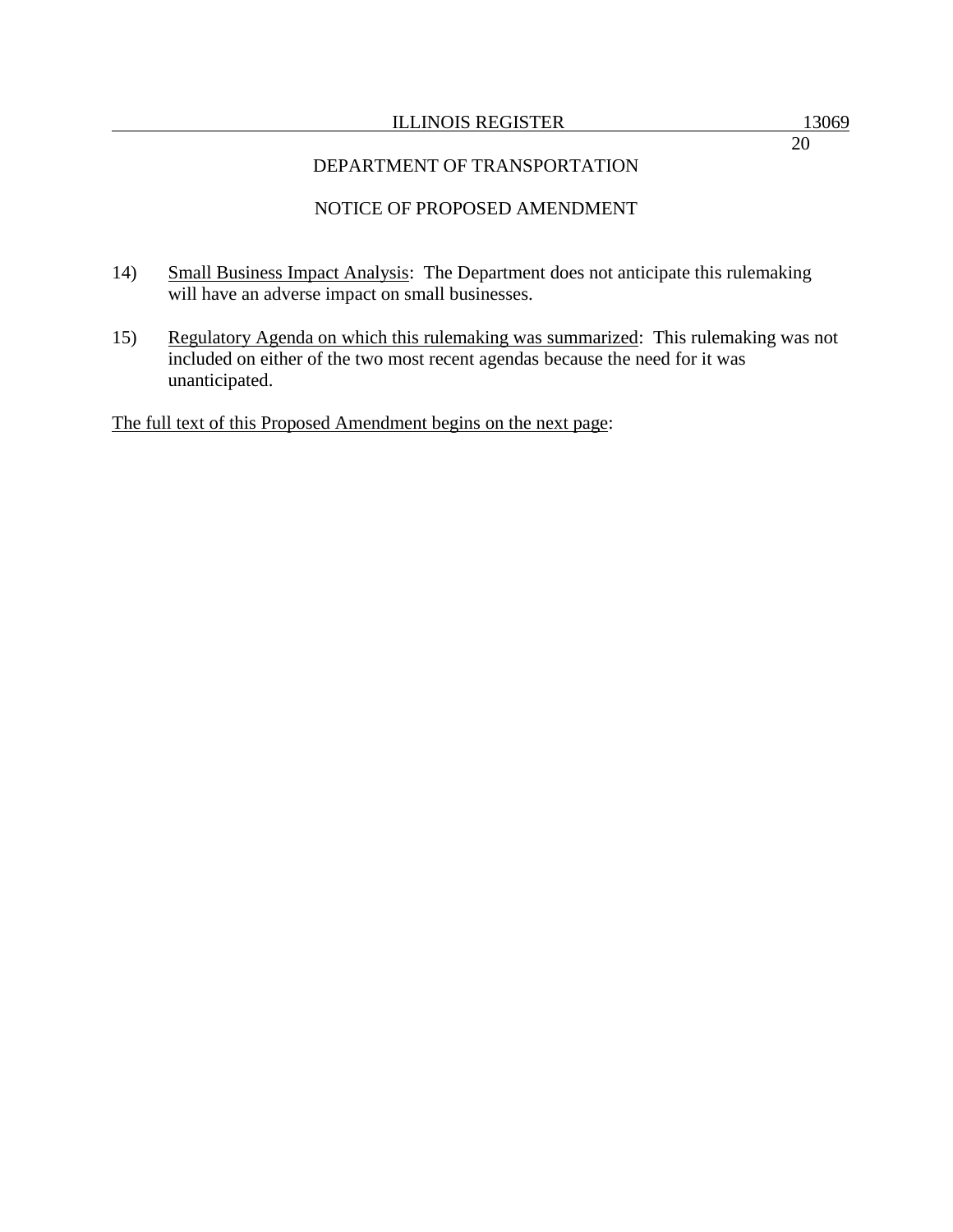DEPARTMENT OF TRANSPORTATION

NOTICE OF PROPOSED AMENDMENT

14) Small Business Impact Analysis: The Department does not anticipate this rulemaking will have an adverse impact on small businesses.

15) Regulatory Agenda on which this rulemaking was summarized: This rulemaking was not included on either of the two most recent agendas because the need for it was unanticipated.

The full text of this Proposed Amendment begins on the next page: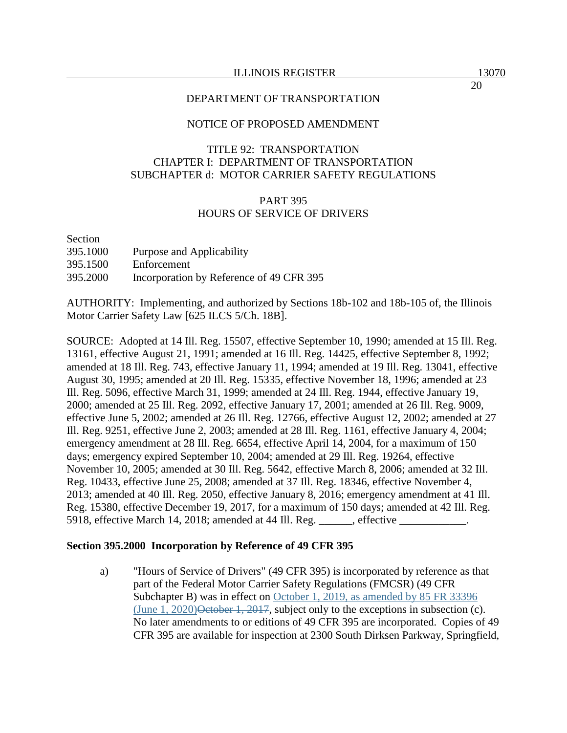DEPARTMENT OF TRANSPORTATION

NOTICE OF PROPOSED AMENDMENT

TITLE 92: TRANSPORTATION
CHAPTER I: DEPARTMENT OF TRANSPORTATION
SUBCHAPTER d: MOTOR CARRIER SAFETY REGULATIONS

PART 395
HOURS OF SERVICE OF DRIVERS

| Section | |
|---|---|
| 395.1000 | Purpose and Applicability |
| 395.1500 | Enforcement |
| 395.2000 | Incorporation by Reference of 49 CFR 395 |

AUTHORITY: Implementing, and authorized by Sections 18b-102 and 18b-105 of, the Illinois Motor Carrier Safety Law [625 ILCS 5/Ch. 18B].

SOURCE: Adopted at 14 Ill. Reg. 15507, effective September 10, 1990; amended at 15 Ill. Reg. 13161, effective August 21, 1991; amended at 16 Ill. Reg. 14425, effective September 8, 1992; amended at 18 Ill. Reg. 743, effective January 11, 1994; amended at 19 Ill. Reg. 13041, effective August 30, 1995; amended at 20 Ill. Reg. 15335, effective November 18, 1996; amended at 23 Ill. Reg. 5096, effective March 31, 1999; amended at 24 Ill. Reg. 1944, effective January 19, 2000; amended at 25 Ill. Reg. 2092, effective January 17, 2001; amended at 26 Ill. Reg. 9009, effective June 5, 2002; amended at 26 Ill. Reg. 12766, effective August 12, 2002; amended at 27 Ill. Reg. 9251, effective June 2, 2003; amended at 28 Ill. Reg. 1161, effective January 4, 2004; emergency amendment at 28 Ill. Reg. 6654, effective April 14, 2004, for a maximum of 150 days; emergency expired September 10, 2004; amended at 29 Ill. Reg. 19264, effective November 10, 2005; amended at 30 Ill. Reg. 5642, effective March 8, 2006; amended at 32 Ill. Reg. 10433, effective June 25, 2008; amended at 37 Ill. Reg. 18346, effective November 4, 2013; amended at 40 Ill. Reg. 2050, effective January 8, 2016; emergency amendment at 41 Ill. Reg. 15380, effective December 19, 2017, for a maximum of 150 days; amended at 42 Ill. Reg. 5918, effective March 14, 2018; amended at 44 Ill. Reg. ______, effective ____________.

**Section 395.2000 Incorporation by Reference of 49 CFR 395**

a) "Hours of Service of Drivers" (49 CFR 395) is incorporated by reference as that part of the Federal Motor Carrier Safety Regulations (FMCSR) (49 CFR Subchapter B) was in effect on October 1, 2019, as amended by 85 FR 33396 (June 1, 2020)~~October 1, 2017~~, subject only to the exceptions in subsection (c). No later amendments to or editions of 49 CFR 395 are incorporated. Copies of 49 CFR 395 are available for inspection at 2300 South Dirksen Parkway, Springfield,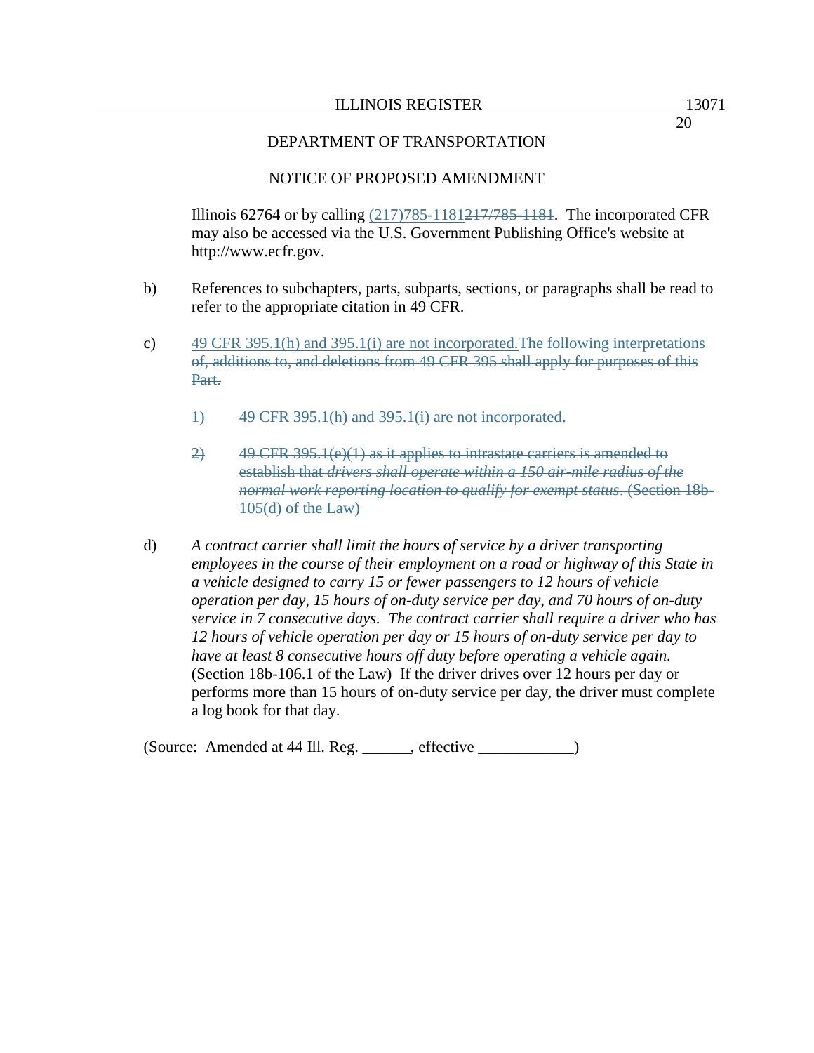DEPARTMENT OF TRANSPORTATION

NOTICE OF PROPOSED AMENDMENT

Illinois 62764 or by calling (217)785-1181~~217/785-1181~~. The incorporated CFR may also be accessed via the U.S. Government Publishing Office's website at http://www.ecfr.gov.

b) References to subchapters, parts, subparts, sections, or paragraphs shall be read to refer to the appropriate citation in 49 CFR.

c) 49 CFR 395.1(h) and 395.1(i) are not incorporated.~~The following interpretations of, additions to, and deletions from 49 CFR 395 shall apply for purposes of this Part.~~

~~1) 49 CFR 395.1(h) and 395.1(i) are not incorporated.~~

~~2) 49 CFR 395.1(e)(1) as it applies to intrastate carriers is amended to establish that *drivers shall operate within a 150 air-mile radius of the normal work reporting location to qualify for exempt status*. (Section 18b-105(d) of the Law)~~

d) *A contract carrier shall limit the hours of service by a driver transporting employees in the course of their employment on a road or highway of this State in a vehicle designed to carry 15 or fewer passengers to 12 hours of vehicle operation per day, 15 hours of on-duty service per day, and 70 hours of on-duty service in 7 consecutive days. The contract carrier shall require a driver who has 12 hours of vehicle operation per day or 15 hours of on-duty service per day to have at least 8 consecutive hours off duty before operating a vehicle again.* (Section 18b-106.1 of the Law) If the driver drives over 12 hours per day or performs more than 15 hours of on-duty service per day, the driver must complete a log book for that day.

(Source: Amended at 44 Ill. Reg. ______, effective ____________)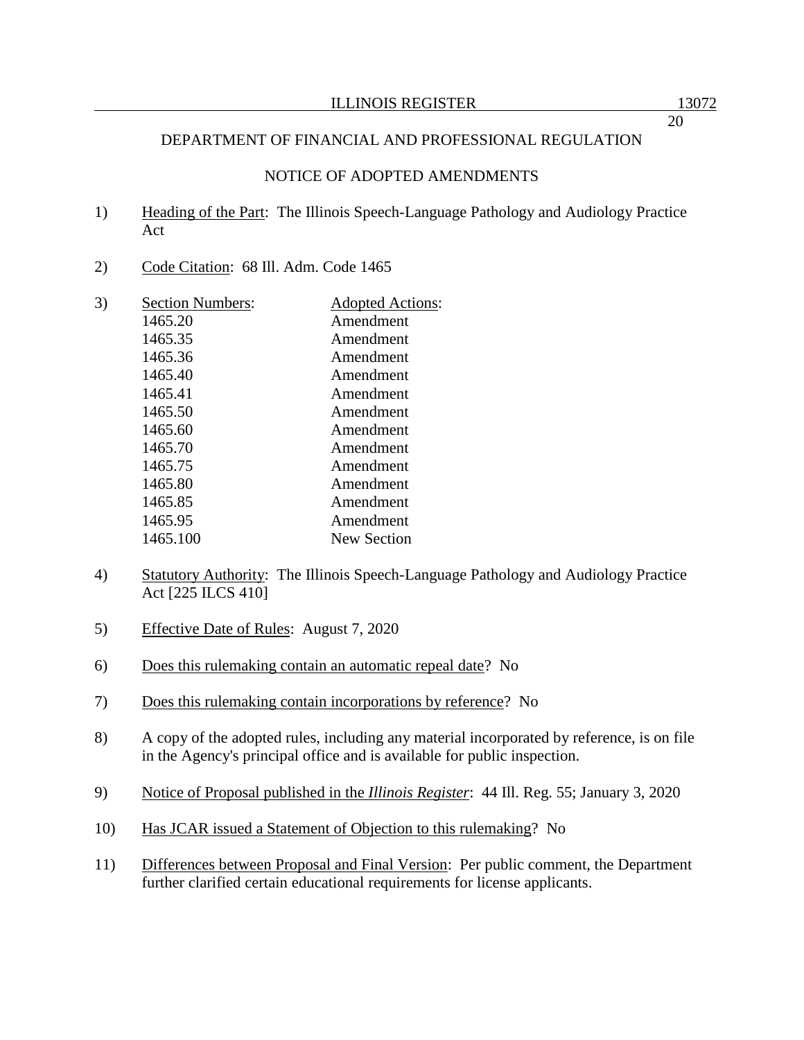DEPARTMENT OF FINANCIAL AND PROFESSIONAL REGULATION

NOTICE OF ADOPTED AMENDMENTS

1) Heading of the Part: The Illinois Speech-Language Pathology and Audiology Practice Act

2) Code Citation: 68 Ill. Adm. Code 1465

3)

| Section Numbers: | Adopted Actions: |
|---|---|
| 1465.20 | Amendment |
| 1465.35 | Amendment |
| 1465.36 | Amendment |
| 1465.40 | Amendment |
| 1465.41 | Amendment |
| 1465.50 | Amendment |
| 1465.60 | Amendment |
| 1465.70 | Amendment |
| 1465.75 | Amendment |
| 1465.80 | Amendment |
| 1465.85 | Amendment |
| 1465.95 | Amendment |
| 1465.100 | New Section |

4) Statutory Authority: The Illinois Speech-Language Pathology and Audiology Practice Act [225 ILCS 410]

5) Effective Date of Rules: August 7, 2020

6) Does this rulemaking contain an automatic repeal date? No

7) Does this rulemaking contain incorporations by reference? No

8) A copy of the adopted rules, including any material incorporated by reference, is on file in the Agency's principal office and is available for public inspection.

9) Notice of Proposal published in the *Illinois Register*: 44 Ill. Reg. 55; January 3, 2020

10) Has JCAR issued a Statement of Objection to this rulemaking? No

11) Differences between Proposal and Final Version: Per public comment, the Department further clarified certain educational requirements for license applicants.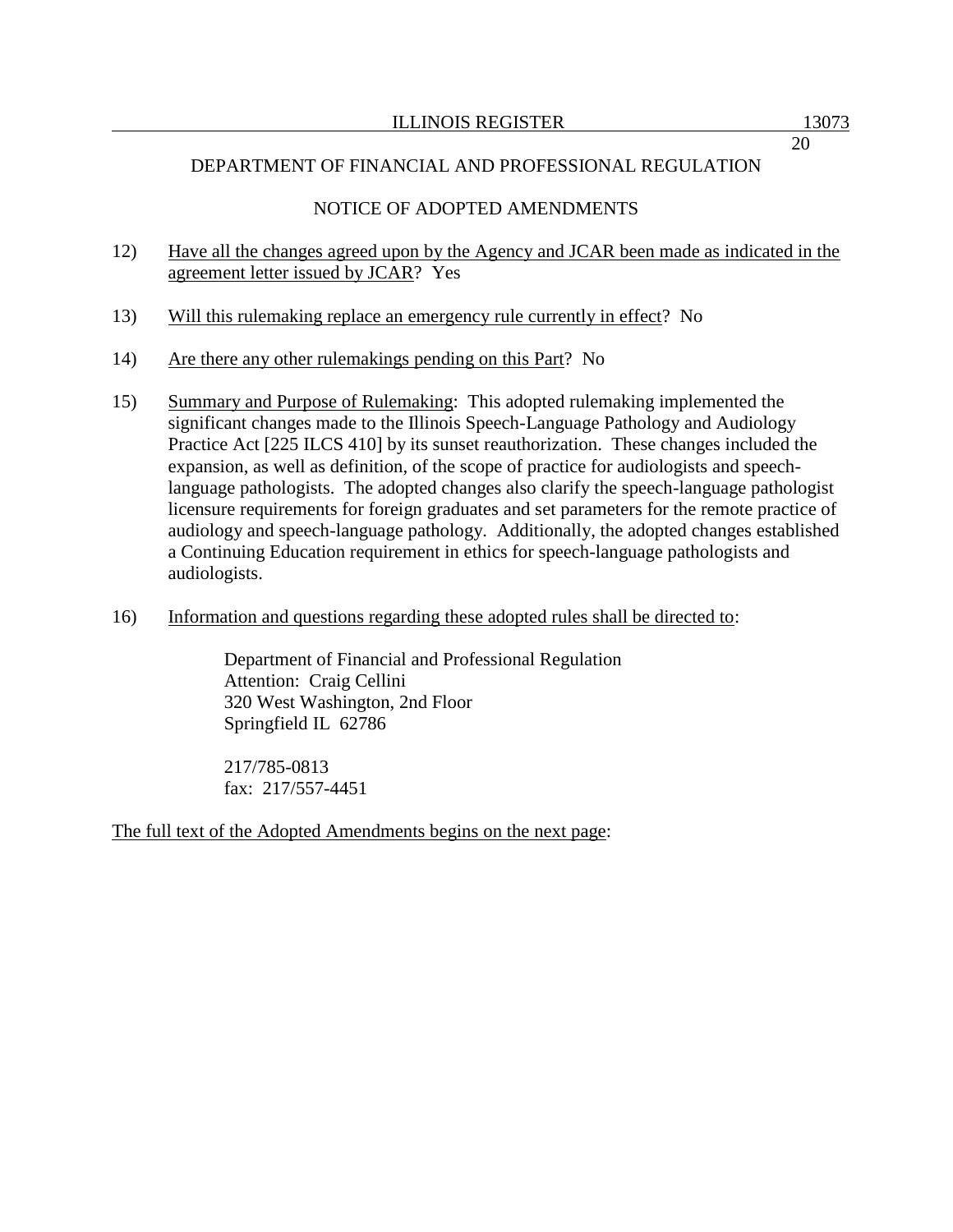DEPARTMENT OF FINANCIAL AND PROFESSIONAL REGULATION

NOTICE OF ADOPTED AMENDMENTS

12) Have all the changes agreed upon by the Agency and JCAR been made as indicated in the agreement letter issued by JCAR? Yes

13) Will this rulemaking replace an emergency rule currently in effect? No

14) Are there any other rulemakings pending on this Part? No

15) Summary and Purpose of Rulemaking: This adopted rulemaking implemented the significant changes made to the Illinois Speech-Language Pathology and Audiology Practice Act [225 ILCS 410] by its sunset reauthorization. These changes included the expansion, as well as definition, of the scope of practice for audiologists and speech-language pathologists. The adopted changes also clarify the speech-language pathologist licensure requirements for foreign graduates and set parameters for the remote practice of audiology and speech-language pathology. Additionally, the adopted changes established a Continuing Education requirement in ethics for speech-language pathologists and audiologists.

16) Information and questions regarding these adopted rules shall be directed to:

Department of Financial and Professional Regulation
Attention: Craig Cellini
320 West Washington, 2nd Floor
Springfield IL 62786

217/785-0813
fax: 217/557-4451

The full text of the Adopted Amendments begins on the next page: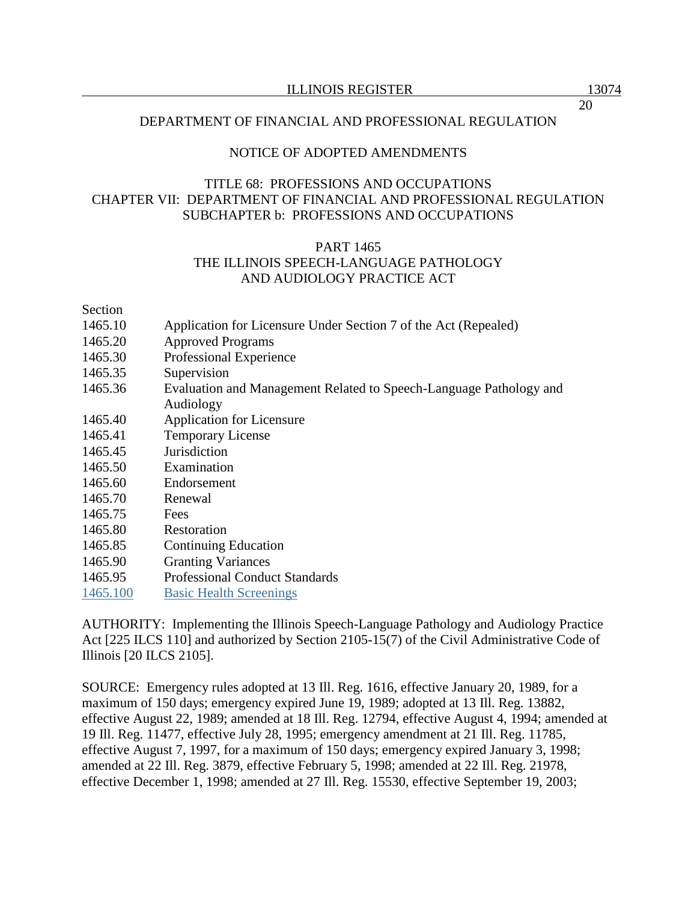DEPARTMENT OF FINANCIAL AND PROFESSIONAL REGULATION

NOTICE OF ADOPTED AMENDMENTS

TITLE 68: PROFESSIONS AND OCCUPATIONS
CHAPTER VII: DEPARTMENT OF FINANCIAL AND PROFESSIONAL REGULATION
SUBCHAPTER b: PROFESSIONS AND OCCUPATIONS

PART 1465
THE ILLINOIS SPEECH-LANGUAGE PATHOLOGY
AND AUDIOLOGY PRACTICE ACT

Section
1465.10 Application for Licensure Under Section 7 of the Act (Repealed)
1465.20 Approved Programs
1465.30 Professional Experience
1465.35 Supervision
1465.36 Evaluation and Management Related to Speech-Language Pathology and Audiology
1465.40 Application for Licensure
1465.41 Temporary License
1465.45 Jurisdiction
1465.50 Examination
1465.60 Endorsement
1465.70 Renewal
1465.75 Fees
1465.80 Restoration
1465.85 Continuing Education
1465.90 Granting Variances
1465.95 Professional Conduct Standards
1465.100 Basic Health Screenings

AUTHORITY: Implementing the Illinois Speech-Language Pathology and Audiology Practice Act [225 ILCS 110] and authorized by Section 2105-15(7) of the Civil Administrative Code of Illinois [20 ILCS 2105].

SOURCE: Emergency rules adopted at 13 Ill. Reg. 1616, effective January 20, 1989, for a maximum of 150 days; emergency expired June 19, 1989; adopted at 13 Ill. Reg. 13882, effective August 22, 1989; amended at 18 Ill. Reg. 12794, effective August 4, 1994; amended at 19 Ill. Reg. 11477, effective July 28, 1995; emergency amendment at 21 Ill. Reg. 11785, effective August 7, 1997, for a maximum of 150 days; emergency expired January 3, 1998; amended at 22 Ill. Reg. 3879, effective February 5, 1998; amended at 22 Ill. Reg. 21978, effective December 1, 1998; amended at 27 Ill. Reg. 15530, effective September 19, 2003;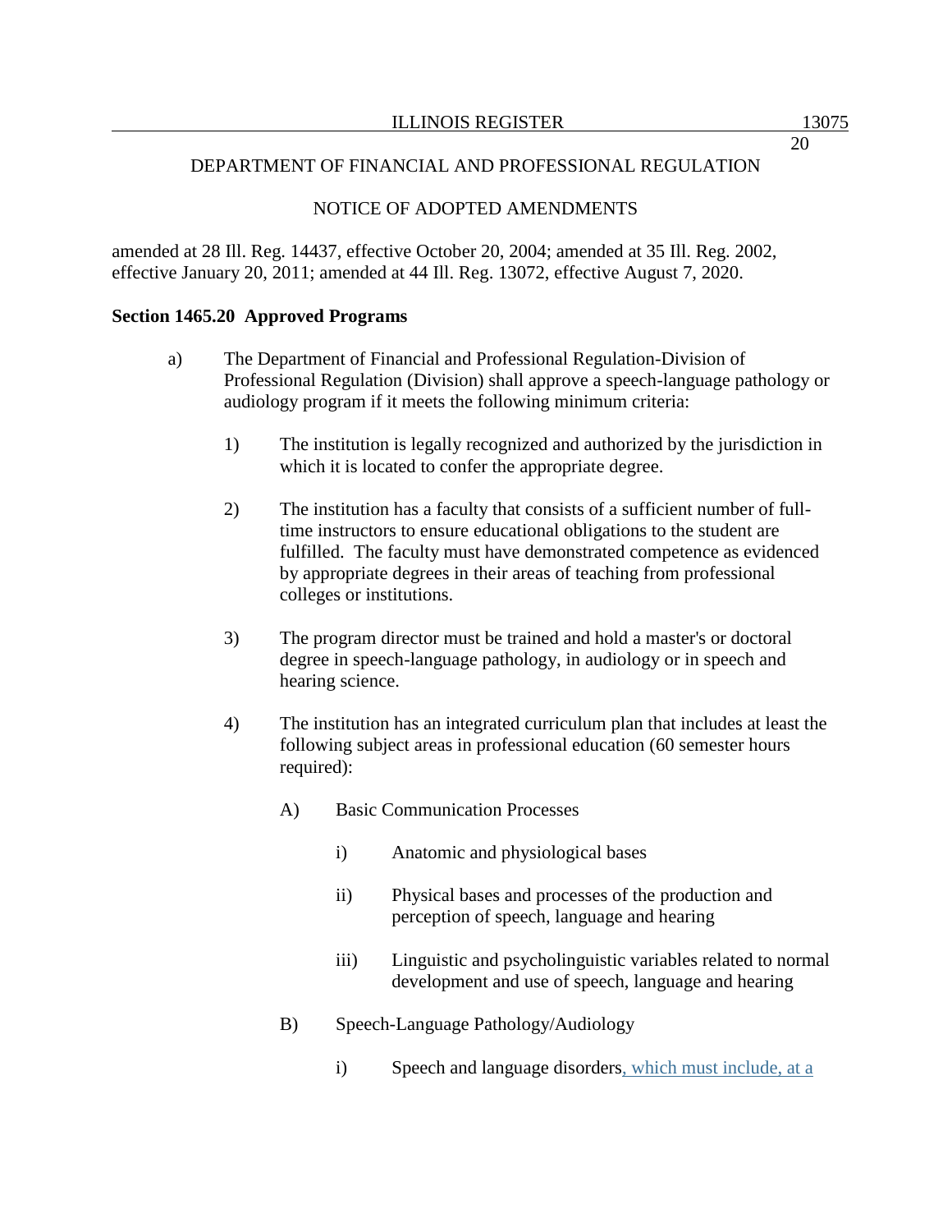DEPARTMENT OF FINANCIAL AND PROFESSIONAL REGULATION

NOTICE OF ADOPTED AMENDMENTS

amended at 28 Ill. Reg. 14437, effective October 20, 2004; amended at 35 Ill. Reg. 2002, effective January 20, 2011; amended at 44 Ill. Reg. 13072, effective August 7, 2020.

**Section 1465.20 Approved Programs**

a) The Department of Financial and Professional Regulation-Division of Professional Regulation (Division) shall approve a speech-language pathology or audiology program if it meets the following minimum criteria:

1) The institution is legally recognized and authorized by the jurisdiction in which it is located to confer the appropriate degree.

2) The institution has a faculty that consists of a sufficient number of full-time instructors to ensure educational obligations to the student are fulfilled. The faculty must have demonstrated competence as evidenced by appropriate degrees in their areas of teaching from professional colleges or institutions.

3) The program director must be trained and hold a master's or doctoral degree in speech-language pathology, in audiology or in speech and hearing science.

4) The institution has an integrated curriculum plan that includes at least the following subject areas in professional education (60 semester hours required):

A) Basic Communication Processes

i) Anatomic and physiological bases

ii) Physical bases and processes of the production and perception of speech, language and hearing

iii) Linguistic and psycholinguistic variables related to normal development and use of speech, language and hearing

B) Speech-Language Pathology/Audiology

i) Speech and language disorders, which must include, at a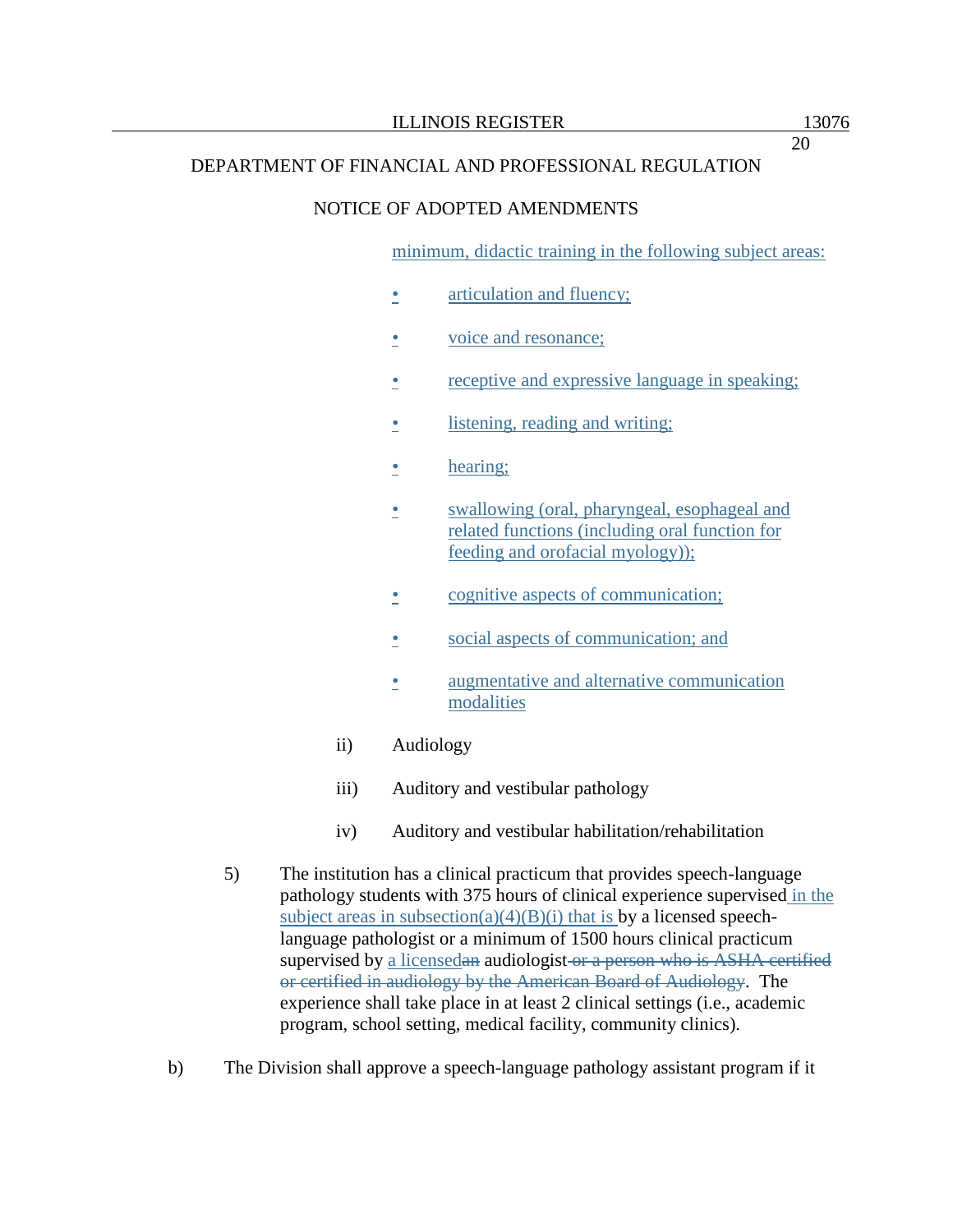DEPARTMENT OF FINANCIAL AND PROFESSIONAL REGULATION

NOTICE OF ADOPTED AMENDMENTS

minimum, didactic training in the following subject areas:

- articulation and fluency;
- voice and resonance;
- receptive and expressive language in speaking;
- listening, reading and writing;
- hearing;
- swallowing (oral, pharyngeal, esophageal and related functions (including oral function for feeding and orofacial myology));
- cognitive aspects of communication;
- social aspects of communication; and
- augmentative and alternative communication modalities

ii) Audiology

iii) Auditory and vestibular pathology

iv) Auditory and vestibular habilitation/rehabilitation

5) The institution has a clinical practicum that provides speech-language pathology students with 375 hours of clinical experience supervised in the subject areas in subsection(a)(4)(B)(i) that is by a licensed speech-language pathologist or a minimum of 1500 hours clinical practicum supervised by a licensedan audiologist ~~or a person who is ASHA certified or certified in audiology by the American Board of Audiology~~. The experience shall take place in at least 2 clinical settings (i.e., academic program, school setting, medical facility, community clinics).

b) The Division shall approve a speech-language pathology assistant program if it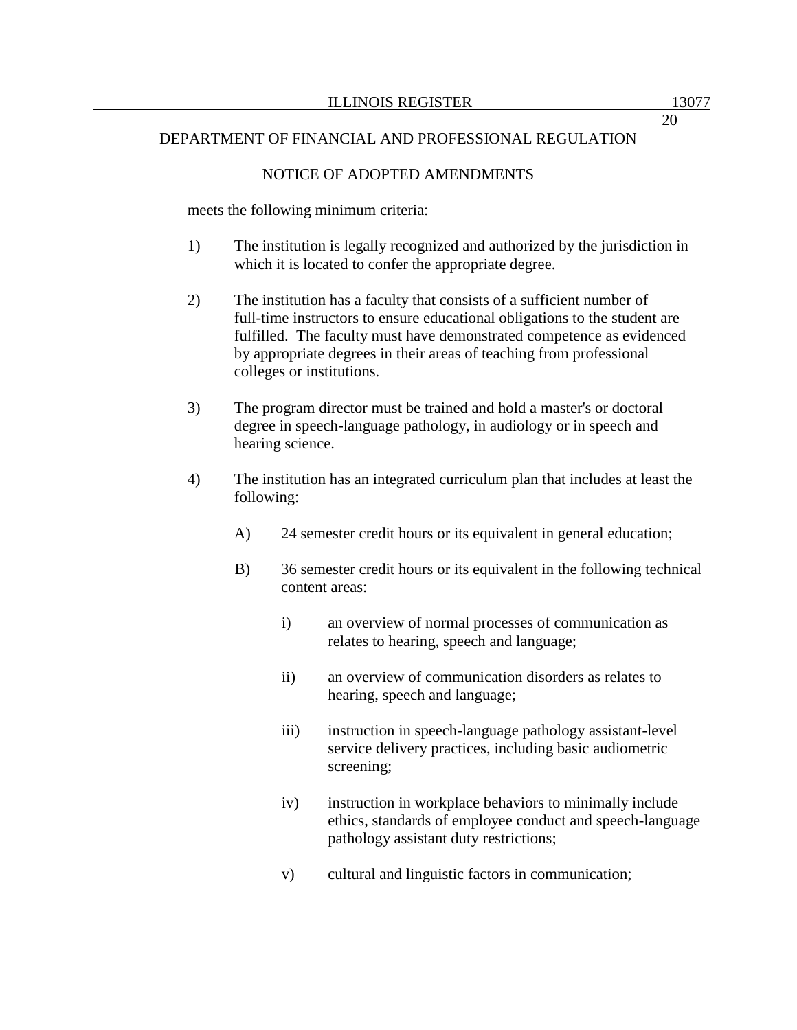DEPARTMENT OF FINANCIAL AND PROFESSIONAL REGULATION

NOTICE OF ADOPTED AMENDMENTS

meets the following minimum criteria:

1) The institution is legally recognized and authorized by the jurisdiction in which it is located to confer the appropriate degree.

2) The institution has a faculty that consists of a sufficient number of full-time instructors to ensure educational obligations to the student are fulfilled. The faculty must have demonstrated competence as evidenced by appropriate degrees in their areas of teaching from professional colleges or institutions.

3) The program director must be trained and hold a master's or doctoral degree in speech-language pathology, in audiology or in speech and hearing science.

4) The institution has an integrated curriculum plan that includes at least the following:

   A) 24 semester credit hours or its equivalent in general education;

   B) 36 semester credit hours or its equivalent in the following technical content areas:

      i) an overview of normal processes of communication as relates to hearing, speech and language;

      ii) an overview of communication disorders as relates to hearing, speech and language;

      iii) instruction in speech-language pathology assistant-level service delivery practices, including basic audiometric screening;

      iv) instruction in workplace behaviors to minimally include ethics, standards of employee conduct and speech-language pathology assistant duty restrictions;

      v) cultural and linguistic factors in communication;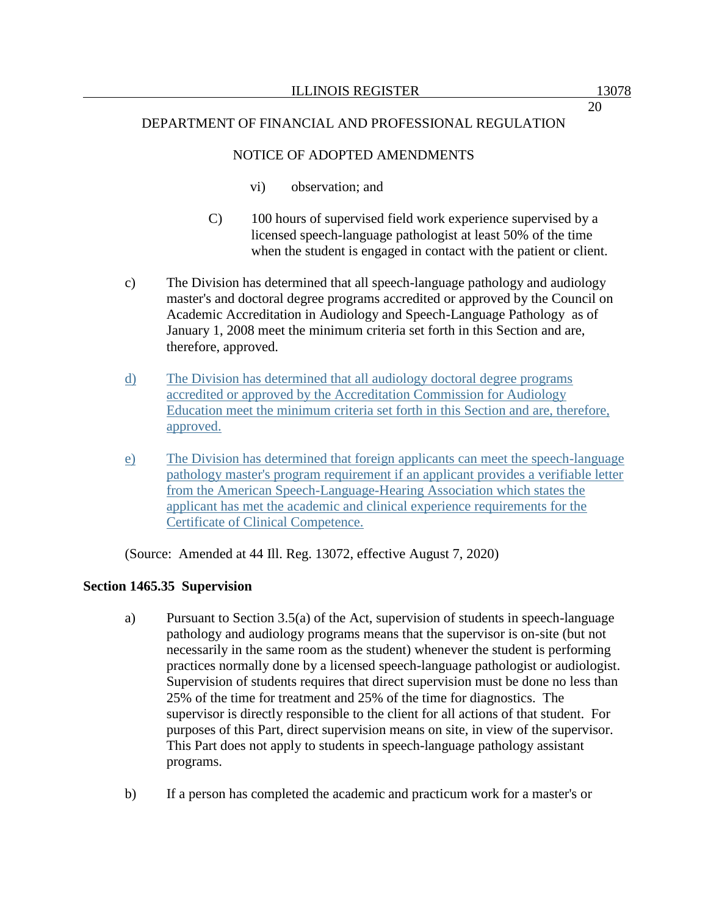vi) observation; and

C) 100 hours of supervised field work experience supervised by a licensed speech-language pathologist at least 50% of the time when the student is engaged in contact with the patient or client.

c) The Division has determined that all speech-language pathology and audiology master's and doctoral degree programs accredited or approved by the Council on Academic Accreditation in Audiology and Speech-Language Pathology as of January 1, 2008 meet the minimum criteria set forth in this Section and are, therefore, approved.

d) The Division has determined that all audiology doctoral degree programs accredited or approved by the Accreditation Commission for Audiology Education meet the minimum criteria set forth in this Section and are, therefore, approved.

e) The Division has determined that foreign applicants can meet the speech-language pathology master's program requirement if an applicant provides a verifiable letter from the American Speech-Language-Hearing Association which states the applicant has met the academic and clinical experience requirements for the Certificate of Clinical Competence.

(Source: Amended at 44 Ill. Reg. 13072, effective August 7, 2020)

**Section 1465.35 Supervision**

a) Pursuant to Section 3.5(a) of the Act, supervision of students in speech-language pathology and audiology programs means that the supervisor is on-site (but not necessarily in the same room as the student) whenever the student is performing practices normally done by a licensed speech-language pathologist or audiologist. Supervision of students requires that direct supervision must be done no less than 25% of the time for treatment and 25% of the time for diagnostics. The supervisor is directly responsible to the client for all actions of that student. For purposes of this Part, direct supervision means on site, in view of the supervisor. This Part does not apply to students in speech-language pathology assistant programs.

b) If a person has completed the academic and practicum work for a master's or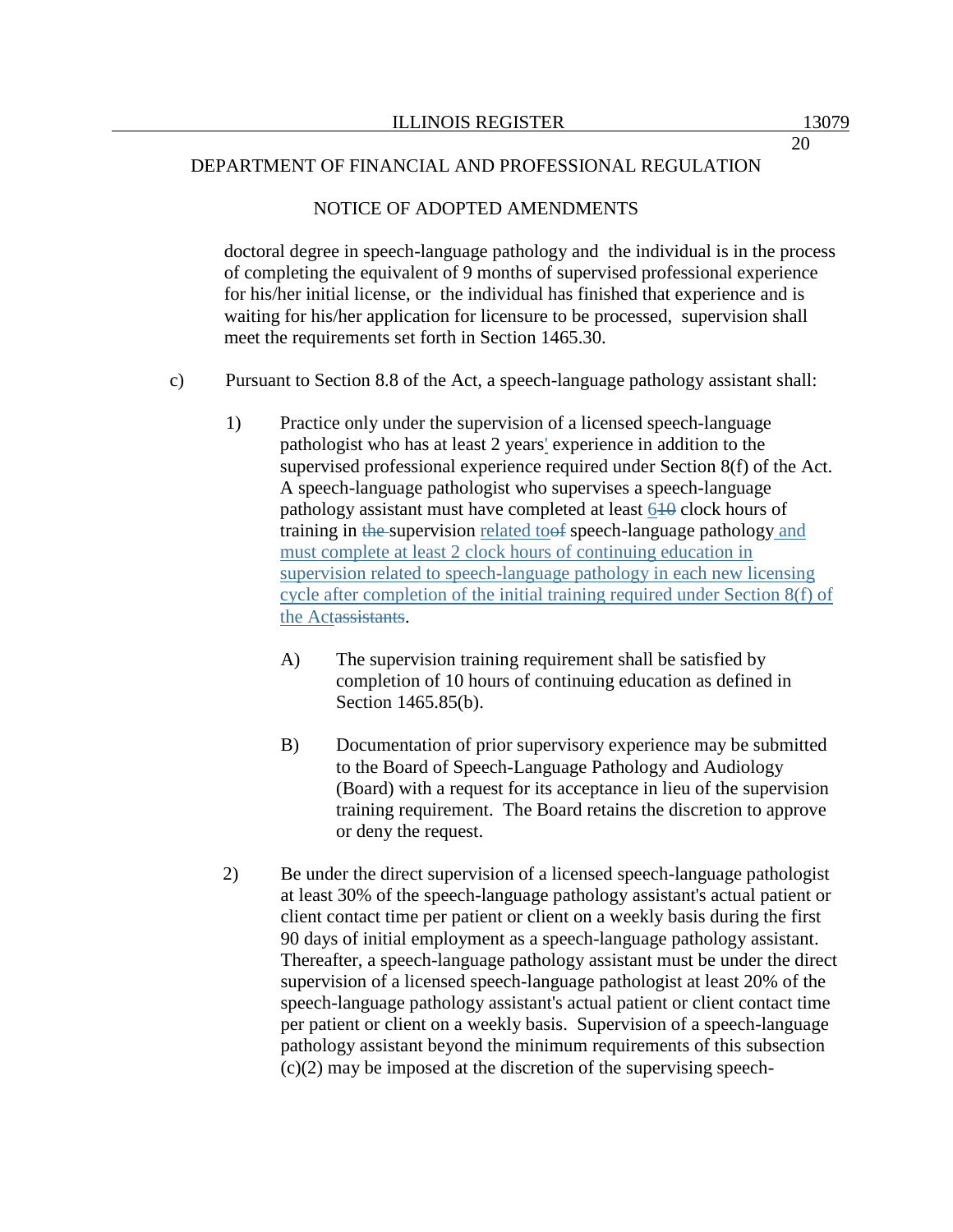DEPARTMENT OF FINANCIAL AND PROFESSIONAL REGULATION

NOTICE OF ADOPTED AMENDMENTS

doctoral degree in speech-language pathology and the individual is in the process of completing the equivalent of 9 months of supervised professional experience for his/her initial license, or the individual has finished that experience and is waiting for his/her application for licensure to be processed, supervision shall meet the requirements set forth in Section 1465.30.

c) Pursuant to Section 8.8 of the Act, a speech-language pathology assistant shall:

1) Practice only under the supervision of a licensed speech-language pathologist who has at least 2 years' experience in addition to the supervised professional experience required under Section 8(f) of the Act. A speech-language pathologist who supervises a speech-language pathology assistant must have completed at least ~~10~~ 6 clock hours of training in ~~the~~ supervision ~~of~~ related to speech-language pathology and must complete at least 2 clock hours of continuing education in supervision related to speech-language pathology in each new licensing cycle after completion of the initial training required under Section 8(f) of the Act~~assistants~~.

A) The supervision training requirement shall be satisfied by completion of 10 hours of continuing education as defined in Section 1465.85(b).

B) Documentation of prior supervisory experience may be submitted to the Board of Speech-Language Pathology and Audiology (Board) with a request for its acceptance in lieu of the supervision training requirement. The Board retains the discretion to approve or deny the request.

2) Be under the direct supervision of a licensed speech-language pathologist at least 30% of the speech-language pathology assistant's actual patient or client contact time per patient or client on a weekly basis during the first 90 days of initial employment as a speech-language pathology assistant. Thereafter, a speech-language pathology assistant must be under the direct supervision of a licensed speech-language pathologist at least 20% of the speech-language pathology assistant's actual patient or client contact time per patient or client on a weekly basis. Supervision of a speech-language pathology assistant beyond the minimum requirements of this subsection (c)(2) may be imposed at the discretion of the supervising speech-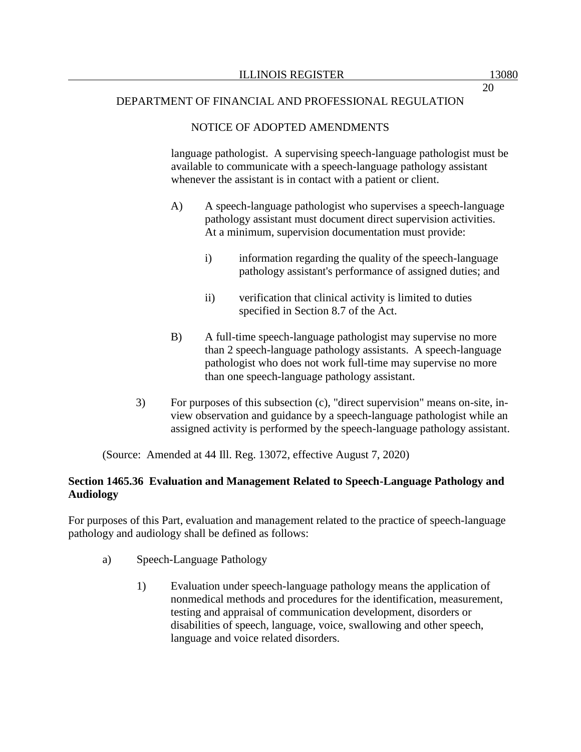language pathologist. A supervising speech-language pathologist must be available to communicate with a speech-language pathology assistant whenever the assistant is in contact with a patient or client.

A) A speech-language pathologist who supervises a speech-language pathology assistant must document direct supervision activities. At a minimum, supervision documentation must provide:

i) information regarding the quality of the speech-language pathology assistant's performance of assigned duties; and

ii) verification that clinical activity is limited to duties specified in Section 8.7 of the Act.

B) A full-time speech-language pathologist may supervise no more than 2 speech-language pathology assistants. A speech-language pathologist who does not work full-time may supervise no more than one speech-language pathology assistant.

3) For purposes of this subsection (c), "direct supervision" means on-site, in-view observation and guidance by a speech-language pathologist while an assigned activity is performed by the speech-language pathology assistant.

(Source: Amended at 44 Ill. Reg. 13072, effective August 7, 2020)

**Section 1465.36 Evaluation and Management Related to Speech-Language Pathology and Audiology**

For purposes of this Part, evaluation and management related to the practice of speech-language pathology and audiology shall be defined as follows:

a) Speech-Language Pathology

1) Evaluation under speech-language pathology means the application of nonmedical methods and procedures for the identification, measurement, testing and appraisal of communication development, disorders or disabilities of speech, language, voice, swallowing and other speech, language and voice related disorders.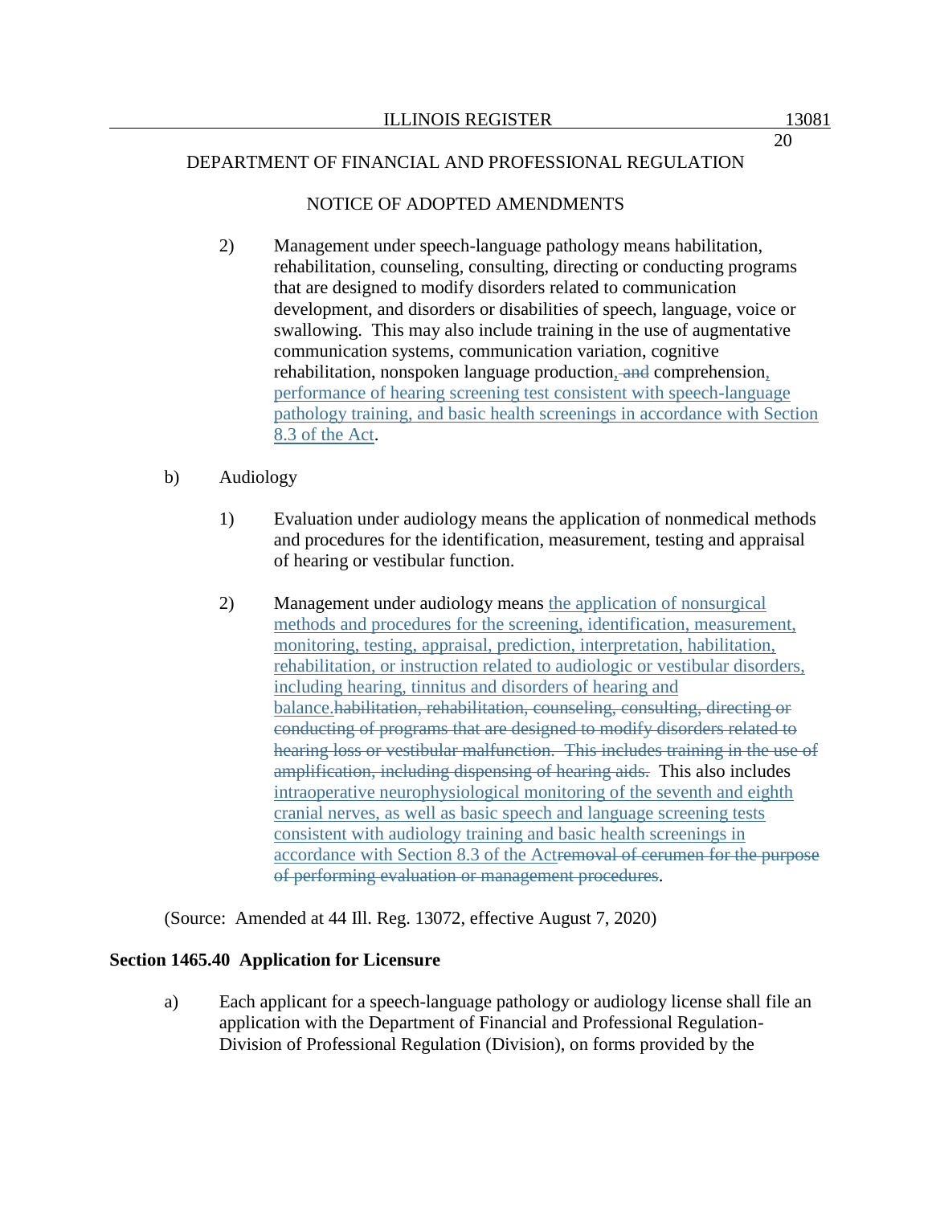DEPARTMENT OF FINANCIAL AND PROFESSIONAL REGULATION

NOTICE OF ADOPTED AMENDMENTS

2) Management under speech-language pathology means habilitation, rehabilitation, counseling, consulting, directing or conducting programs that are designed to modify disorders related to communication development, and disorders or disabilities of speech, language, voice or swallowing. This may also include training in the use of augmentative communication systems, communication variation, cognitive rehabilitation, nonspoken language production, ~~and~~ comprehension, performance of hearing screening test consistent with speech-language pathology training, and basic health screenings in accordance with Section 8.3 of the Act.

b) Audiology

1) Evaluation under audiology means the application of nonmedical methods and procedures for the identification, measurement, testing and appraisal of hearing or vestibular function.

2) Management under audiology means the application of nonsurgical methods and procedures for the screening, identification, measurement, monitoring, testing, appraisal, prediction, interpretation, habilitation, rehabilitation, or instruction related to audiologic or vestibular disorders, including hearing, tinnitus and disorders of hearing and balance.~~habilitation, rehabilitation, counseling, consulting, directing or conducting of programs that are designed to modify disorders related to hearing loss or vestibular malfunction. This includes training in the use of amplification, including dispensing of hearing aids.~~ This also includes intraoperative neurophysiological monitoring of the seventh and eighth cranial nerves, as well as basic speech and language screening tests consistent with audiology training and basic health screenings in accordance with Section 8.3 of the Act~~removal of cerumen for the purpose of performing evaluation or management procedures~~.

(Source: Amended at 44 Ill. Reg. 13072, effective August 7, 2020)

**Section 1465.40 Application for Licensure**

a) Each applicant for a speech-language pathology or audiology license shall file an application with the Department of Financial and Professional Regulation-Division of Professional Regulation (Division), on forms provided by the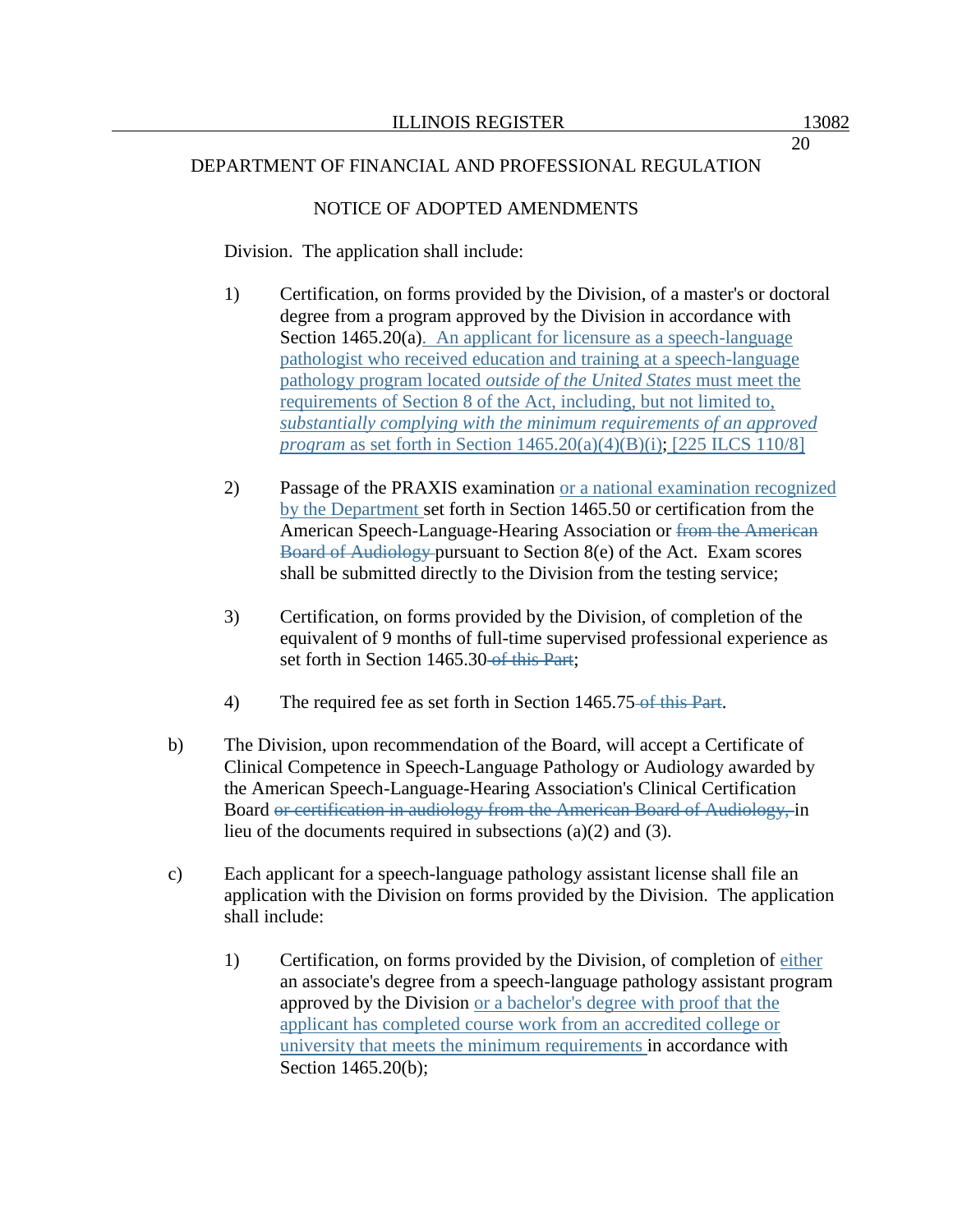DEPARTMENT OF FINANCIAL AND PROFESSIONAL REGULATION

NOTICE OF ADOPTED AMENDMENTS

Division. The application shall include:

1) Certification, on forms provided by the Division, of a master's or doctoral degree from a program approved by the Division in accordance with Section 1465.20(a). An applicant for licensure as a speech-language pathologist who received education and training at a speech-language pathology program located *outside of the United States* must meet the requirements of Section 8 of the Act, including, but not limited to, *substantially complying with the minimum requirements of an approved program* as set forth in Section 1465.20(a)(4)(B)(i); [225 ILCS 110/8]

2) Passage of the PRAXIS examination or a national examination recognized by the Department set forth in Section 1465.50 or certification from the American Speech-Language-Hearing Association or ~~from the American Board of Audiology~~ pursuant to Section 8(e) of the Act. Exam scores shall be submitted directly to the Division from the testing service;

3) Certification, on forms provided by the Division, of completion of the equivalent of 9 months of full-time supervised professional experience as set forth in Section 1465.30 ~~of this Part~~;

4) The required fee as set forth in Section 1465.75 ~~of this Part~~.

b) The Division, upon recommendation of the Board, will accept a Certificate of Clinical Competence in Speech-Language Pathology or Audiology awarded by the American Speech-Language-Hearing Association's Clinical Certification Board ~~or certification in audiology from the American Board of Audiology,~~ in lieu of the documents required in subsections (a)(2) and (3).

c) Each applicant for a speech-language pathology assistant license shall file an application with the Division on forms provided by the Division. The application shall include:

1) Certification, on forms provided by the Division, of completion of either an associate's degree from a speech-language pathology assistant program approved by the Division or a bachelor's degree with proof that the applicant has completed course work from an accredited college or university that meets the minimum requirements in accordance with Section 1465.20(b);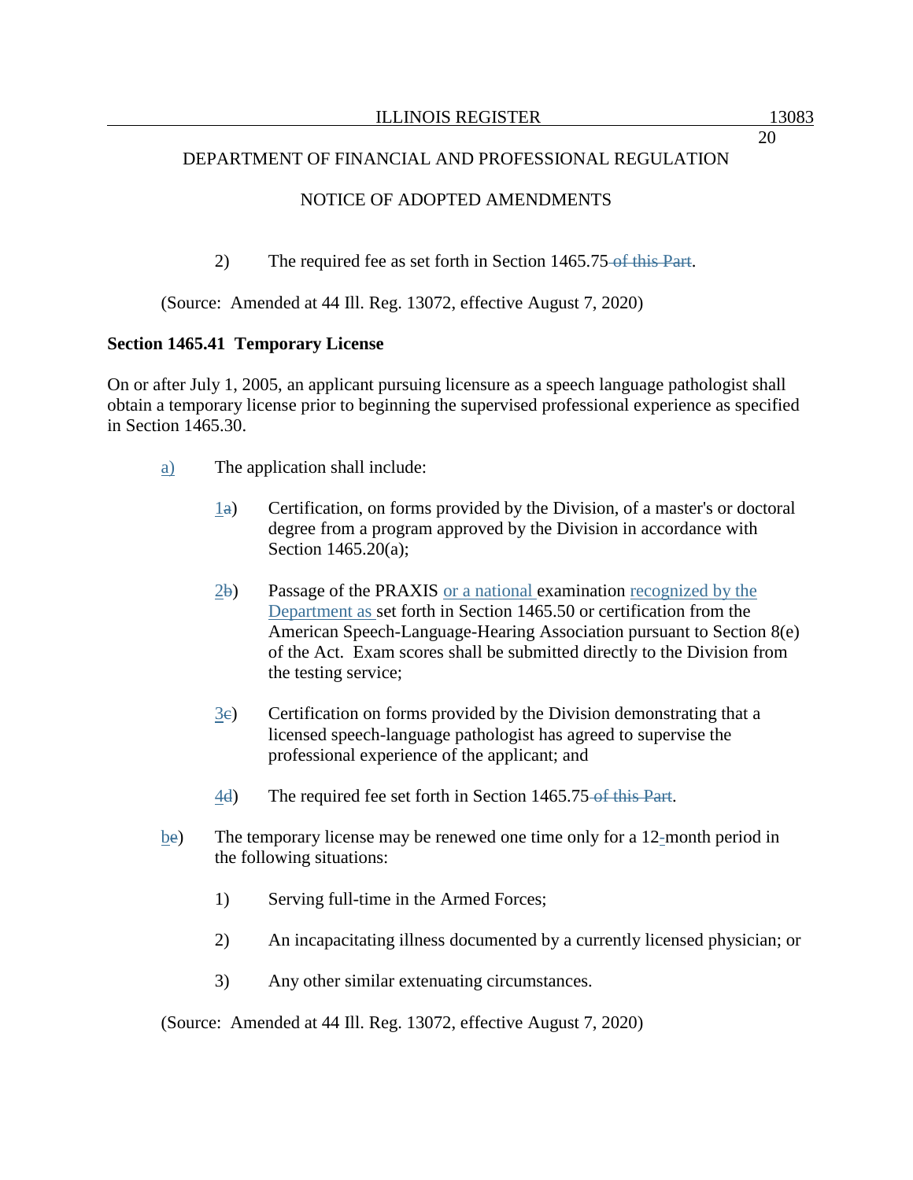2) The required fee as set forth in Section 1465.75 of this Part.

(Source: Amended at 44 Ill. Reg. 13072, effective August 7, 2020)

**Section 1465.41 Temporary License**

On or after July 1, 2005, an applicant pursuing licensure as a speech language pathologist shall obtain a temporary license prior to beginning the supervised professional experience as specified in Section 1465.30.

a) The application shall include:

1a) Certification, on forms provided by the Division, of a master's or doctoral degree from a program approved by the Division in accordance with Section 1465.20(a);

2b) Passage of the PRAXIS or a national examination recognized by the Department as set forth in Section 1465.50 or certification from the American Speech-Language-Hearing Association pursuant to Section 8(e) of the Act. Exam scores shall be submitted directly to the Division from the testing service;

3c) Certification on forms provided by the Division demonstrating that a licensed speech-language pathologist has agreed to supervise the professional experience of the applicant; and

4d) The required fee set forth in Section 1465.75 of this Part.

be) The temporary license may be renewed one time only for a 12-month period in the following situations:

1) Serving full-time in the Armed Forces;

2) An incapacitating illness documented by a currently licensed physician; or

3) Any other similar extenuating circumstances.

(Source: Amended at 44 Ill. Reg. 13072, effective August 7, 2020)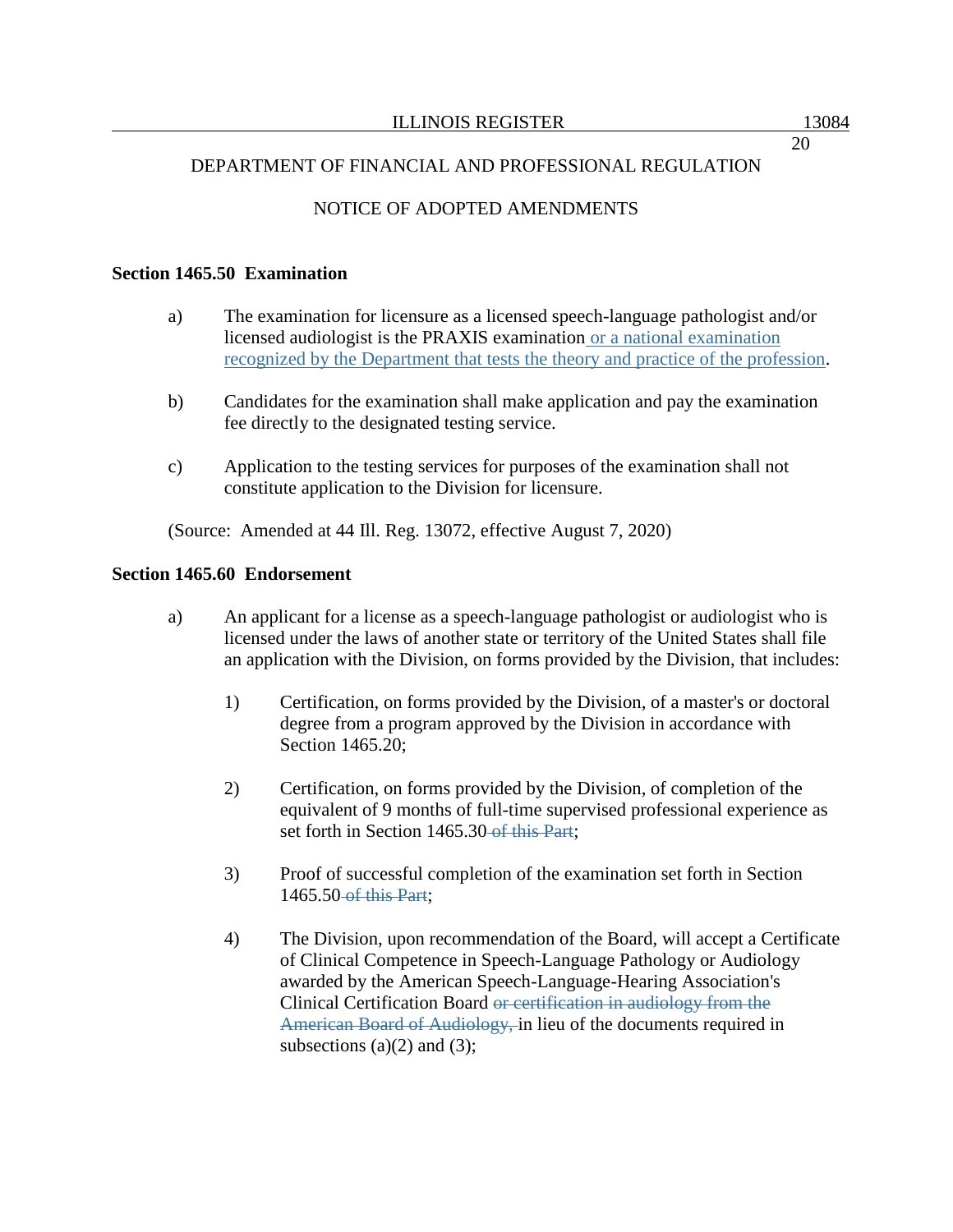DEPARTMENT OF FINANCIAL AND PROFESSIONAL REGULATION

NOTICE OF ADOPTED AMENDMENTS

**Section 1465.50 Examination**

a) The examination for licensure as a licensed speech-language pathologist and/or licensed audiologist is the PRAXIS examination <u>or a national examination recognized by the Department that tests the theory and practice of the profession</u>.

b) Candidates for the examination shall make application and pay the examination fee directly to the designated testing service.

c) Application to the testing services for purposes of the examination shall not constitute application to the Division for licensure.

(Source: Amended at 44 Ill. Reg. 13072, effective August 7, 2020)

**Section 1465.60 Endorsement**

a) An applicant for a license as a speech-language pathologist or audiologist who is licensed under the laws of another state or territory of the United States shall file an application with the Division, on forms provided by the Division, that includes:

1) Certification, on forms provided by the Division, of a master's or doctoral degree from a program approved by the Division in accordance with Section 1465.20;

2) Certification, on forms provided by the Division, of completion of the equivalent of 9 months of full-time supervised professional experience as set forth in Section 1465.30 ~~of this Part~~;

3) Proof of successful completion of the examination set forth in Section 1465.50 ~~of this Part~~;

4) The Division, upon recommendation of the Board, will accept a Certificate of Clinical Competence in Speech-Language Pathology or Audiology awarded by the American Speech-Language-Hearing Association's Clinical Certification Board ~~or certification in audiology from the American Board of Audiology,~~ in lieu of the documents required in subsections (a)(2) and (3);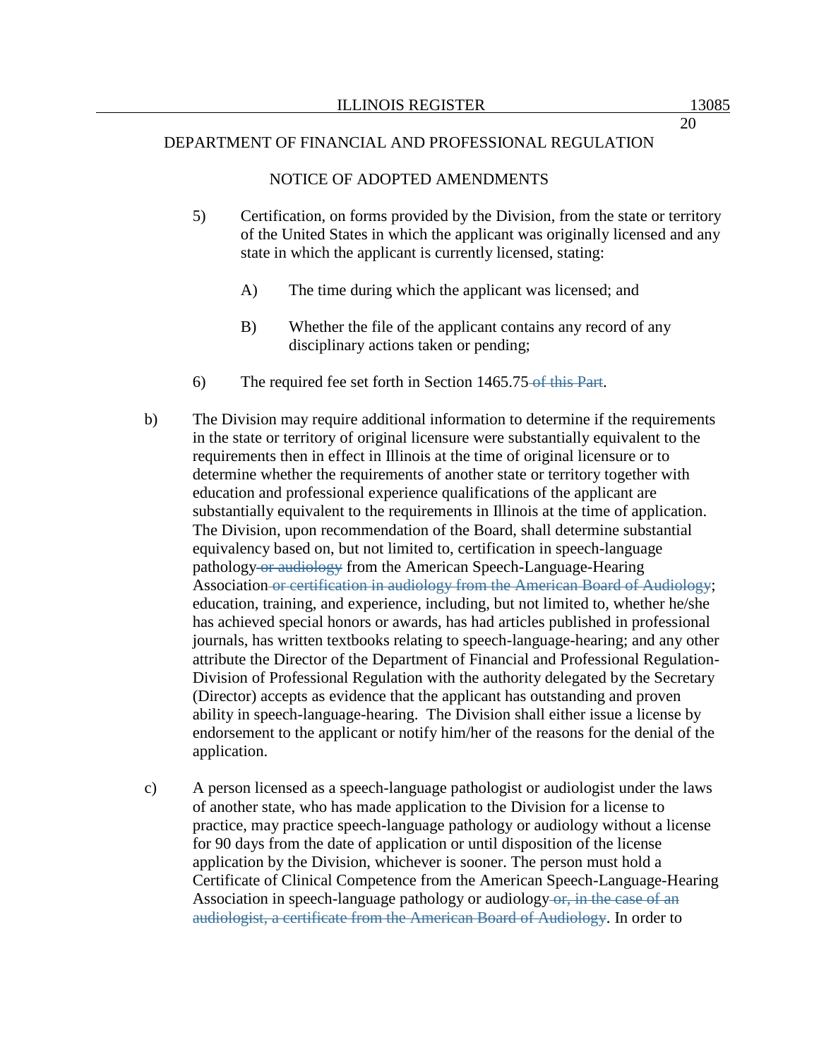DEPARTMENT OF FINANCIAL AND PROFESSIONAL REGULATION

NOTICE OF ADOPTED AMENDMENTS

5) Certification, on forms provided by the Division, from the state or territory of the United States in which the applicant was originally licensed and any state in which the applicant is currently licensed, stating:

   A) The time during which the applicant was licensed; and

   B) Whether the file of the applicant contains any record of any disciplinary actions taken or pending;

6) The required fee set forth in Section 1465.75 ~~of this Part~~.

b) The Division may require additional information to determine if the requirements in the state or territory of original licensure were substantially equivalent to the requirements then in effect in Illinois at the time of original licensure or to determine whether the requirements of another state or territory together with education and professional experience qualifications of the applicant are substantially equivalent to the requirements in Illinois at the time of application. The Division, upon recommendation of the Board, shall determine substantial equivalency based on, but not limited to, certification in speech-language pathology ~~or audiology~~ from the American Speech-Language-Hearing Association ~~or certification in audiology from the American Board of Audiology~~; education, training, and experience, including, but not limited to, whether he/she has achieved special honors or awards, has had articles published in professional journals, has written textbooks relating to speech-language-hearing; and any other attribute the Director of the Department of Financial and Professional Regulation-Division of Professional Regulation with the authority delegated by the Secretary (Director) accepts as evidence that the applicant has outstanding and proven ability in speech-language-hearing. The Division shall either issue a license by endorsement to the applicant or notify him/her of the reasons for the denial of the application.

c) A person licensed as a speech-language pathologist or audiologist under the laws of another state, who has made application to the Division for a license to practice, may practice speech-language pathology or audiology without a license for 90 days from the date of application or until disposition of the license application by the Division, whichever is sooner. The person must hold a Certificate of Clinical Competence from the American Speech-Language-Hearing Association in speech-language pathology or audiology ~~or, in the case of an audiologist, a certificate from the American Board of Audiology~~. In order to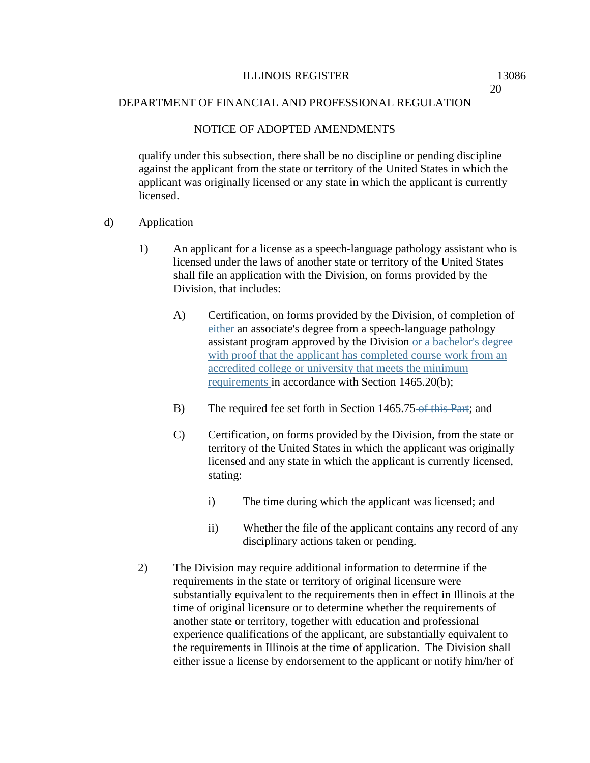qualify under this subsection, there shall be no discipline or pending discipline against the applicant from the state or territory of the United States in which the applicant was originally licensed or any state in which the applicant is currently licensed.

d) Application

1) An applicant for a license as a speech-language pathology assistant who is licensed under the laws of another state or territory of the United States shall file an application with the Division, on forms provided by the Division, that includes:

A) Certification, on forms provided by the Division, of completion of either an associate's degree from a speech-language pathology assistant program approved by the Division or a bachelor's degree with proof that the applicant has completed course work from an accredited college or university that meets the minimum requirements in accordance with Section 1465.20(b);

B) The required fee set forth in Section 1465.75 ~~of this Part~~; and

C) Certification, on forms provided by the Division, from the state or territory of the United States in which the applicant was originally licensed and any state in which the applicant is currently licensed, stating:

i) The time during which the applicant was licensed; and

ii) Whether the file of the applicant contains any record of any disciplinary actions taken or pending.

2) The Division may require additional information to determine if the requirements in the state or territory of original licensure were substantially equivalent to the requirements then in effect in Illinois at the time of original licensure or to determine whether the requirements of another state or territory, together with education and professional experience qualifications of the applicant, are substantially equivalent to the requirements in Illinois at the time of application. The Division shall either issue a license by endorsement to the applicant or notify him/her of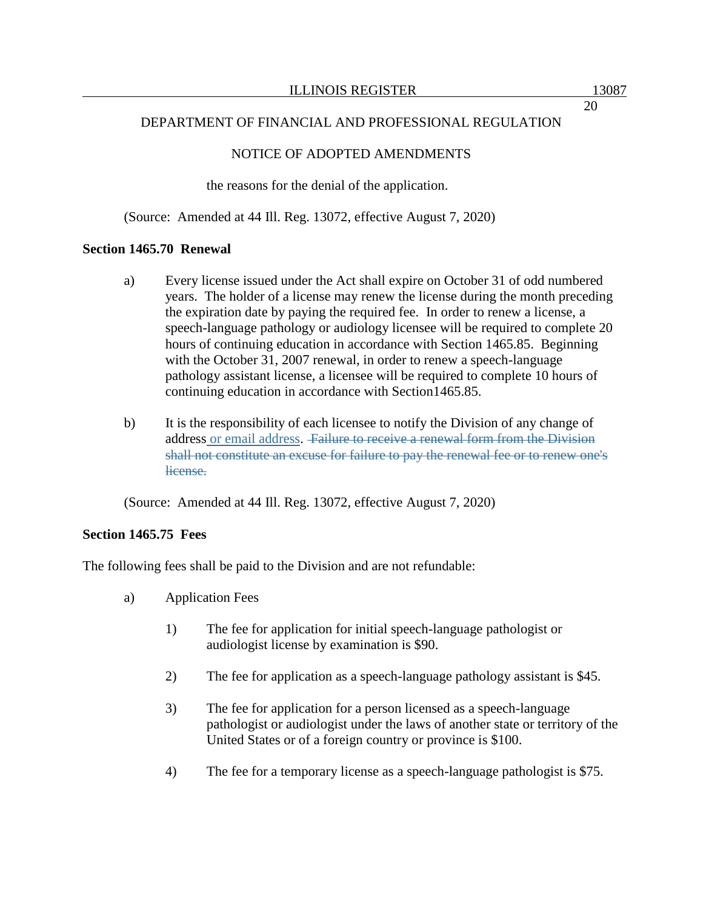DEPARTMENT OF FINANCIAL AND PROFESSIONAL REGULATION

NOTICE OF ADOPTED AMENDMENTS

the reasons for the denial of the application.

(Source: Amended at 44 Ill. Reg. 13072, effective August 7, 2020)

**Section 1465.70 Renewal**

a) Every license issued under the Act shall expire on October 31 of odd numbered years. The holder of a license may renew the license during the month preceding the expiration date by paying the required fee. In order to renew a license, a speech-language pathology or audiology licensee will be required to complete 20 hours of continuing education in accordance with Section 1465.85. Beginning with the October 31, 2007 renewal, in order to renew a speech-language pathology assistant license, a licensee will be required to complete 10 hours of continuing education in accordance with Section1465.85.

b) It is the responsibility of each licensee to notify the Division of any change of address or email address. ~~Failure to receive a renewal form from the Division shall not constitute an excuse for failure to pay the renewal fee or to renew one's license.~~

(Source: Amended at 44 Ill. Reg. 13072, effective August 7, 2020)

**Section 1465.75 Fees**

The following fees shall be paid to the Division and are not refundable:

a) Application Fees

1) The fee for application for initial speech-language pathologist or audiologist license by examination is $90.

2) The fee for application as a speech-language pathology assistant is $45.

3) The fee for application for a person licensed as a speech-language pathologist or audiologist under the laws of another state or territory of the United States or of a foreign country or province is $100.

4) The fee for a temporary license as a speech-language pathologist is $75.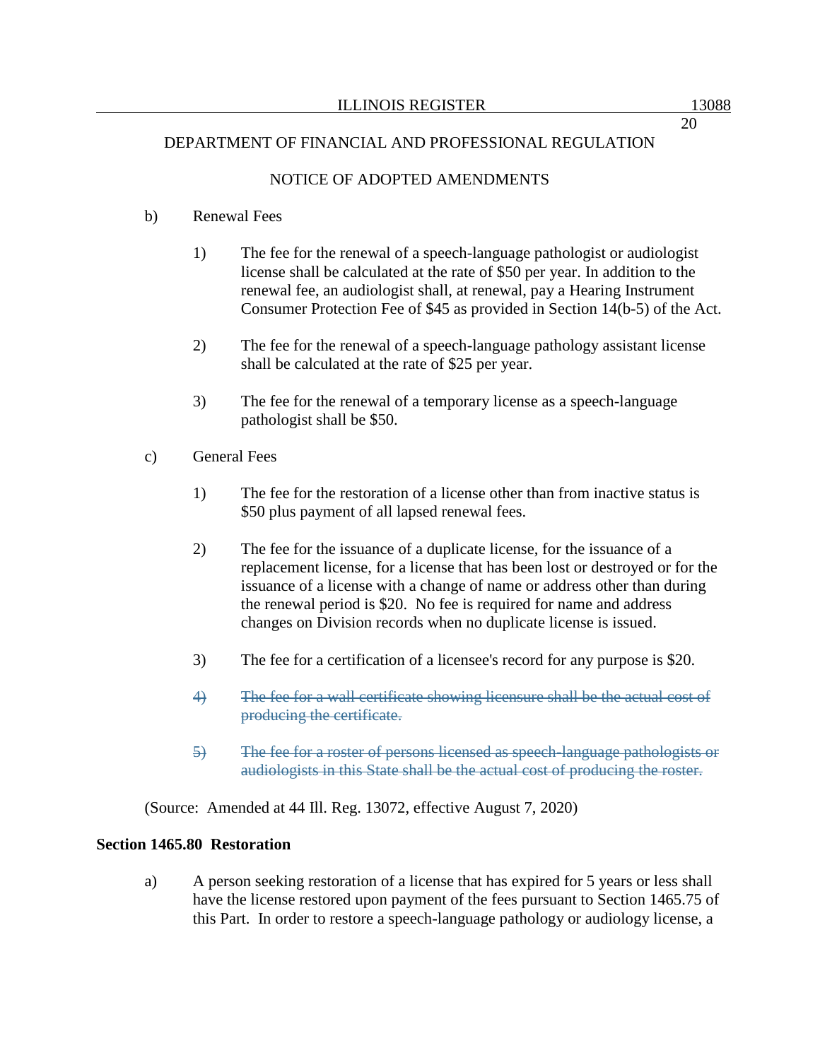b) Renewal Fees

1) The fee for the renewal of a speech-language pathologist or audiologist license shall be calculated at the rate of $50 per year. In addition to the renewal fee, an audiologist shall, at renewal, pay a Hearing Instrument Consumer Protection Fee of $45 as provided in Section 14(b-5) of the Act.

2) The fee for the renewal of a speech-language pathology assistant license shall be calculated at the rate of $25 per year.

3) The fee for the renewal of a temporary license as a speech-language pathologist shall be $50.

c) General Fees

1) The fee for the restoration of a license other than from inactive status is $50 plus payment of all lapsed renewal fees.

2) The fee for the issuance of a duplicate license, for the issuance of a replacement license, for a license that has been lost or destroyed or for the issuance of a license with a change of name or address other than during the renewal period is $20. No fee is required for name and address changes on Division records when no duplicate license is issued.

3) The fee for a certification of a licensee's record for any purpose is $20.

~~4) The fee for a wall certificate showing licensure shall be the actual cost of producing the certificate.~~

~~5) The fee for a roster of persons licensed as speech-language pathologists or audiologists in this State shall be the actual cost of producing the roster.~~

(Source: Amended at 44 Ill. Reg. 13072, effective August 7, 2020)

**Section 1465.80 Restoration**

a) A person seeking restoration of a license that has expired for 5 years or less shall have the license restored upon payment of the fees pursuant to Section 1465.75 of this Part. In order to restore a speech-language pathology or audiology license, a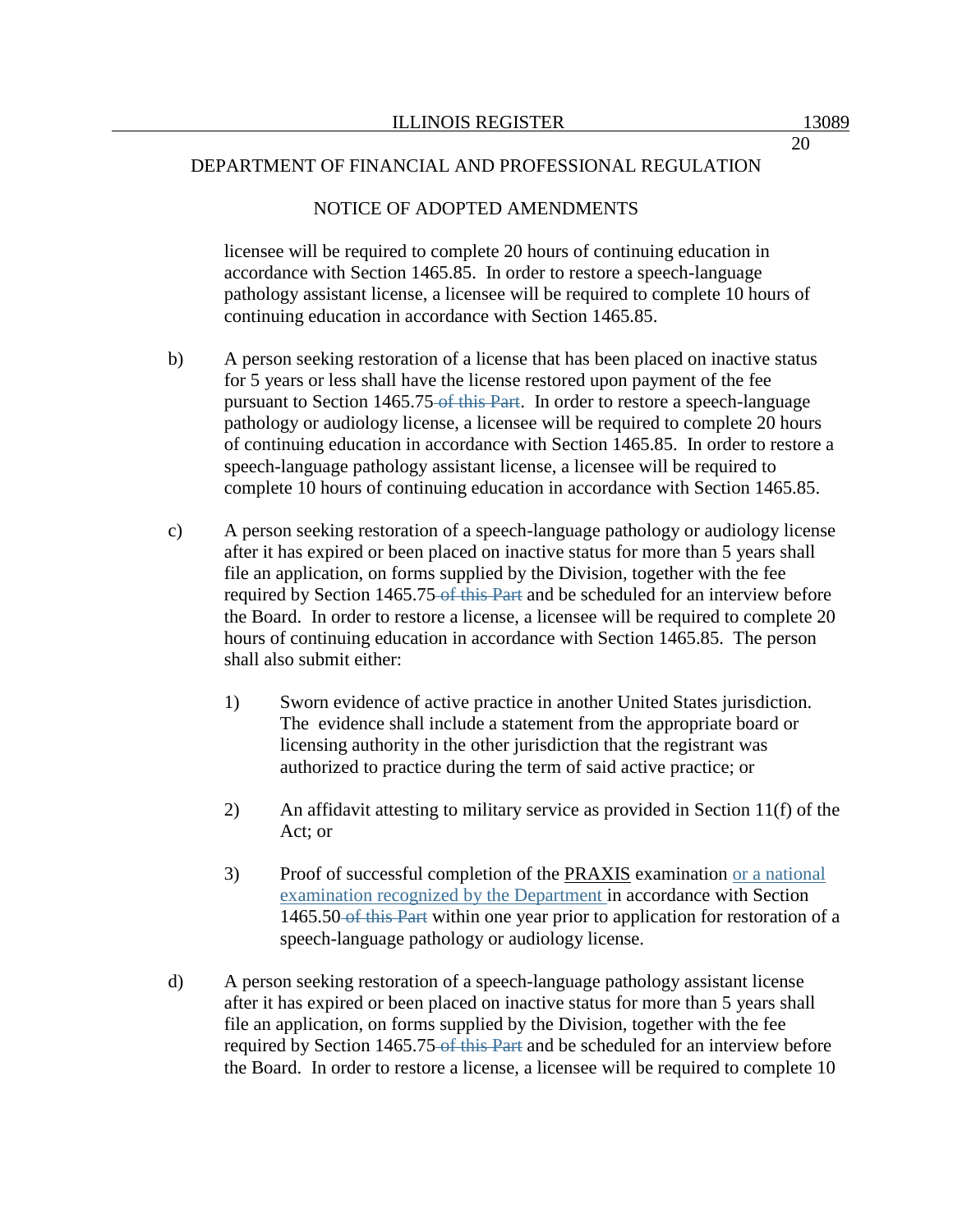licensee will be required to complete 20 hours of continuing education in accordance with Section 1465.85. In order to restore a speech-language pathology assistant license, a licensee will be required to complete 10 hours of continuing education in accordance with Section 1465.85.

b) A person seeking restoration of a license that has been placed on inactive status for 5 years or less shall have the license restored upon payment of the fee pursuant to Section 1465.75 ~~of this Part~~. In order to restore a speech-language pathology or audiology license, a licensee will be required to complete 20 hours of continuing education in accordance with Section 1465.85. In order to restore a speech-language pathology assistant license, a licensee will be required to complete 10 hours of continuing education in accordance with Section 1465.85.

c) A person seeking restoration of a speech-language pathology or audiology license after it has expired or been placed on inactive status for more than 5 years shall file an application, on forms supplied by the Division, together with the fee required by Section 1465.75 ~~of this Part~~ and be scheduled for an interview before the Board. In order to restore a license, a licensee will be required to complete 20 hours of continuing education in accordance with Section 1465.85. The person shall also submit either:

1) Sworn evidence of active practice in another United States jurisdiction. The evidence shall include a statement from the appropriate board or licensing authority in the other jurisdiction that the registrant was authorized to practice during the term of said active practice; or

2) An affidavit attesting to military service as provided in Section 11(f) of the Act; or

3) Proof of successful completion of the PRAXIS examination or a national examination recognized by the Department in accordance with Section 1465.50 ~~of this Part~~ within one year prior to application for restoration of a speech-language pathology or audiology license.

d) A person seeking restoration of a speech-language pathology assistant license after it has expired or been placed on inactive status for more than 5 years shall file an application, on forms supplied by the Division, together with the fee required by Section 1465.75 ~~of this Part~~ and be scheduled for an interview before the Board. In order to restore a license, a licensee will be required to complete 10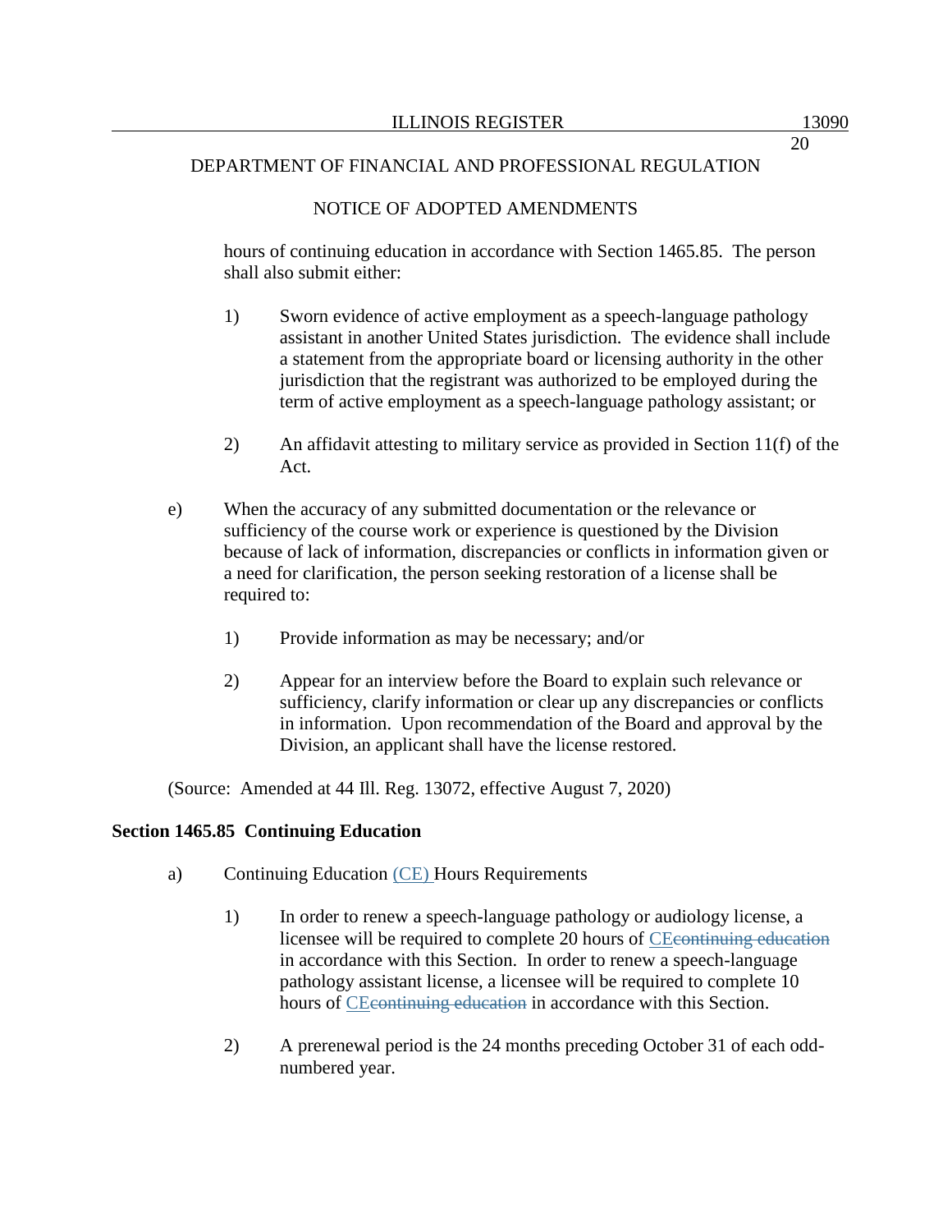hours of continuing education in accordance with Section 1465.85. The person shall also submit either:

1) Sworn evidence of active employment as a speech-language pathology assistant in another United States jurisdiction. The evidence shall include a statement from the appropriate board or licensing authority in the other jurisdiction that the registrant was authorized to be employed during the term of active employment as a speech-language pathology assistant; or

2) An affidavit attesting to military service as provided in Section 11(f) of the Act.

e) When the accuracy of any submitted documentation or the relevance or sufficiency of the course work or experience is questioned by the Division because of lack of information, discrepancies or conflicts in information given or a need for clarification, the person seeking restoration of a license shall be required to:

1) Provide information as may be necessary; and/or

2) Appear for an interview before the Board to explain such relevance or sufficiency, clarify information or clear up any discrepancies or conflicts in information. Upon recommendation of the Board and approval by the Division, an applicant shall have the license restored.

(Source: Amended at 44 Ill. Reg. 13072, effective August 7, 2020)

**Section 1465.85 Continuing Education**

a) Continuing Education (CE) Hours Requirements

1) In order to renew a speech-language pathology or audiology license, a licensee will be required to complete 20 hours of CE~~continuing education~~ in accordance with this Section. In order to renew a speech-language pathology assistant license, a licensee will be required to complete 10 hours of CE~~continuing education~~ in accordance with this Section.

2) A prerenewal period is the 24 months preceding October 31 of each odd-numbered year.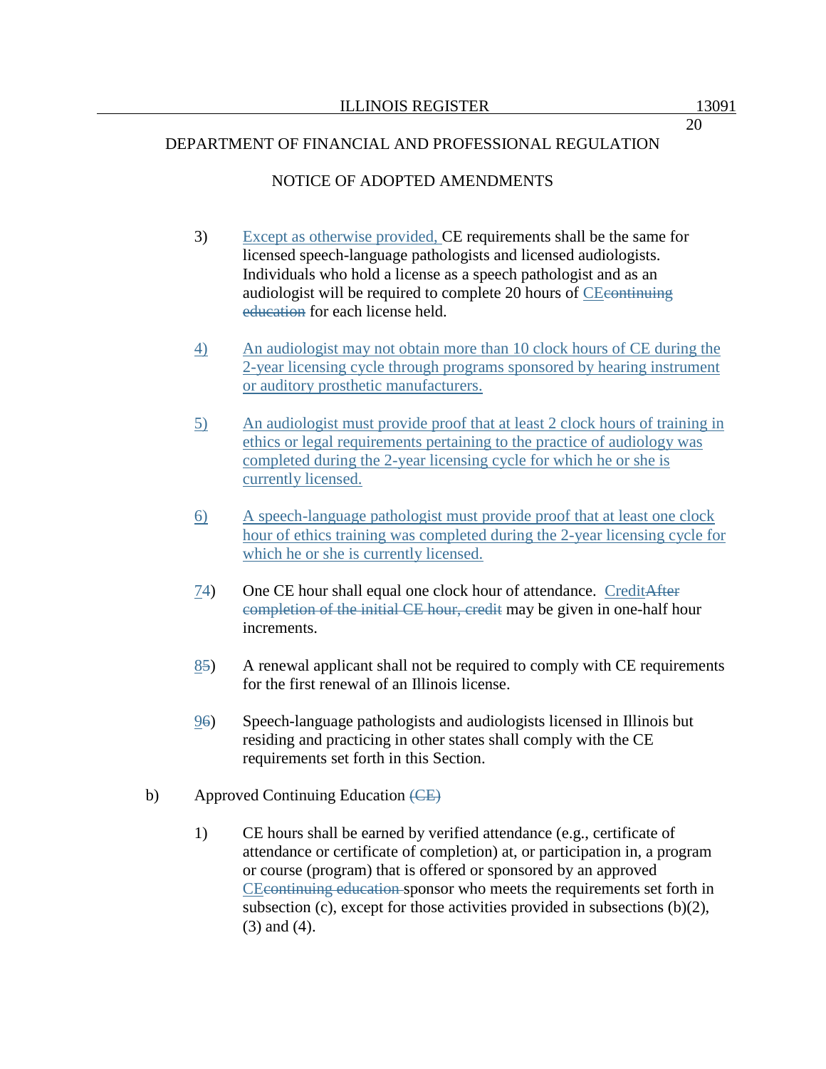DEPARTMENT OF FINANCIAL AND PROFESSIONAL REGULATION

NOTICE OF ADOPTED AMENDMENTS

3) Except as otherwise provided, CE requirements shall be the same for licensed speech-language pathologists and licensed audiologists. Individuals who hold a license as a speech pathologist and as an audiologist will be required to complete 20 hours of CE~~continuing education~~ for each license held.

4) An audiologist may not obtain more than 10 clock hours of CE during the 2-year licensing cycle through programs sponsored by hearing instrument or auditory prosthetic manufacturers.

5) An audiologist must provide proof that at least 2 clock hours of training in ethics or legal requirements pertaining to the practice of audiology was completed during the 2-year licensing cycle for which he or she is currently licensed.

6) A speech-language pathologist must provide proof that at least one clock hour of ethics training was completed during the 2-year licensing cycle for which he or she is currently licensed.

7~~4~~) One CE hour shall equal one clock hour of attendance. Credit~~After completion of the initial CE hour, credit~~ may be given in one-half hour increments.

8~~5~~) A renewal applicant shall not be required to comply with CE requirements for the first renewal of an Illinois license.

9~~6~~) Speech-language pathologists and audiologists licensed in Illinois but residing and practicing in other states shall comply with the CE requirements set forth in this Section.

b) Approved Continuing Education ~~(CE)~~

1) CE hours shall be earned by verified attendance (e.g., certificate of attendance or certificate of completion) at, or participation in, a program or course (program) that is offered or sponsored by an approved CE~~continuing education~~ sponsor who meets the requirements set forth in subsection (c), except for those activities provided in subsections (b)(2), (3) and (4).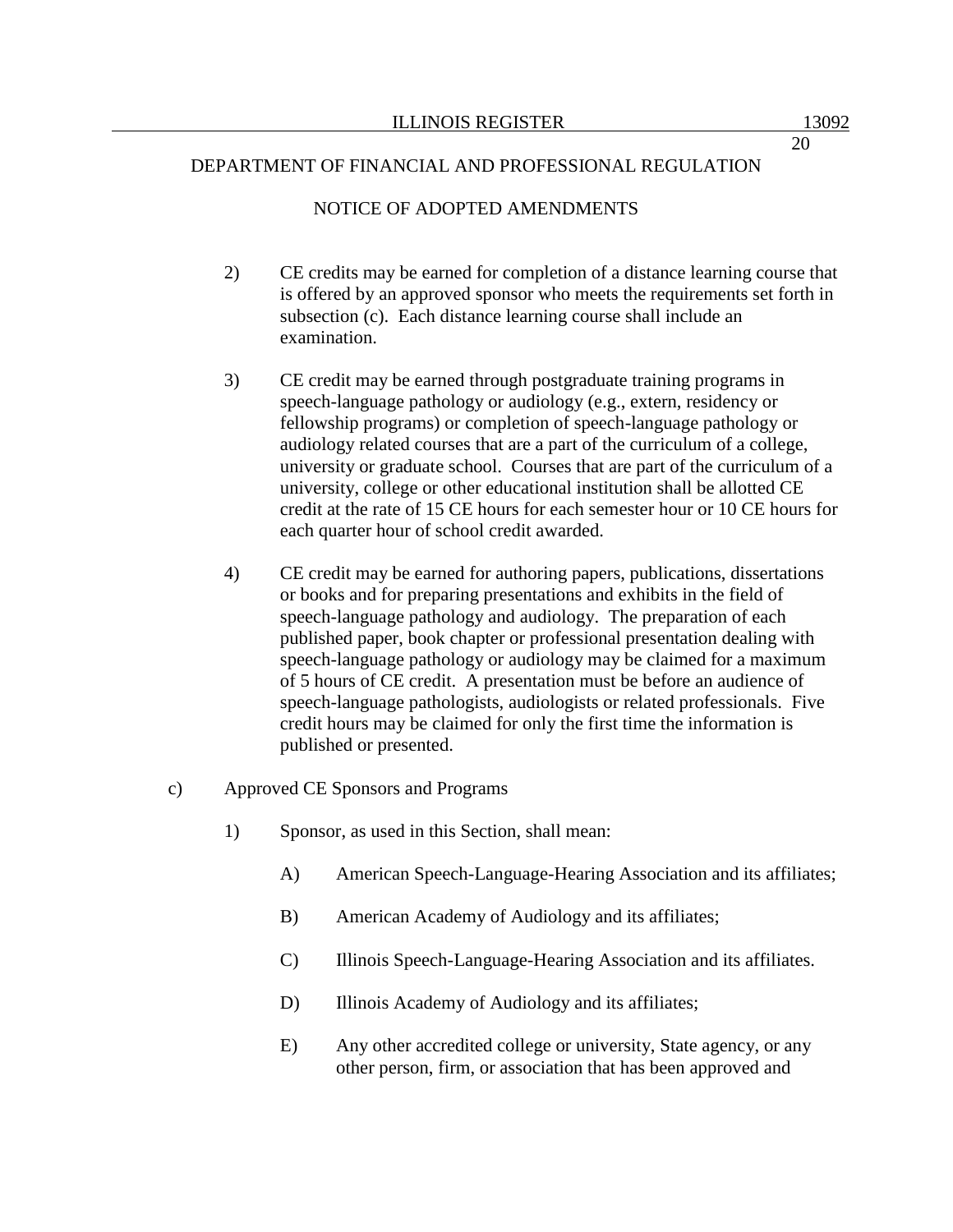2) CE credits may be earned for completion of a distance learning course that is offered by an approved sponsor who meets the requirements set forth in subsection (c). Each distance learning course shall include an examination.

3) CE credit may be earned through postgraduate training programs in speech-language pathology or audiology (e.g., extern, residency or fellowship programs) or completion of speech-language pathology or audiology related courses that are a part of the curriculum of a college, university or graduate school. Courses that are part of the curriculum of a university, college or other educational institution shall be allotted CE credit at the rate of 15 CE hours for each semester hour or 10 CE hours for each quarter hour of school credit awarded.

4) CE credit may be earned for authoring papers, publications, dissertations or books and for preparing presentations and exhibits in the field of speech-language pathology and audiology. The preparation of each published paper, book chapter or professional presentation dealing with speech-language pathology or audiology may be claimed for a maximum of 5 hours of CE credit. A presentation must be before an audience of speech-language pathologists, audiologists or related professionals. Five credit hours may be claimed for only the first time the information is published or presented.

c) Approved CE Sponsors and Programs

1) Sponsor, as used in this Section, shall mean:

A) American Speech-Language-Hearing Association and its affiliates;

B) American Academy of Audiology and its affiliates;

C) Illinois Speech-Language-Hearing Association and its affiliates.

D) Illinois Academy of Audiology and its affiliates;

E) Any other accredited college or university, State agency, or any other person, firm, or association that has been approved and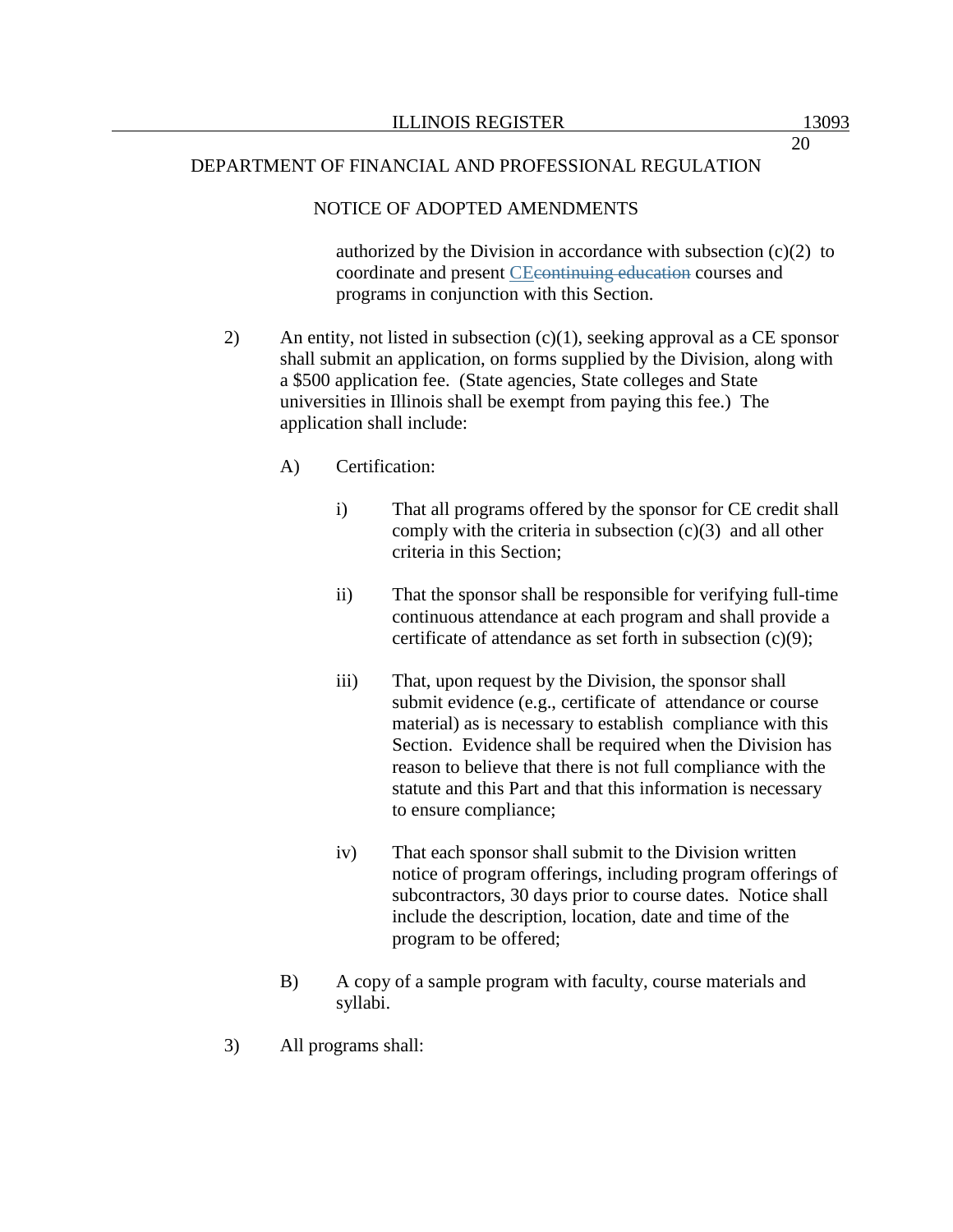DEPARTMENT OF FINANCIAL AND PROFESSIONAL REGULATION

NOTICE OF ADOPTED AMENDMENTS

authorized by the Division in accordance with subsection (c)(2) to coordinate and present CE~~continuing education~~ courses and programs in conjunction with this Section.

2) An entity, not listed in subsection (c)(1), seeking approval as a CE sponsor shall submit an application, on forms supplied by the Division, along with a $500 application fee. (State agencies, State colleges and State universities in Illinois shall be exempt from paying this fee.) The application shall include:

   A) Certification:

      i) That all programs offered by the sponsor for CE credit shall comply with the criteria in subsection (c)(3) and all other criteria in this Section;

      ii) That the sponsor shall be responsible for verifying full-time continuous attendance at each program and shall provide a certificate of attendance as set forth in subsection (c)(9);

      iii) That, upon request by the Division, the sponsor shall submit evidence (e.g., certificate of attendance or course material) as is necessary to establish compliance with this Section. Evidence shall be required when the Division has reason to believe that there is not full compliance with the statute and this Part and that this information is necessary to ensure compliance;

      iv) That each sponsor shall submit to the Division written notice of program offerings, including program offerings of subcontractors, 30 days prior to course dates. Notice shall include the description, location, date and time of the program to be offered;

   B) A copy of a sample program with faculty, course materials and syllabi.

3) All programs shall: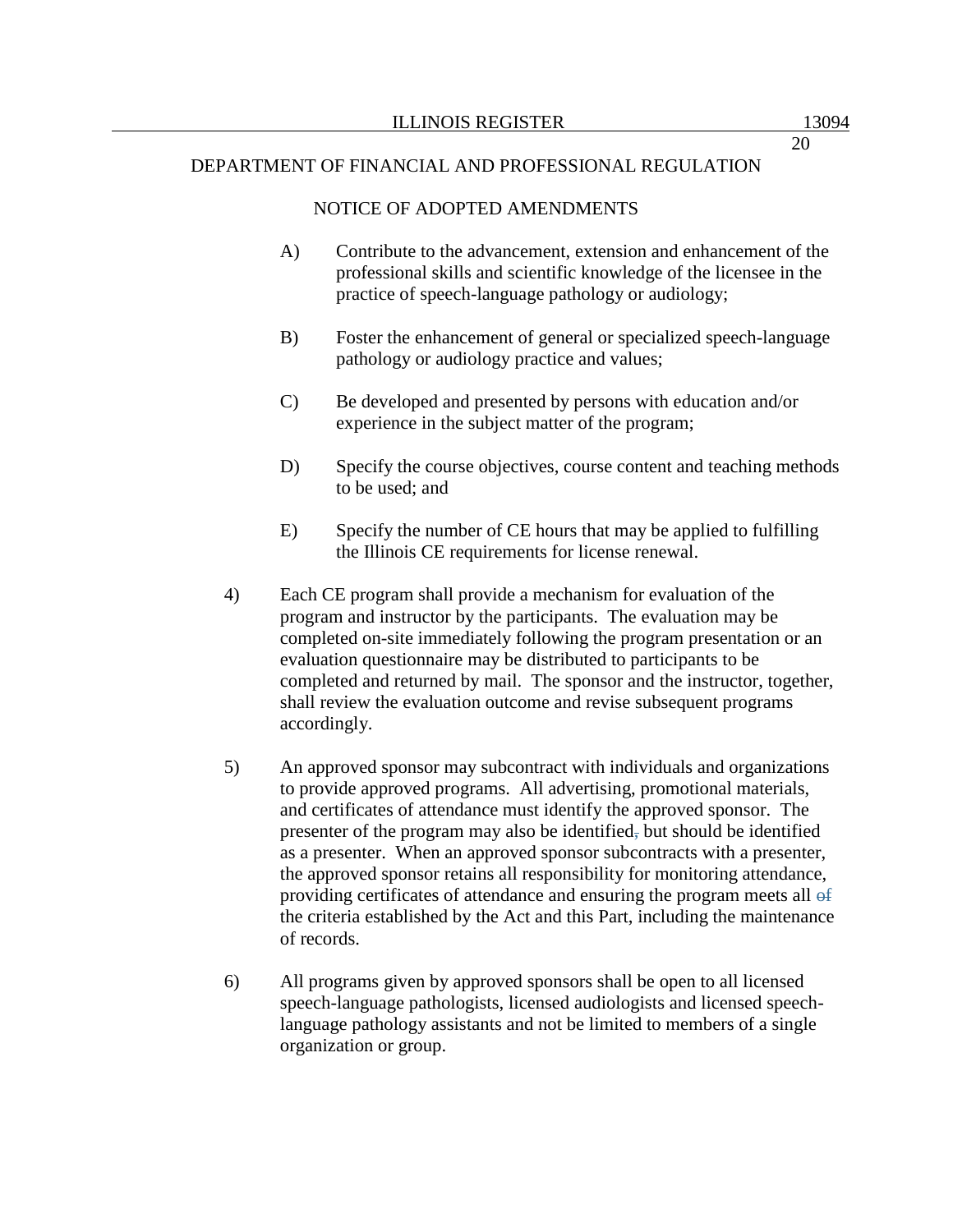A) Contribute to the advancement, extension and enhancement of the professional skills and scientific knowledge of the licensee in the practice of speech-language pathology or audiology;

B) Foster the enhancement of general or specialized speech-language pathology or audiology practice and values;

C) Be developed and presented by persons with education and/or experience in the subject matter of the program;

D) Specify the course objectives, course content and teaching methods to be used; and

E) Specify the number of CE hours that may be applied to fulfilling the Illinois CE requirements for license renewal.

4) Each CE program shall provide a mechanism for evaluation of the program and instructor by the participants. The evaluation may be completed on-site immediately following the program presentation or an evaluation questionnaire may be distributed to participants to be completed and returned by mail. The sponsor and the instructor, together, shall review the evaluation outcome and revise subsequent programs accordingly.

5) An approved sponsor may subcontract with individuals and organizations to provide approved programs. All advertising, promotional materials, and certificates of attendance must identify the approved sponsor. The presenter of the program may also be identified, but should be identified as a presenter. When an approved sponsor subcontracts with a presenter, the approved sponsor retains all responsibility for monitoring attendance, providing certificates of attendance and ensuring the program meets all of the criteria established by the Act and this Part, including the maintenance of records.

6) All programs given by approved sponsors shall be open to all licensed speech-language pathologists, licensed audiologists and licensed speech-language pathology assistants and not be limited to members of a single organization or group.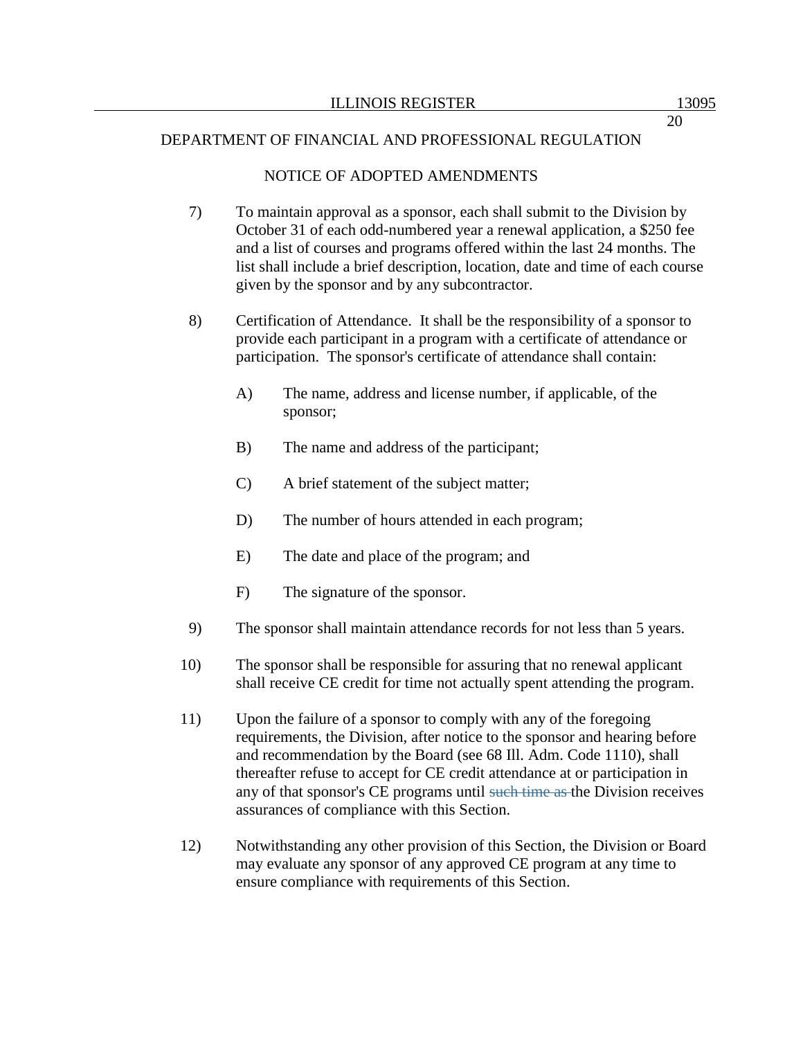DEPARTMENT OF FINANCIAL AND PROFESSIONAL REGULATION

NOTICE OF ADOPTED AMENDMENTS

7) To maintain approval as a sponsor, each shall submit to the Division by October 31 of each odd-numbered year a renewal application, a $250 fee and a list of courses and programs offered within the last 24 months. The list shall include a brief description, location, date and time of each course given by the sponsor and by any subcontractor.

8) Certification of Attendance. It shall be the responsibility of a sponsor to provide each participant in a program with a certificate of attendance or participation. The sponsor's certificate of attendance shall contain:

   A) The name, address and license number, if applicable, of the sponsor;

   B) The name and address of the participant;

   C) A brief statement of the subject matter;

   D) The number of hours attended in each program;

   E) The date and place of the program; and

   F) The signature of the sponsor.

9) The sponsor shall maintain attendance records for not less than 5 years.

10) The sponsor shall be responsible for assuring that no renewal applicant shall receive CE credit for time not actually spent attending the program.

11) Upon the failure of a sponsor to comply with any of the foregoing requirements, the Division, after notice to the sponsor and hearing before and recommendation by the Board (see 68 Ill. Adm. Code 1110), shall thereafter refuse to accept for CE credit attendance at or participation in any of that sponsor's CE programs until ~~such time as~~ the Division receives assurances of compliance with this Section.

12) Notwithstanding any other provision of this Section, the Division or Board may evaluate any sponsor of any approved CE program at any time to ensure compliance with requirements of this Section.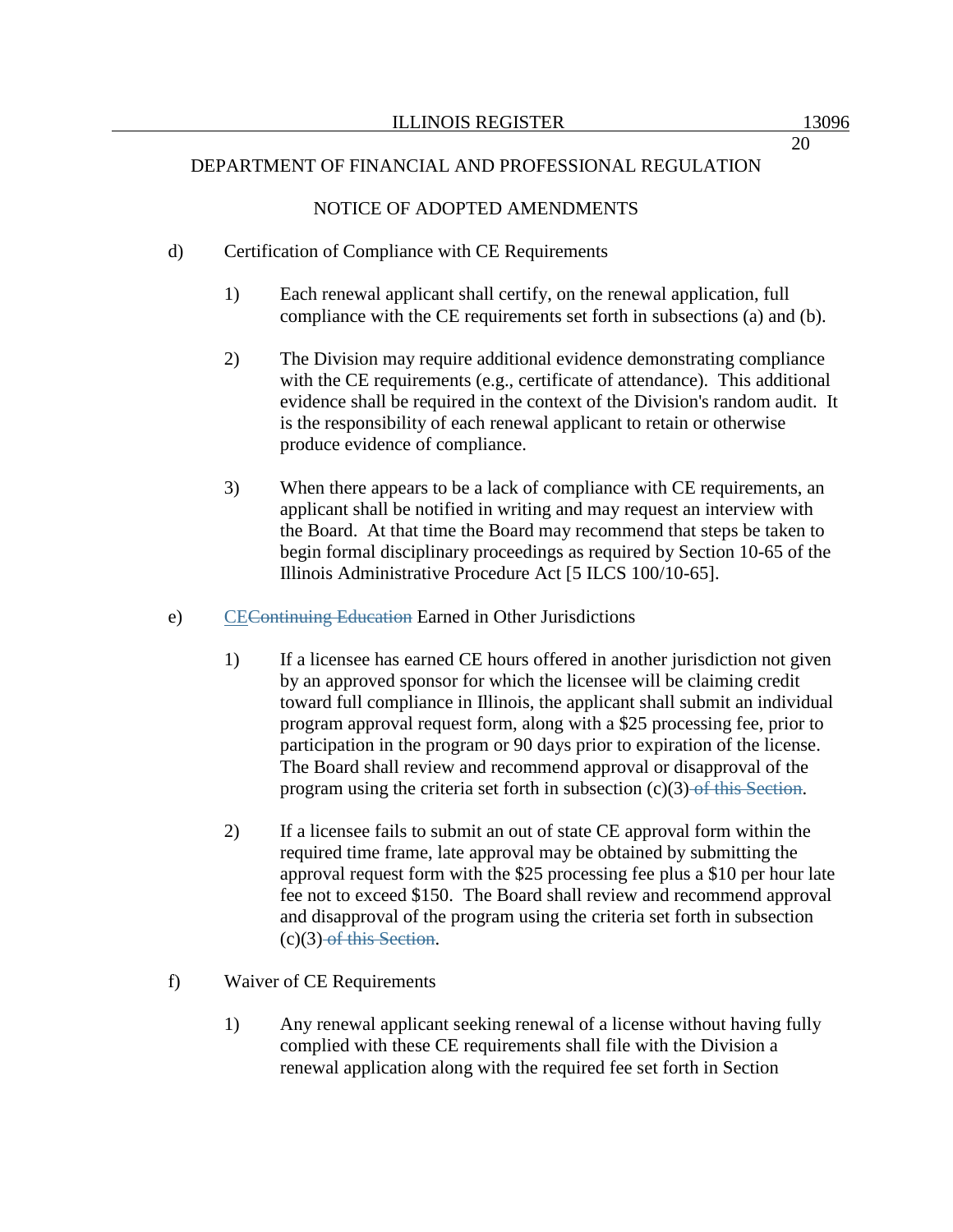DEPARTMENT OF FINANCIAL AND PROFESSIONAL REGULATION

NOTICE OF ADOPTED AMENDMENTS

d) Certification of Compliance with CE Requirements

1) Each renewal applicant shall certify, on the renewal application, full compliance with the CE requirements set forth in subsections (a) and (b).

2) The Division may require additional evidence demonstrating compliance with the CE requirements (e.g., certificate of attendance). This additional evidence shall be required in the context of the Division's random audit. It is the responsibility of each renewal applicant to retain or otherwise produce evidence of compliance.

3) When there appears to be a lack of compliance with CE requirements, an applicant shall be notified in writing and may request an interview with the Board. At that time the Board may recommend that steps be taken to begin formal disciplinary proceedings as required by Section 10-65 of the Illinois Administrative Procedure Act [5 ILCS 100/10-65].

e) <u>CE</u>~~Continuing Education~~ Earned in Other Jurisdictions

1) If a licensee has earned CE hours offered in another jurisdiction not given by an approved sponsor for which the licensee will be claiming credit toward full compliance in Illinois, the applicant shall submit an individual program approval request form, along with a $25 processing fee, prior to participation in the program or 90 days prior to expiration of the license. The Board shall review and recommend approval or disapproval of the program using the criteria set forth in subsection (c)(3)~~ of this Section~~.

2) If a licensee fails to submit an out of state CE approval form within the required time frame, late approval may be obtained by submitting the approval request form with the $25 processing fee plus a $10 per hour late fee not to exceed $150. The Board shall review and recommend approval and disapproval of the program using the criteria set forth in subsection (c)(3)~~ of this Section~~.

f) Waiver of CE Requirements

1) Any renewal applicant seeking renewal of a license without having fully complied with these CE requirements shall file with the Division a renewal application along with the required fee set forth in Section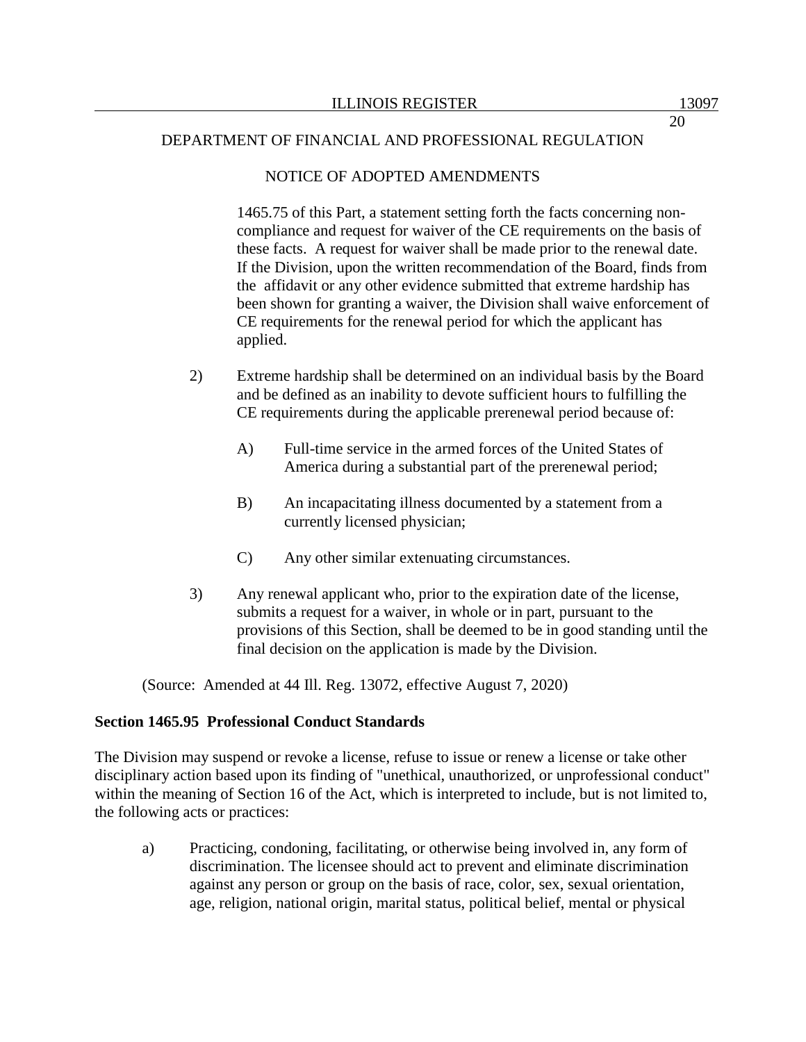1465.75 of this Part, a statement setting forth the facts concerning non-compliance and request for waiver of the CE requirements on the basis of these facts. A request for waiver shall be made prior to the renewal date. If the Division, upon the written recommendation of the Board, finds from the affidavit or any other evidence submitted that extreme hardship has been shown for granting a waiver, the Division shall waive enforcement of CE requirements for the renewal period for which the applicant has applied.

2) Extreme hardship shall be determined on an individual basis by the Board and be defined as an inability to devote sufficient hours to fulfilling the CE requirements during the applicable prerenewal period because of:

   A) Full-time service in the armed forces of the United States of America during a substantial part of the prerenewal period;

   B) An incapacitating illness documented by a statement from a currently licensed physician;

   C) Any other similar extenuating circumstances.

3) Any renewal applicant who, prior to the expiration date of the license, submits a request for a waiver, in whole or in part, pursuant to the provisions of this Section, shall be deemed to be in good standing until the final decision on the application is made by the Division.

(Source: Amended at 44 Ill. Reg. 13072, effective August 7, 2020)

**Section 1465.95 Professional Conduct Standards**

The Division may suspend or revoke a license, refuse to issue or renew a license or take other disciplinary action based upon its finding of "unethical, unauthorized, or unprofessional conduct" within the meaning of Section 16 of the Act, which is interpreted to include, but is not limited to, the following acts or practices:

a) Practicing, condoning, facilitating, or otherwise being involved in, any form of discrimination. The licensee should act to prevent and eliminate discrimination against any person or group on the basis of race, color, sex, sexual orientation, age, religion, national origin, marital status, political belief, mental or physical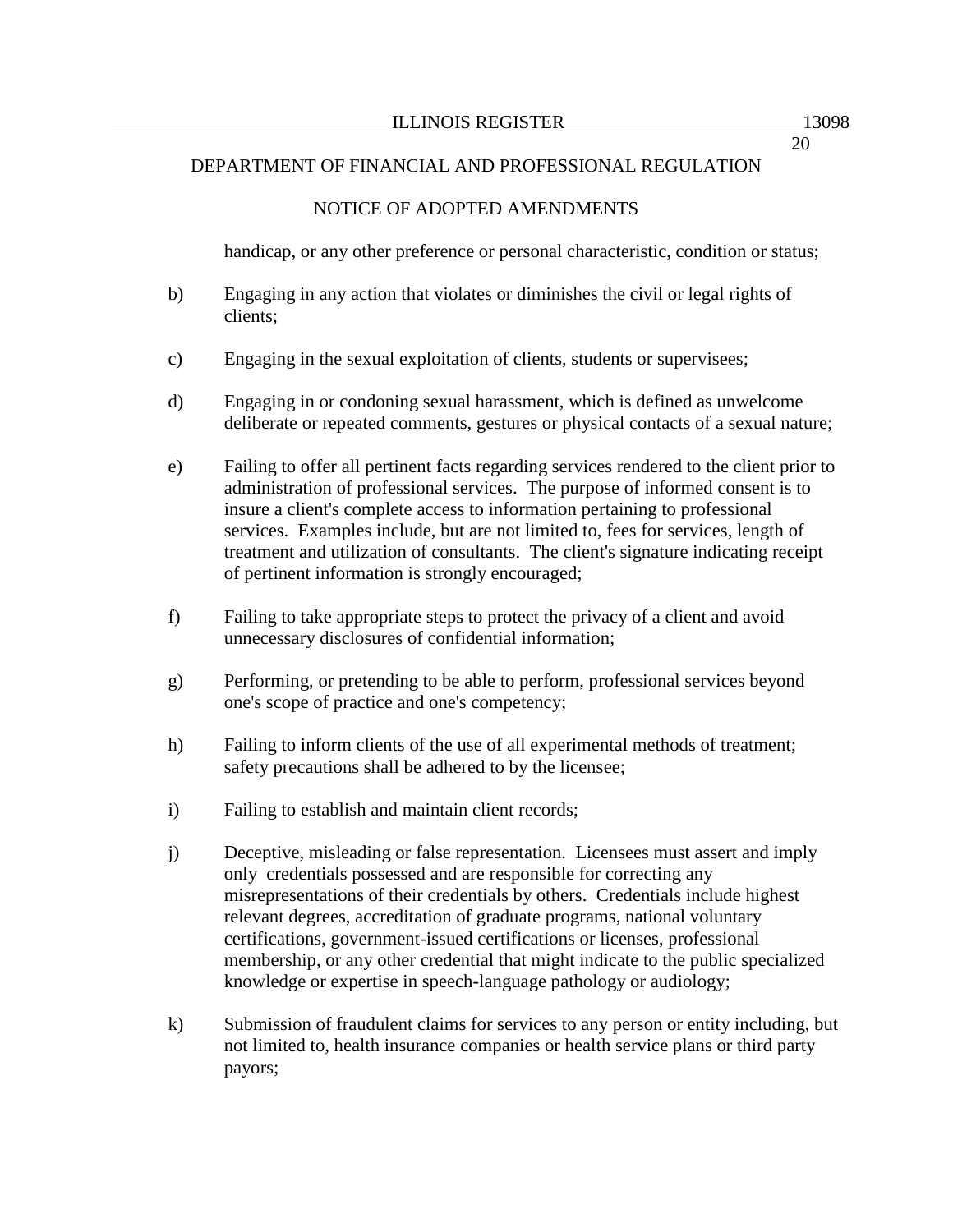DEPARTMENT OF FINANCIAL AND PROFESSIONAL REGULATION

NOTICE OF ADOPTED AMENDMENTS

handicap, or any other preference or personal characteristic, condition or status;

b) Engaging in any action that violates or diminishes the civil or legal rights of clients;

c) Engaging in the sexual exploitation of clients, students or supervisees;

d) Engaging in or condoning sexual harassment, which is defined as unwelcome deliberate or repeated comments, gestures or physical contacts of a sexual nature;

e) Failing to offer all pertinent facts regarding services rendered to the client prior to administration of professional services. The purpose of informed consent is to insure a client's complete access to information pertaining to professional services. Examples include, but are not limited to, fees for services, length of treatment and utilization of consultants. The client's signature indicating receipt of pertinent information is strongly encouraged;

f) Failing to take appropriate steps to protect the privacy of a client and avoid unnecessary disclosures of confidential information;

g) Performing, or pretending to be able to perform, professional services beyond one's scope of practice and one's competency;

h) Failing to inform clients of the use of all experimental methods of treatment; safety precautions shall be adhered to by the licensee;

i) Failing to establish and maintain client records;

j) Deceptive, misleading or false representation. Licensees must assert and imply only credentials possessed and are responsible for correcting any misrepresentations of their credentials by others. Credentials include highest relevant degrees, accreditation of graduate programs, national voluntary certifications, government-issued certifications or licenses, professional membership, or any other credential that might indicate to the public specialized knowledge or expertise in speech-language pathology or audiology;

k) Submission of fraudulent claims for services to any person or entity including, but not limited to, health insurance companies or health service plans or third party payors;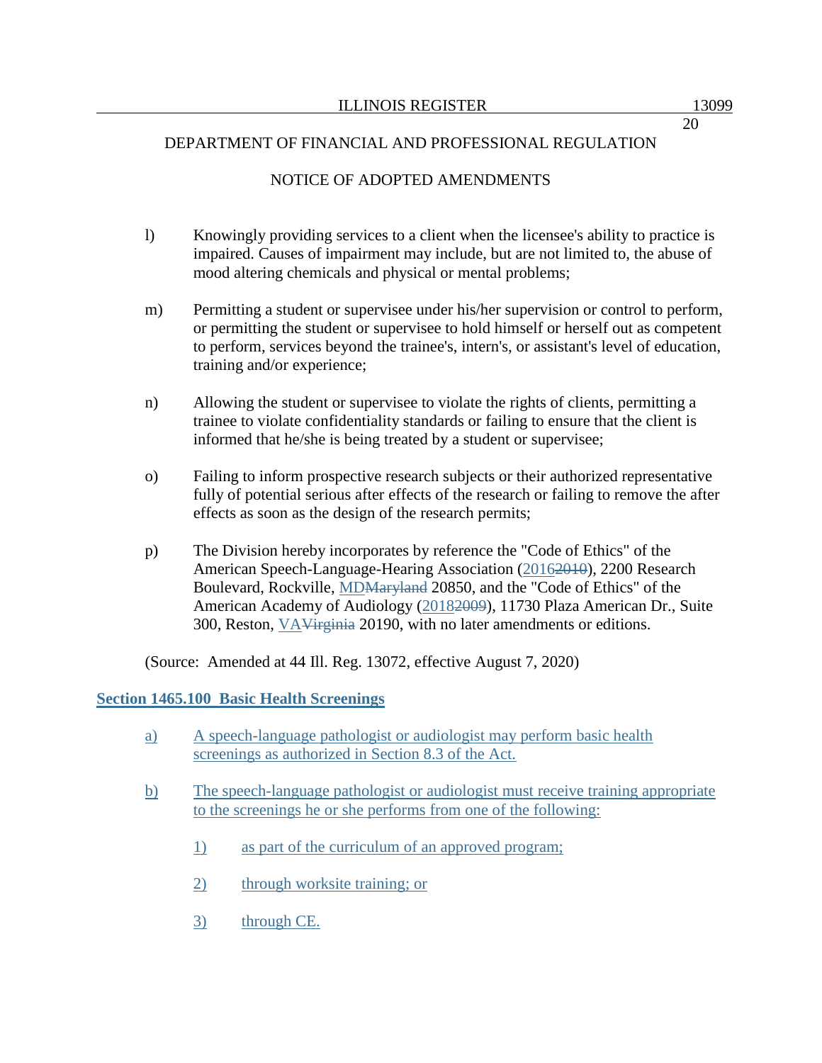DEPARTMENT OF FINANCIAL AND PROFESSIONAL REGULATION

NOTICE OF ADOPTED AMENDMENTS

l) Knowingly providing services to a client when the licensee's ability to practice is impaired. Causes of impairment may include, but are not limited to, the abuse of mood altering chemicals and physical or mental problems;

m) Permitting a student or supervisee under his/her supervision or control to perform, or permitting the student or supervisee to hold himself or herself out as competent to perform, services beyond the trainee's, intern's, or assistant's level of education, training and/or experience;

n) Allowing the student or supervisee to violate the rights of clients, permitting a trainee to violate confidentiality standards or failing to ensure that the client is informed that he/she is being treated by a student or supervisee;

o) Failing to inform prospective research subjects or their authorized representative fully of potential serious after effects of the research or failing to remove the after effects as soon as the design of the research permits;

p) The Division hereby incorporates by reference the "Code of Ethics" of the American Speech-Language-Hearing Association (2016~~2010~~), 2200 Research Boulevard, Rockville, MD~~Maryland~~ 20850, and the "Code of Ethics" of the American Academy of Audiology (2018~~2009~~), 11730 Plaza American Dr., Suite 300, Reston, VA~~Virginia~~ 20190, with no later amendments or editions.

(Source: Amended at 44 Ill. Reg. 13072, effective August 7, 2020)

**Section 1465.100 Basic Health Screenings**

a) A speech-language pathologist or audiologist may perform basic health screenings as authorized in Section 8.3 of the Act.

b) The speech-language pathologist or audiologist must receive training appropriate to the screenings he or she performs from one of the following:

   1) as part of the curriculum of an approved program;

   2) through worksite training; or

   3) through CE.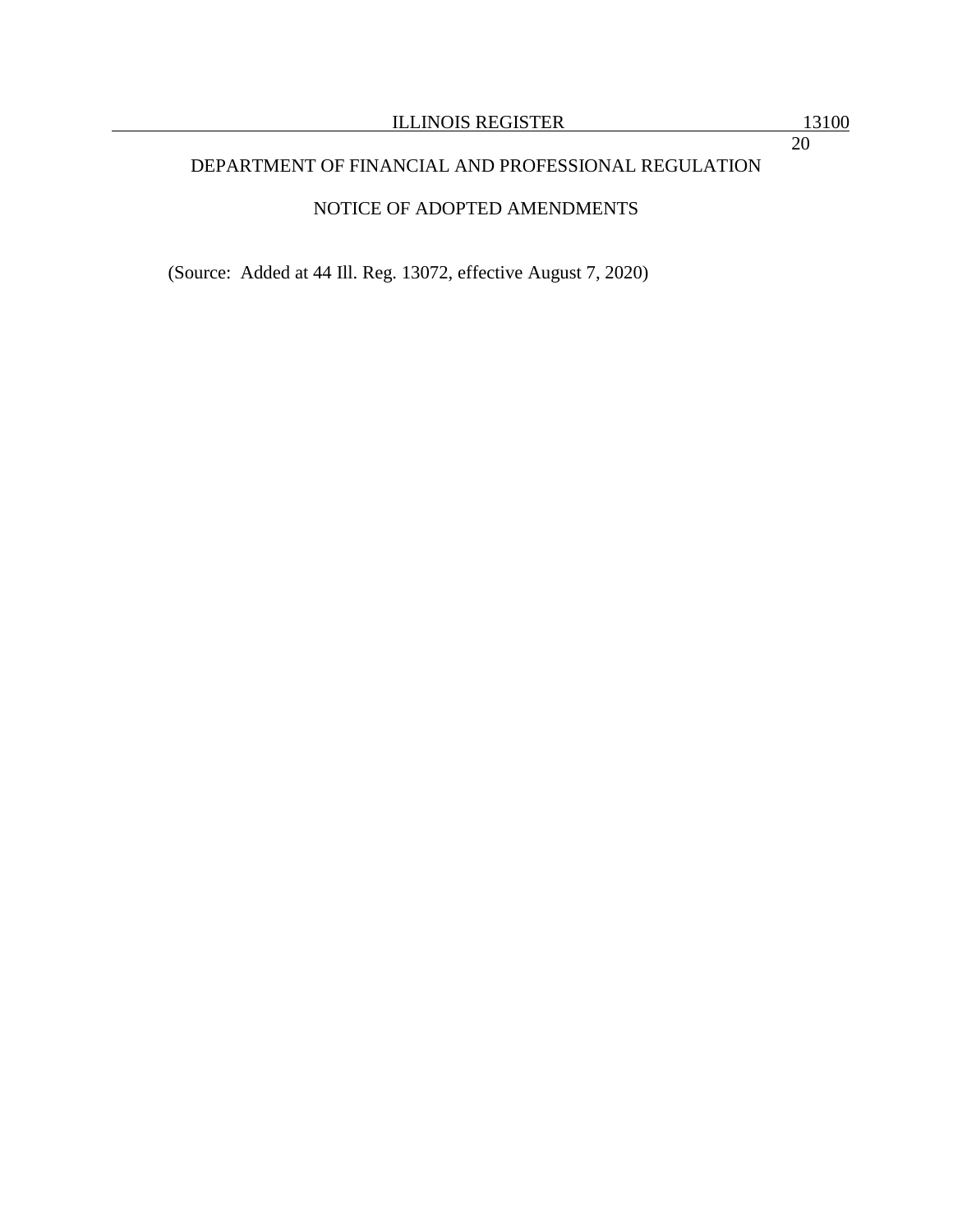(Source: Added at 44 Ill. Reg. 13072, effective August 7, 2020)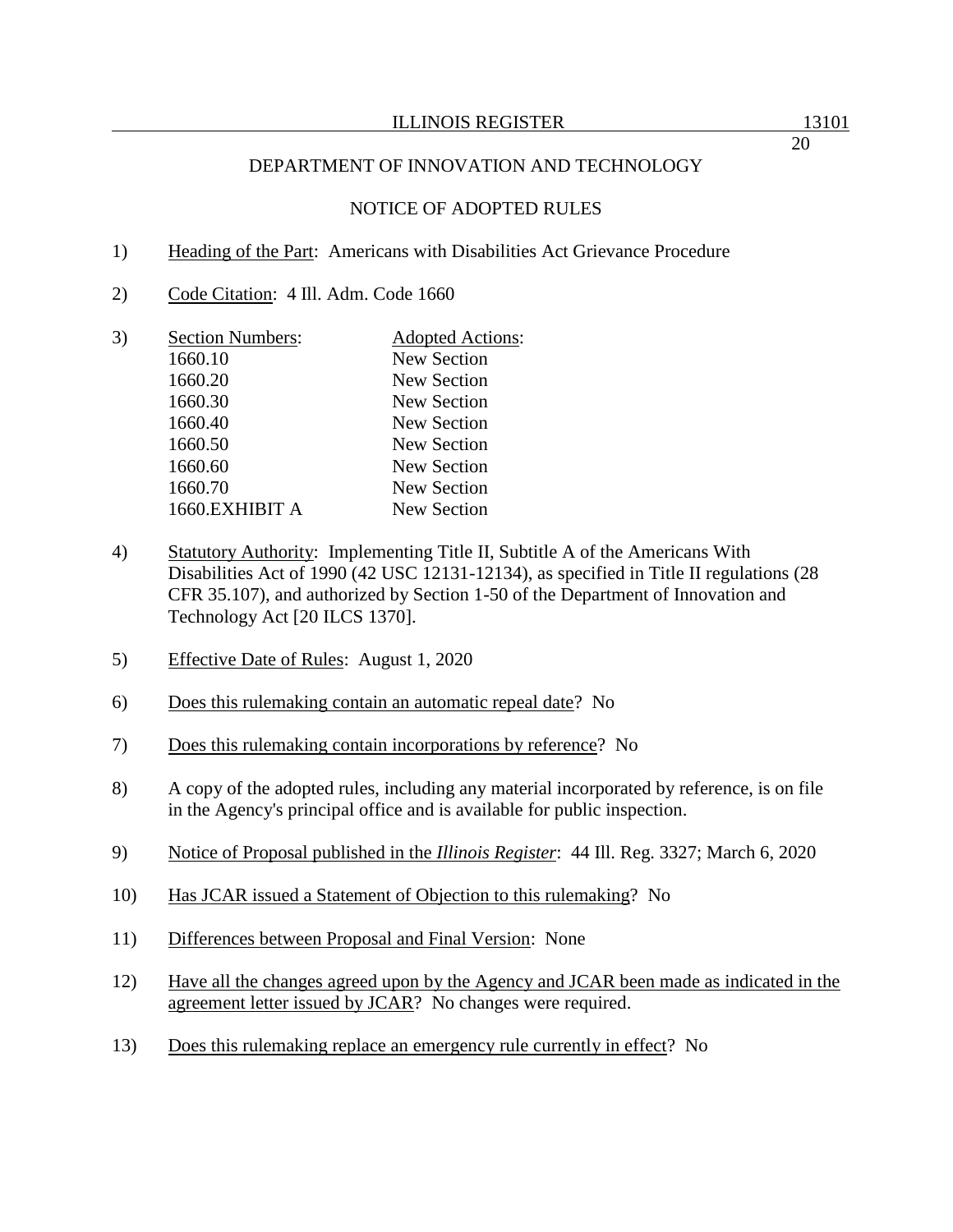## DEPARTMENT OF INNOVATION AND TECHNOLOGY

### NOTICE OF ADOPTED RULES

1) Heading of the Part: Americans with Disabilities Act Grievance Procedure

2) Code Citation: 4 Ill. Adm. Code 1660

3)

| Section Numbers: | Adopted Actions: |
|---|---|
| 1660.10 | New Section |
| 1660.20 | New Section |
| 1660.30 | New Section |
| 1660.40 | New Section |
| 1660.50 | New Section |
| 1660.60 | New Section |
| 1660.70 | New Section |
| 1660.EXHIBIT A | New Section |

4) Statutory Authority: Implementing Title II, Subtitle A of the Americans With Disabilities Act of 1990 (42 USC 12131-12134), as specified in Title II regulations (28 CFR 35.107), and authorized by Section 1-50 of the Department of Innovation and Technology Act [20 ILCS 1370].

5) Effective Date of Rules: August 1, 2020

6) Does this rulemaking contain an automatic repeal date? No

7) Does this rulemaking contain incorporations by reference? No

8) A copy of the adopted rules, including any material incorporated by reference, is on file in the Agency's principal office and is available for public inspection.

9) Notice of Proposal published in the *Illinois Register*: 44 Ill. Reg. 3327; March 6, 2020

10) Has JCAR issued a Statement of Objection to this rulemaking? No

11) Differences between Proposal and Final Version: None

12) Have all the changes agreed upon by the Agency and JCAR been made as indicated in the agreement letter issued by JCAR? No changes were required.

13) Does this rulemaking replace an emergency rule currently in effect? No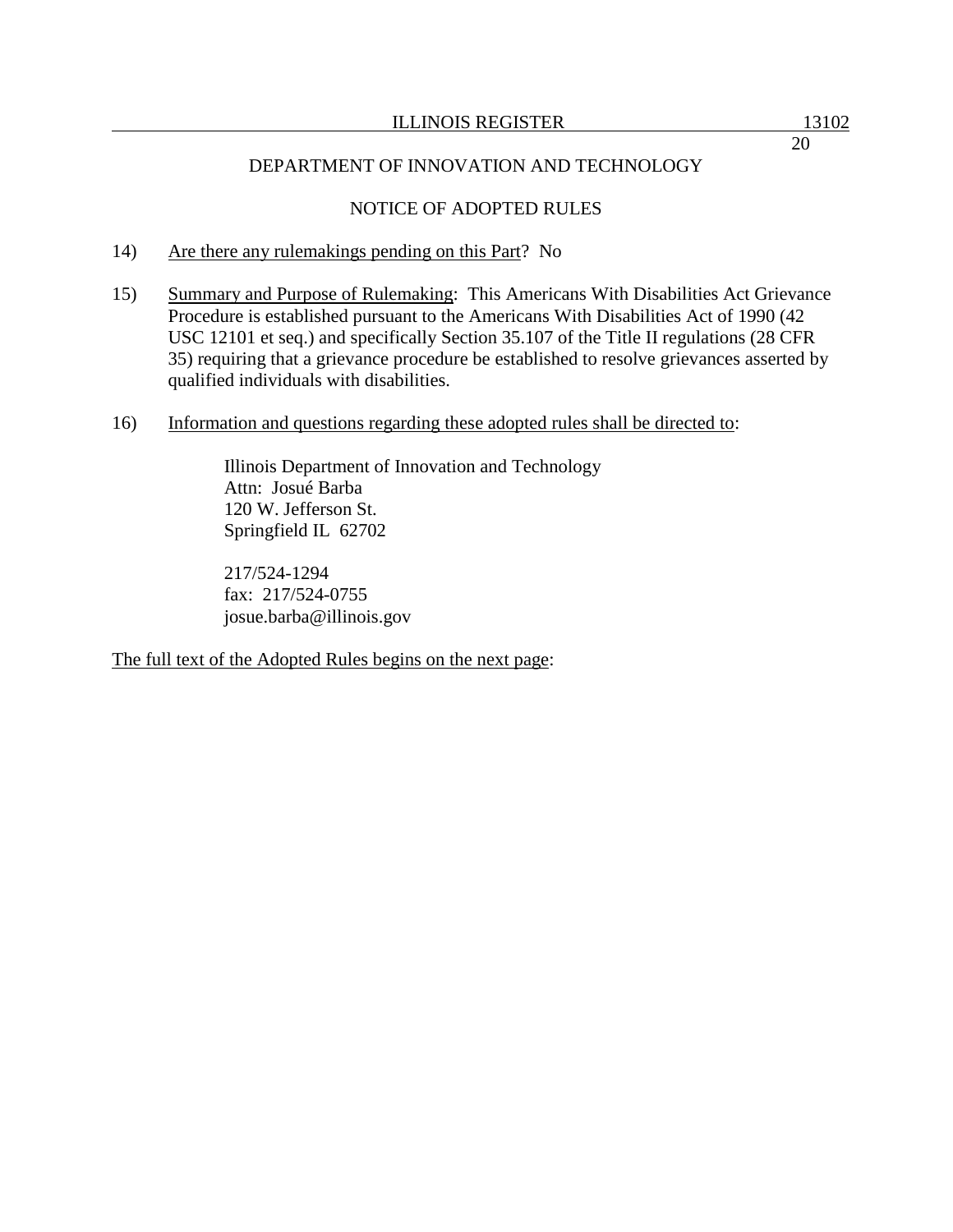DEPARTMENT OF INNOVATION AND TECHNOLOGY

NOTICE OF ADOPTED RULES

14) Are there any rulemakings pending on this Part? No

15) Summary and Purpose of Rulemaking: This Americans With Disabilities Act Grievance Procedure is established pursuant to the Americans With Disabilities Act of 1990 (42 USC 12101 et seq.) and specifically Section 35.107 of the Title II regulations (28 CFR 35) requiring that a grievance procedure be established to resolve grievances asserted by qualified individuals with disabilities.

16) Information and questions regarding these adopted rules shall be directed to:

    Illinois Department of Innovation and Technology
    Attn: Josué Barba
    120 W. Jefferson St.
    Springfield IL 62702

    217/524-1294
    fax: 217/524-0755
    josue.barba@illinois.gov

The full text of the Adopted Rules begins on the next page: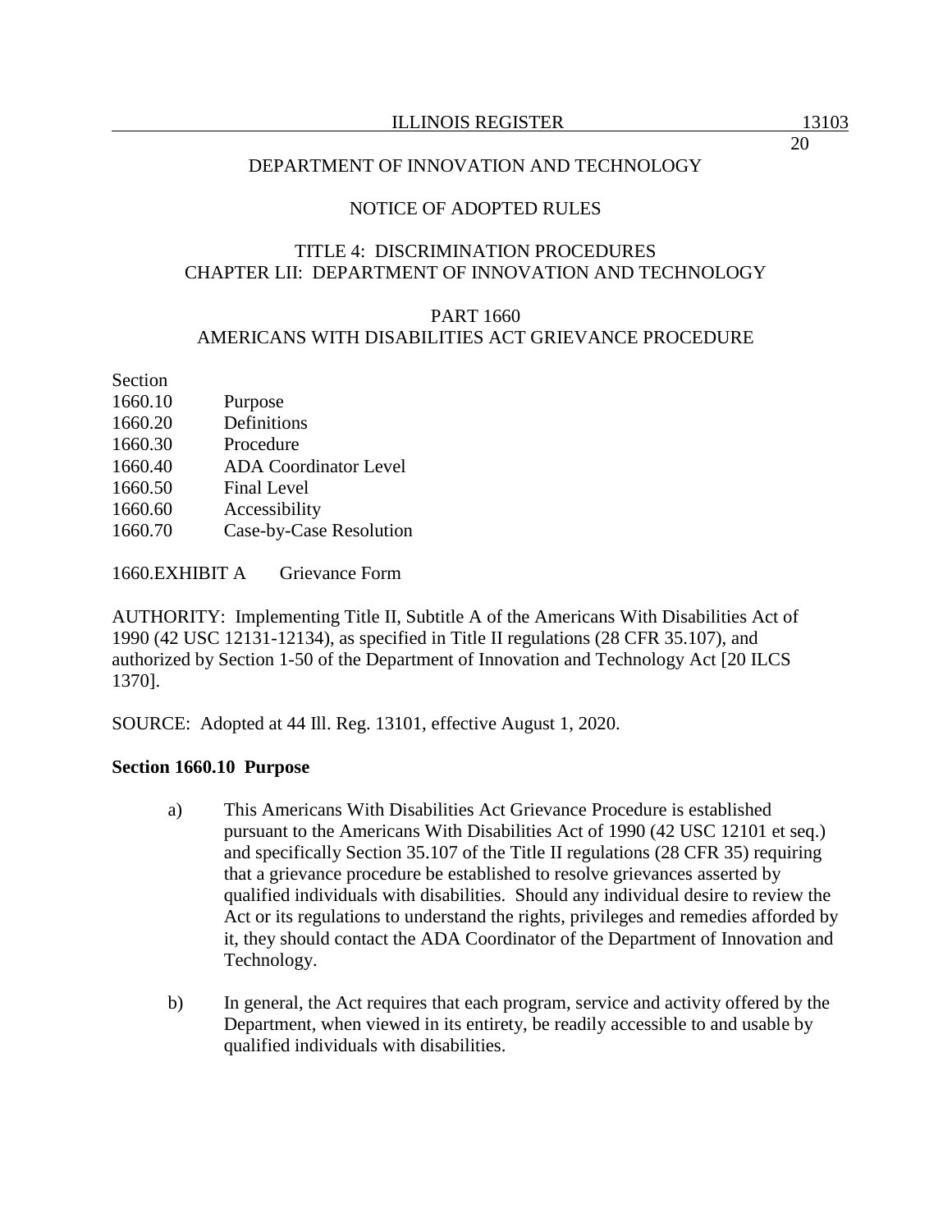DEPARTMENT OF INNOVATION AND TECHNOLOGY

NOTICE OF ADOPTED RULES

TITLE 4: DISCRIMINATION PROCEDURES
CHAPTER LII: DEPARTMENT OF INNOVATION AND TECHNOLOGY

PART 1660
AMERICANS WITH DISABILITIES ACT GRIEVANCE PROCEDURE

| Section | |
|---|---|
| 1660.10 | Purpose |
| 1660.20 | Definitions |
| 1660.30 | Procedure |
| 1660.40 | ADA Coordinator Level |
| 1660.50 | Final Level |
| 1660.60 | Accessibility |
| 1660.70 | Case-by-Case Resolution |

1660.EXHIBIT A Grievance Form

AUTHORITY: Implementing Title II, Subtitle A of the Americans With Disabilities Act of 1990 (42 USC 12131-12134), as specified in Title II regulations (28 CFR 35.107), and authorized by Section 1-50 of the Department of Innovation and Technology Act [20 ILCS 1370].

SOURCE: Adopted at 44 Ill. Reg. 13101, effective August 1, 2020.

**Section 1660.10 Purpose**

a) This Americans With Disabilities Act Grievance Procedure is established pursuant to the Americans With Disabilities Act of 1990 (42 USC 12101 et seq.) and specifically Section 35.107 of the Title II regulations (28 CFR 35) requiring that a grievance procedure be established to resolve grievances asserted by qualified individuals with disabilities. Should any individual desire to review the Act or its regulations to understand the rights, privileges and remedies afforded by it, they should contact the ADA Coordinator of the Department of Innovation and Technology.

b) In general, the Act requires that each program, service and activity offered by the Department, when viewed in its entirety, be readily accessible to and usable by qualified individuals with disabilities.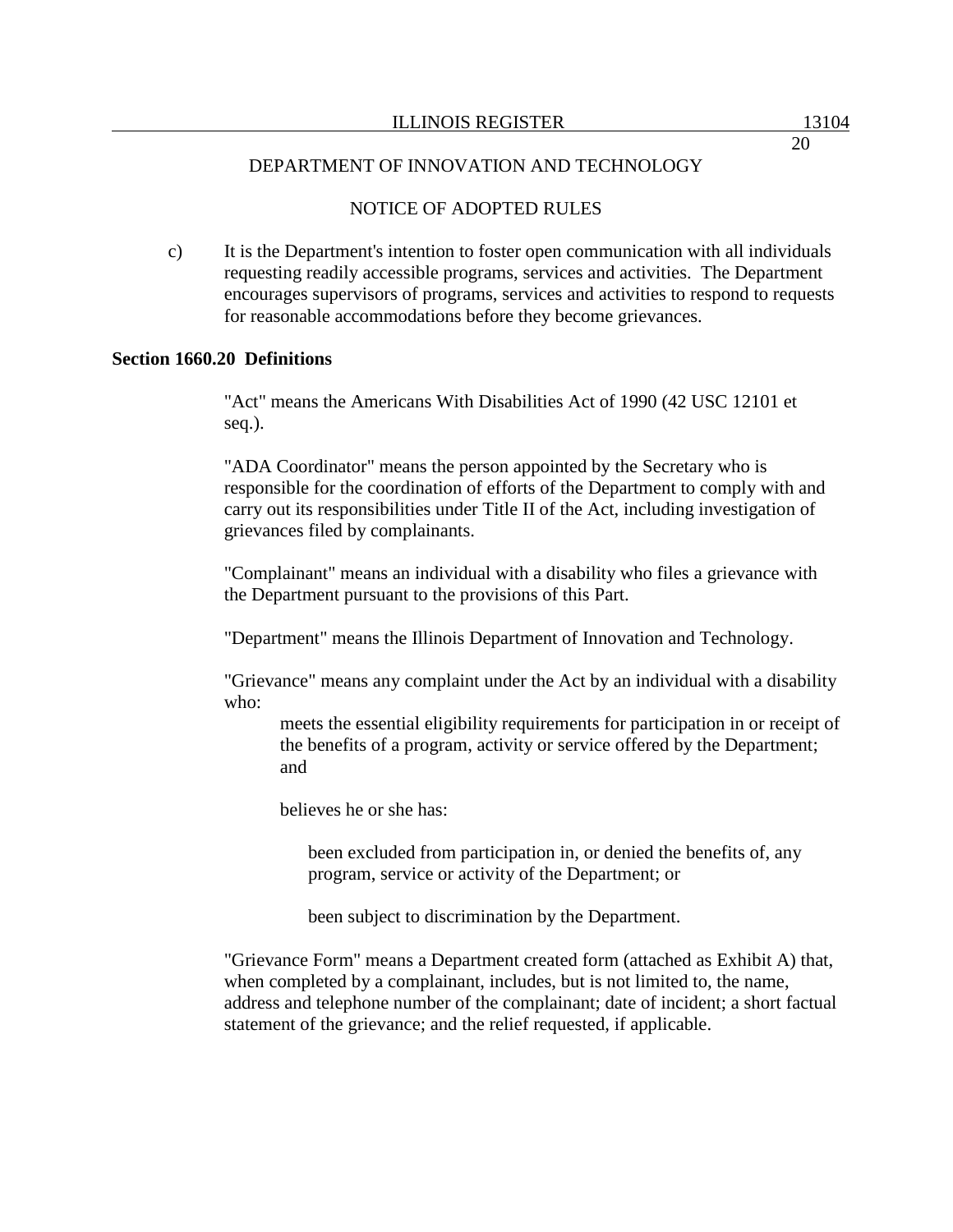DEPARTMENT OF INNOVATION AND TECHNOLOGY

NOTICE OF ADOPTED RULES

c) It is the Department's intention to foster open communication with all individuals requesting readily accessible programs, services and activities. The Department encourages supervisors of programs, services and activities to respond to requests for reasonable accommodations before they become grievances.

**Section 1660.20 Definitions**

"Act" means the Americans With Disabilities Act of 1990 (42 USC 12101 et seq.).

"ADA Coordinator" means the person appointed by the Secretary who is responsible for the coordination of efforts of the Department to comply with and carry out its responsibilities under Title II of the Act, including investigation of grievances filed by complainants.

"Complainant" means an individual with a disability who files a grievance with the Department pursuant to the provisions of this Part.

"Department" means the Illinois Department of Innovation and Technology.

"Grievance" means any complaint under the Act by an individual with a disability who:

> meets the essential eligibility requirements for participation in or receipt of the benefits of a program, activity or service offered by the Department; and
>
> believes he or she has:
>
> > been excluded from participation in, or denied the benefits of, any program, service or activity of the Department; or
> >
> > been subject to discrimination by the Department.

"Grievance Form" means a Department created form (attached as Exhibit A) that, when completed by a complainant, includes, but is not limited to, the name, address and telephone number of the complainant; date of incident; a short factual statement of the grievance; and the relief requested, if applicable.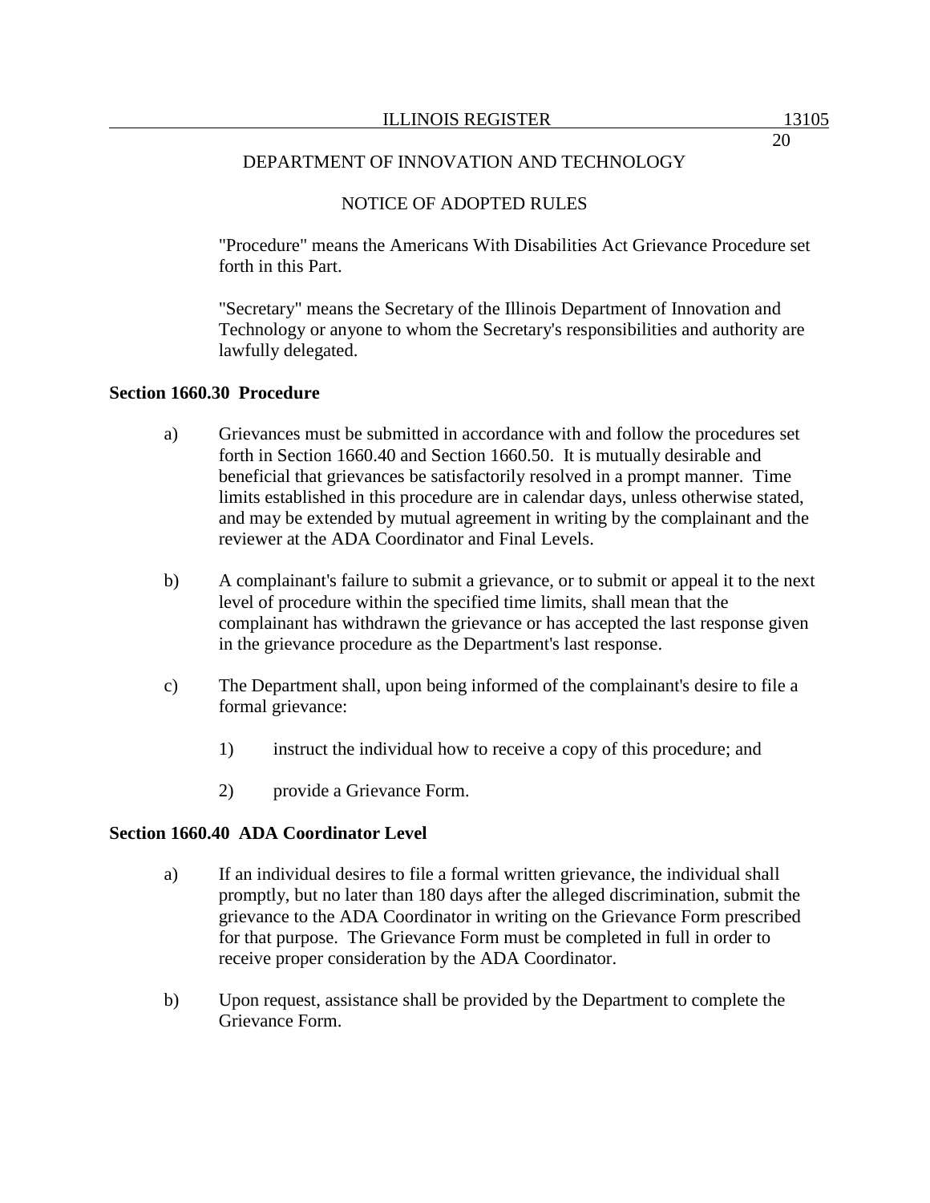"Procedure" means the Americans With Disabilities Act Grievance Procedure set forth in this Part.

"Secretary" means the Secretary of the Illinois Department of Innovation and Technology or anyone to whom the Secretary's responsibilities and authority are lawfully delegated.

**Section 1660.30 Procedure**

a) Grievances must be submitted in accordance with and follow the procedures set forth in Section 1660.40 and Section 1660.50. It is mutually desirable and beneficial that grievances be satisfactorily resolved in a prompt manner. Time limits established in this procedure are in calendar days, unless otherwise stated, and may be extended by mutual agreement in writing by the complainant and the reviewer at the ADA Coordinator and Final Levels.

b) A complainant's failure to submit a grievance, or to submit or appeal it to the next level of procedure within the specified time limits, shall mean that the complainant has withdrawn the grievance or has accepted the last response given in the grievance procedure as the Department's last response.

c) The Department shall, upon being informed of the complainant's desire to file a formal grievance:

1) instruct the individual how to receive a copy of this procedure; and

2) provide a Grievance Form.

**Section 1660.40 ADA Coordinator Level**

a) If an individual desires to file a formal written grievance, the individual shall promptly, but no later than 180 days after the alleged discrimination, submit the grievance to the ADA Coordinator in writing on the Grievance Form prescribed for that purpose. The Grievance Form must be completed in full in order to receive proper consideration by the ADA Coordinator.

b) Upon request, assistance shall be provided by the Department to complete the Grievance Form.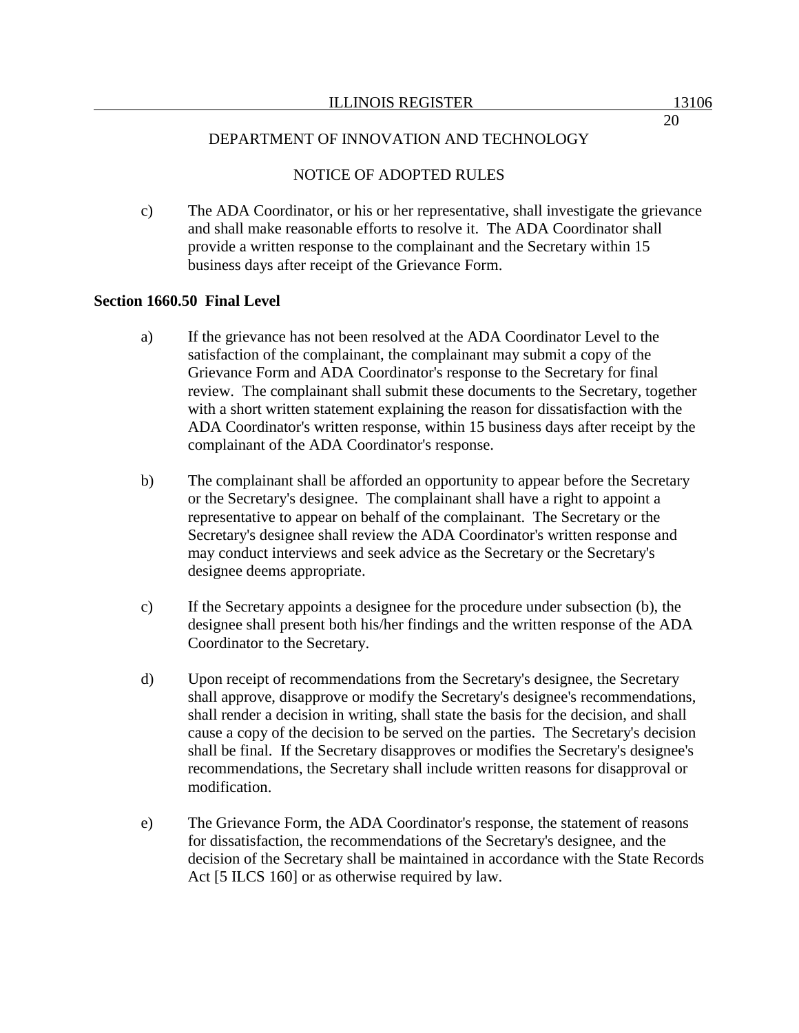c) The ADA Coordinator, or his or her representative, shall investigate the grievance and shall make reasonable efforts to resolve it. The ADA Coordinator shall provide a written response to the complainant and the Secretary within 15 business days after receipt of the Grievance Form.

**Section 1660.50 Final Level**

a) If the grievance has not been resolved at the ADA Coordinator Level to the satisfaction of the complainant, the complainant may submit a copy of the Grievance Form and ADA Coordinator's response to the Secretary for final review. The complainant shall submit these documents to the Secretary, together with a short written statement explaining the reason for dissatisfaction with the ADA Coordinator's written response, within 15 business days after receipt by the complainant of the ADA Coordinator's response.

b) The complainant shall be afforded an opportunity to appear before the Secretary or the Secretary's designee. The complainant shall have a right to appoint a representative to appear on behalf of the complainant. The Secretary or the Secretary's designee shall review the ADA Coordinator's written response and may conduct interviews and seek advice as the Secretary or the Secretary's designee deems appropriate.

c) If the Secretary appoints a designee for the procedure under subsection (b), the designee shall present both his/her findings and the written response of the ADA Coordinator to the Secretary.

d) Upon receipt of recommendations from the Secretary's designee, the Secretary shall approve, disapprove or modify the Secretary's designee's recommendations, shall render a decision in writing, shall state the basis for the decision, and shall cause a copy of the decision to be served on the parties. The Secretary's decision shall be final. If the Secretary disapproves or modifies the Secretary's designee's recommendations, the Secretary shall include written reasons for disapproval or modification.

e) The Grievance Form, the ADA Coordinator's response, the statement of reasons for dissatisfaction, the recommendations of the Secretary's designee, and the decision of the Secretary shall be maintained in accordance with the State Records Act [5 ILCS 160] or as otherwise required by law.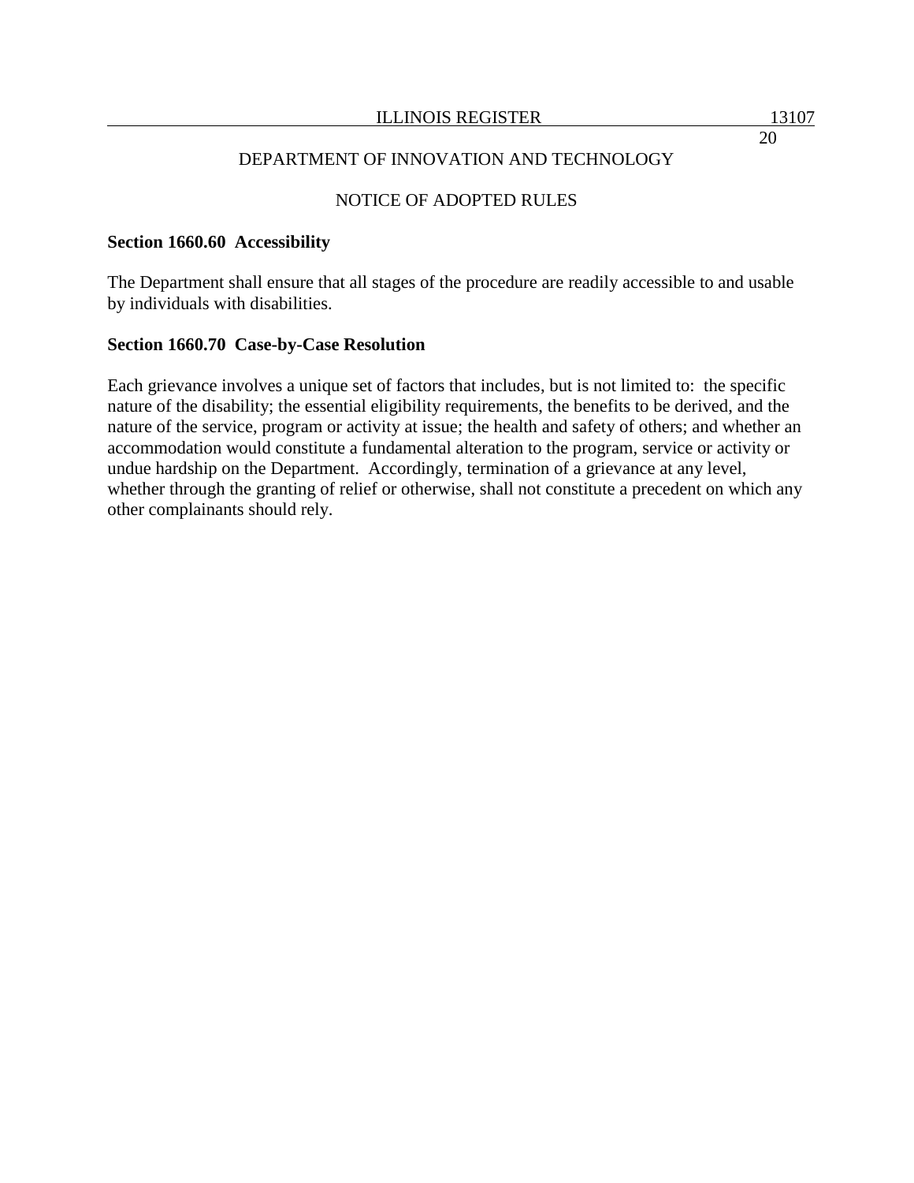DEPARTMENT OF INNOVATION AND TECHNOLOGY

NOTICE OF ADOPTED RULES

**Section 1660.60 Accessibility**

The Department shall ensure that all stages of the procedure are readily accessible to and usable by individuals with disabilities.

**Section 1660.70 Case-by-Case Resolution**

Each grievance involves a unique set of factors that includes, but is not limited to: the specific nature of the disability; the essential eligibility requirements, the benefits to be derived, and the nature of the service, program or activity at issue; the health and safety of others; and whether an accommodation would constitute a fundamental alteration to the program, service or activity or undue hardship on the Department. Accordingly, termination of a grievance at any level, whether through the granting of relief or otherwise, shall not constitute a precedent on which any other complainants should rely.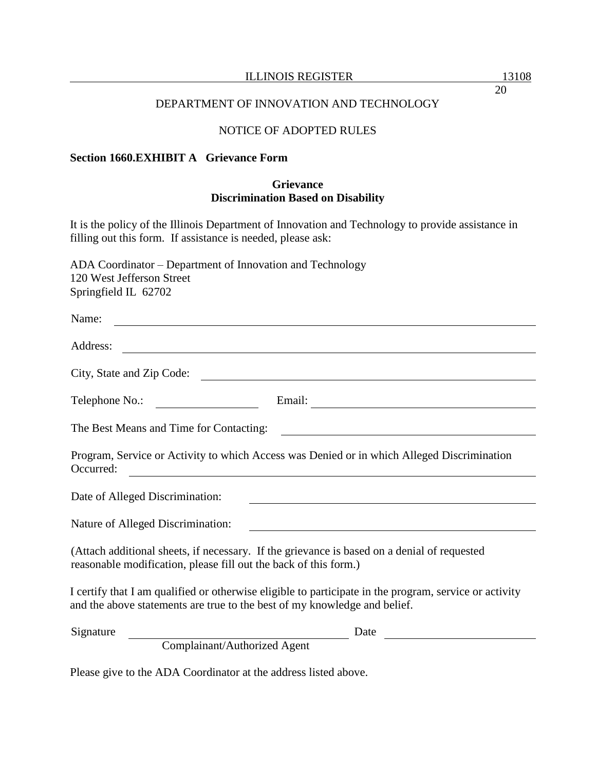DEPARTMENT OF INNOVATION AND TECHNOLOGY

NOTICE OF ADOPTED RULES

**Section 1660.EXHIBIT A Grievance Form**

**Grievance**
**Discrimination Based on Disability**

It is the policy of the Illinois Department of Innovation and Technology to provide assistance in filling out this form. If assistance is needed, please ask:

ADA Coordinator – Department of Innovation and Technology
120 West Jefferson Street
Springfield IL 62702

Name: ______________________________

Address: ______________________________

City, State and Zip Code: ______________________________

Telephone No.: ______________ Email: ______________________________

The Best Means and Time for Contacting: ______________________________

Program, Service or Activity to which Access was Denied or in which Alleged Discrimination Occurred: ______________________________

Date of Alleged Discrimination: ______________________________

Nature of Alleged Discrimination: ______________________________

(Attach additional sheets, if necessary. If the grievance is based on a denial of requested reasonable modification, please fill out the back of this form.)

I certify that I am qualified or otherwise eligible to participate in the program, service or activity and the above statements are true to the best of my knowledge and belief.

Signature ______________________________ Date ______________
Complainant/Authorized Agent

Please give to the ADA Coordinator at the address listed above.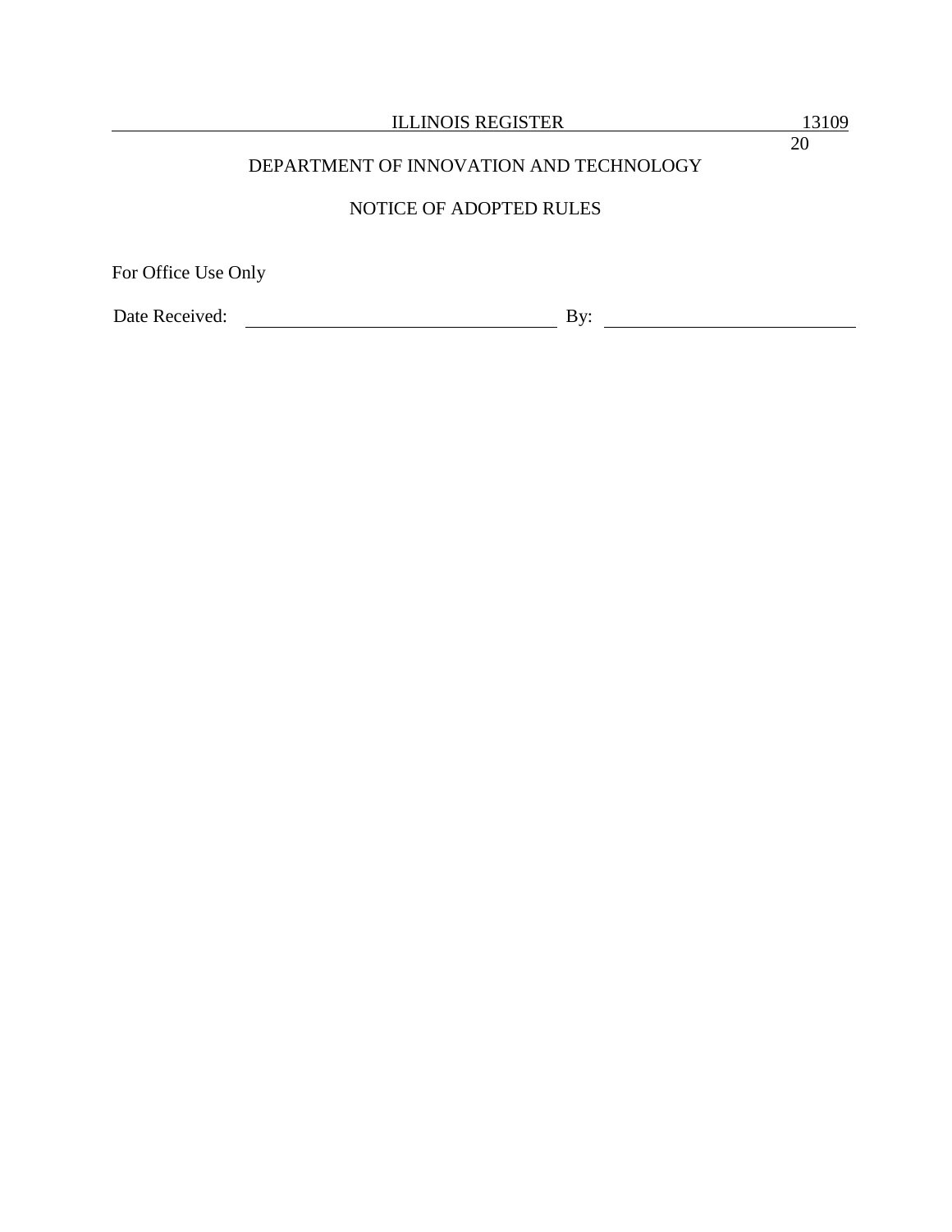DEPARTMENT OF INNOVATION AND TECHNOLOGY

NOTICE OF ADOPTED RULES

For Office Use Only

Date Received: \_\_\_\_\_\_\_\_\_\_\_\_\_\_\_\_\_\_\_\_\_\_\_\_\_\_\_\_\_\_\_\_ By: \_\_\_\_\_\_\_\_\_\_\_\_\_\_\_\_\_\_\_\_\_\_\_\_\_\_\_\_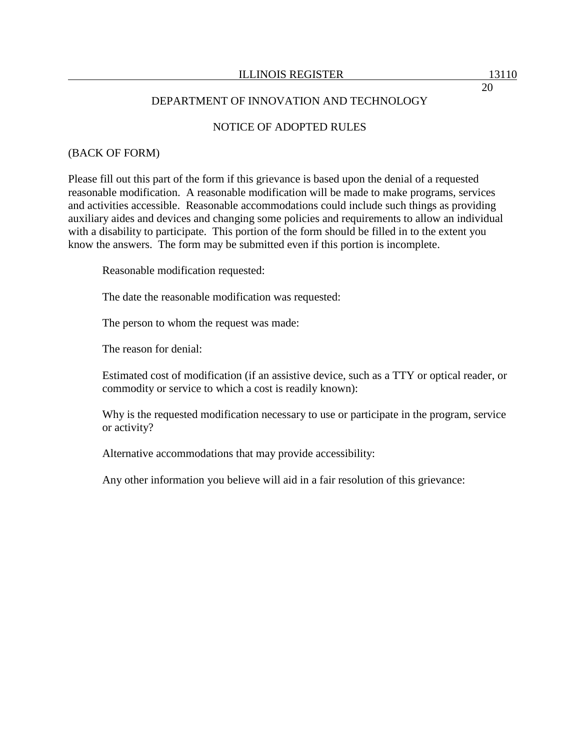(BACK OF FORM)

Please fill out this part of the form if this grievance is based upon the denial of a requested reasonable modification. A reasonable modification will be made to make programs, services and activities accessible. Reasonable accommodations could include such things as providing auxiliary aides and devices and changing some policies and requirements to allow an individual with a disability to participate. This portion of the form should be filled in to the extent you know the answers. The form may be submitted even if this portion is incomplete.

Reasonable modification requested:

The date the reasonable modification was requested:

The person to whom the request was made:

The reason for denial:

Estimated cost of modification (if an assistive device, such as a TTY or optical reader, or commodity or service to which a cost is readily known):

Why is the requested modification necessary to use or participate in the program, service or activity?

Alternative accommodations that may provide accessibility:

Any other information you believe will aid in a fair resolution of this grievance: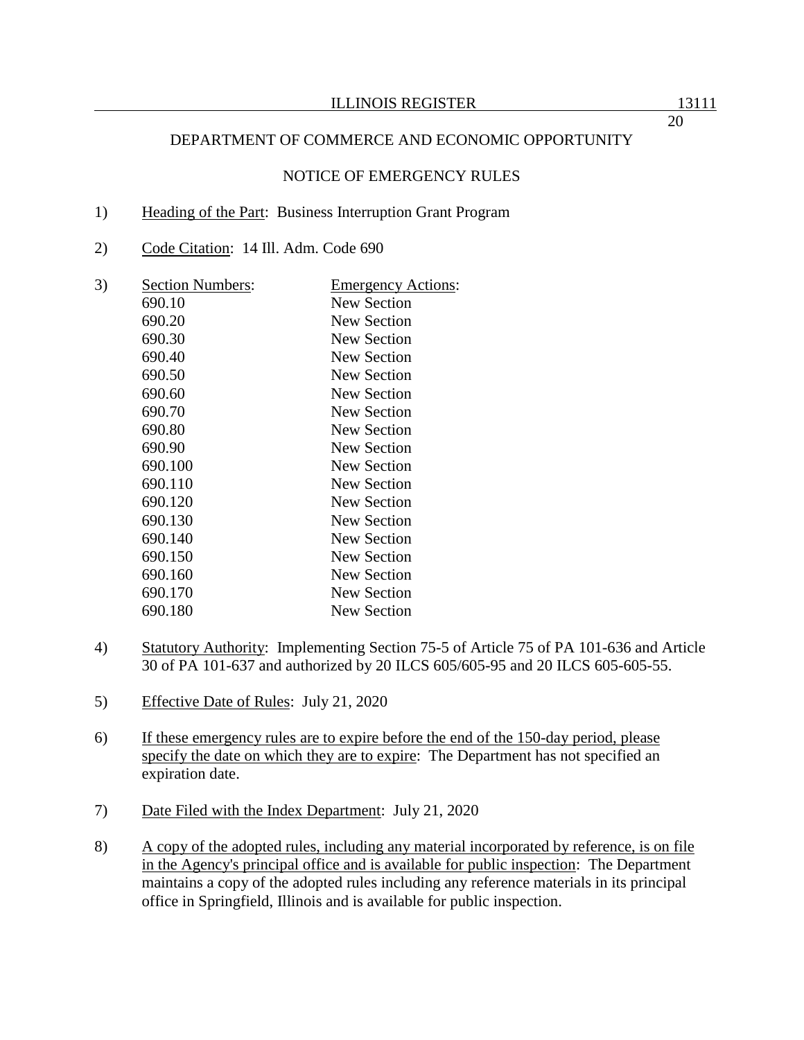DEPARTMENT OF COMMERCE AND ECONOMIC OPPORTUNITY

NOTICE OF EMERGENCY RULES

1) Heading of the Part: Business Interruption Grant Program

2) Code Citation: 14 Ill. Adm. Code 690

3)

| Section Numbers: | Emergency Actions: |
|---|---|
| 690.10 | New Section |
| 690.20 | New Section |
| 690.30 | New Section |
| 690.40 | New Section |
| 690.50 | New Section |
| 690.60 | New Section |
| 690.70 | New Section |
| 690.80 | New Section |
| 690.90 | New Section |
| 690.100 | New Section |
| 690.110 | New Section |
| 690.120 | New Section |
| 690.130 | New Section |
| 690.140 | New Section |
| 690.150 | New Section |
| 690.160 | New Section |
| 690.170 | New Section |
| 690.180 | New Section |

4) Statutory Authority: Implementing Section 75-5 of Article 75 of PA 101-636 and Article 30 of PA 101-637 and authorized by 20 ILCS 605/605-95 and 20 ILCS 605-605-55.

5) Effective Date of Rules: July 21, 2020

6) If these emergency rules are to expire before the end of the 150-day period, please specify the date on which they are to expire: The Department has not specified an expiration date.

7) Date Filed with the Index Department: July 21, 2020

8) A copy of the adopted rules, including any material incorporated by reference, is on file in the Agency's principal office and is available for public inspection: The Department maintains a copy of the adopted rules including any reference materials in its principal office in Springfield, Illinois and is available for public inspection.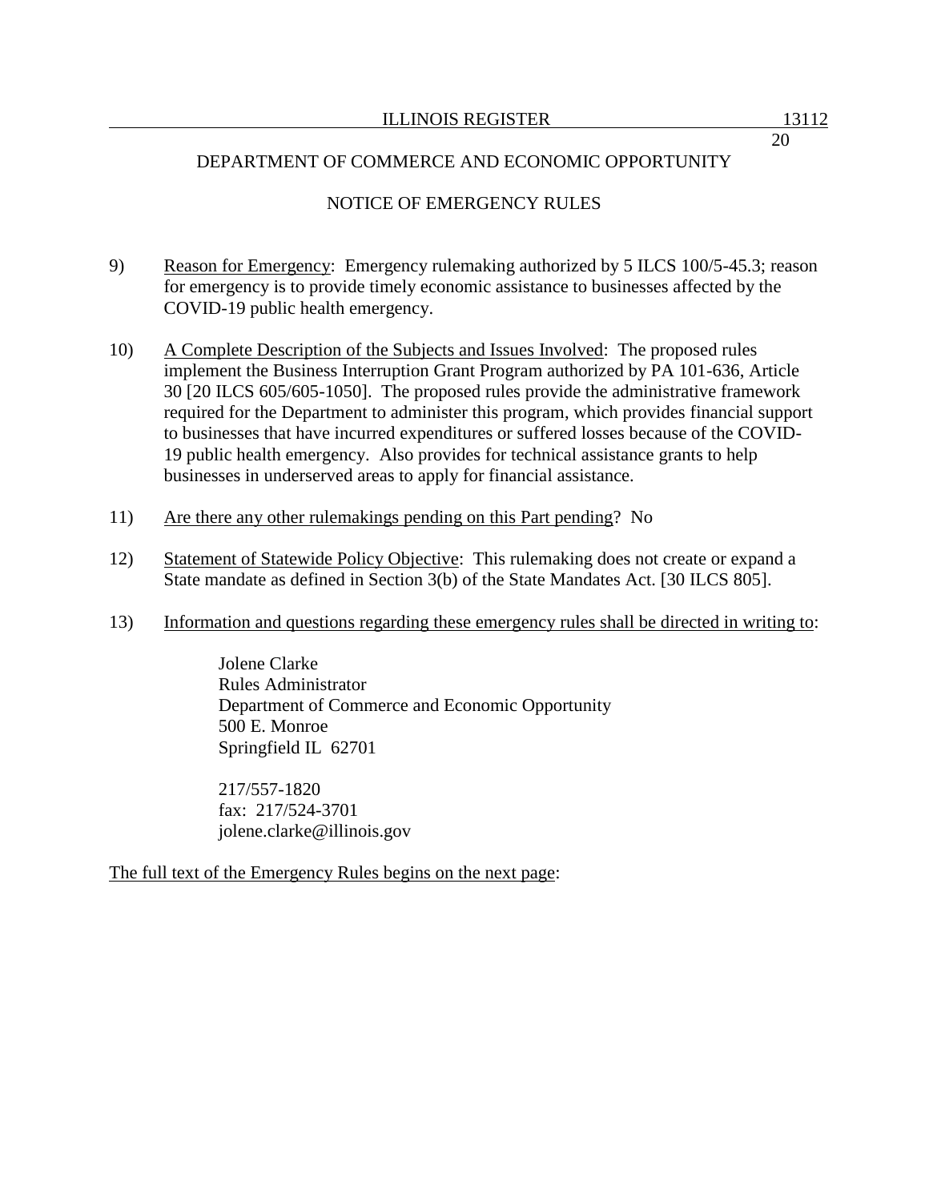DEPARTMENT OF COMMERCE AND ECONOMIC OPPORTUNITY

NOTICE OF EMERGENCY RULES

9) Reason for Emergency: Emergency rulemaking authorized by 5 ILCS 100/5-45.3; reason for emergency is to provide timely economic assistance to businesses affected by the COVID-19 public health emergency.

10) A Complete Description of the Subjects and Issues Involved: The proposed rules implement the Business Interruption Grant Program authorized by PA 101-636, Article 30 [20 ILCS 605/605-1050]. The proposed rules provide the administrative framework required for the Department to administer this program, which provides financial support to businesses that have incurred expenditures or suffered losses because of the COVID-19 public health emergency. Also provides for technical assistance grants to help businesses in underserved areas to apply for financial assistance.

11) Are there any other rulemakings pending on this Part pending? No

12) Statement of Statewide Policy Objective: This rulemaking does not create or expand a State mandate as defined in Section 3(b) of the State Mandates Act. [30 ILCS 805].

13) Information and questions regarding these emergency rules shall be directed in writing to:

    Jolene Clarke
    Rules Administrator
    Department of Commerce and Economic Opportunity
    500 E. Monroe
    Springfield IL 62701

    217/557-1820
    fax: 217/524-3701
    jolene.clarke@illinois.gov

The full text of the Emergency Rules begins on the next page: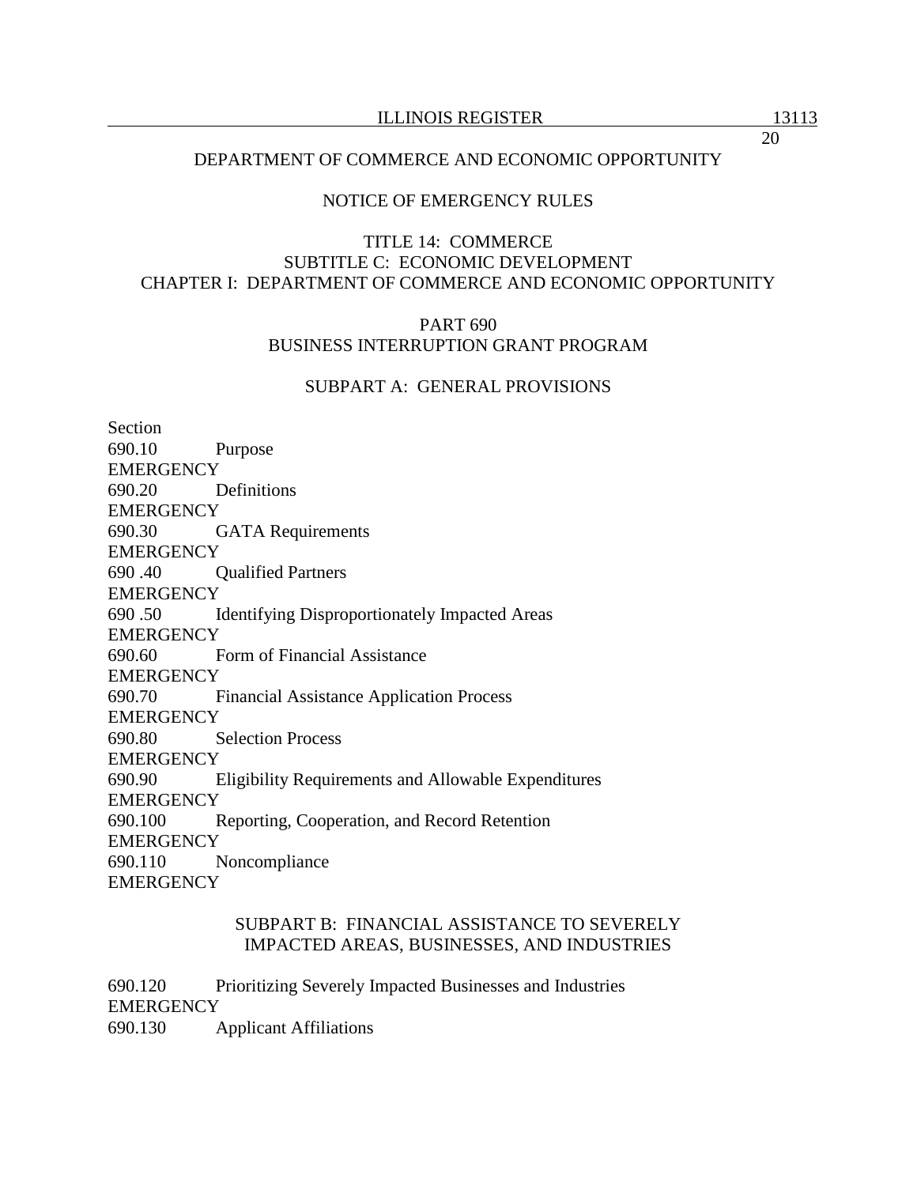DEPARTMENT OF COMMERCE AND ECONOMIC OPPORTUNITY

NOTICE OF EMERGENCY RULES

TITLE 14: COMMERCE
SUBTITLE C: ECONOMIC DEVELOPMENT
CHAPTER I: DEPARTMENT OF COMMERCE AND ECONOMIC OPPORTUNITY

PART 690
BUSINESS INTERRUPTION GRANT PROGRAM

SUBPART A: GENERAL PROVISIONS

Section
690.10 Purpose
EMERGENCY
690.20 Definitions
EMERGENCY
690.30 GATA Requirements
EMERGENCY
690 .40 Qualified Partners
EMERGENCY
690 .50 Identifying Disproportionately Impacted Areas
EMERGENCY
690.60 Form of Financial Assistance
EMERGENCY
690.70 Financial Assistance Application Process
EMERGENCY
690.80 Selection Process
EMERGENCY
690.90 Eligibility Requirements and Allowable Expenditures
EMERGENCY
690.100 Reporting, Cooperation, and Record Retention
EMERGENCY
690.110 Noncompliance
EMERGENCY

SUBPART B: FINANCIAL ASSISTANCE TO SEVERELY
IMPACTED AREAS, BUSINESSES, AND INDUSTRIES

690.120 Prioritizing Severely Impacted Businesses and Industries
EMERGENCY
690.130 Applicant Affiliations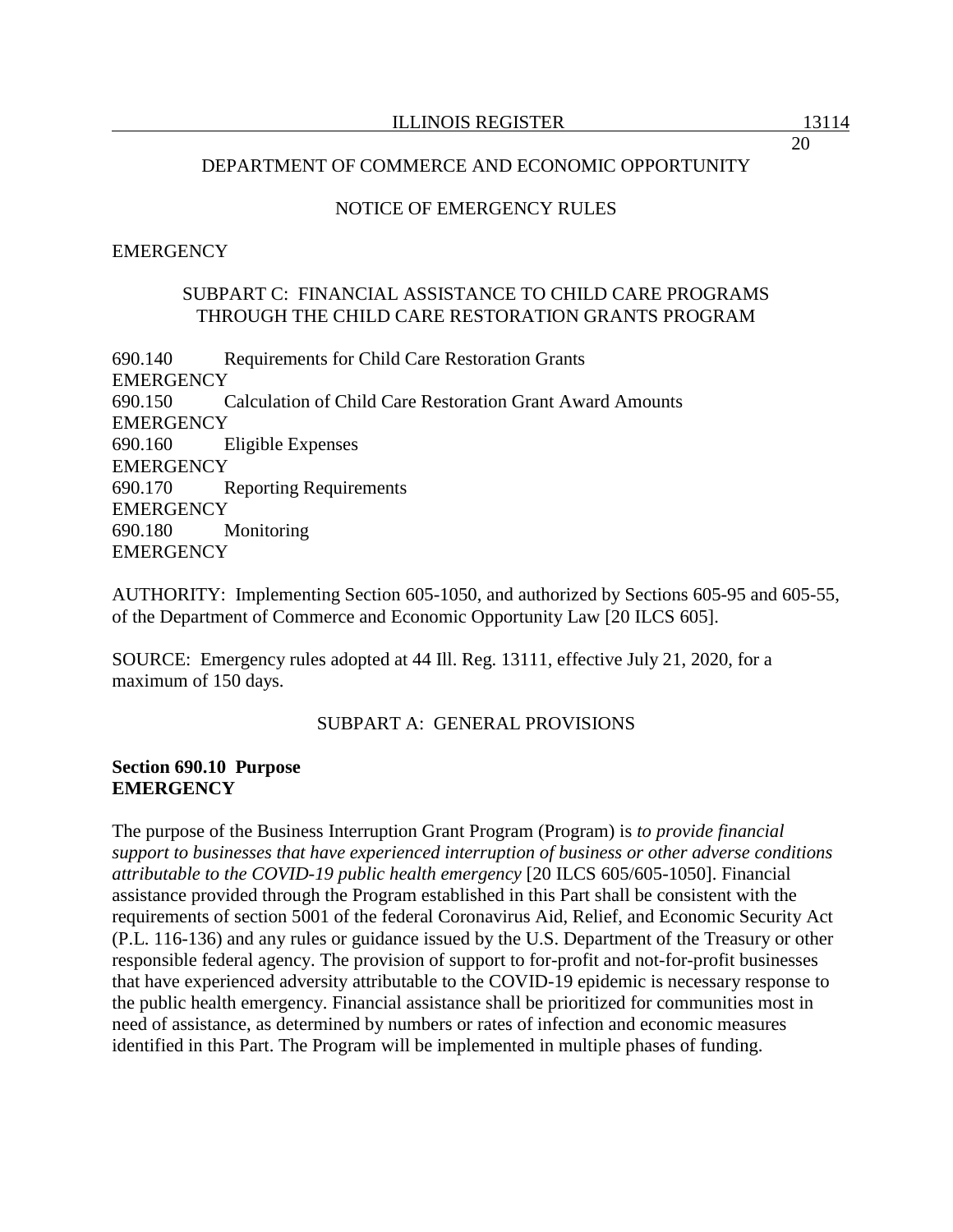DEPARTMENT OF COMMERCE AND ECONOMIC OPPORTUNITY

NOTICE OF EMERGENCY RULES

EMERGENCY

SUBPART C: FINANCIAL ASSISTANCE TO CHILD CARE PROGRAMS THROUGH THE CHILD CARE RESTORATION GRANTS PROGRAM

690.140 Requirements for Child Care Restoration Grants
EMERGENCY
690.150 Calculation of Child Care Restoration Grant Award Amounts
EMERGENCY
690.160 Eligible Expenses
EMERGENCY
690.170 Reporting Requirements
EMERGENCY
690.180 Monitoring
EMERGENCY

AUTHORITY: Implementing Section 605-1050, and authorized by Sections 605-95 and 605-55, of the Department of Commerce and Economic Opportunity Law [20 ILCS 605].

SOURCE: Emergency rules adopted at 44 Ill. Reg. 13111, effective July 21, 2020, for a maximum of 150 days.

SUBPART A: GENERAL PROVISIONS

**Section 690.10 Purpose**
**EMERGENCY**

The purpose of the Business Interruption Grant Program (Program) is *to provide financial support to businesses that have experienced interruption of business or other adverse conditions attributable to the COVID-19 public health emergency* [20 ILCS 605/605-1050]. Financial assistance provided through the Program established in this Part shall be consistent with the requirements of section 5001 of the federal Coronavirus Aid, Relief, and Economic Security Act (P.L. 116-136) and any rules or guidance issued by the U.S. Department of the Treasury or other responsible federal agency. The provision of support to for-profit and not-for-profit businesses that have experienced adversity attributable to the COVID-19 epidemic is necessary response to the public health emergency. Financial assistance shall be prioritized for communities most in need of assistance, as determined by numbers or rates of infection and economic measures identified in this Part. The Program will be implemented in multiple phases of funding.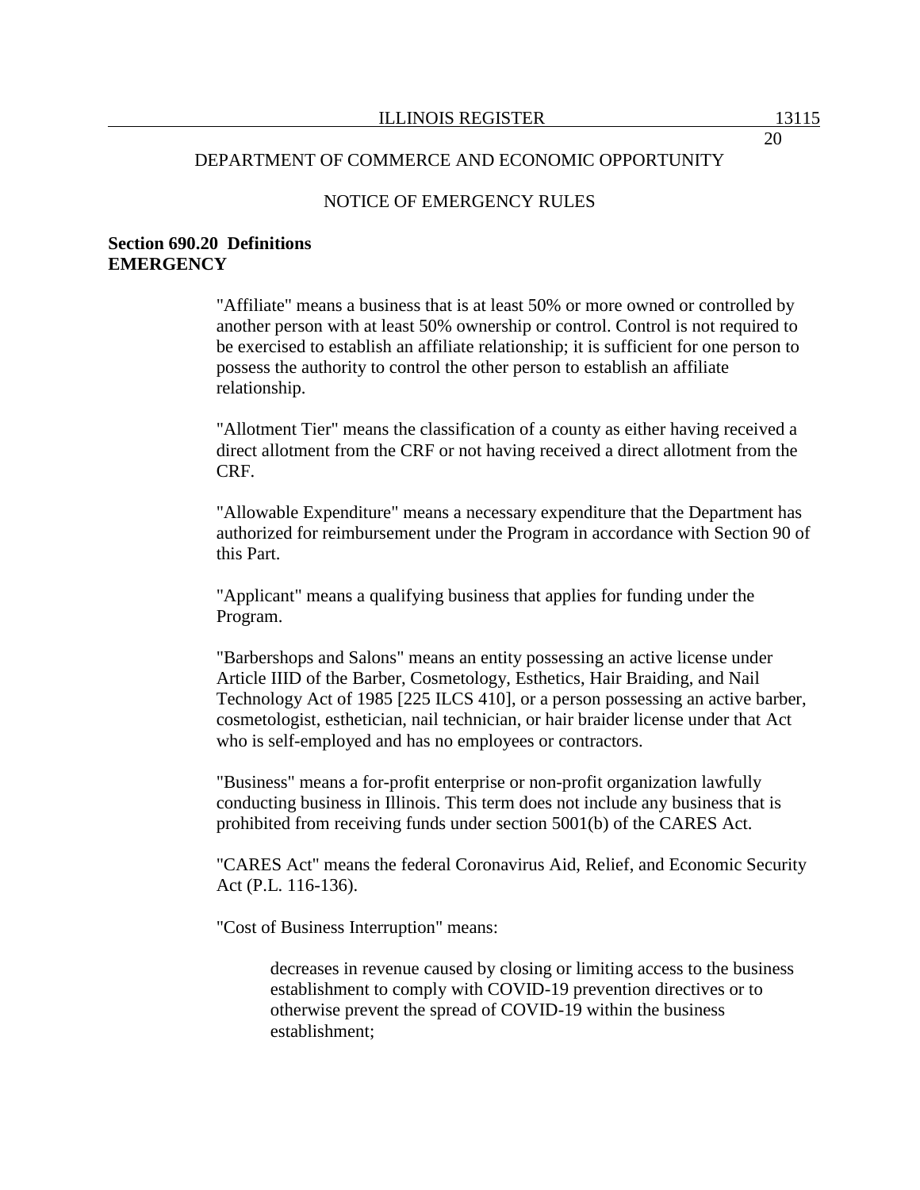DEPARTMENT OF COMMERCE AND ECONOMIC OPPORTUNITY

NOTICE OF EMERGENCY RULES

**Section 690.20 Definitions**
**EMERGENCY**

"Affiliate" means a business that is at least 50% or more owned or controlled by another person with at least 50% ownership or control. Control is not required to be exercised to establish an affiliate relationship; it is sufficient for one person to possess the authority to control the other person to establish an affiliate relationship.

"Allotment Tier" means the classification of a county as either having received a direct allotment from the CRF or not having received a direct allotment from the CRF.

"Allowable Expenditure" means a necessary expenditure that the Department has authorized for reimbursement under the Program in accordance with Section 90 of this Part.

"Applicant" means a qualifying business that applies for funding under the Program.

"Barbershops and Salons" means an entity possessing an active license under Article IIID of the Barber, Cosmetology, Esthetics, Hair Braiding, and Nail Technology Act of 1985 [225 ILCS 410], or a person possessing an active barber, cosmetologist, esthetician, nail technician, or hair braider license under that Act who is self-employed and has no employees or contractors.

"Business" means a for-profit enterprise or non-profit organization lawfully conducting business in Illinois. This term does not include any business that is prohibited from receiving funds under section 5001(b) of the CARES Act.

"CARES Act" means the federal Coronavirus Aid, Relief, and Economic Security Act (P.L. 116-136).

"Cost of Business Interruption" means:

> decreases in revenue caused by closing or limiting access to the business establishment to comply with COVID-19 prevention directives or to otherwise prevent the spread of COVID-19 within the business establishment;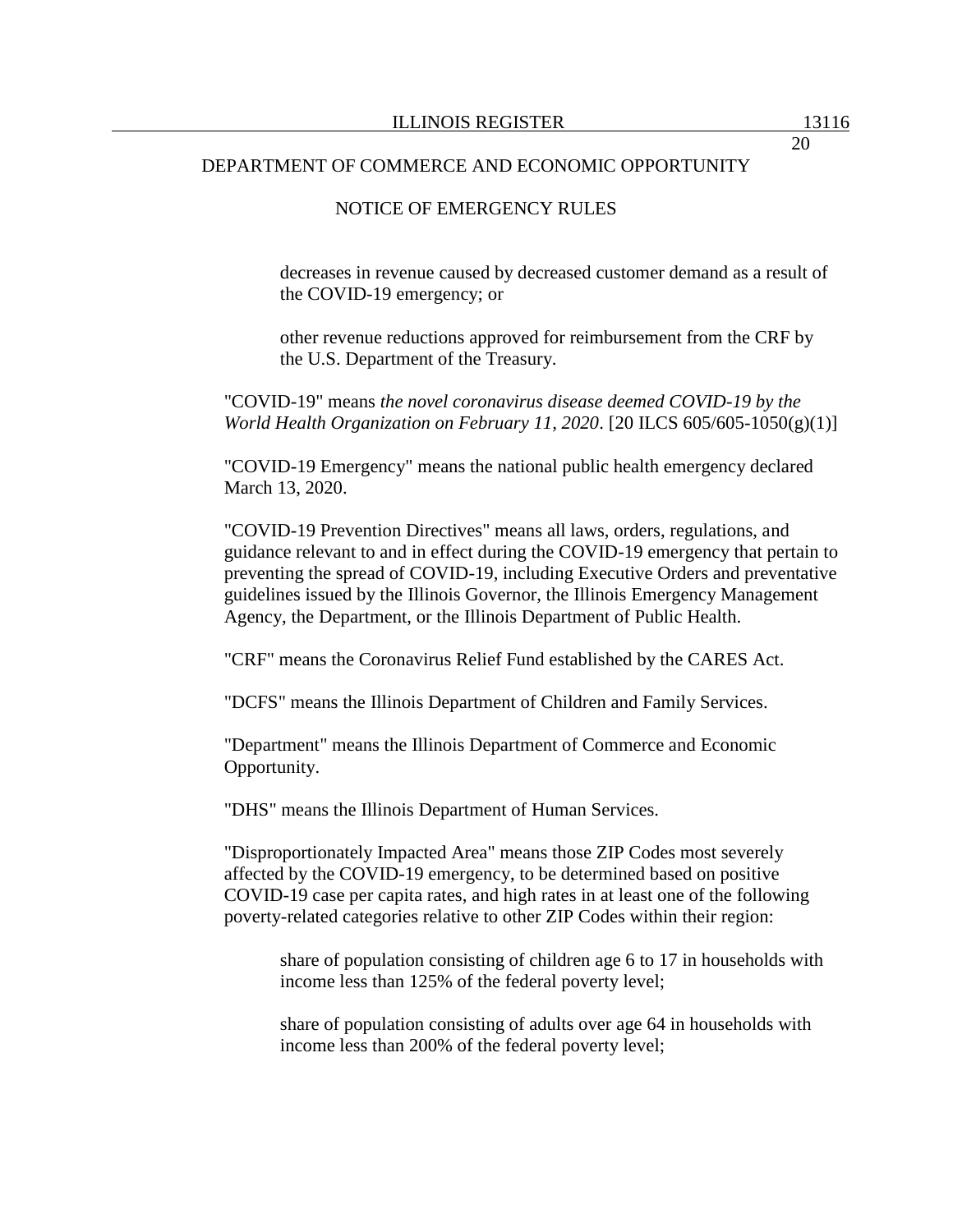decreases in revenue caused by decreased customer demand as a result of the COVID-19 emergency; or

other revenue reductions approved for reimbursement from the CRF by the U.S. Department of the Treasury.

"COVID-19" means *the novel coronavirus disease deemed COVID-19 by the World Health Organization on February 11, 2020*. [20 ILCS 605/605-1050(g)(1)]

"COVID-19 Emergency" means the national public health emergency declared March 13, 2020.

"COVID-19 Prevention Directives" means all laws, orders, regulations, and guidance relevant to and in effect during the COVID-19 emergency that pertain to preventing the spread of COVID-19, including Executive Orders and preventative guidelines issued by the Illinois Governor, the Illinois Emergency Management Agency, the Department, or the Illinois Department of Public Health.

"CRF" means the Coronavirus Relief Fund established by the CARES Act.

"DCFS" means the Illinois Department of Children and Family Services.

"Department" means the Illinois Department of Commerce and Economic Opportunity.

"DHS" means the Illinois Department of Human Services.

"Disproportionately Impacted Area" means those ZIP Codes most severely affected by the COVID-19 emergency, to be determined based on positive COVID-19 case per capita rates, and high rates in at least one of the following poverty-related categories relative to other ZIP Codes within their region:

share of population consisting of children age 6 to 17 in households with income less than 125% of the federal poverty level;

share of population consisting of adults over age 64 in households with income less than 200% of the federal poverty level;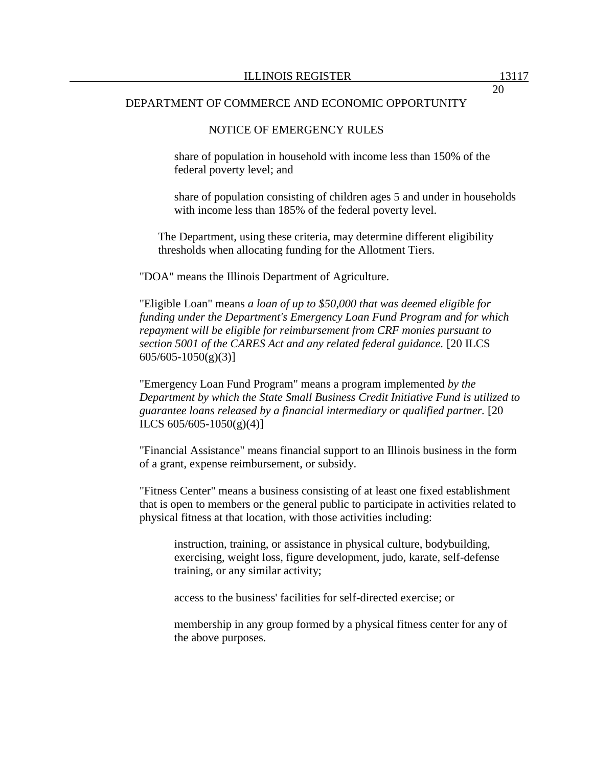DEPARTMENT OF COMMERCE AND ECONOMIC OPPORTUNITY

NOTICE OF EMERGENCY RULES

share of population in household with income less than 150% of the federal poverty level; and

share of population consisting of children ages 5 and under in households with income less than 185% of the federal poverty level.

The Department, using these criteria, may determine different eligibility thresholds when allocating funding for the Allotment Tiers.

"DOA" means the Illinois Department of Agriculture.

"Eligible Loan" means *a loan of up to $50,000 that was deemed eligible for funding under the Department's Emergency Loan Fund Program and for which repayment will be eligible for reimbursement from CRF monies pursuant to section 5001 of the CARES Act and any related federal guidance.* [20 ILCS 605/605-1050(g)(3)]

"Emergency Loan Fund Program" means a program implemented *by the Department by which the State Small Business Credit Initiative Fund is utilized to guarantee loans released by a financial intermediary or qualified partner.* [20 ILCS 605/605-1050(g)(4)]

"Financial Assistance" means financial support to an Illinois business in the form of a grant, expense reimbursement, or subsidy.

"Fitness Center" means a business consisting of at least one fixed establishment that is open to members or the general public to participate in activities related to physical fitness at that location, with those activities including:

instruction, training, or assistance in physical culture, bodybuilding, exercising, weight loss, figure development, judo, karate, self-defense training, or any similar activity;

access to the business' facilities for self-directed exercise; or

membership in any group formed by a physical fitness center for any of the above purposes.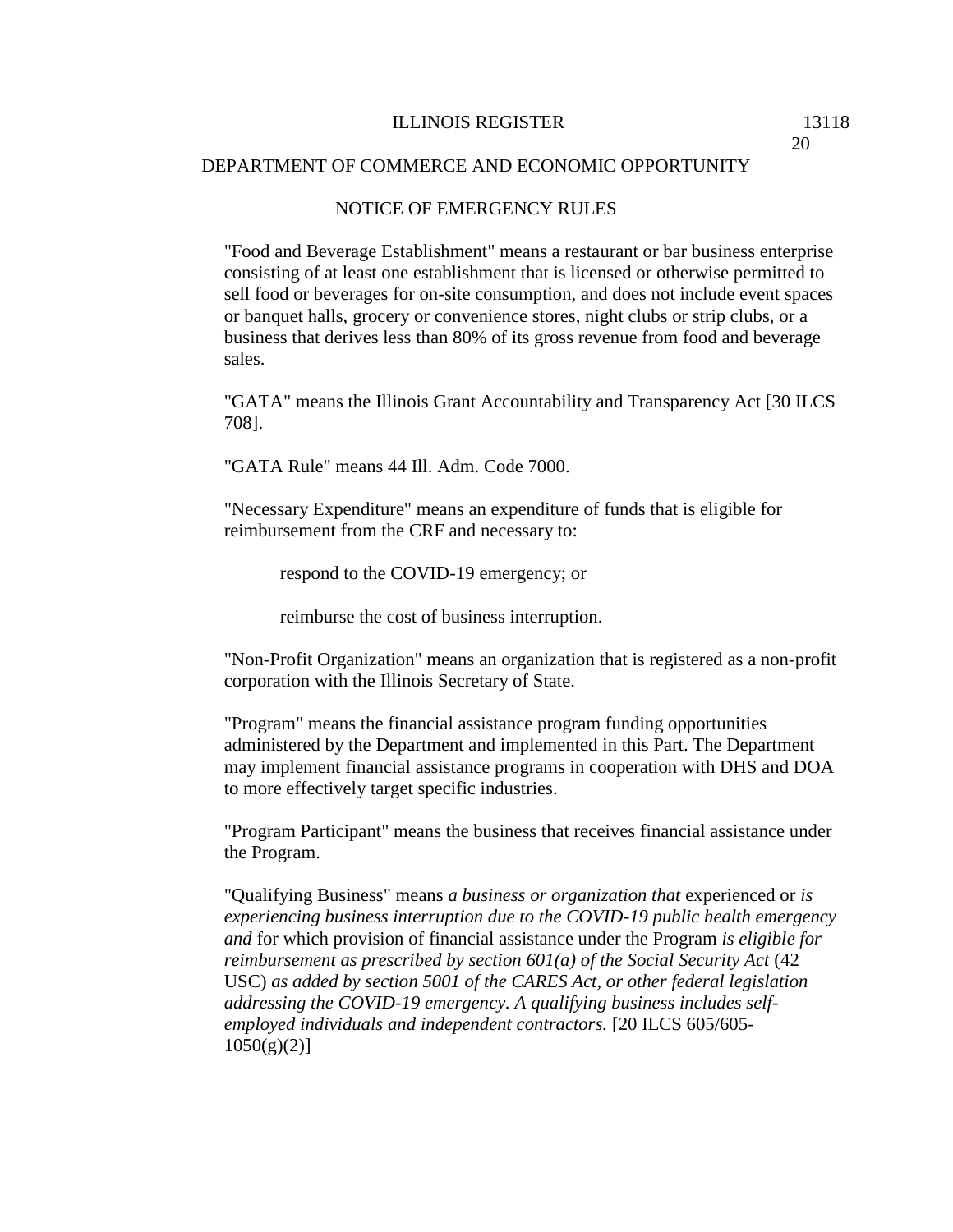DEPARTMENT OF COMMERCE AND ECONOMIC OPPORTUNITY

NOTICE OF EMERGENCY RULES

"Food and Beverage Establishment" means a restaurant or bar business enterprise consisting of at least one establishment that is licensed or otherwise permitted to sell food or beverages for on-site consumption, and does not include event spaces or banquet halls, grocery or convenience stores, night clubs or strip clubs, or a business that derives less than 80% of its gross revenue from food and beverage sales.

"GATA" means the Illinois Grant Accountability and Transparency Act [30 ILCS 708].

"GATA Rule" means 44 Ill. Adm. Code 7000.

"Necessary Expenditure" means an expenditure of funds that is eligible for reimbursement from the CRF and necessary to:

respond to the COVID-19 emergency; or

reimburse the cost of business interruption.

"Non-Profit Organization" means an organization that is registered as a non-profit corporation with the Illinois Secretary of State.

"Program" means the financial assistance program funding opportunities administered by the Department and implemented in this Part. The Department may implement financial assistance programs in cooperation with DHS and DOA to more effectively target specific industries.

"Program Participant" means the business that receives financial assistance under the Program.

"Qualifying Business" means *a business or organization that* experienced or *is experiencing business interruption due to the COVID-19 public health emergency and* for which provision of financial assistance under the Program *is eligible for reimbursement as prescribed by section 601(a) of the Social Security Act* (42 USC) *as added by section 5001 of the CARES Act, or other federal legislation addressing the COVID-19 emergency. A qualifying business includes self-employed individuals and independent contractors.* [20 ILCS 605/605-1050(g)(2)]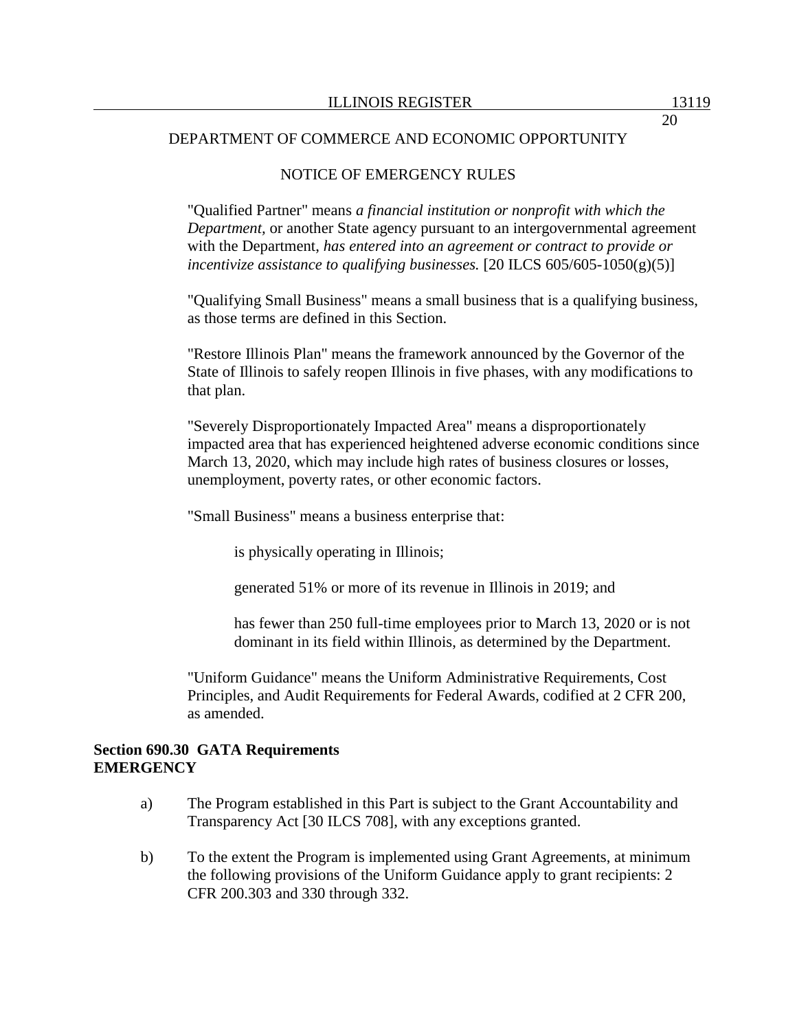"Qualified Partner" means *a financial institution or nonprofit with which the Department*, or another State agency pursuant to an intergovernmental agreement with the Department, *has entered into an agreement or contract to provide or incentivize assistance to qualifying businesses.* [20 ILCS 605/605-1050(g)(5)]

"Qualifying Small Business" means a small business that is a qualifying business, as those terms are defined in this Section.

"Restore Illinois Plan" means the framework announced by the Governor of the State of Illinois to safely reopen Illinois in five phases, with any modifications to that plan.

"Severely Disproportionately Impacted Area" means a disproportionately impacted area that has experienced heightened adverse economic conditions since March 13, 2020, which may include high rates of business closures or losses, unemployment, poverty rates, or other economic factors.

"Small Business" means a business enterprise that:

is physically operating in Illinois;

generated 51% or more of its revenue in Illinois in 2019; and

has fewer than 250 full-time employees prior to March 13, 2020 or is not dominant in its field within Illinois, as determined by the Department.

"Uniform Guidance" means the Uniform Administrative Requirements, Cost Principles, and Audit Requirements for Federal Awards, codified at 2 CFR 200, as amended.

**Section 690.30 GATA Requirements**
**EMERGENCY**

a) The Program established in this Part is subject to the Grant Accountability and Transparency Act [30 ILCS 708], with any exceptions granted.

b) To the extent the Program is implemented using Grant Agreements, at minimum the following provisions of the Uniform Guidance apply to grant recipients: 2 CFR 200.303 and 330 through 332.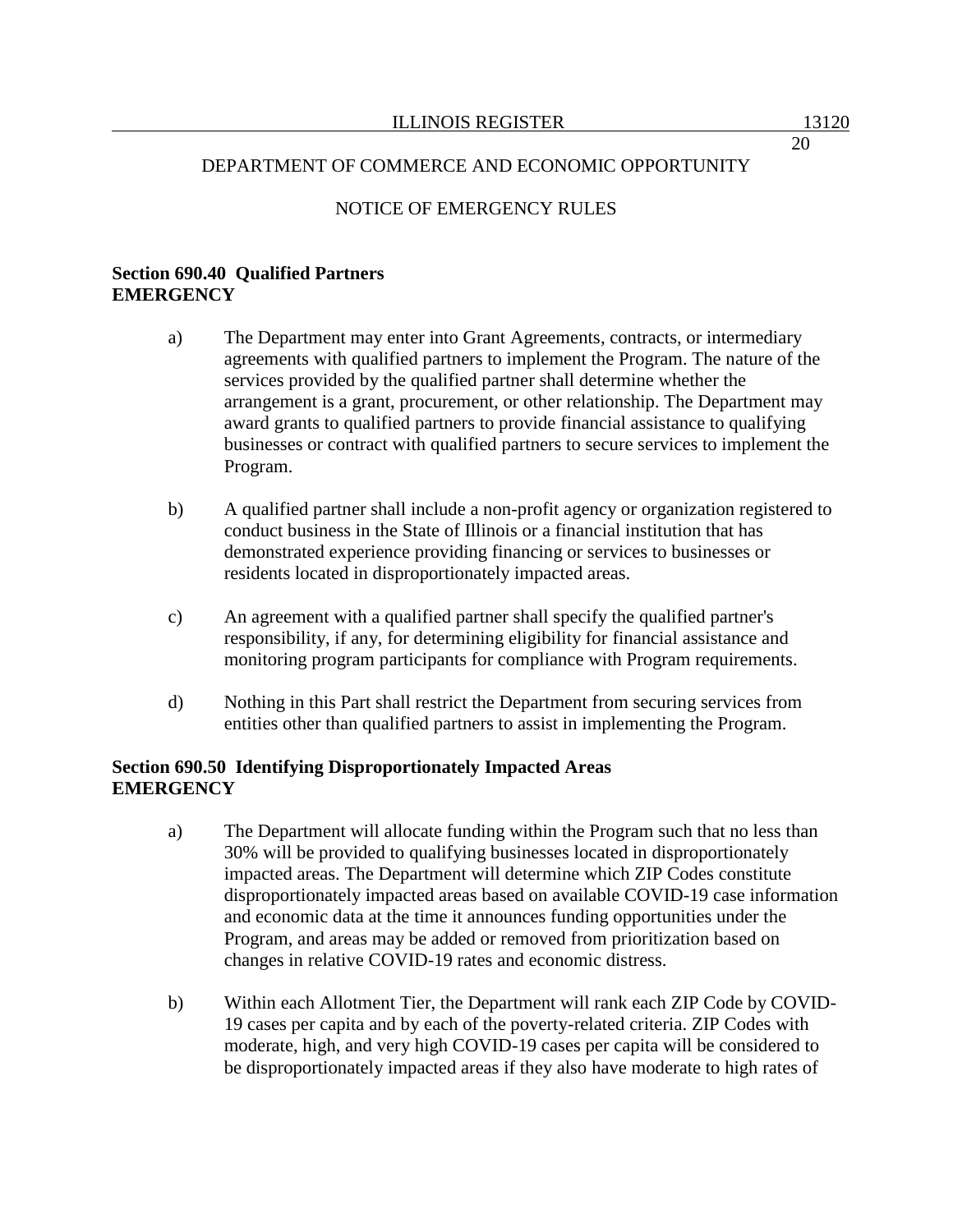**Section 690.40 Qualified Partners**
**EMERGENCY**

a) The Department may enter into Grant Agreements, contracts, or intermediary agreements with qualified partners to implement the Program. The nature of the services provided by the qualified partner shall determine whether the arrangement is a grant, procurement, or other relationship. The Department may award grants to qualified partners to provide financial assistance to qualifying businesses or contract with qualified partners to secure services to implement the Program.

b) A qualified partner shall include a non-profit agency or organization registered to conduct business in the State of Illinois or a financial institution that has demonstrated experience providing financing or services to businesses or residents located in disproportionately impacted areas.

c) An agreement with a qualified partner shall specify the qualified partner's responsibility, if any, for determining eligibility for financial assistance and monitoring program participants for compliance with Program requirements.

d) Nothing in this Part shall restrict the Department from securing services from entities other than qualified partners to assist in implementing the Program.

**Section 690.50 Identifying Disproportionately Impacted Areas**
**EMERGENCY**

a) The Department will allocate funding within the Program such that no less than 30% will be provided to qualifying businesses located in disproportionately impacted areas. The Department will determine which ZIP Codes constitute disproportionately impacted areas based on available COVID-19 case information and economic data at the time it announces funding opportunities under the Program, and areas may be added or removed from prioritization based on changes in relative COVID-19 rates and economic distress.

b) Within each Allotment Tier, the Department will rank each ZIP Code by COVID-19 cases per capita and by each of the poverty-related criteria. ZIP Codes with moderate, high, and very high COVID-19 cases per capita will be considered to be disproportionately impacted areas if they also have moderate to high rates of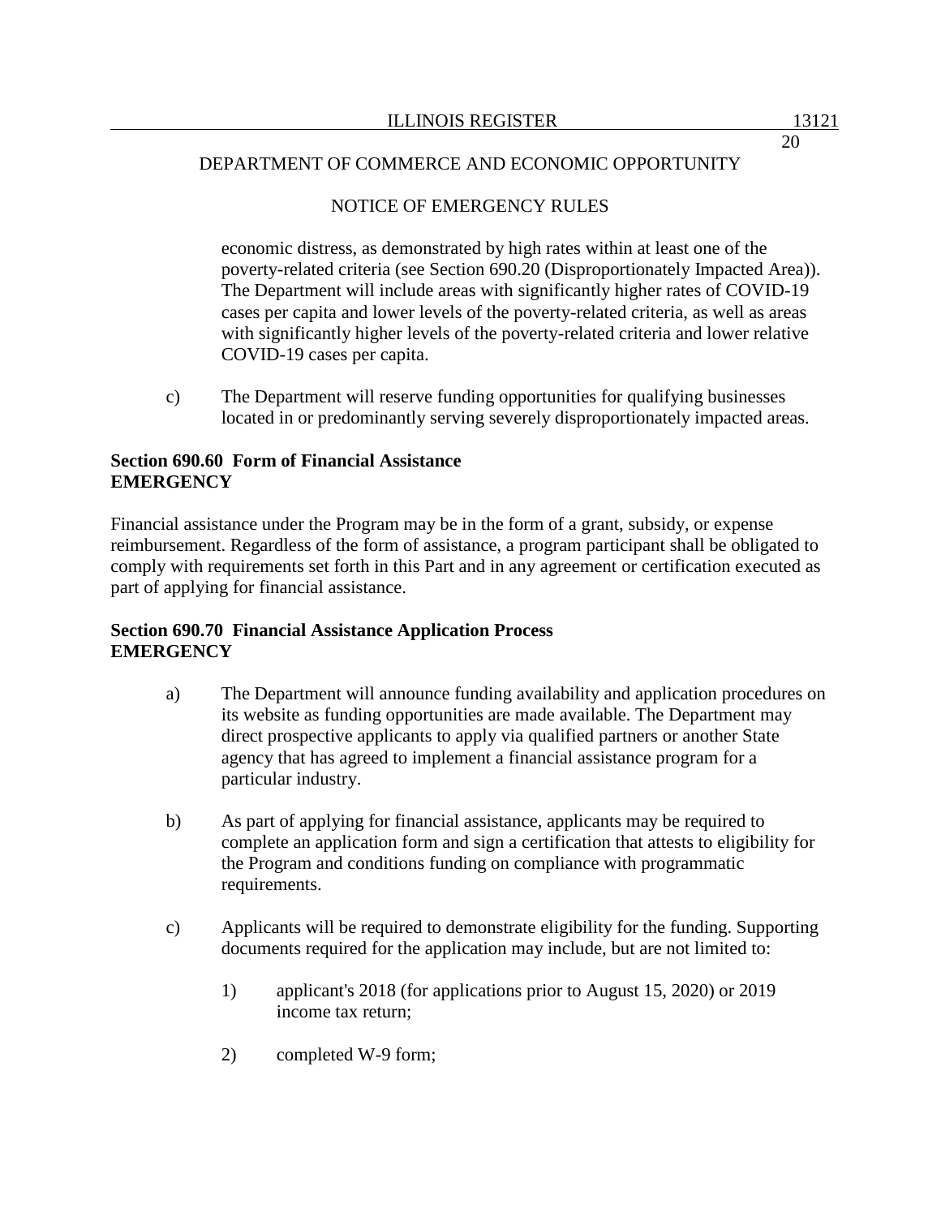economic distress, as demonstrated by high rates within at least one of the poverty-related criteria (see Section 690.20 (Disproportionately Impacted Area)). The Department will include areas with significantly higher rates of COVID-19 cases per capita and lower levels of the poverty-related criteria, as well as areas with significantly higher levels of the poverty-related criteria and lower relative COVID-19 cases per capita.

c) The Department will reserve funding opportunities for qualifying businesses located in or predominantly serving severely disproportionately impacted areas.

**Section 690.60 Form of Financial Assistance**
**EMERGENCY**

Financial assistance under the Program may be in the form of a grant, subsidy, or expense reimbursement. Regardless of the form of assistance, a program participant shall be obligated to comply with requirements set forth in this Part and in any agreement or certification executed as part of applying for financial assistance.

**Section 690.70 Financial Assistance Application Process**
**EMERGENCY**

a) The Department will announce funding availability and application procedures on its website as funding opportunities are made available. The Department may direct prospective applicants to apply via qualified partners or another State agency that has agreed to implement a financial assistance program for a particular industry.

b) As part of applying for financial assistance, applicants may be required to complete an application form and sign a certification that attests to eligibility for the Program and conditions funding on compliance with programmatic requirements.

c) Applicants will be required to demonstrate eligibility for the funding. Supporting documents required for the application may include, but are not limited to:

1) applicant's 2018 (for applications prior to August 15, 2020) or 2019 income tax return;

2) completed W-9 form;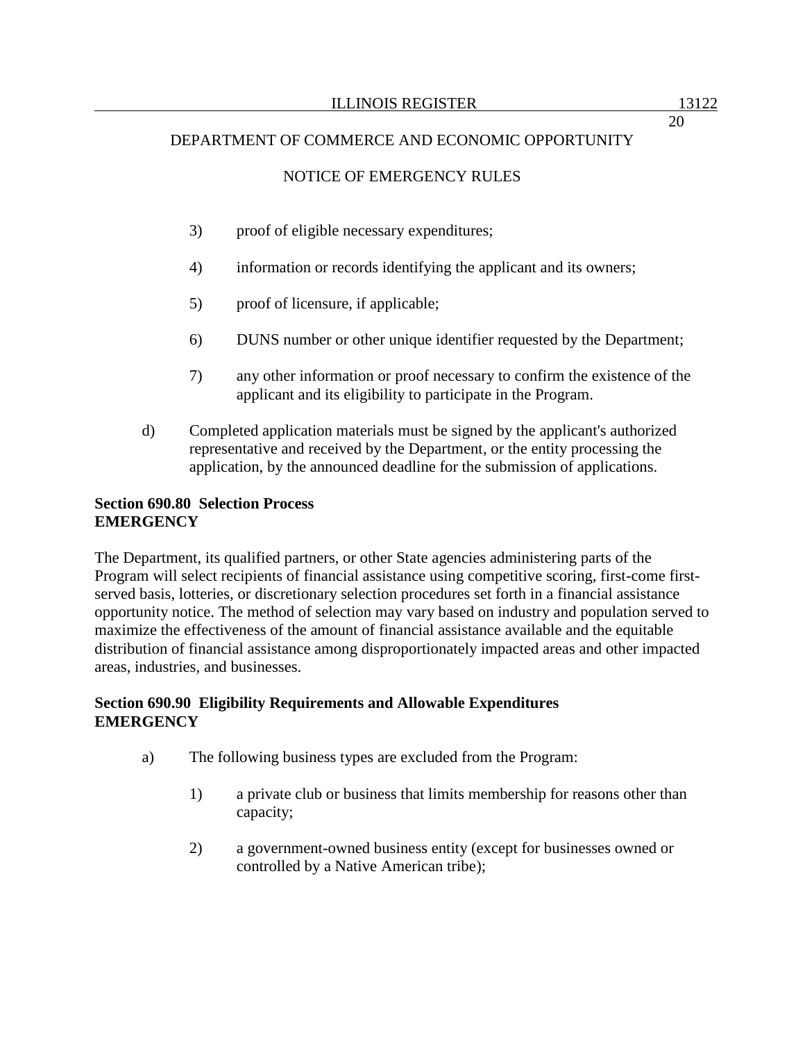3) proof of eligible necessary expenditures;

4) information or records identifying the applicant and its owners;

5) proof of licensure, if applicable;

6) DUNS number or other unique identifier requested by the Department;

7) any other information or proof necessary to confirm the existence of the applicant and its eligibility to participate in the Program.

d) Completed application materials must be signed by the applicant's authorized representative and received by the Department, or the entity processing the application, by the announced deadline for the submission of applications.

**Section 690.80 Selection Process**
**EMERGENCY**

The Department, its qualified partners, or other State agencies administering parts of the Program will select recipients of financial assistance using competitive scoring, first-come first-served basis, lotteries, or discretionary selection procedures set forth in a financial assistance opportunity notice. The method of selection may vary based on industry and population served to maximize the effectiveness of the amount of financial assistance available and the equitable distribution of financial assistance among disproportionately impacted areas and other impacted areas, industries, and businesses.

**Section 690.90 Eligibility Requirements and Allowable Expenditures**
**EMERGENCY**

a) The following business types are excluded from the Program:

1) a private club or business that limits membership for reasons other than capacity;

2) a government-owned business entity (except for businesses owned or controlled by a Native American tribe);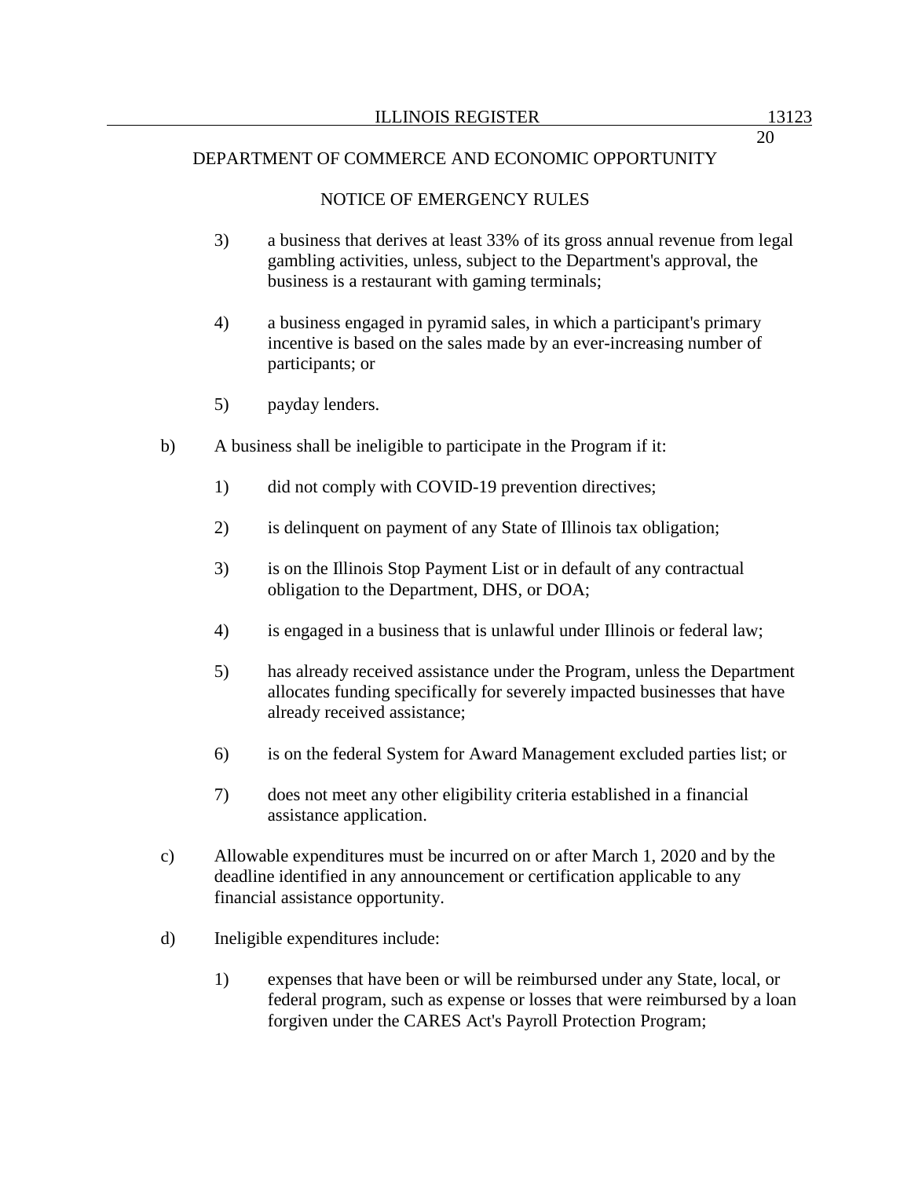DEPARTMENT OF COMMERCE AND ECONOMIC OPPORTUNITY

NOTICE OF EMERGENCY RULES

3) a business that derives at least 33% of its gross annual revenue from legal gambling activities, unless, subject to the Department's approval, the business is a restaurant with gaming terminals;

4) a business engaged in pyramid sales, in which a participant's primary incentive is based on the sales made by an ever-increasing number of participants; or

5) payday lenders.

b) A business shall be ineligible to participate in the Program if it:

1) did not comply with COVID-19 prevention directives;

2) is delinquent on payment of any State of Illinois tax obligation;

3) is on the Illinois Stop Payment List or in default of any contractual obligation to the Department, DHS, or DOA;

4) is engaged in a business that is unlawful under Illinois or federal law;

5) has already received assistance under the Program, unless the Department allocates funding specifically for severely impacted businesses that have already received assistance;

6) is on the federal System for Award Management excluded parties list; or

7) does not meet any other eligibility criteria established in a financial assistance application.

c) Allowable expenditures must be incurred on or after March 1, 2020 and by the deadline identified in any announcement or certification applicable to any financial assistance opportunity.

d) Ineligible expenditures include:

1) expenses that have been or will be reimbursed under any State, local, or federal program, such as expense or losses that were reimbursed by a loan forgiven under the CARES Act's Payroll Protection Program;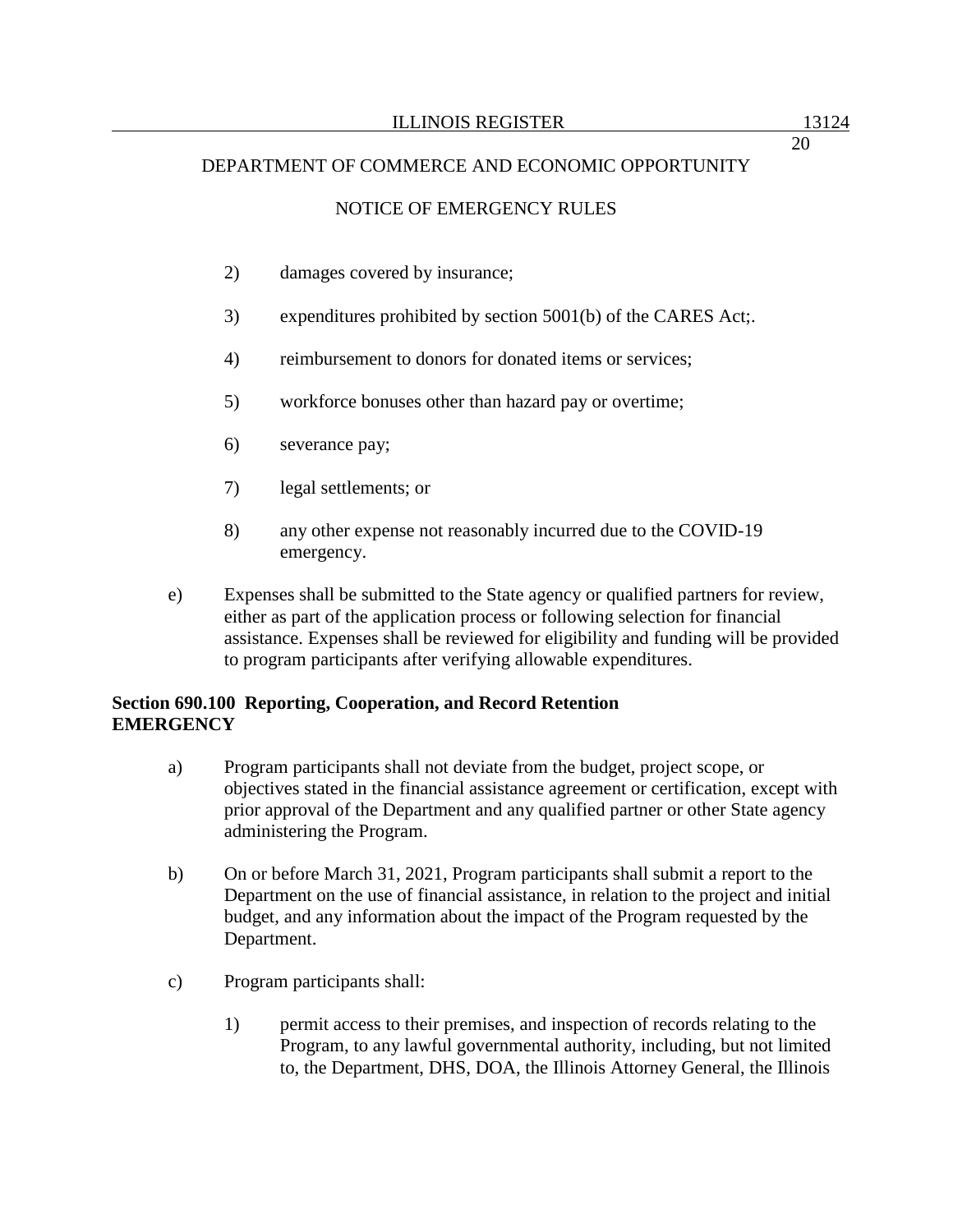2) damages covered by insurance;

3) expenditures prohibited by section 5001(b) of the CARES Act;.

4) reimbursement to donors for donated items or services;

5) workforce bonuses other than hazard pay or overtime;

6) severance pay;

7) legal settlements; or

8) any other expense not reasonably incurred due to the COVID-19 emergency.

e) Expenses shall be submitted to the State agency or qualified partners for review, either as part of the application process or following selection for financial assistance. Expenses shall be reviewed for eligibility and funding will be provided to program participants after verifying allowable expenditures.

**Section 690.100 Reporting, Cooperation, and Record Retention EMERGENCY**

a) Program participants shall not deviate from the budget, project scope, or objectives stated in the financial assistance agreement or certification, except with prior approval of the Department and any qualified partner or other State agency administering the Program.

b) On or before March 31, 2021, Program participants shall submit a report to the Department on the use of financial assistance, in relation to the project and initial budget, and any information about the impact of the Program requested by the Department.

c) Program participants shall:

1) permit access to their premises, and inspection of records relating to the Program, to any lawful governmental authority, including, but not limited to, the Department, DHS, DOA, the Illinois Attorney General, the Illinois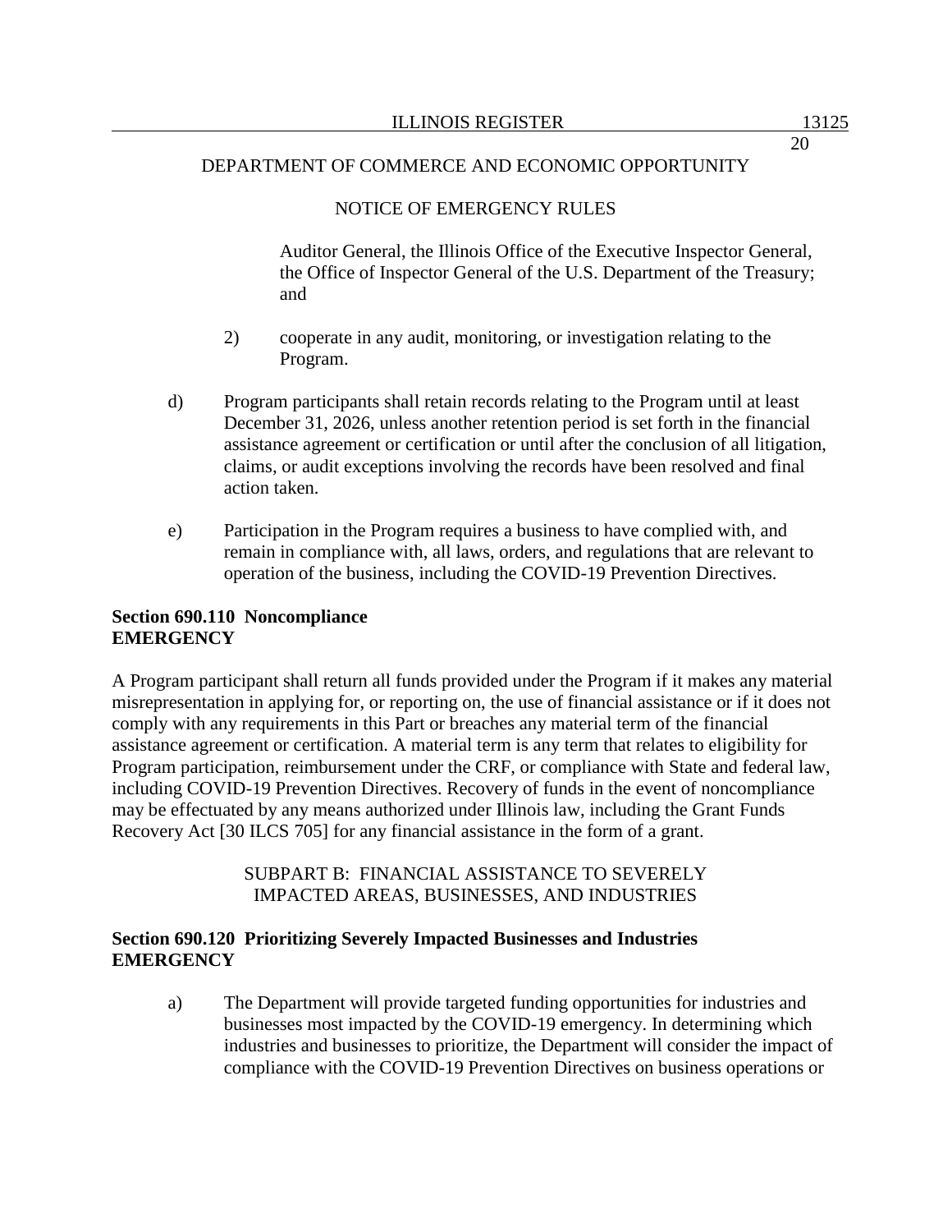DEPARTMENT OF COMMERCE AND ECONOMIC OPPORTUNITY

NOTICE OF EMERGENCY RULES

Auditor General, the Illinois Office of the Executive Inspector General, the Office of Inspector General of the U.S. Department of the Treasury; and

2) cooperate in any audit, monitoring, or investigation relating to the Program.

d) Program participants shall retain records relating to the Program until at least December 31, 2026, unless another retention period is set forth in the financial assistance agreement or certification or until after the conclusion of all litigation, claims, or audit exceptions involving the records have been resolved and final action taken.

e) Participation in the Program requires a business to have complied with, and remain in compliance with, all laws, orders, and regulations that are relevant to operation of the business, including the COVID-19 Prevention Directives.

**Section 690.110 Noncompliance**
**EMERGENCY**

A Program participant shall return all funds provided under the Program if it makes any material misrepresentation in applying for, or reporting on, the use of financial assistance or if it does not comply with any requirements in this Part or breaches any material term of the financial assistance agreement or certification. A material term is any term that relates to eligibility for Program participation, reimbursement under the CRF, or compliance with State and federal law, including COVID-19 Prevention Directives. Recovery of funds in the event of noncompliance may be effectuated by any means authorized under Illinois law, including the Grant Funds Recovery Act [30 ILCS 705] for any financial assistance in the form of a grant.

SUBPART B: FINANCIAL ASSISTANCE TO SEVERELY IMPACTED AREAS, BUSINESSES, AND INDUSTRIES

**Section 690.120 Prioritizing Severely Impacted Businesses and Industries**
**EMERGENCY**

a) The Department will provide targeted funding opportunities for industries and businesses most impacted by the COVID-19 emergency. In determining which industries and businesses to prioritize, the Department will consider the impact of compliance with the COVID-19 Prevention Directives on business operations or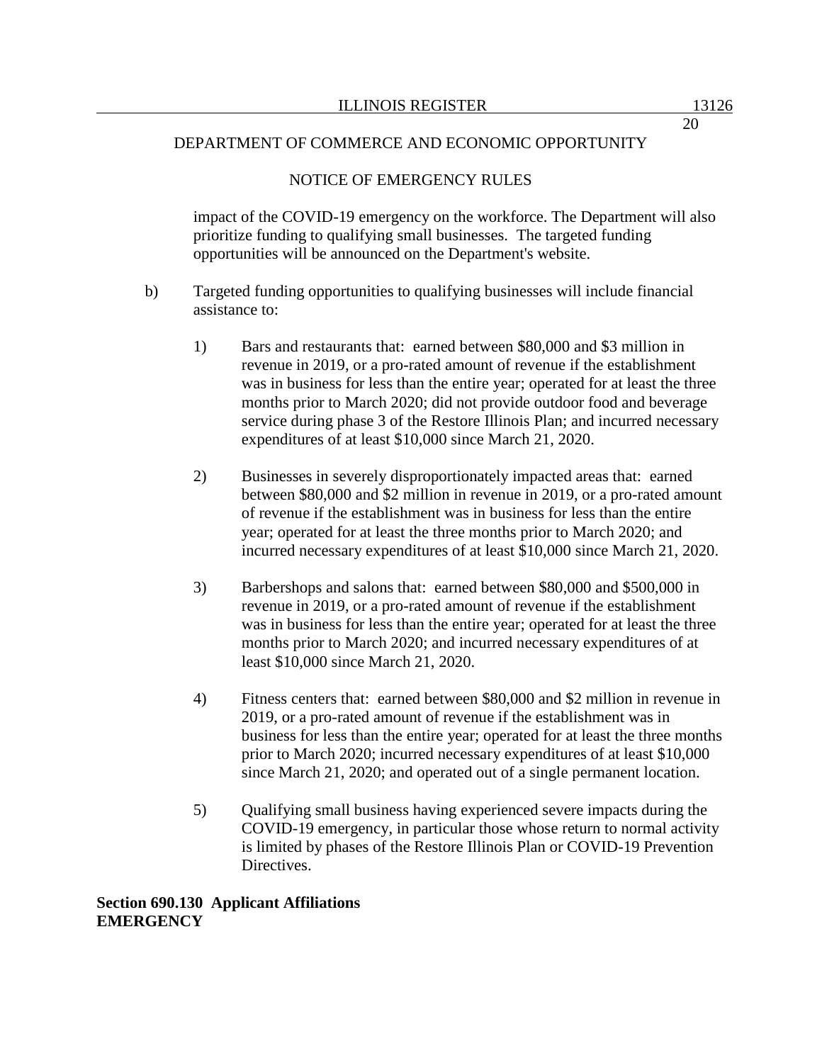impact of the COVID-19 emergency on the workforce. The Department will also prioritize funding to qualifying small businesses. The targeted funding opportunities will be announced on the Department's website.

b) Targeted funding opportunities to qualifying businesses will include financial assistance to:

1) Bars and restaurants that: earned between $80,000 and $3 million in revenue in 2019, or a pro-rated amount of revenue if the establishment was in business for less than the entire year; operated for at least the three months prior to March 2020; did not provide outdoor food and beverage service during phase 3 of the Restore Illinois Plan; and incurred necessary expenditures of at least $10,000 since March 21, 2020.

2) Businesses in severely disproportionately impacted areas that: earned between $80,000 and $2 million in revenue in 2019, or a pro-rated amount of revenue if the establishment was in business for less than the entire year; operated for at least the three months prior to March 2020; and incurred necessary expenditures of at least $10,000 since March 21, 2020.

3) Barbershops and salons that: earned between $80,000 and $500,000 in revenue in 2019, or a pro-rated amount of revenue if the establishment was in business for less than the entire year; operated for at least the three months prior to March 2020; and incurred necessary expenditures of at least $10,000 since March 21, 2020.

4) Fitness centers that: earned between $80,000 and $2 million in revenue in 2019, or a pro-rated amount of revenue if the establishment was in business for less than the entire year; operated for at least the three months prior to March 2020; incurred necessary expenditures of at least $10,000 since March 21, 2020; and operated out of a single permanent location.

5) Qualifying small business having experienced severe impacts during the COVID-19 emergency, in particular those whose return to normal activity is limited by phases of the Restore Illinois Plan or COVID-19 Prevention Directives.

**Section 690.130 Applicant Affiliations**
**EMERGENCY**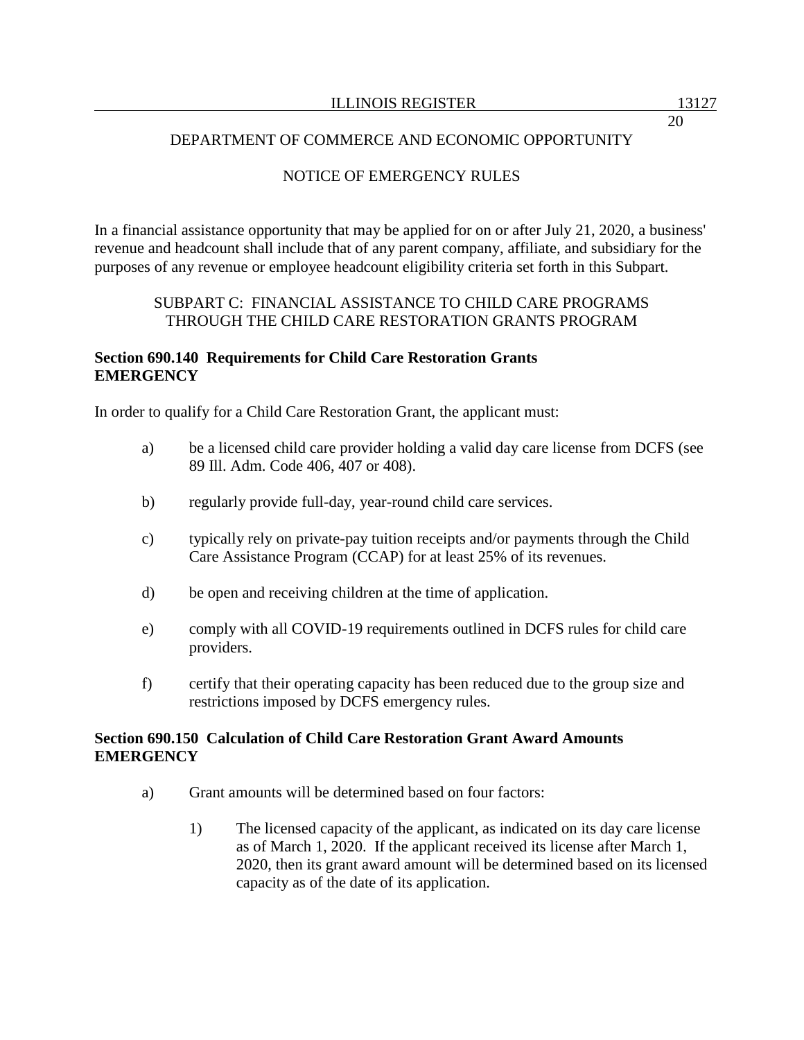In a financial assistance opportunity that may be applied for on or after July 21, 2020, a business' revenue and headcount shall include that of any parent company, affiliate, and subsidiary for the purposes of any revenue or employee headcount eligibility criteria set forth in this Subpart.

## SUBPART C: FINANCIAL ASSISTANCE TO CHILD CARE PROGRAMS THROUGH THE CHILD CARE RESTORATION GRANTS PROGRAM

### Section 690.140 Requirements for Child Care Restoration Grants EMERGENCY

In order to qualify for a Child Care Restoration Grant, the applicant must:

a) be a licensed child care provider holding a valid day care license from DCFS (see 89 Ill. Adm. Code 406, 407 or 408).

b) regularly provide full-day, year-round child care services.

c) typically rely on private-pay tuition receipts and/or payments through the Child Care Assistance Program (CCAP) for at least 25% of its revenues.

d) be open and receiving children at the time of application.

e) comply with all COVID-19 requirements outlined in DCFS rules for child care providers.

f) certify that their operating capacity has been reduced due to the group size and restrictions imposed by DCFS emergency rules.

### Section 690.150 Calculation of Child Care Restoration Grant Award Amounts EMERGENCY

a) Grant amounts will be determined based on four factors:

1) The licensed capacity of the applicant, as indicated on its day care license as of March 1, 2020. If the applicant received its license after March 1, 2020, then its grant award amount will be determined based on its licensed capacity as of the date of its application.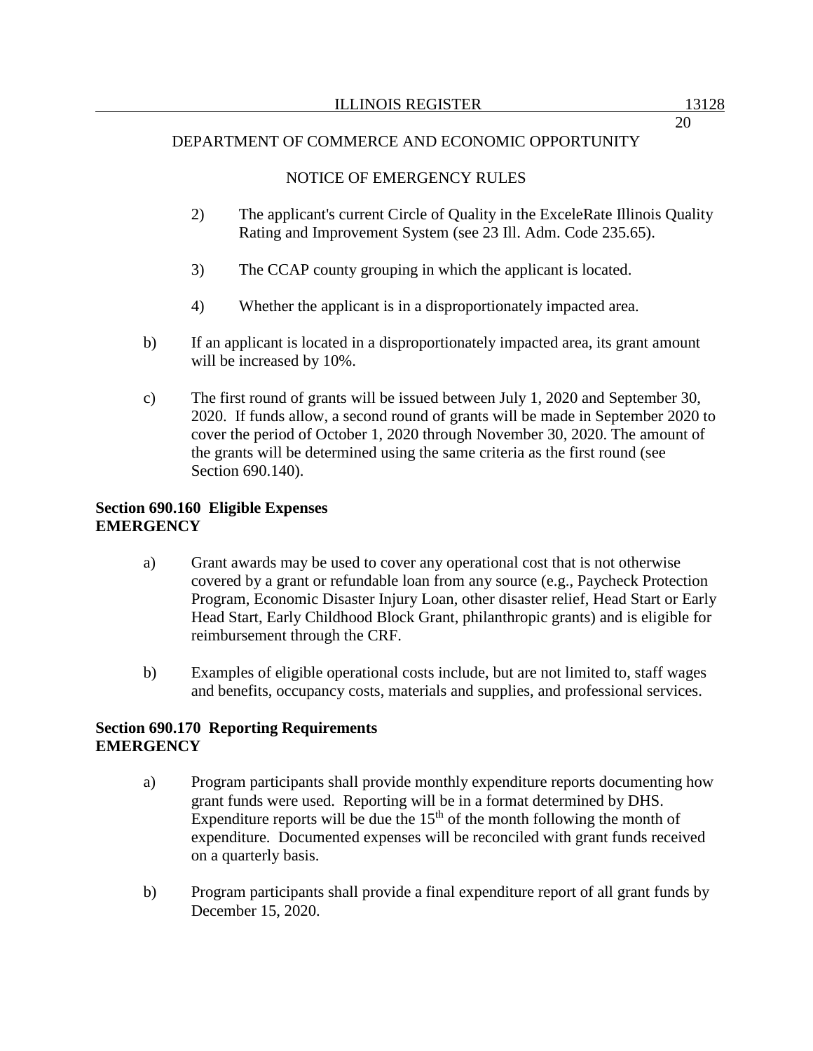DEPARTMENT OF COMMERCE AND ECONOMIC OPPORTUNITY

NOTICE OF EMERGENCY RULES

2) The applicant's current Circle of Quality in the ExceleRate Illinois Quality Rating and Improvement System (see 23 Ill. Adm. Code 235.65).

3) The CCAP county grouping in which the applicant is located.

4) Whether the applicant is in a disproportionately impacted area.

b) If an applicant is located in a disproportionately impacted area, its grant amount will be increased by 10%.

c) The first round of grants will be issued between July 1, 2020 and September 30, 2020. If funds allow, a second round of grants will be made in September 2020 to cover the period of October 1, 2020 through November 30, 2020. The amount of the grants will be determined using the same criteria as the first round (see Section 690.140).

**Section 690.160 Eligible Expenses**
**EMERGENCY**

a) Grant awards may be used to cover any operational cost that is not otherwise covered by a grant or refundable loan from any source (e.g., Paycheck Protection Program, Economic Disaster Injury Loan, other disaster relief, Head Start or Early Head Start, Early Childhood Block Grant, philanthropic grants) and is eligible for reimbursement through the CRF.

b) Examples of eligible operational costs include, but are not limited to, staff wages and benefits, occupancy costs, materials and supplies, and professional services.

**Section 690.170 Reporting Requirements**
**EMERGENCY**

a) Program participants shall provide monthly expenditure reports documenting how grant funds were used. Reporting will be in a format determined by DHS. Expenditure reports will be due the 15th of the month following the month of expenditure. Documented expenses will be reconciled with grant funds received on a quarterly basis.

b) Program participants shall provide a final expenditure report of all grant funds by December 15, 2020.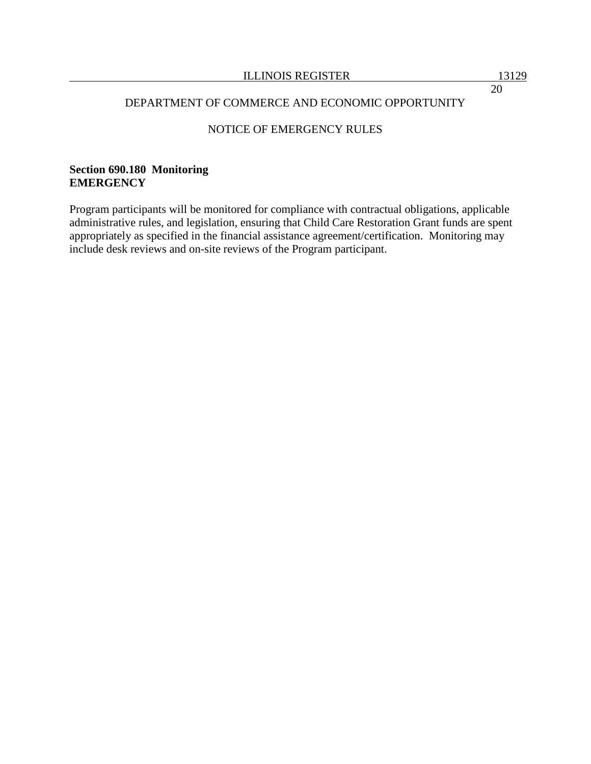DEPARTMENT OF COMMERCE AND ECONOMIC OPPORTUNITY

NOTICE OF EMERGENCY RULES

**Section 690.180 Monitoring**
**EMERGENCY**

Program participants will be monitored for compliance with contractual obligations, applicable administrative rules, and legislation, ensuring that Child Care Restoration Grant funds are spent appropriately as specified in the financial assistance agreement/certification. Monitoring may include desk reviews and on-site reviews of the Program participant.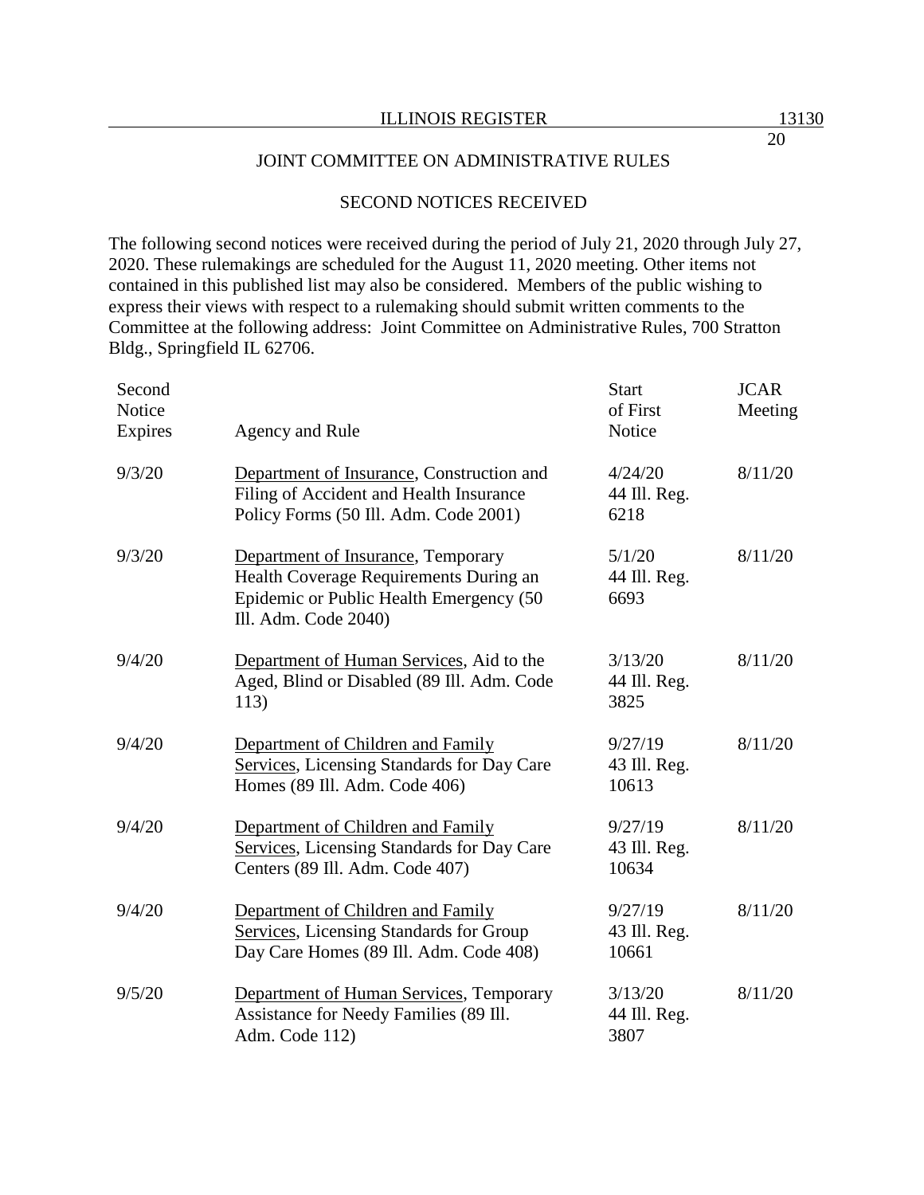## JOINT COMMITTEE ON ADMINISTRATIVE RULES

### SECOND NOTICES RECEIVED

The following second notices were received during the period of July 21, 2020 through July 27, 2020. These rulemakings are scheduled for the August 11, 2020 meeting. Other items not contained in this published list may also be considered. Members of the public wishing to express their views with respect to a rulemaking should submit written comments to the Committee at the following address: Joint Committee on Administrative Rules, 700 Stratton Bldg., Springfield IL 62706.

| Second Notice Expires | Agency and Rule | Start of First Notice | JCAR Meeting |
|---|---|---|---|
| 9/3/20 | Department of Insurance, Construction and Filing of Accident and Health Insurance Policy Forms (50 Ill. Adm. Code 2001) | 4/24/20 44 Ill. Reg. 6218 | 8/11/20 |
| 9/3/20 | Department of Insurance, Temporary Health Coverage Requirements During an Epidemic or Public Health Emergency (50 Ill. Adm. Code 2040) | 5/1/20 44 Ill. Reg. 6693 | 8/11/20 |
| 9/4/20 | Department of Human Services, Aid to the Aged, Blind or Disabled (89 Ill. Adm. Code 113) | 3/13/20 44 Ill. Reg. 3825 | 8/11/20 |
| 9/4/20 | Department of Children and Family Services, Licensing Standards for Day Care Homes (89 Ill. Adm. Code 406) | 9/27/19 43 Ill. Reg. 10613 | 8/11/20 |
| 9/4/20 | Department of Children and Family Services, Licensing Standards for Day Care Centers (89 Ill. Adm. Code 407) | 9/27/19 43 Ill. Reg. 10634 | 8/11/20 |
| 9/4/20 | Department of Children and Family Services, Licensing Standards for Group Day Care Homes (89 Ill. Adm. Code 408) | 9/27/19 43 Ill. Reg. 10661 | 8/11/20 |
| 9/5/20 | Department of Human Services, Temporary Assistance for Needy Families (89 Ill. Adm. Code 112) | 3/13/20 44 Ill. Reg. 3807 | 8/11/20 |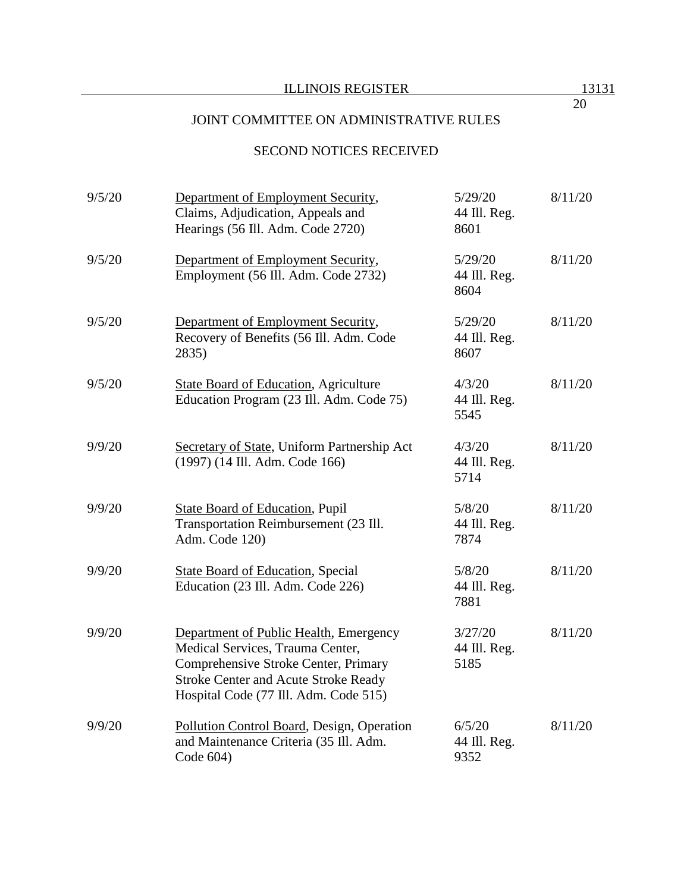## JOINT COMMITTEE ON ADMINISTRATIVE RULES

## SECOND NOTICES RECEIVED

| | | | |
|---|---|---|---|
| 9/5/20 | Department of Employment Security, Claims, Adjudication, Appeals and Hearings (56 Ill. Adm. Code 2720) | 5/29/20 44 Ill. Reg. 8601 | 8/11/20 |
| 9/5/20 | Department of Employment Security, Employment (56 Ill. Adm. Code 2732) | 5/29/20 44 Ill. Reg. 8604 | 8/11/20 |
| 9/5/20 | Department of Employment Security, Recovery of Benefits (56 Ill. Adm. Code 2835) | 5/29/20 44 Ill. Reg. 8607 | 8/11/20 |
| 9/5/20 | State Board of Education, Agriculture Education Program (23 Ill. Adm. Code 75) | 4/3/20 44 Ill. Reg. 5545 | 8/11/20 |
| 9/9/20 | Secretary of State, Uniform Partnership Act (1997) (14 Ill. Adm. Code 166) | 4/3/20 44 Ill. Reg. 5714 | 8/11/20 |
| 9/9/20 | State Board of Education, Pupil Transportation Reimbursement (23 Ill. Adm. Code 120) | 5/8/20 44 Ill. Reg. 7874 | 8/11/20 |
| 9/9/20 | State Board of Education, Special Education (23 Ill. Adm. Code 226) | 5/8/20 44 Ill. Reg. 7881 | 8/11/20 |
| 9/9/20 | Department of Public Health, Emergency Medical Services, Trauma Center, Comprehensive Stroke Center, Primary Stroke Center and Acute Stroke Ready Hospital Code (77 Ill. Adm. Code 515) | 3/27/20 44 Ill. Reg. 5185 | 8/11/20 |
| 9/9/20 | Pollution Control Board, Design, Operation and Maintenance Criteria (35 Ill. Adm. Code 604) | 6/5/20 44 Ill. Reg. 9352 | 8/11/20 |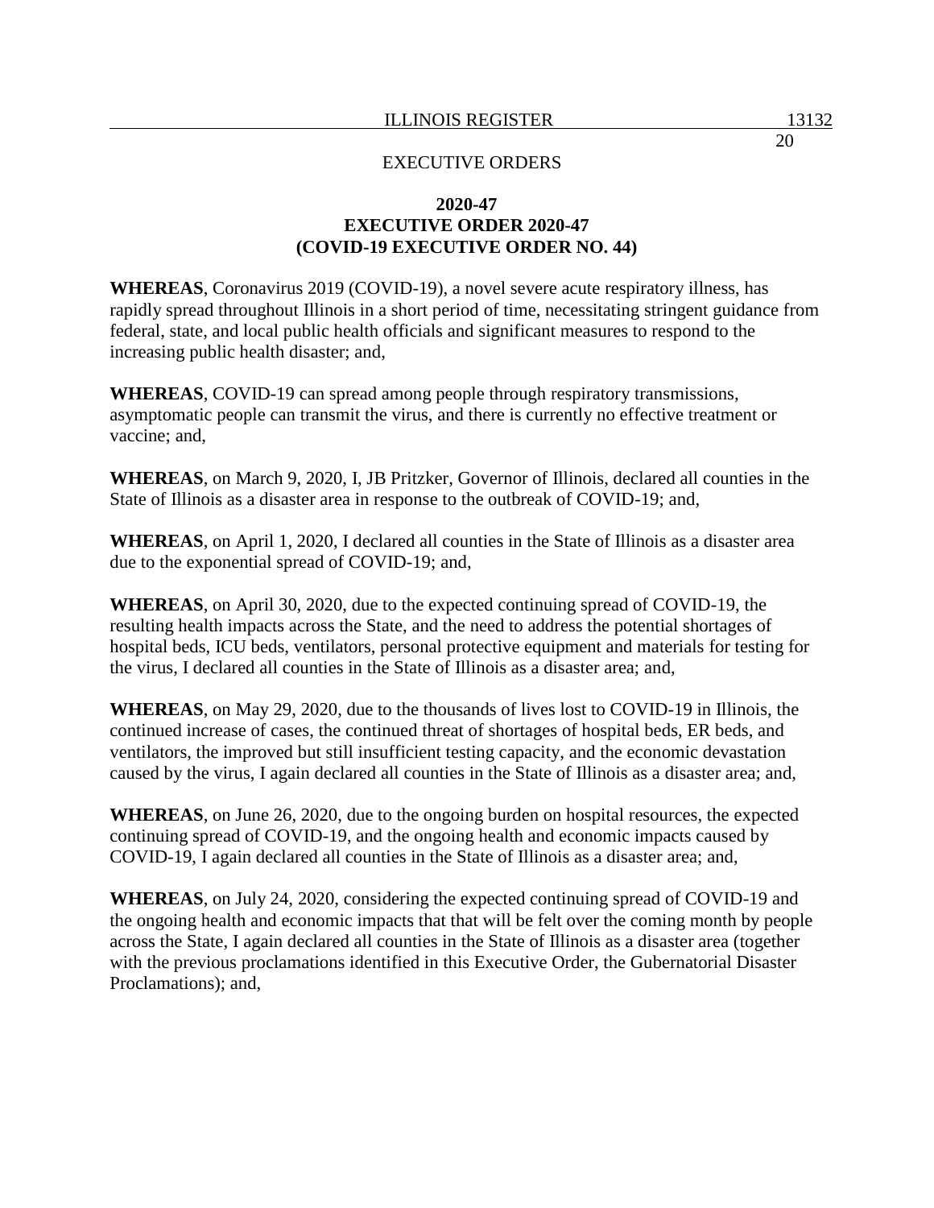EXECUTIVE ORDERS

**2020-47**
**EXECUTIVE ORDER 2020-47**
**(COVID-19 EXECUTIVE ORDER NO. 44)**

**WHEREAS**, Coronavirus 2019 (COVID-19), a novel severe acute respiratory illness, has rapidly spread throughout Illinois in a short period of time, necessitating stringent guidance from federal, state, and local public health officials and significant measures to respond to the increasing public health disaster; and,

**WHEREAS**, COVID-19 can spread among people through respiratory transmissions, asymptomatic people can transmit the virus, and there is currently no effective treatment or vaccine; and,

**WHEREAS**, on March 9, 2020, I, JB Pritzker, Governor of Illinois, declared all counties in the State of Illinois as a disaster area in response to the outbreak of COVID-19; and,

**WHEREAS**, on April 1, 2020, I declared all counties in the State of Illinois as a disaster area due to the exponential spread of COVID-19; and,

**WHEREAS**, on April 30, 2020, due to the expected continuing spread of COVID-19, the resulting health impacts across the State, and the need to address the potential shortages of hospital beds, ICU beds, ventilators, personal protective equipment and materials for testing for the virus, I declared all counties in the State of Illinois as a disaster area; and,

**WHEREAS**, on May 29, 2020, due to the thousands of lives lost to COVID-19 in Illinois, the continued increase of cases, the continued threat of shortages of hospital beds, ER beds, and ventilators, the improved but still insufficient testing capacity, and the economic devastation caused by the virus, I again declared all counties in the State of Illinois as a disaster area; and,

**WHEREAS**, on June 26, 2020, due to the ongoing burden on hospital resources, the expected continuing spread of COVID-19, and the ongoing health and economic impacts caused by COVID-19, I again declared all counties in the State of Illinois as a disaster area; and,

**WHEREAS**, on July 24, 2020, considering the expected continuing spread of COVID-19 and the ongoing health and economic impacts that that will be felt over the coming month by people across the State, I again declared all counties in the State of Illinois as a disaster area (together with the previous proclamations identified in this Executive Order, the Gubernatorial Disaster Proclamations); and,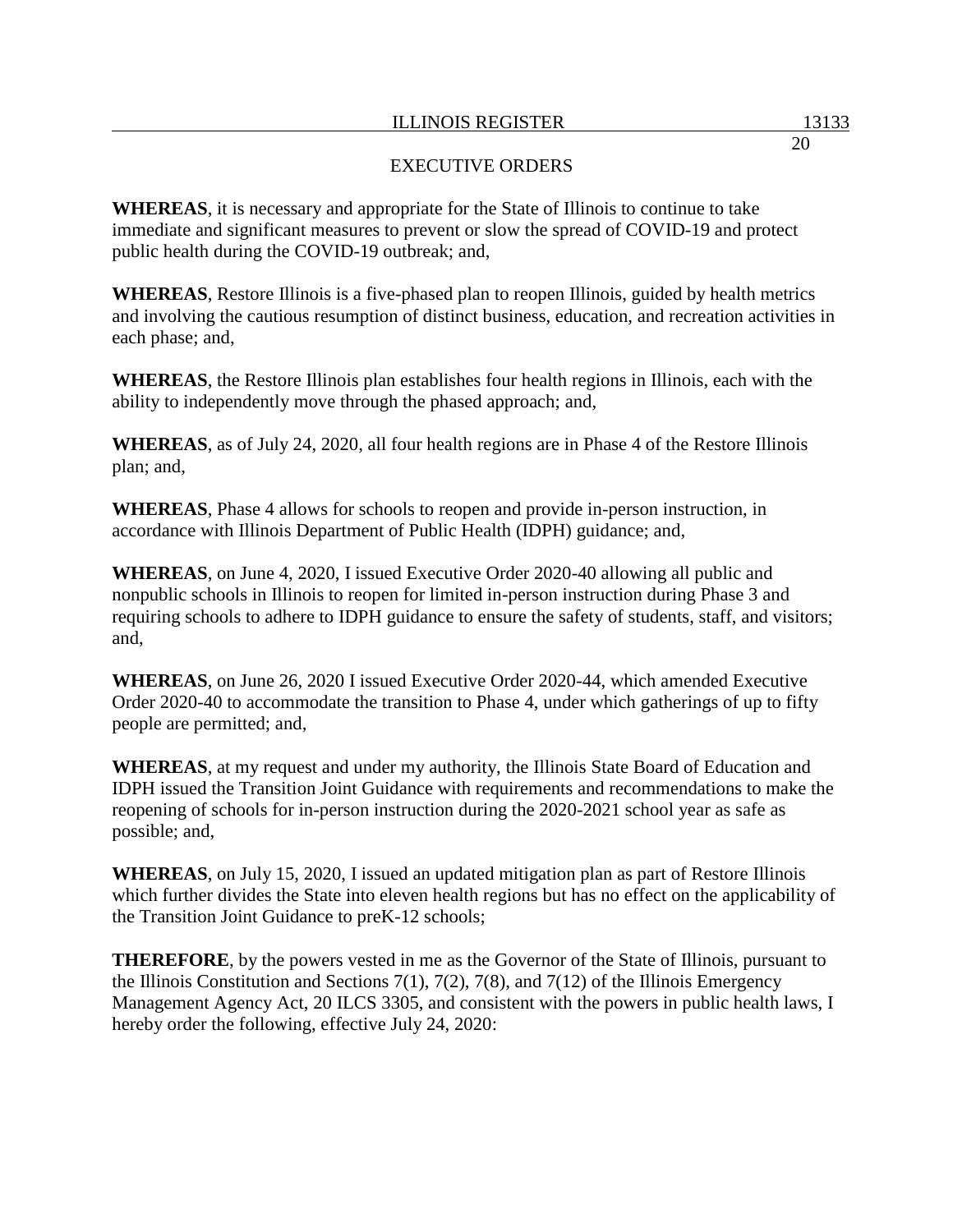**WHEREAS**, it is necessary and appropriate for the State of Illinois to continue to take immediate and significant measures to prevent or slow the spread of COVID-19 and protect public health during the COVID-19 outbreak; and,

**WHEREAS**, Restore Illinois is a five-phased plan to reopen Illinois, guided by health metrics and involving the cautious resumption of distinct business, education, and recreation activities in each phase; and,

**WHEREAS**, the Restore Illinois plan establishes four health regions in Illinois, each with the ability to independently move through the phased approach; and,

**WHEREAS**, as of July 24, 2020, all four health regions are in Phase 4 of the Restore Illinois plan; and,

**WHEREAS**, Phase 4 allows for schools to reopen and provide in-person instruction, in accordance with Illinois Department of Public Health (IDPH) guidance; and,

**WHEREAS**, on June 4, 2020, I issued Executive Order 2020-40 allowing all public and nonpublic schools in Illinois to reopen for limited in-person instruction during Phase 3 and requiring schools to adhere to IDPH guidance to ensure the safety of students, staff, and visitors; and,

**WHEREAS**, on June 26, 2020 I issued Executive Order 2020-44, which amended Executive Order 2020-40 to accommodate the transition to Phase 4, under which gatherings of up to fifty people are permitted; and,

**WHEREAS**, at my request and under my authority, the Illinois State Board of Education and IDPH issued the Transition Joint Guidance with requirements and recommendations to make the reopening of schools for in-person instruction during the 2020-2021 school year as safe as possible; and,

**WHEREAS**, on July 15, 2020, I issued an updated mitigation plan as part of Restore Illinois which further divides the State into eleven health regions but has no effect on the applicability of the Transition Joint Guidance to preK-12 schools;

**THEREFORE**, by the powers vested in me as the Governor of the State of Illinois, pursuant to the Illinois Constitution and Sections 7(1), 7(2), 7(8), and 7(12) of the Illinois Emergency Management Agency Act, 20 ILCS 3305, and consistent with the powers in public health laws, I hereby order the following, effective July 24, 2020: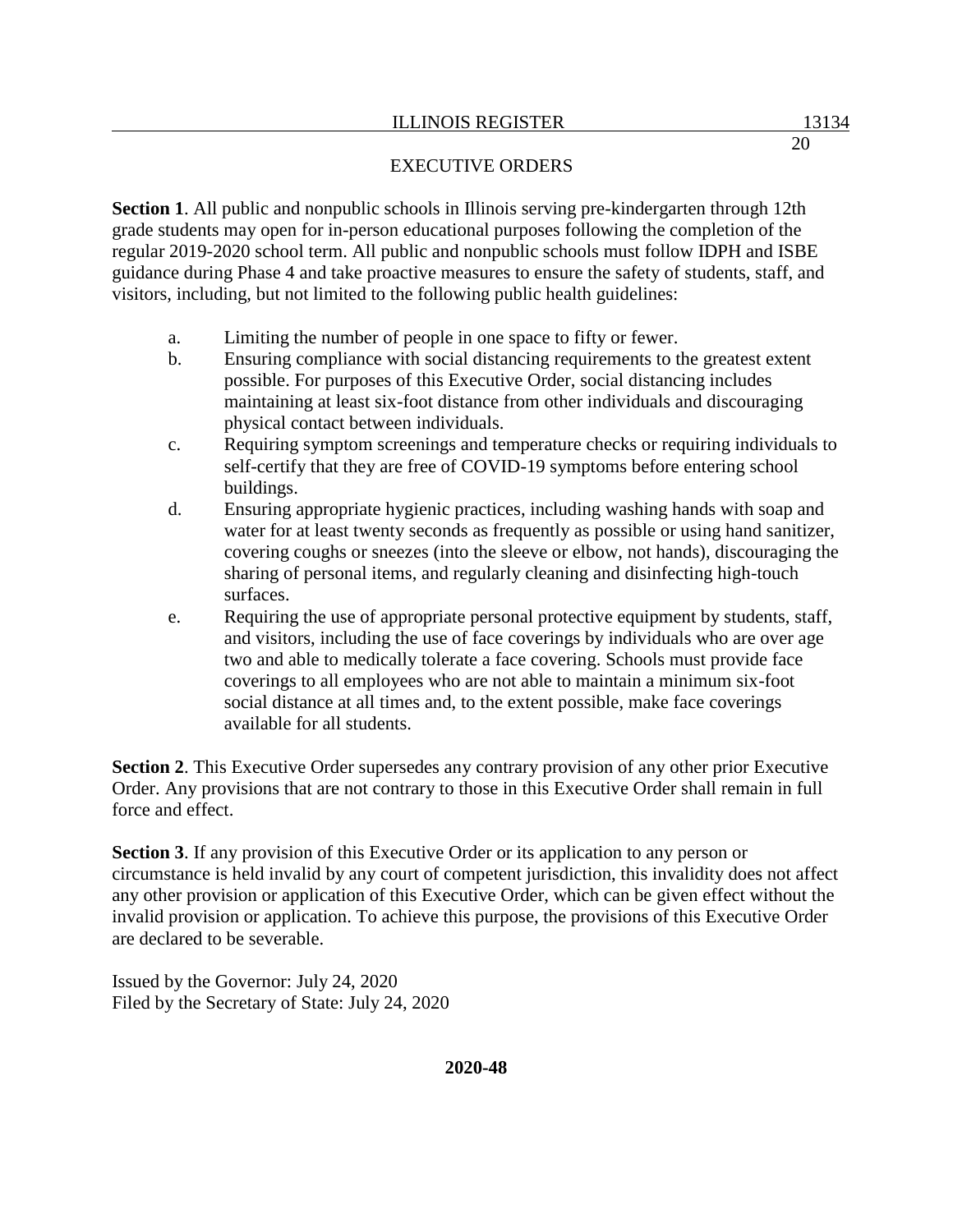**Section 1**. All public and nonpublic schools in Illinois serving pre-kindergarten through 12th grade students may open for in-person educational purposes following the completion of the regular 2019-2020 school term. All public and nonpublic schools must follow IDPH and ISBE guidance during Phase 4 and take proactive measures to ensure the safety of students, staff, and visitors, including, but not limited to the following public health guidelines:

a. Limiting the number of people in one space to fifty or fewer.
b. Ensuring compliance with social distancing requirements to the greatest extent possible. For purposes of this Executive Order, social distancing includes maintaining at least six-foot distance from other individuals and discouraging physical contact between individuals.
c. Requiring symptom screenings and temperature checks or requiring individuals to self-certify that they are free of COVID-19 symptoms before entering school buildings.
d. Ensuring appropriate hygienic practices, including washing hands with soap and water for at least twenty seconds as frequently as possible or using hand sanitizer, covering coughs or sneezes (into the sleeve or elbow, not hands), discouraging the sharing of personal items, and regularly cleaning and disinfecting high-touch surfaces.
e. Requiring the use of appropriate personal protective equipment by students, staff, and visitors, including the use of face coverings by individuals who are over age two and able to medically tolerate a face covering. Schools must provide face coverings to all employees who are not able to maintain a minimum six-foot social distance at all times and, to the extent possible, make face coverings available for all students.

**Section 2**. This Executive Order supersedes any contrary provision of any other prior Executive Order. Any provisions that are not contrary to those in this Executive Order shall remain in full force and effect.

**Section 3**. If any provision of this Executive Order or its application to any person or circumstance is held invalid by any court of competent jurisdiction, this invalidity does not affect any other provision or application of this Executive Order, which can be given effect without the invalid provision or application. To achieve this purpose, the provisions of this Executive Order are declared to be severable.

Issued by the Governor: July 24, 2020
Filed by the Secretary of State: July 24, 2020

**2020-48**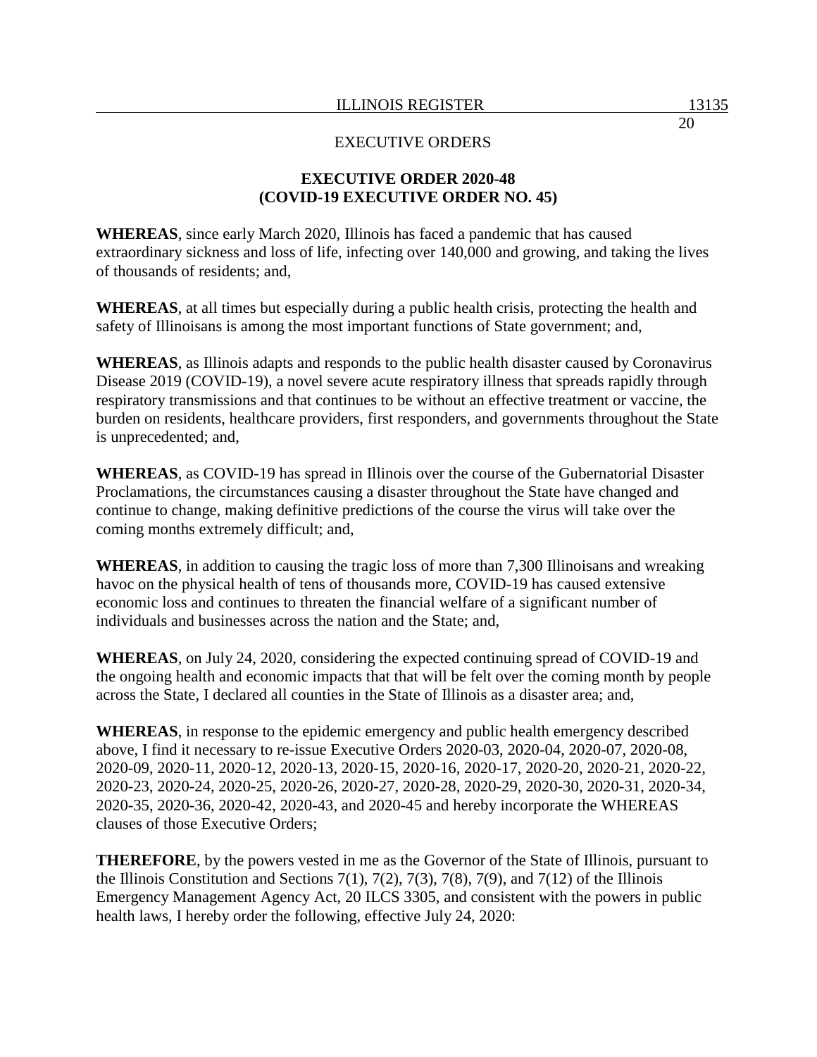EXECUTIVE ORDERS

**EXECUTIVE ORDER 2020-48**
**(COVID-19 EXECUTIVE ORDER NO. 45)**

**WHEREAS**, since early March 2020, Illinois has faced a pandemic that has caused extraordinary sickness and loss of life, infecting over 140,000 and growing, and taking the lives of thousands of residents; and,

**WHEREAS**, at all times but especially during a public health crisis, protecting the health and safety of Illinoisans is among the most important functions of State government; and,

**WHEREAS**, as Illinois adapts and responds to the public health disaster caused by Coronavirus Disease 2019 (COVID-19), a novel severe acute respiratory illness that spreads rapidly through respiratory transmissions and that continues to be without an effective treatment or vaccine, the burden on residents, healthcare providers, first responders, and governments throughout the State is unprecedented; and,

**WHEREAS**, as COVID-19 has spread in Illinois over the course of the Gubernatorial Disaster Proclamations, the circumstances causing a disaster throughout the State have changed and continue to change, making definitive predictions of the course the virus will take over the coming months extremely difficult; and,

**WHEREAS**, in addition to causing the tragic loss of more than 7,300 Illinoisans and wreaking havoc on the physical health of tens of thousands more, COVID-19 has caused extensive economic loss and continues to threaten the financial welfare of a significant number of individuals and businesses across the nation and the State; and,

**WHEREAS**, on July 24, 2020, considering the expected continuing spread of COVID-19 and the ongoing health and economic impacts that that will be felt over the coming month by people across the State, I declared all counties in the State of Illinois as a disaster area; and,

**WHEREAS**, in response to the epidemic emergency and public health emergency described above, I find it necessary to re-issue Executive Orders 2020-03, 2020-04, 2020-07, 2020-08, 2020-09, 2020-11, 2020-12, 2020-13, 2020-15, 2020-16, 2020-17, 2020-20, 2020-21, 2020-22, 2020-23, 2020-24, 2020-25, 2020-26, 2020-27, 2020-28, 2020-29, 2020-30, 2020-31, 2020-34, 2020-35, 2020-36, 2020-42, 2020-43, and 2020-45 and hereby incorporate the WHEREAS clauses of those Executive Orders;

**THEREFORE**, by the powers vested in me as the Governor of the State of Illinois, pursuant to the Illinois Constitution and Sections 7(1), 7(2), 7(3), 7(8), 7(9), and 7(12) of the Illinois Emergency Management Agency Act, 20 ILCS 3305, and consistent with the powers in public health laws, I hereby order the following, effective July 24, 2020: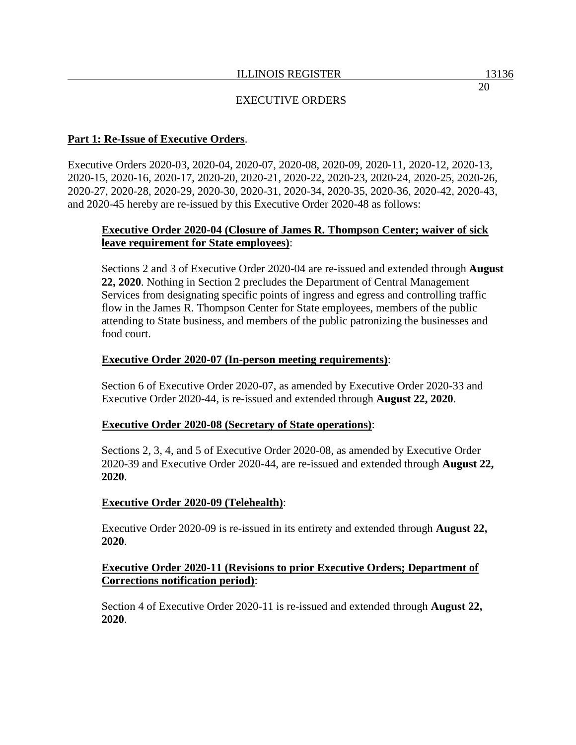**Part 1: Re-Issue of Executive Orders**.

Executive Orders 2020-03, 2020-04, 2020-07, 2020-08, 2020-09, 2020-11, 2020-12, 2020-13, 2020-15, 2020-16, 2020-17, 2020-20, 2020-21, 2020-22, 2020-23, 2020-24, 2020-25, 2020-26, 2020-27, 2020-28, 2020-29, 2020-30, 2020-31, 2020-34, 2020-35, 2020-36, 2020-42, 2020-43, and 2020-45 hereby are re-issued by this Executive Order 2020-48 as follows:

**Executive Order 2020-04 (Closure of James R. Thompson Center; waiver of sick leave requirement for State employees)**:

Sections 2 and 3 of Executive Order 2020-04 are re-issued and extended through **August 22, 2020**. Nothing in Section 2 precludes the Department of Central Management Services from designating specific points of ingress and egress and controlling traffic flow in the James R. Thompson Center for State employees, members of the public attending to State business, and members of the public patronizing the businesses and food court.

**Executive Order 2020-07 (In-person meeting requirements)**:

Section 6 of Executive Order 2020-07, as amended by Executive Order 2020-33 and Executive Order 2020-44, is re-issued and extended through **August 22, 2020**.

**Executive Order 2020-08 (Secretary of State operations)**:

Sections 2, 3, 4, and 5 of Executive Order 2020-08, as amended by Executive Order 2020-39 and Executive Order 2020-44, are re-issued and extended through **August 22, 2020**.

**Executive Order 2020-09 (Telehealth)**:

Executive Order 2020-09 is re-issued in its entirety and extended through **August 22, 2020**.

**Executive Order 2020-11 (Revisions to prior Executive Orders; Department of Corrections notification period)**:

Section 4 of Executive Order 2020-11 is re-issued and extended through **August 22, 2020**.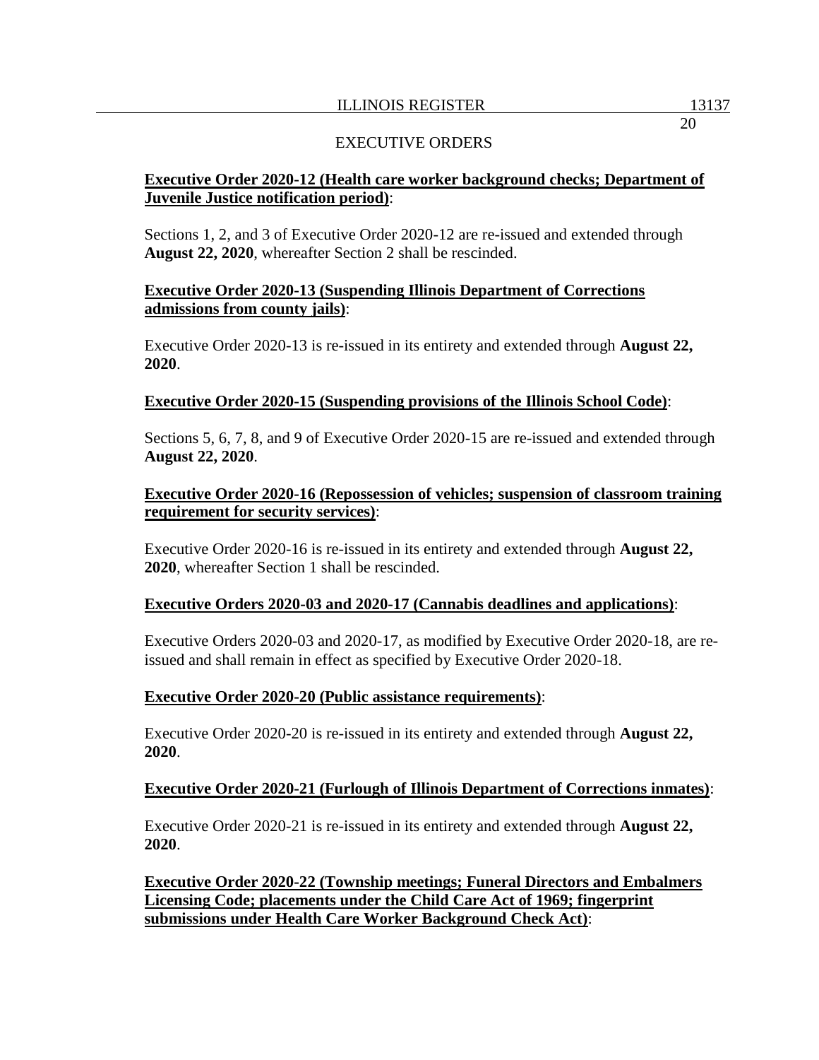EXECUTIVE ORDERS

**Executive Order 2020-12 (Health care worker background checks; Department of Juvenile Justice notification period)**:

Sections 1, 2, and 3 of Executive Order 2020-12 are re-issued and extended through **August 22, 2020**, whereafter Section 2 shall be rescinded.

**Executive Order 2020-13 (Suspending Illinois Department of Corrections admissions from county jails)**:

Executive Order 2020-13 is re-issued in its entirety and extended through **August 22, 2020**.

**Executive Order 2020-15 (Suspending provisions of the Illinois School Code)**:

Sections 5, 6, 7, 8, and 9 of Executive Order 2020-15 are re-issued and extended through **August 22, 2020**.

**Executive Order 2020-16 (Repossession of vehicles; suspension of classroom training requirement for security services)**:

Executive Order 2020-16 is re-issued in its entirety and extended through **August 22, 2020**, whereafter Section 1 shall be rescinded.

**Executive Orders 2020-03 and 2020-17 (Cannabis deadlines and applications)**:

Executive Orders 2020-03 and 2020-17, as modified by Executive Order 2020-18, are re-issued and shall remain in effect as specified by Executive Order 2020-18.

**Executive Order 2020-20 (Public assistance requirements)**:

Executive Order 2020-20 is re-issued in its entirety and extended through **August 22, 2020**.

**Executive Order 2020-21 (Furlough of Illinois Department of Corrections inmates)**:

Executive Order 2020-21 is re-issued in its entirety and extended through **August 22, 2020**.

**Executive Order 2020-22 (Township meetings; Funeral Directors and Embalmers Licensing Code; placements under the Child Care Act of 1969; fingerprint submissions under Health Care Worker Background Check Act)**: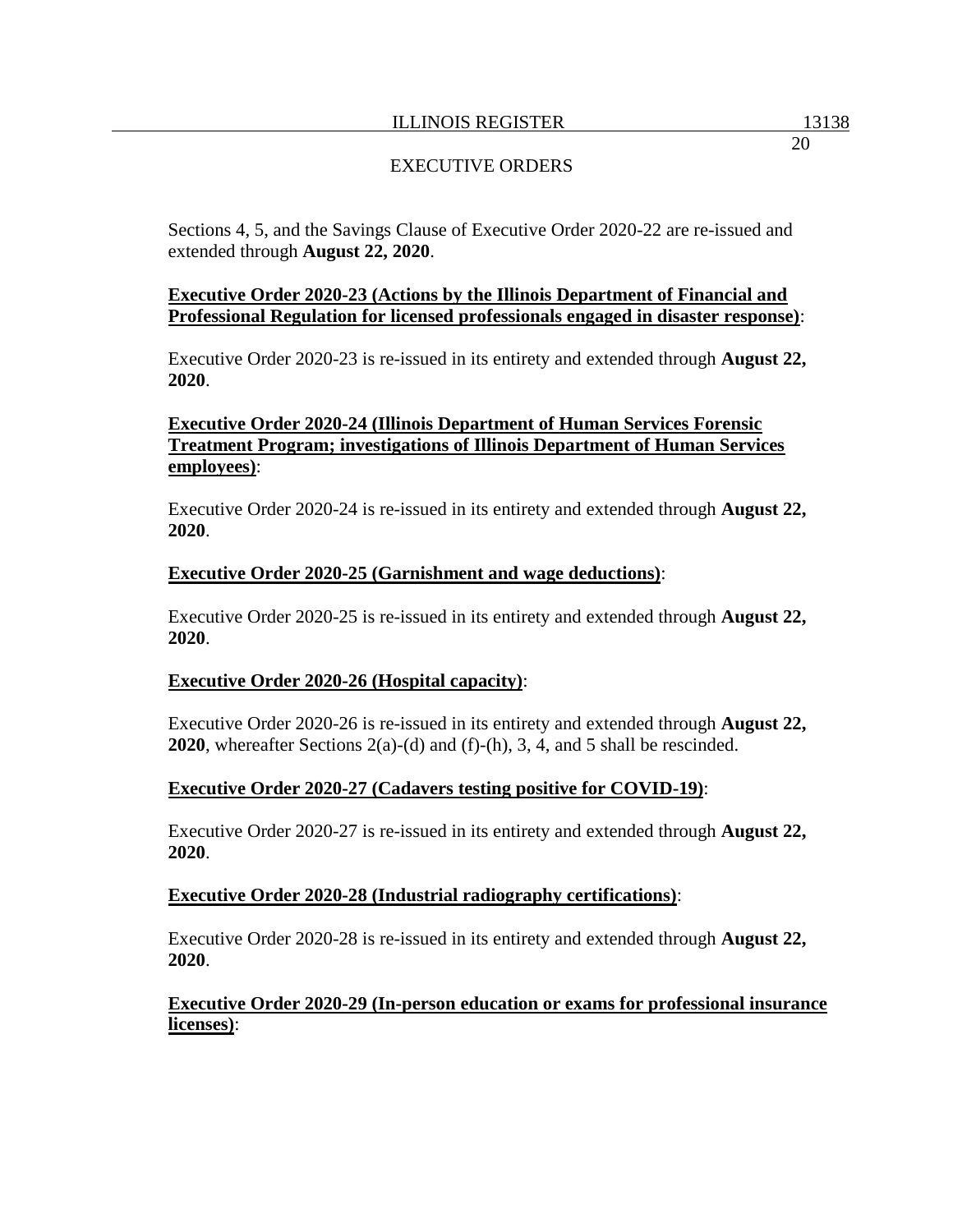Sections 4, 5, and the Savings Clause of Executive Order 2020-22 are re-issued and extended through **August 22, 2020**.

**Executive Order 2020-23 (Actions by the Illinois Department of Financial and Professional Regulation for licensed professionals engaged in disaster response)**:

Executive Order 2020-23 is re-issued in its entirety and extended through **August 22, 2020**.

**Executive Order 2020-24 (Illinois Department of Human Services Forensic Treatment Program; investigations of Illinois Department of Human Services employees)**:

Executive Order 2020-24 is re-issued in its entirety and extended through **August 22, 2020**.

**Executive Order 2020-25 (Garnishment and wage deductions)**:

Executive Order 2020-25 is re-issued in its entirety and extended through **August 22, 2020**.

**Executive Order 2020-26 (Hospital capacity)**:

Executive Order 2020-26 is re-issued in its entirety and extended through **August 22, 2020**, whereafter Sections 2(a)-(d) and (f)-(h), 3, 4, and 5 shall be rescinded.

**Executive Order 2020-27 (Cadavers testing positive for COVID-19)**:

Executive Order 2020-27 is re-issued in its entirety and extended through **August 22, 2020**.

**Executive Order 2020-28 (Industrial radiography certifications)**:

Executive Order 2020-28 is re-issued in its entirety and extended through **August 22, 2020**.

**Executive Order 2020-29 (In-person education or exams for professional insurance licenses)**: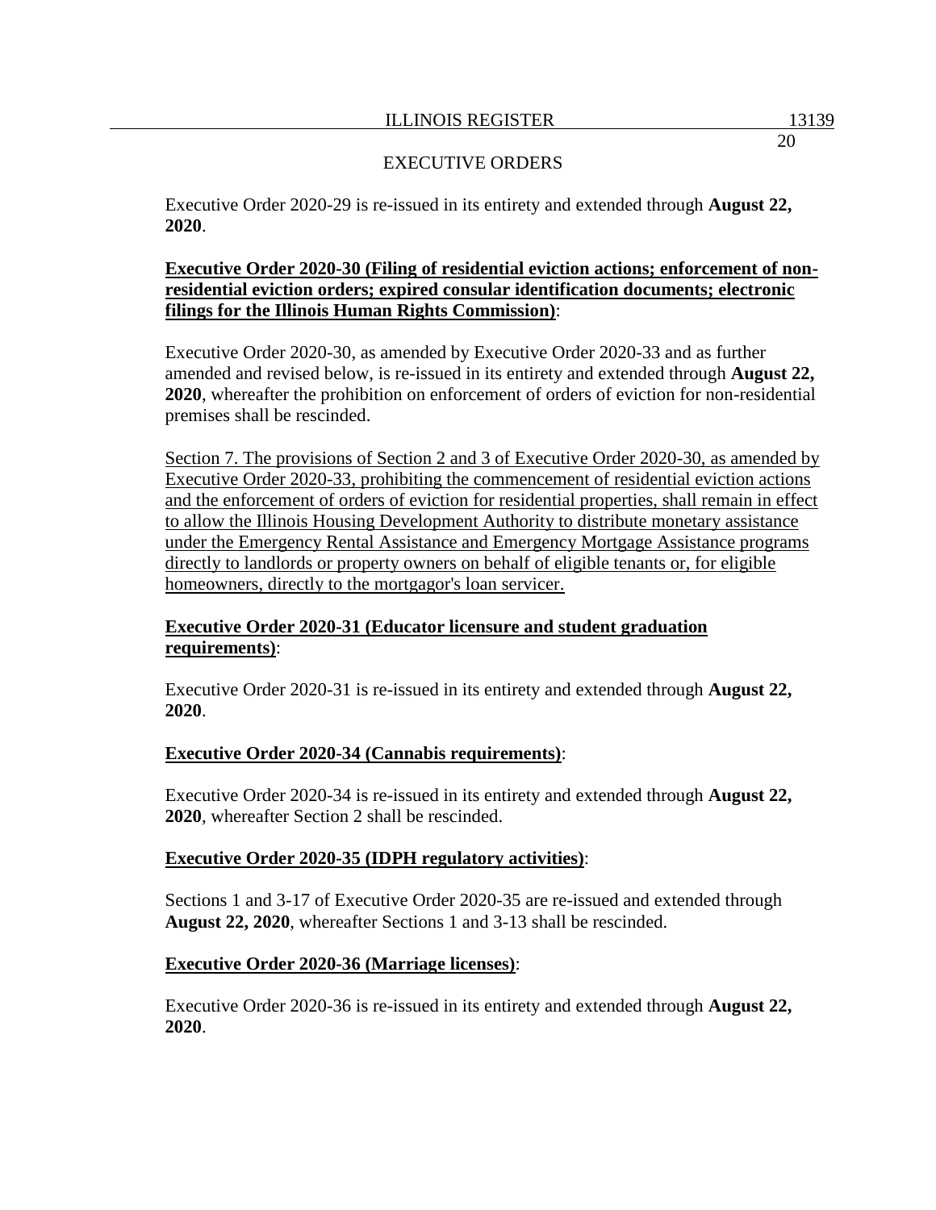Executive Order 2020-29 is re-issued in its entirety and extended through **August 22, 2020**.

**Executive Order 2020-30 (Filing of residential eviction actions; enforcement of non-residential eviction orders; expired consular identification documents; electronic filings for the Illinois Human Rights Commission)**:

Executive Order 2020-30, as amended by Executive Order 2020-33 and as further amended and revised below, is re-issued in its entirety and extended through **August 22, 2020**, whereafter the prohibition on enforcement of orders of eviction for non-residential premises shall be rescinded.

Section 7. The provisions of Section 2 and 3 of Executive Order 2020-30, as amended by Executive Order 2020-33, prohibiting the commencement of residential eviction actions and the enforcement of orders of eviction for residential properties, shall remain in effect to allow the Illinois Housing Development Authority to distribute monetary assistance under the Emergency Rental Assistance and Emergency Mortgage Assistance programs directly to landlords or property owners on behalf of eligible tenants or, for eligible homeowners, directly to the mortgagor's loan servicer.

**Executive Order 2020-31 (Educator licensure and student graduation requirements)**:

Executive Order 2020-31 is re-issued in its entirety and extended through **August 22, 2020**.

**Executive Order 2020-34 (Cannabis requirements)**:

Executive Order 2020-34 is re-issued in its entirety and extended through **August 22, 2020**, whereafter Section 2 shall be rescinded.

**Executive Order 2020-35 (IDPH regulatory activities)**:

Sections 1 and 3-17 of Executive Order 2020-35 are re-issued and extended through **August 22, 2020**, whereafter Sections 1 and 3-13 shall be rescinded.

**Executive Order 2020-36 (Marriage licenses)**:

Executive Order 2020-36 is re-issued in its entirety and extended through **August 22, 2020**.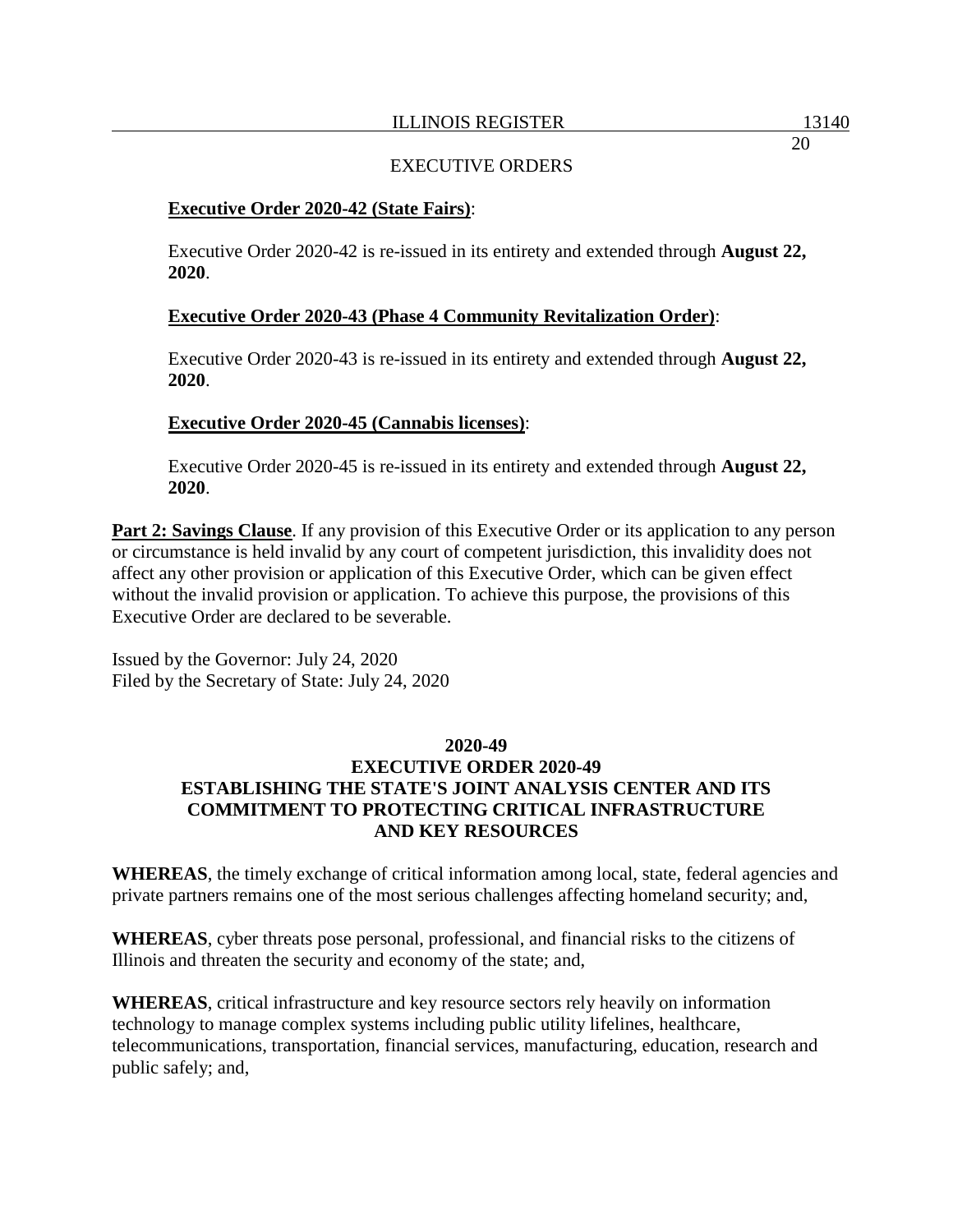**Executive Order 2020-42 (State Fairs)**:

Executive Order 2020-42 is re-issued in its entirety and extended through **August 22, 2020**.

**Executive Order 2020-43 (Phase 4 Community Revitalization Order)**:

Executive Order 2020-43 is re-issued in its entirety and extended through **August 22, 2020**.

**Executive Order 2020-45 (Cannabis licenses)**:

Executive Order 2020-45 is re-issued in its entirety and extended through **August 22, 2020**.

**Part 2: Savings Clause**. If any provision of this Executive Order or its application to any person or circumstance is held invalid by any court of competent jurisdiction, this invalidity does not affect any other provision or application of this Executive Order, which can be given effect without the invalid provision or application. To achieve this purpose, the provisions of this Executive Order are declared to be severable.

Issued by the Governor: July 24, 2020
Filed by the Secretary of State: July 24, 2020

## 2020-49
## EXECUTIVE ORDER 2020-49
## ESTABLISHING THE STATE'S JOINT ANALYSIS CENTER AND ITS COMMITMENT TO PROTECTING CRITICAL INFRASTRUCTURE AND KEY RESOURCES

**WHEREAS**, the timely exchange of critical information among local, state, federal agencies and private partners remains one of the most serious challenges affecting homeland security; and,

**WHEREAS**, cyber threats pose personal, professional, and financial risks to the citizens of Illinois and threaten the security and economy of the state; and,

**WHEREAS**, critical infrastructure and key resource sectors rely heavily on information technology to manage complex systems including public utility lifelines, healthcare, telecommunications, transportation, financial services, manufacturing, education, research and public safely; and,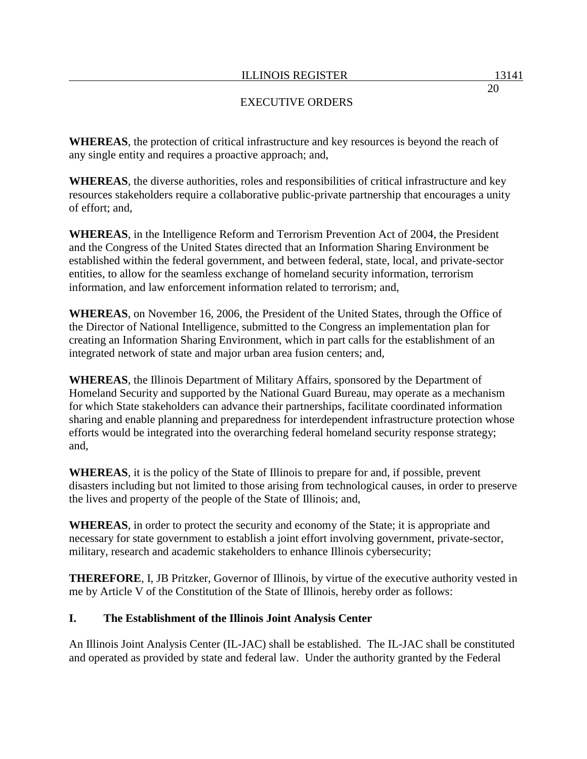**WHEREAS**, the protection of critical infrastructure and key resources is beyond the reach of any single entity and requires a proactive approach; and,

**WHEREAS**, the diverse authorities, roles and responsibilities of critical infrastructure and key resources stakeholders require a collaborative public-private partnership that encourages a unity of effort; and,

**WHEREAS**, in the Intelligence Reform and Terrorism Prevention Act of 2004, the President and the Congress of the United States directed that an Information Sharing Environment be established within the federal government, and between federal, state, local, and private-sector entities, to allow for the seamless exchange of homeland security information, terrorism information, and law enforcement information related to terrorism; and,

**WHEREAS**, on November 16, 2006, the President of the United States, through the Office of the Director of National Intelligence, submitted to the Congress an implementation plan for creating an Information Sharing Environment, which in part calls for the establishment of an integrated network of state and major urban area fusion centers; and,

**WHEREAS**, the Illinois Department of Military Affairs, sponsored by the Department of Homeland Security and supported by the National Guard Bureau, may operate as a mechanism for which State stakeholders can advance their partnerships, facilitate coordinated information sharing and enable planning and preparedness for interdependent infrastructure protection whose efforts would be integrated into the overarching federal homeland security response strategy; and,

**WHEREAS**, it is the policy of the State of Illinois to prepare for and, if possible, prevent disasters including but not limited to those arising from technological causes, in order to preserve the lives and property of the people of the State of Illinois; and,

**WHEREAS**, in order to protect the security and economy of the State; it is appropriate and necessary for state government to establish a joint effort involving government, private-sector, military, research and academic stakeholders to enhance Illinois cybersecurity;

**THEREFORE**, I, JB Pritzker, Governor of Illinois, by virtue of the executive authority vested in me by Article V of the Constitution of the State of Illinois, hereby order as follows:

## I. The Establishment of the Illinois Joint Analysis Center

An Illinois Joint Analysis Center (IL-JAC) shall be established. The IL-JAC shall be constituted and operated as provided by state and federal law. Under the authority granted by the Federal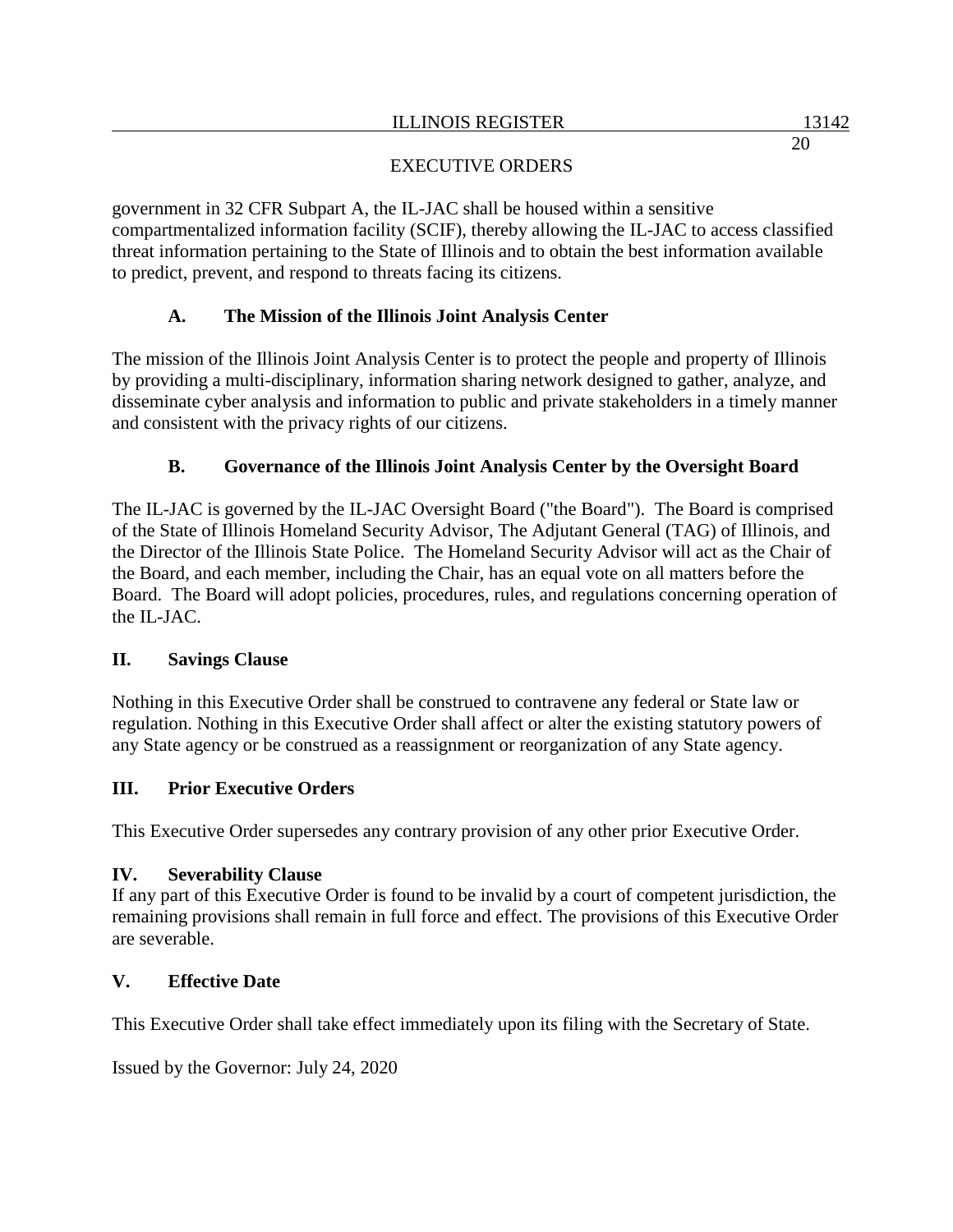government in 32 CFR Subpart A, the IL-JAC shall be housed within a sensitive compartmentalized information facility (SCIF), thereby allowing the IL-JAC to access classified threat information pertaining to the State of Illinois and to obtain the best information available to predict, prevent, and respond to threats facing its citizens.

### A. The Mission of the Illinois Joint Analysis Center

The mission of the Illinois Joint Analysis Center is to protect the people and property of Illinois by providing a multi-disciplinary, information sharing network designed to gather, analyze, and disseminate cyber analysis and information to public and private stakeholders in a timely manner and consistent with the privacy rights of our citizens.

### B. Governance of the Illinois Joint Analysis Center by the Oversight Board

The IL-JAC is governed by the IL-JAC Oversight Board ("the Board"). The Board is comprised of the State of Illinois Homeland Security Advisor, The Adjutant General (TAG) of Illinois, and the Director of the Illinois State Police. The Homeland Security Advisor will act as the Chair of the Board, and each member, including the Chair, has an equal vote on all matters before the Board. The Board will adopt policies, procedures, rules, and regulations concerning operation of the IL-JAC.

## II. Savings Clause

Nothing in this Executive Order shall be construed to contravene any federal or State law or regulation. Nothing in this Executive Order shall affect or alter the existing statutory powers of any State agency or be construed as a reassignment or reorganization of any State agency.

## III. Prior Executive Orders

This Executive Order supersedes any contrary provision of any other prior Executive Order.

## IV. Severability Clause

If any part of this Executive Order is found to be invalid by a court of competent jurisdiction, the remaining provisions shall remain in full force and effect. The provisions of this Executive Order are severable.

## V. Effective Date

This Executive Order shall take effect immediately upon its filing with the Secretary of State.

Issued by the Governor: July 24, 2020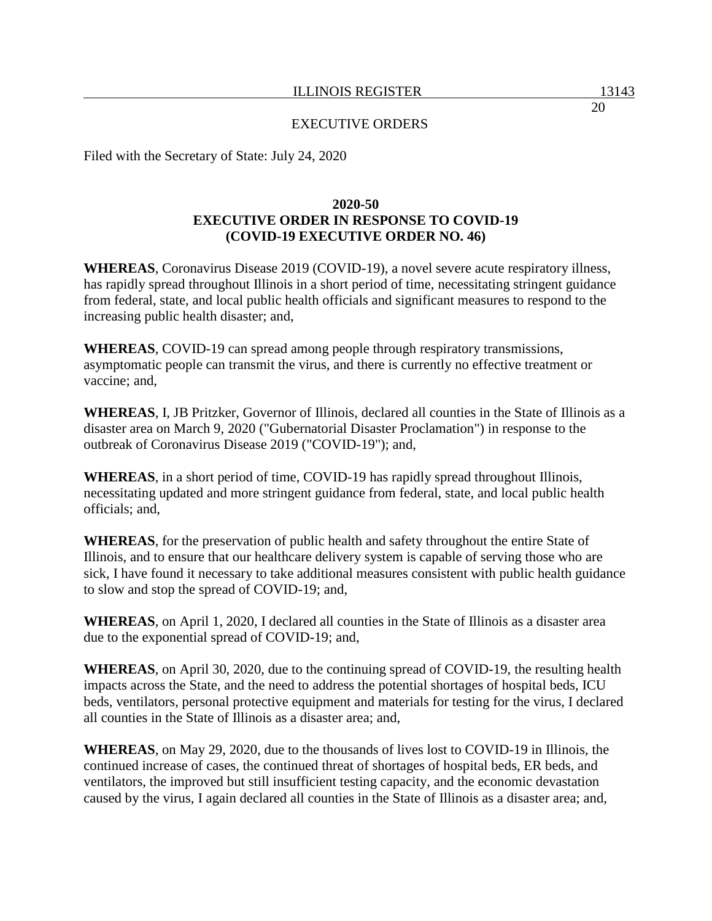EXECUTIVE ORDERS

Filed with the Secretary of State: July 24, 2020

**2020-50**
**EXECUTIVE ORDER IN RESPONSE TO COVID-19**
**(COVID-19 EXECUTIVE ORDER NO. 46)**

**WHEREAS**, Coronavirus Disease 2019 (COVID-19), a novel severe acute respiratory illness, has rapidly spread throughout Illinois in a short period of time, necessitating stringent guidance from federal, state, and local public health officials and significant measures to respond to the increasing public health disaster; and,

**WHEREAS**, COVID-19 can spread among people through respiratory transmissions, asymptomatic people can transmit the virus, and there is currently no effective treatment or vaccine; and,

**WHEREAS**, I, JB Pritzker, Governor of Illinois, declared all counties in the State of Illinois as a disaster area on March 9, 2020 ("Gubernatorial Disaster Proclamation") in response to the outbreak of Coronavirus Disease 2019 ("COVID-19"); and,

**WHEREAS**, in a short period of time, COVID-19 has rapidly spread throughout Illinois, necessitating updated and more stringent guidance from federal, state, and local public health officials; and,

**WHEREAS**, for the preservation of public health and safety throughout the entire State of Illinois, and to ensure that our healthcare delivery system is capable of serving those who are sick, I have found it necessary to take additional measures consistent with public health guidance to slow and stop the spread of COVID-19; and,

**WHEREAS**, on April 1, 2020, I declared all counties in the State of Illinois as a disaster area due to the exponential spread of COVID-19; and,

**WHEREAS**, on April 30, 2020, due to the continuing spread of COVID-19, the resulting health impacts across the State, and the need to address the potential shortages of hospital beds, ICU beds, ventilators, personal protective equipment and materials for testing for the virus, I declared all counties in the State of Illinois as a disaster area; and,

**WHEREAS**, on May 29, 2020, due to the thousands of lives lost to COVID-19 in Illinois, the continued increase of cases, the continued threat of shortages of hospital beds, ER beds, and ventilators, the improved but still insufficient testing capacity, and the economic devastation caused by the virus, I again declared all counties in the State of Illinois as a disaster area; and,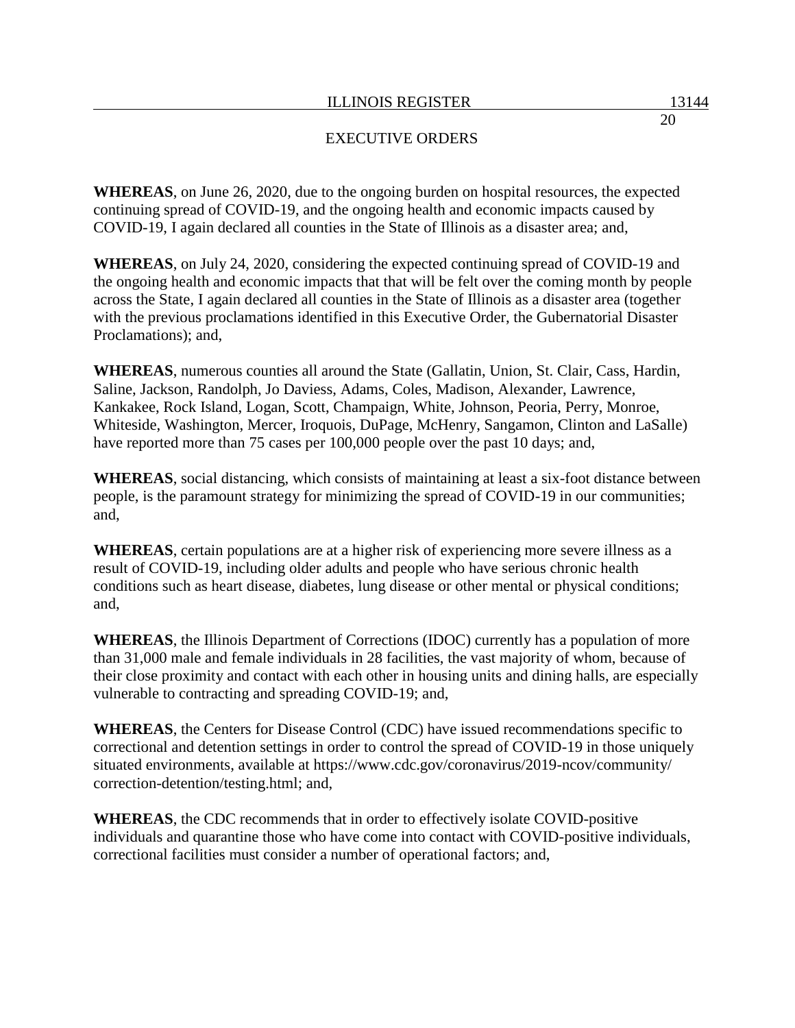**WHEREAS**, on June 26, 2020, due to the ongoing burden on hospital resources, the expected continuing spread of COVID-19, and the ongoing health and economic impacts caused by COVID-19, I again declared all counties in the State of Illinois as a disaster area; and,

**WHEREAS**, on July 24, 2020, considering the expected continuing spread of COVID-19 and the ongoing health and economic impacts that that will be felt over the coming month by people across the State, I again declared all counties in the State of Illinois as a disaster area (together with the previous proclamations identified in this Executive Order, the Gubernatorial Disaster Proclamations); and,

**WHEREAS**, numerous counties all around the State (Gallatin, Union, St. Clair, Cass, Hardin, Saline, Jackson, Randolph, Jo Daviess, Adams, Coles, Madison, Alexander, Lawrence, Kankakee, Rock Island, Logan, Scott, Champaign, White, Johnson, Peoria, Perry, Monroe, Whiteside, Washington, Mercer, Iroquois, DuPage, McHenry, Sangamon, Clinton and LaSalle) have reported more than 75 cases per 100,000 people over the past 10 days; and,

**WHEREAS**, social distancing, which consists of maintaining at least a six-foot distance between people, is the paramount strategy for minimizing the spread of COVID-19 in our communities; and,

**WHEREAS**, certain populations are at a higher risk of experiencing more severe illness as a result of COVID-19, including older adults and people who have serious chronic health conditions such as heart disease, diabetes, lung disease or other mental or physical conditions; and,

**WHEREAS**, the Illinois Department of Corrections (IDOC) currently has a population of more than 31,000 male and female individuals in 28 facilities, the vast majority of whom, because of their close proximity and contact with each other in housing units and dining halls, are especially vulnerable to contracting and spreading COVID-19; and,

**WHEREAS**, the Centers for Disease Control (CDC) have issued recommendations specific to correctional and detention settings in order to control the spread of COVID-19 in those uniquely situated environments, available at https://www.cdc.gov/coronavirus/2019-ncov/community/correction-detention/testing.html; and,

**WHEREAS**, the CDC recommends that in order to effectively isolate COVID-positive individuals and quarantine those who have come into contact with COVID-positive individuals, correctional facilities must consider a number of operational factors; and,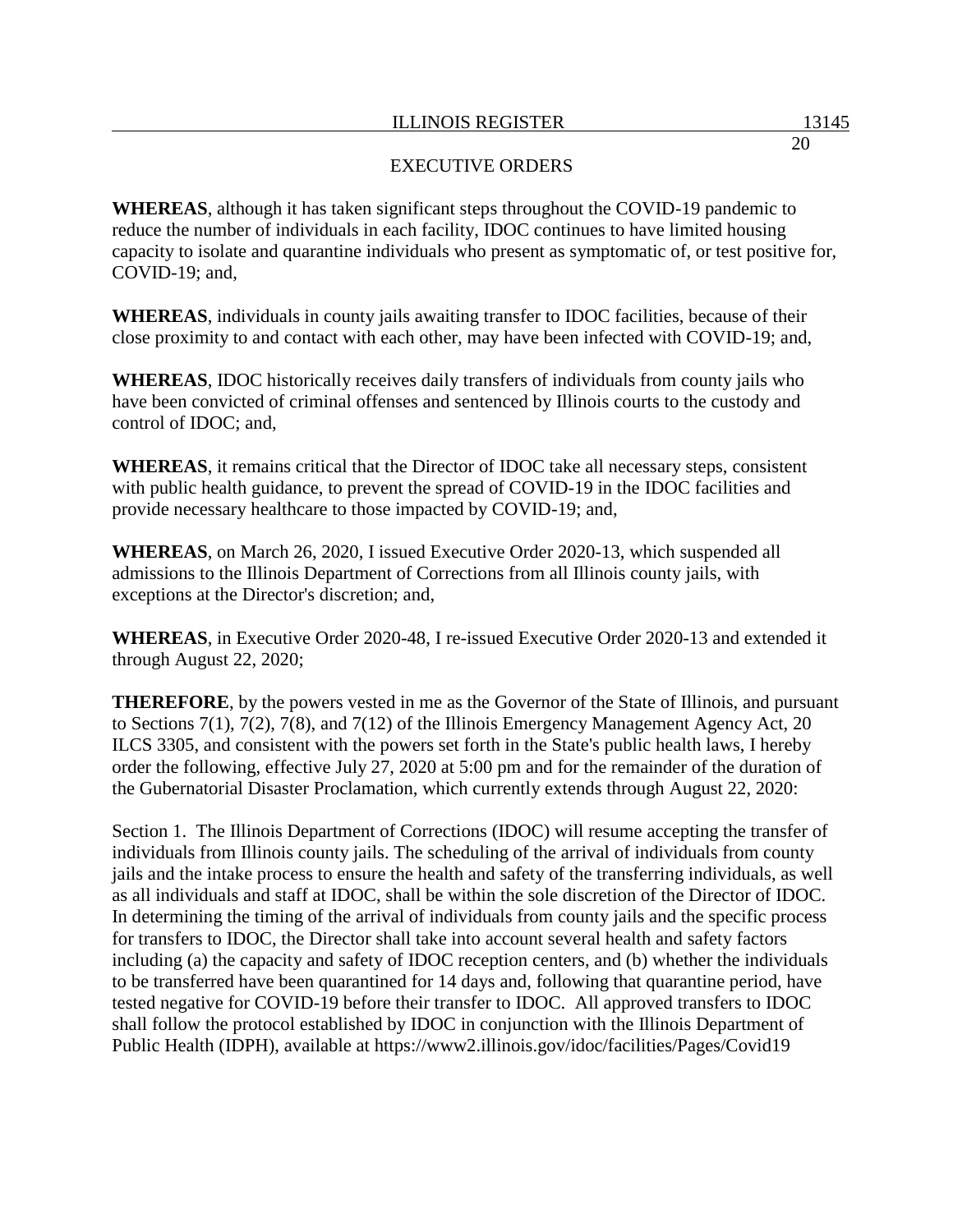**WHEREAS**, although it has taken significant steps throughout the COVID-19 pandemic to reduce the number of individuals in each facility, IDOC continues to have limited housing capacity to isolate and quarantine individuals who present as symptomatic of, or test positive for, COVID-19; and,

**WHEREAS**, individuals in county jails awaiting transfer to IDOC facilities, because of their close proximity to and contact with each other, may have been infected with COVID-19; and,

**WHEREAS**, IDOC historically receives daily transfers of individuals from county jails who have been convicted of criminal offenses and sentenced by Illinois courts to the custody and control of IDOC; and,

**WHEREAS**, it remains critical that the Director of IDOC take all necessary steps, consistent with public health guidance, to prevent the spread of COVID-19 in the IDOC facilities and provide necessary healthcare to those impacted by COVID-19; and,

**WHEREAS**, on March 26, 2020, I issued Executive Order 2020-13, which suspended all admissions to the Illinois Department of Corrections from all Illinois county jails, with exceptions at the Director's discretion; and,

**WHEREAS**, in Executive Order 2020-48, I re-issued Executive Order 2020-13 and extended it through August 22, 2020;

**THEREFORE**, by the powers vested in me as the Governor of the State of Illinois, and pursuant to Sections 7(1), 7(2), 7(8), and 7(12) of the Illinois Emergency Management Agency Act, 20 ILCS 3305, and consistent with the powers set forth in the State's public health laws, I hereby order the following, effective July 27, 2020 at 5:00 pm and for the remainder of the duration of the Gubernatorial Disaster Proclamation, which currently extends through August 22, 2020:

Section 1. The Illinois Department of Corrections (IDOC) will resume accepting the transfer of individuals from Illinois county jails. The scheduling of the arrival of individuals from county jails and the intake process to ensure the health and safety of the transferring individuals, as well as all individuals and staff at IDOC, shall be within the sole discretion of the Director of IDOC. In determining the timing of the arrival of individuals from county jails and the specific process for transfers to IDOC, the Director shall take into account several health and safety factors including (a) the capacity and safety of IDOC reception centers, and (b) whether the individuals to be transferred have been quarantined for 14 days and, following that quarantine period, have tested negative for COVID-19 before their transfer to IDOC. All approved transfers to IDOC shall follow the protocol established by IDOC in conjunction with the Illinois Department of Public Health (IDPH), available at https://www2.illinois.gov/idoc/facilities/Pages/Covid19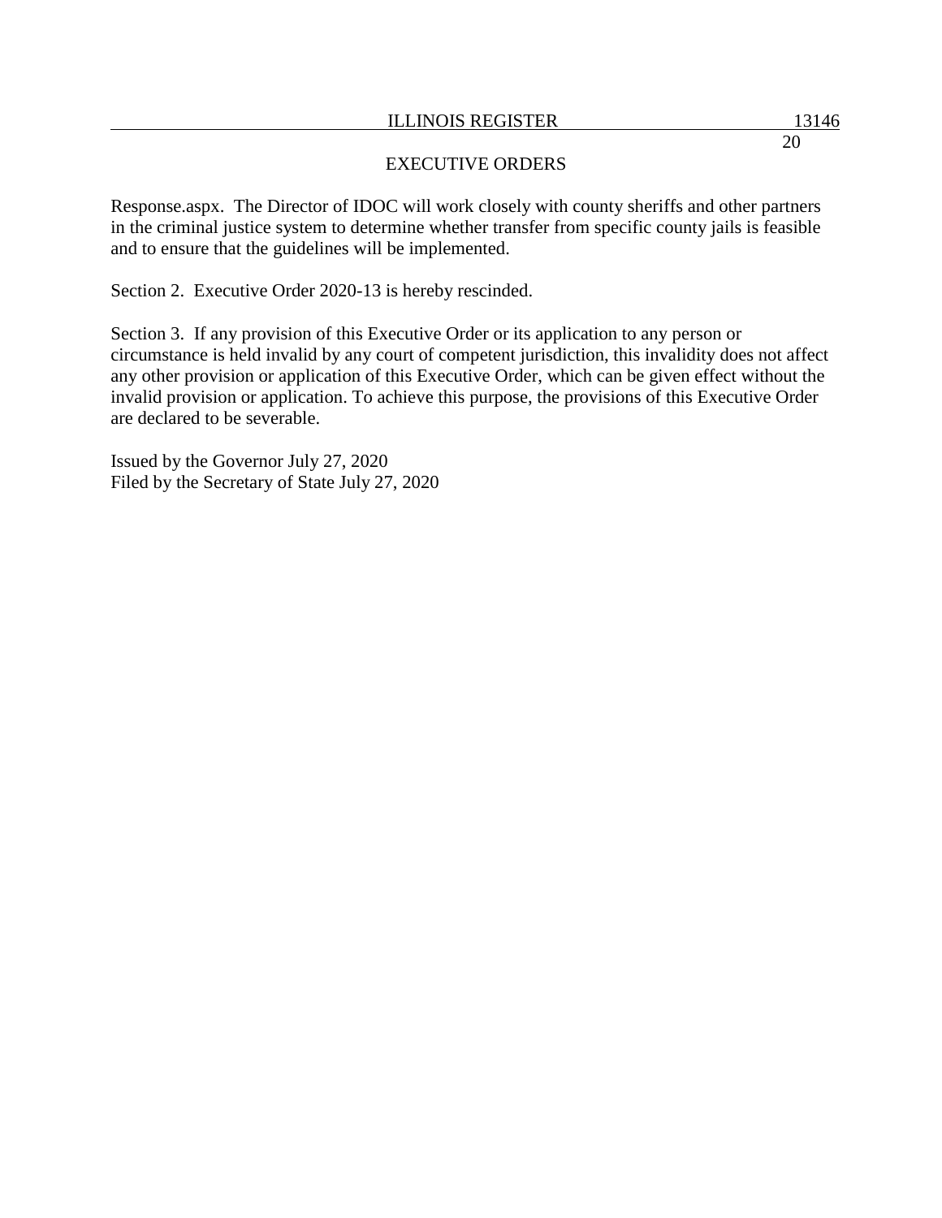Response.aspx. The Director of IDOC will work closely with county sheriffs and other partners in the criminal justice system to determine whether transfer from specific county jails is feasible and to ensure that the guidelines will be implemented.

Section 2. Executive Order 2020-13 is hereby rescinded.

Section 3. If any provision of this Executive Order or its application to any person or circumstance is held invalid by any court of competent jurisdiction, this invalidity does not affect any other provision or application of this Executive Order, which can be given effect without the invalid provision or application. To achieve this purpose, the provisions of this Executive Order are declared to be severable.

Issued by the Governor July 27, 2020
Filed by the Secretary of State July 27, 2020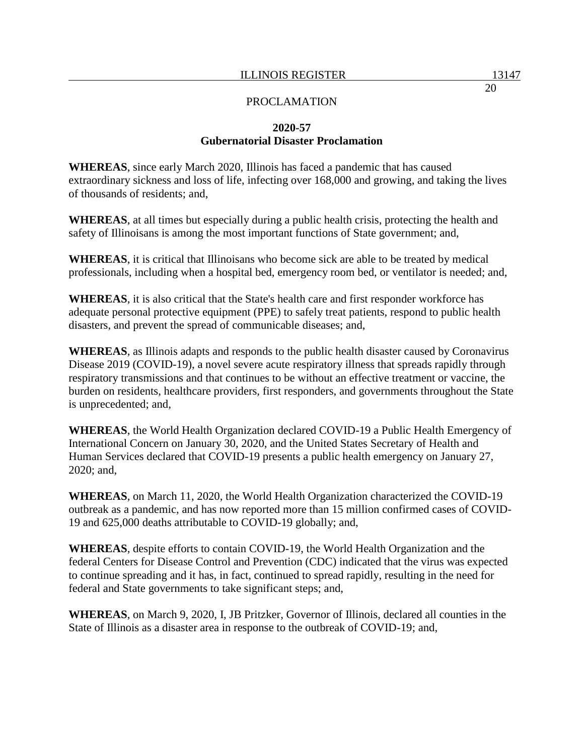PROCLAMATION

## 2020-57
## Gubernatorial Disaster Proclamation

**WHEREAS**, since early March 2020, Illinois has faced a pandemic that has caused extraordinary sickness and loss of life, infecting over 168,000 and growing, and taking the lives of thousands of residents; and,

**WHEREAS**, at all times but especially during a public health crisis, protecting the health and safety of Illinoisans is among the most important functions of State government; and,

**WHEREAS**, it is critical that Illinoisans who become sick are able to be treated by medical professionals, including when a hospital bed, emergency room bed, or ventilator is needed; and,

**WHEREAS**, it is also critical that the State's health care and first responder workforce has adequate personal protective equipment (PPE) to safely treat patients, respond to public health disasters, and prevent the spread of communicable diseases; and,

**WHEREAS**, as Illinois adapts and responds to the public health disaster caused by Coronavirus Disease 2019 (COVID-19), a novel severe acute respiratory illness that spreads rapidly through respiratory transmissions and that continues to be without an effective treatment or vaccine, the burden on residents, healthcare providers, first responders, and governments throughout the State is unprecedented; and,

**WHEREAS**, the World Health Organization declared COVID-19 a Public Health Emergency of International Concern on January 30, 2020, and the United States Secretary of Health and Human Services declared that COVID-19 presents a public health emergency on January 27, 2020; and,

**WHEREAS**, on March 11, 2020, the World Health Organization characterized the COVID-19 outbreak as a pandemic, and has now reported more than 15 million confirmed cases of COVID-19 and 625,000 deaths attributable to COVID-19 globally; and,

**WHEREAS**, despite efforts to contain COVID-19, the World Health Organization and the federal Centers for Disease Control and Prevention (CDC) indicated that the virus was expected to continue spreading and it has, in fact, continued to spread rapidly, resulting in the need for federal and State governments to take significant steps; and,

**WHEREAS**, on March 9, 2020, I, JB Pritzker, Governor of Illinois, declared all counties in the State of Illinois as a disaster area in response to the outbreak of COVID-19; and,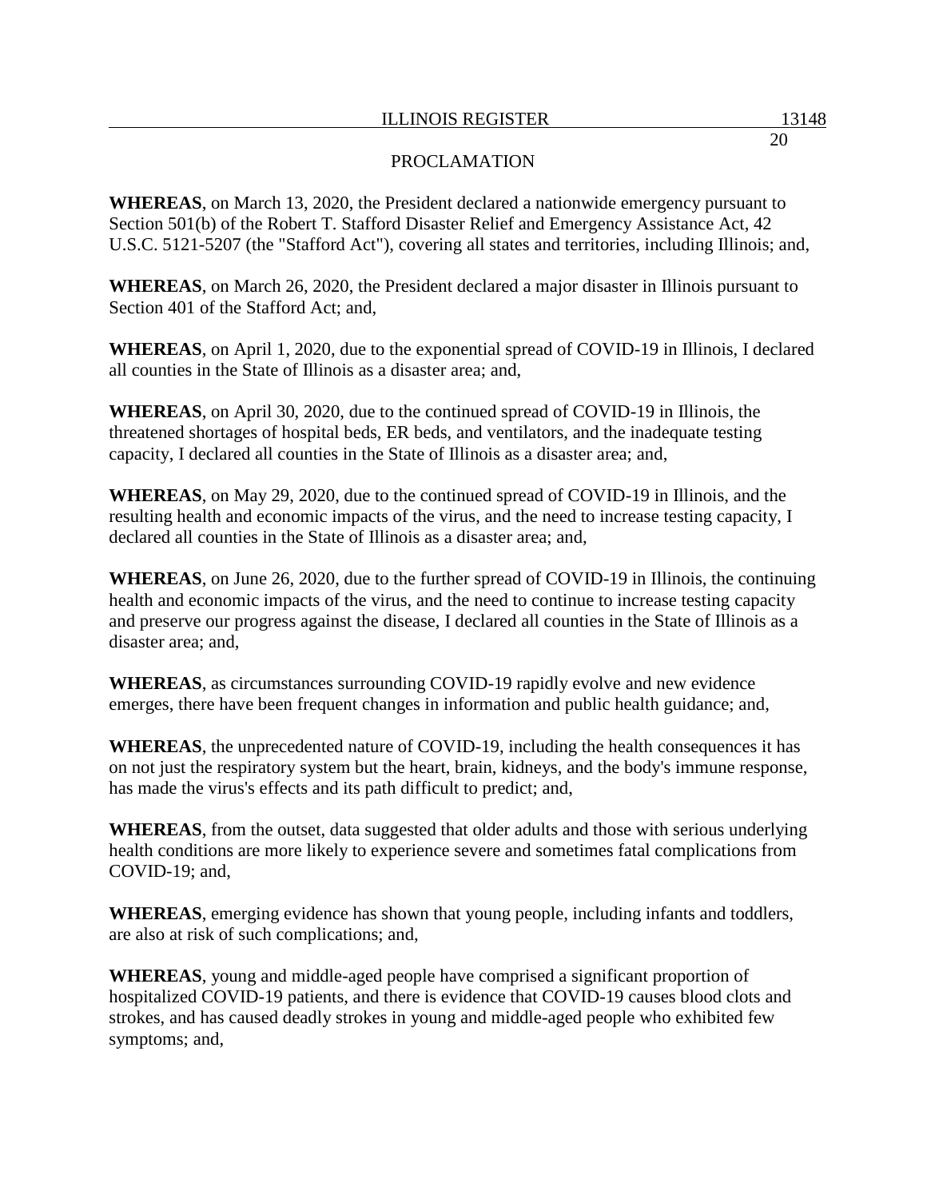PROCLAMATION

**WHEREAS**, on March 13, 2020, the President declared a nationwide emergency pursuant to Section 501(b) of the Robert T. Stafford Disaster Relief and Emergency Assistance Act, 42 U.S.C. 5121-5207 (the "Stafford Act"), covering all states and territories, including Illinois; and,

**WHEREAS**, on March 26, 2020, the President declared a major disaster in Illinois pursuant to Section 401 of the Stafford Act; and,

**WHEREAS**, on April 1, 2020, due to the exponential spread of COVID-19 in Illinois, I declared all counties in the State of Illinois as a disaster area; and,

**WHEREAS**, on April 30, 2020, due to the continued spread of COVID-19 in Illinois, the threatened shortages of hospital beds, ER beds, and ventilators, and the inadequate testing capacity, I declared all counties in the State of Illinois as a disaster area; and,

**WHEREAS**, on May 29, 2020, due to the continued spread of COVID-19 in Illinois, and the resulting health and economic impacts of the virus, and the need to increase testing capacity, I declared all counties in the State of Illinois as a disaster area; and,

**WHEREAS**, on June 26, 2020, due to the further spread of COVID-19 in Illinois, the continuing health and economic impacts of the virus, and the need to continue to increase testing capacity and preserve our progress against the disease, I declared all counties in the State of Illinois as a disaster area; and,

**WHEREAS**, as circumstances surrounding COVID-19 rapidly evolve and new evidence emerges, there have been frequent changes in information and public health guidance; and,

**WHEREAS**, the unprecedented nature of COVID-19, including the health consequences it has on not just the respiratory system but the heart, brain, kidneys, and the body's immune response, has made the virus's effects and its path difficult to predict; and,

**WHEREAS**, from the outset, data suggested that older adults and those with serious underlying health conditions are more likely to experience severe and sometimes fatal complications from COVID-19; and,

**WHEREAS**, emerging evidence has shown that young people, including infants and toddlers, are also at risk of such complications; and,

**WHEREAS**, young and middle-aged people have comprised a significant proportion of hospitalized COVID-19 patients, and there is evidence that COVID-19 causes blood clots and strokes, and has caused deadly strokes in young and middle-aged people who exhibited few symptoms; and,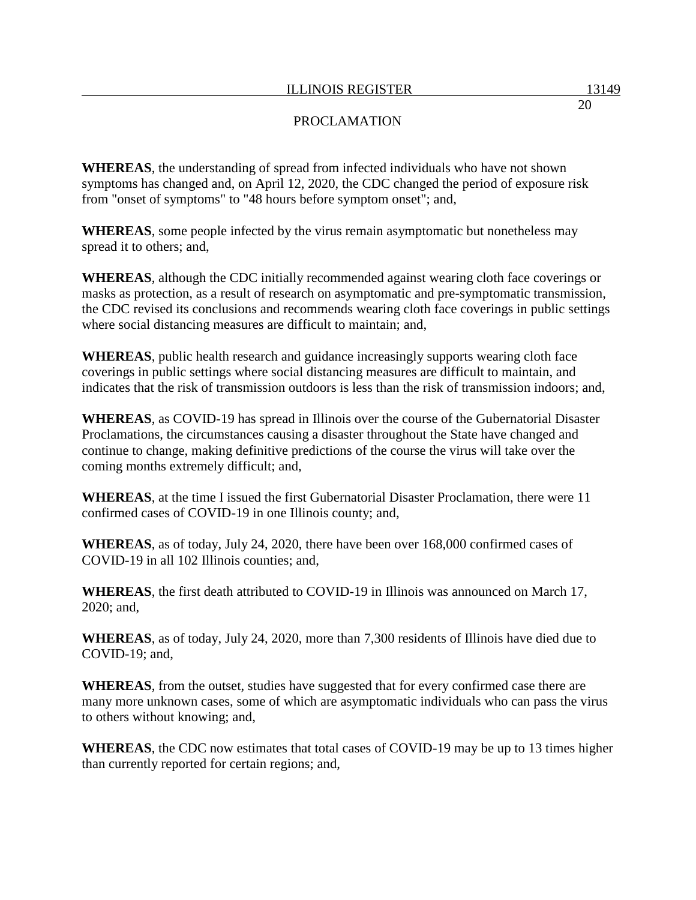**WHEREAS**, the understanding of spread from infected individuals who have not shown symptoms has changed and, on April 12, 2020, the CDC changed the period of exposure risk from "onset of symptoms" to "48 hours before symptom onset"; and,

**WHEREAS**, some people infected by the virus remain asymptomatic but nonetheless may spread it to others; and,

**WHEREAS**, although the CDC initially recommended against wearing cloth face coverings or masks as protection, as a result of research on asymptomatic and pre-symptomatic transmission, the CDC revised its conclusions and recommends wearing cloth face coverings in public settings where social distancing measures are difficult to maintain; and,

**WHEREAS**, public health research and guidance increasingly supports wearing cloth face coverings in public settings where social distancing measures are difficult to maintain, and indicates that the risk of transmission outdoors is less than the risk of transmission indoors; and,

**WHEREAS**, as COVID-19 has spread in Illinois over the course of the Gubernatorial Disaster Proclamations, the circumstances causing a disaster throughout the State have changed and continue to change, making definitive predictions of the course the virus will take over the coming months extremely difficult; and,

**WHEREAS**, at the time I issued the first Gubernatorial Disaster Proclamation, there were 11 confirmed cases of COVID-19 in one Illinois county; and,

**WHEREAS**, as of today, July 24, 2020, there have been over 168,000 confirmed cases of COVID-19 in all 102 Illinois counties; and,

**WHEREAS**, the first death attributed to COVID-19 in Illinois was announced on March 17, 2020; and,

**WHEREAS**, as of today, July 24, 2020, more than 7,300 residents of Illinois have died due to COVID-19; and,

**WHEREAS**, from the outset, studies have suggested that for every confirmed case there are many more unknown cases, some of which are asymptomatic individuals who can pass the virus to others without knowing; and,

**WHEREAS**, the CDC now estimates that total cases of COVID-19 may be up to 13 times higher than currently reported for certain regions; and,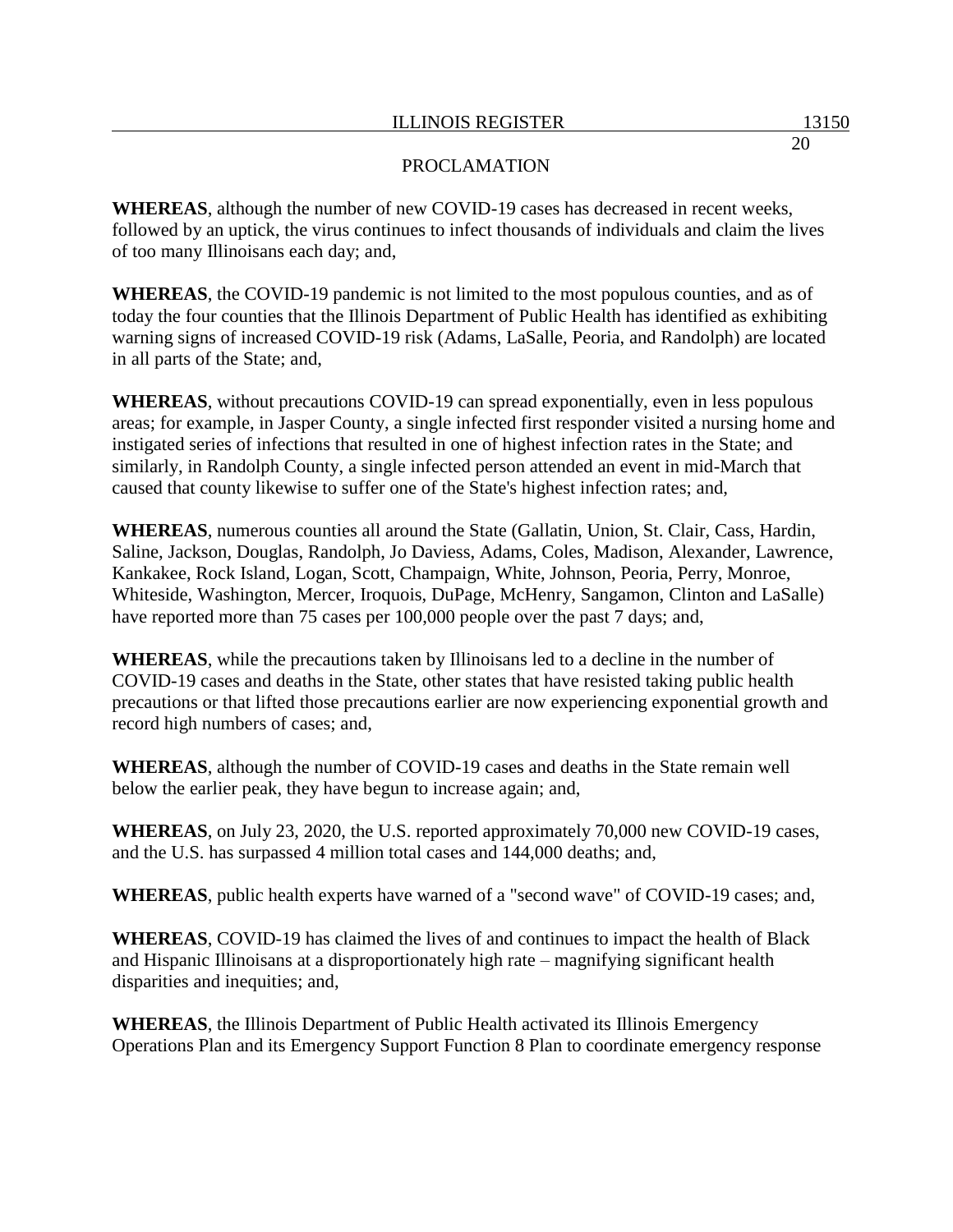PROCLAMATION

**WHEREAS**, although the number of new COVID-19 cases has decreased in recent weeks, followed by an uptick, the virus continues to infect thousands of individuals and claim the lives of too many Illinoisans each day; and,

**WHEREAS**, the COVID-19 pandemic is not limited to the most populous counties, and as of today the four counties that the Illinois Department of Public Health has identified as exhibiting warning signs of increased COVID-19 risk (Adams, LaSalle, Peoria, and Randolph) are located in all parts of the State; and,

**WHEREAS**, without precautions COVID-19 can spread exponentially, even in less populous areas; for example, in Jasper County, a single infected first responder visited a nursing home and instigated series of infections that resulted in one of highest infection rates in the State; and similarly, in Randolph County, a single infected person attended an event in mid-March that caused that county likewise to suffer one of the State's highest infection rates; and,

**WHEREAS**, numerous counties all around the State (Gallatin, Union, St. Clair, Cass, Hardin, Saline, Jackson, Douglas, Randolph, Jo Daviess, Adams, Coles, Madison, Alexander, Lawrence, Kankakee, Rock Island, Logan, Scott, Champaign, White, Johnson, Peoria, Perry, Monroe, Whiteside, Washington, Mercer, Iroquois, DuPage, McHenry, Sangamon, Clinton and LaSalle) have reported more than 75 cases per 100,000 people over the past 7 days; and,

**WHEREAS**, while the precautions taken by Illinoisans led to a decline in the number of COVID-19 cases and deaths in the State, other states that have resisted taking public health precautions or that lifted those precautions earlier are now experiencing exponential growth and record high numbers of cases; and,

**WHEREAS**, although the number of COVID-19 cases and deaths in the State remain well below the earlier peak, they have begun to increase again; and,

**WHEREAS**, on July 23, 2020, the U.S. reported approximately 70,000 new COVID-19 cases, and the U.S. has surpassed 4 million total cases and 144,000 deaths; and,

**WHEREAS**, public health experts have warned of a "second wave" of COVID-19 cases; and,

**WHEREAS**, COVID-19 has claimed the lives of and continues to impact the health of Black and Hispanic Illinoisans at a disproportionately high rate – magnifying significant health disparities and inequities; and,

**WHEREAS**, the Illinois Department of Public Health activated its Illinois Emergency Operations Plan and its Emergency Support Function 8 Plan to coordinate emergency response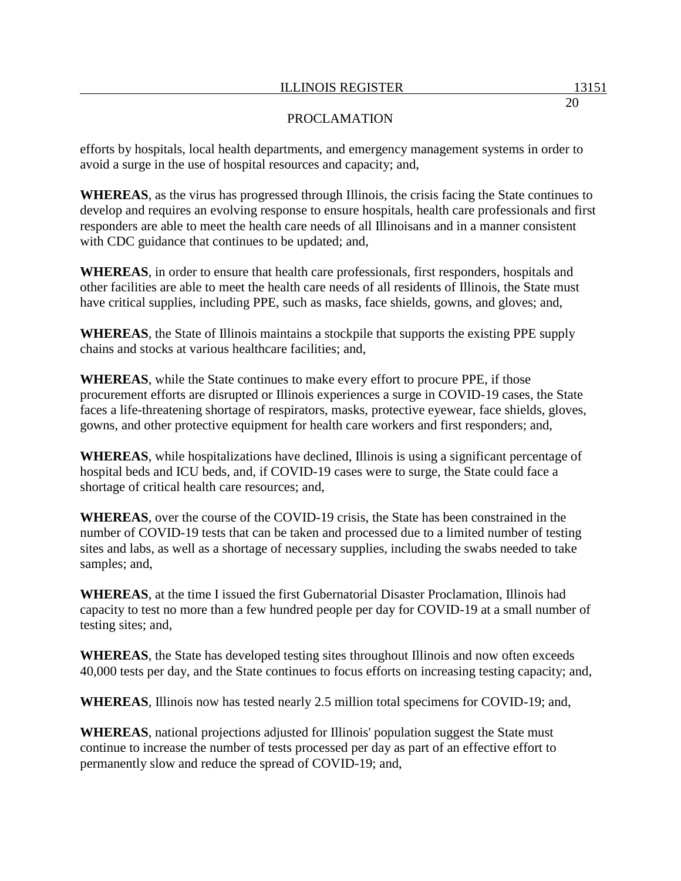PROCLAMATION

efforts by hospitals, local health departments, and emergency management systems in order to avoid a surge in the use of hospital resources and capacity; and,

**WHEREAS**, as the virus has progressed through Illinois, the crisis facing the State continues to develop and requires an evolving response to ensure hospitals, health care professionals and first responders are able to meet the health care needs of all Illinoisans and in a manner consistent with CDC guidance that continues to be updated; and,

**WHEREAS**, in order to ensure that health care professionals, first responders, hospitals and other facilities are able to meet the health care needs of all residents of Illinois, the State must have critical supplies, including PPE, such as masks, face shields, gowns, and gloves; and,

**WHEREAS**, the State of Illinois maintains a stockpile that supports the existing PPE supply chains and stocks at various healthcare facilities; and,

**WHEREAS**, while the State continues to make every effort to procure PPE, if those procurement efforts are disrupted or Illinois experiences a surge in COVID-19 cases, the State faces a life-threatening shortage of respirators, masks, protective eyewear, face shields, gloves, gowns, and other protective equipment for health care workers and first responders; and,

**WHEREAS**, while hospitalizations have declined, Illinois is using a significant percentage of hospital beds and ICU beds, and, if COVID-19 cases were to surge, the State could face a shortage of critical health care resources; and,

**WHEREAS**, over the course of the COVID-19 crisis, the State has been constrained in the number of COVID-19 tests that can be taken and processed due to a limited number of testing sites and labs, as well as a shortage of necessary supplies, including the swabs needed to take samples; and,

**WHEREAS**, at the time I issued the first Gubernatorial Disaster Proclamation, Illinois had capacity to test no more than a few hundred people per day for COVID-19 at a small number of testing sites; and,

**WHEREAS**, the State has developed testing sites throughout Illinois and now often exceeds 40,000 tests per day, and the State continues to focus efforts on increasing testing capacity; and,

**WHEREAS**, Illinois now has tested nearly 2.5 million total specimens for COVID-19; and,

**WHEREAS**, national projections adjusted for Illinois' population suggest the State must continue to increase the number of tests processed per day as part of an effective effort to permanently slow and reduce the spread of COVID-19; and,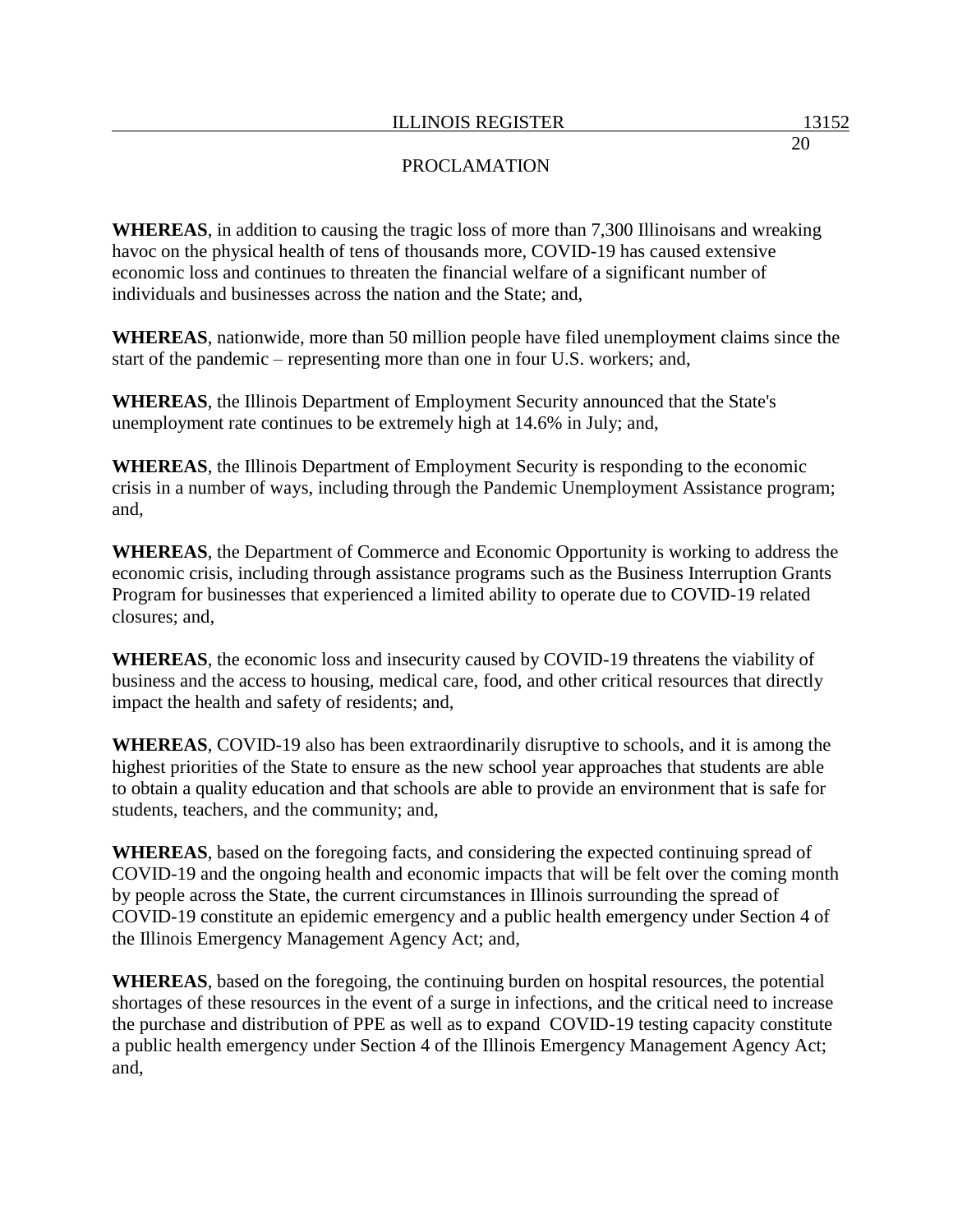PROCLAMATION

**WHEREAS**, in addition to causing the tragic loss of more than 7,300 Illinoisans and wreaking havoc on the physical health of tens of thousands more, COVID-19 has caused extensive economic loss and continues to threaten the financial welfare of a significant number of individuals and businesses across the nation and the State; and,

**WHEREAS**, nationwide, more than 50 million people have filed unemployment claims since the start of the pandemic – representing more than one in four U.S. workers; and,

**WHEREAS**, the Illinois Department of Employment Security announced that the State's unemployment rate continues to be extremely high at 14.6% in July; and,

**WHEREAS**, the Illinois Department of Employment Security is responding to the economic crisis in a number of ways, including through the Pandemic Unemployment Assistance program; and,

**WHEREAS**, the Department of Commerce and Economic Opportunity is working to address the economic crisis, including through assistance programs such as the Business Interruption Grants Program for businesses that experienced a limited ability to operate due to COVID-19 related closures; and,

**WHEREAS**, the economic loss and insecurity caused by COVID-19 threatens the viability of business and the access to housing, medical care, food, and other critical resources that directly impact the health and safety of residents; and,

**WHEREAS**, COVID-19 also has been extraordinarily disruptive to schools, and it is among the highest priorities of the State to ensure as the new school year approaches that students are able to obtain a quality education and that schools are able to provide an environment that is safe for students, teachers, and the community; and,

**WHEREAS**, based on the foregoing facts, and considering the expected continuing spread of COVID-19 and the ongoing health and economic impacts that will be felt over the coming month by people across the State, the current circumstances in Illinois surrounding the spread of COVID-19 constitute an epidemic emergency and a public health emergency under Section 4 of the Illinois Emergency Management Agency Act; and,

**WHEREAS**, based on the foregoing, the continuing burden on hospital resources, the potential shortages of these resources in the event of a surge in infections, and the critical need to increase the purchase and distribution of PPE as well as to expand COVID-19 testing capacity constitute a public health emergency under Section 4 of the Illinois Emergency Management Agency Act; and,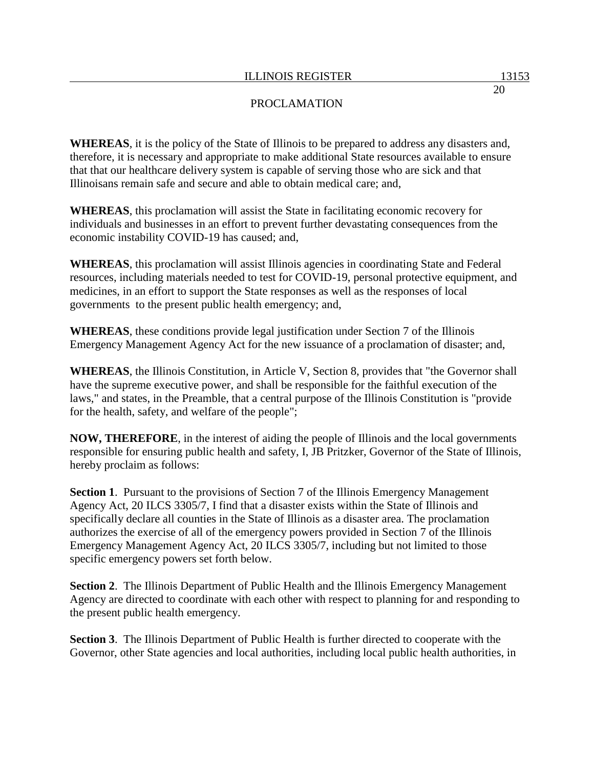PROCLAMATION

**WHEREAS**, it is the policy of the State of Illinois to be prepared to address any disasters and, therefore, it is necessary and appropriate to make additional State resources available to ensure that that our healthcare delivery system is capable of serving those who are sick and that Illinoisans remain safe and secure and able to obtain medical care; and,

**WHEREAS**, this proclamation will assist the State in facilitating economic recovery for individuals and businesses in an effort to prevent further devastating consequences from the economic instability COVID-19 has caused; and,

**WHEREAS**, this proclamation will assist Illinois agencies in coordinating State and Federal resources, including materials needed to test for COVID-19, personal protective equipment, and medicines, in an effort to support the State responses as well as the responses of local governments to the present public health emergency; and,

**WHEREAS**, these conditions provide legal justification under Section 7 of the Illinois Emergency Management Agency Act for the new issuance of a proclamation of disaster; and,

**WHEREAS**, the Illinois Constitution, in Article V, Section 8, provides that "the Governor shall have the supreme executive power, and shall be responsible for the faithful execution of the laws," and states, in the Preamble, that a central purpose of the Illinois Constitution is "provide for the health, safety, and welfare of the people";

**NOW, THEREFORE**, in the interest of aiding the people of Illinois and the local governments responsible for ensuring public health and safety, I, JB Pritzker, Governor of the State of Illinois, hereby proclaim as follows:

**Section 1**. Pursuant to the provisions of Section 7 of the Illinois Emergency Management Agency Act, 20 ILCS 3305/7, I find that a disaster exists within the State of Illinois and specifically declare all counties in the State of Illinois as a disaster area. The proclamation authorizes the exercise of all of the emergency powers provided in Section 7 of the Illinois Emergency Management Agency Act, 20 ILCS 3305/7, including but not limited to those specific emergency powers set forth below.

**Section 2**. The Illinois Department of Public Health and the Illinois Emergency Management Agency are directed to coordinate with each other with respect to planning for and responding to the present public health emergency.

**Section 3**. The Illinois Department of Public Health is further directed to cooperate with the Governor, other State agencies and local authorities, including local public health authorities, in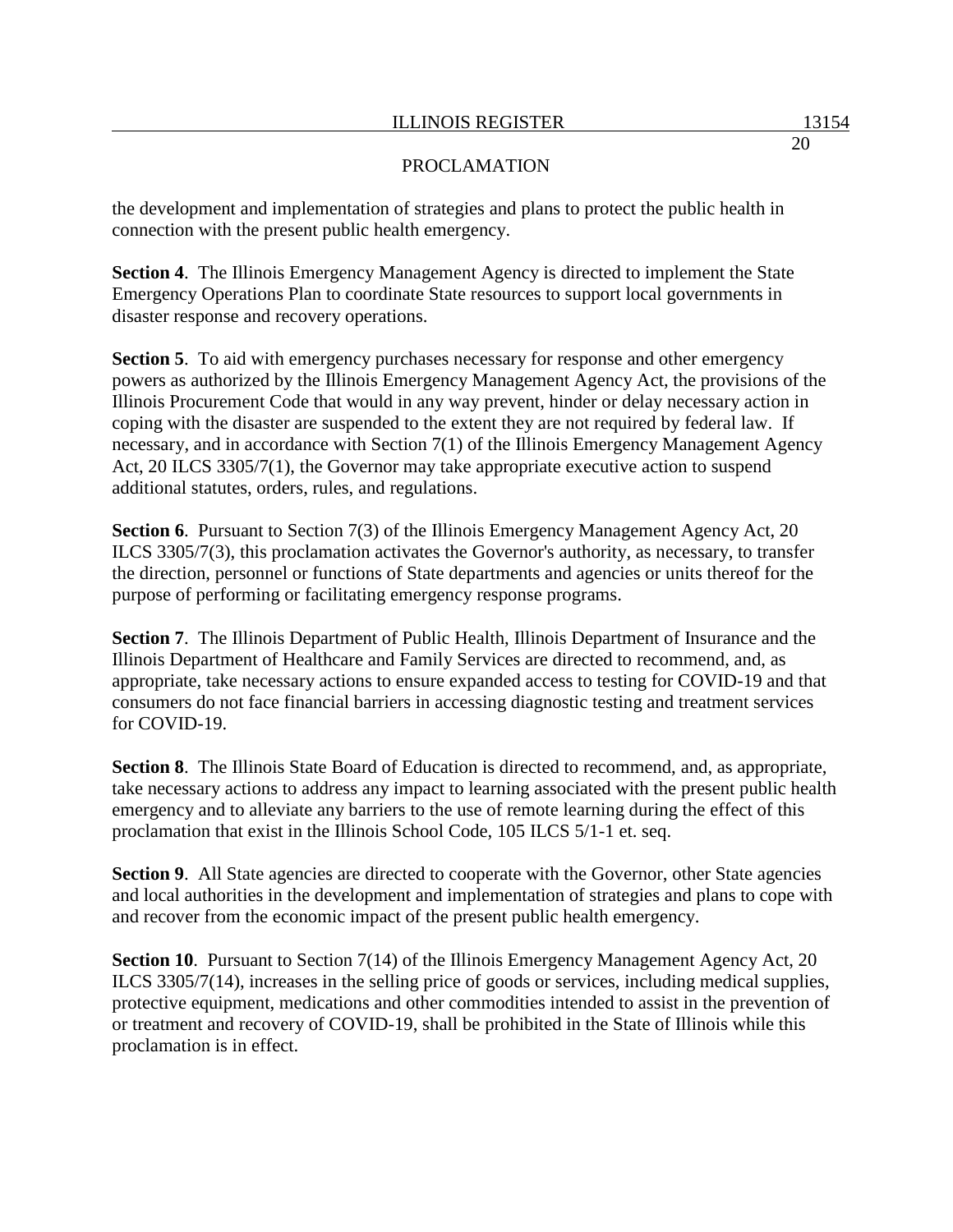PROCLAMATION

the development and implementation of strategies and plans to protect the public health in connection with the present public health emergency.

**Section 4**. The Illinois Emergency Management Agency is directed to implement the State Emergency Operations Plan to coordinate State resources to support local governments in disaster response and recovery operations.

**Section 5**. To aid with emergency purchases necessary for response and other emergency powers as authorized by the Illinois Emergency Management Agency Act, the provisions of the Illinois Procurement Code that would in any way prevent, hinder or delay necessary action in coping with the disaster are suspended to the extent they are not required by federal law. If necessary, and in accordance with Section 7(1) of the Illinois Emergency Management Agency Act, 20 ILCS 3305/7(1), the Governor may take appropriate executive action to suspend additional statutes, orders, rules, and regulations.

**Section 6**. Pursuant to Section 7(3) of the Illinois Emergency Management Agency Act, 20 ILCS 3305/7(3), this proclamation activates the Governor's authority, as necessary, to transfer the direction, personnel or functions of State departments and agencies or units thereof for the purpose of performing or facilitating emergency response programs.

**Section 7**. The Illinois Department of Public Health, Illinois Department of Insurance and the Illinois Department of Healthcare and Family Services are directed to recommend, and, as appropriate, take necessary actions to ensure expanded access to testing for COVID-19 and that consumers do not face financial barriers in accessing diagnostic testing and treatment services for COVID-19.

**Section 8**. The Illinois State Board of Education is directed to recommend, and, as appropriate, take necessary actions to address any impact to learning associated with the present public health emergency and to alleviate any barriers to the use of remote learning during the effect of this proclamation that exist in the Illinois School Code, 105 ILCS 5/1-1 et. seq.

**Section 9**. All State agencies are directed to cooperate with the Governor, other State agencies and local authorities in the development and implementation of strategies and plans to cope with and recover from the economic impact of the present public health emergency.

**Section 10**. Pursuant to Section 7(14) of the Illinois Emergency Management Agency Act, 20 ILCS 3305/7(14), increases in the selling price of goods or services, including medical supplies, protective equipment, medications and other commodities intended to assist in the prevention of or treatment and recovery of COVID-19, shall be prohibited in the State of Illinois while this proclamation is in effect.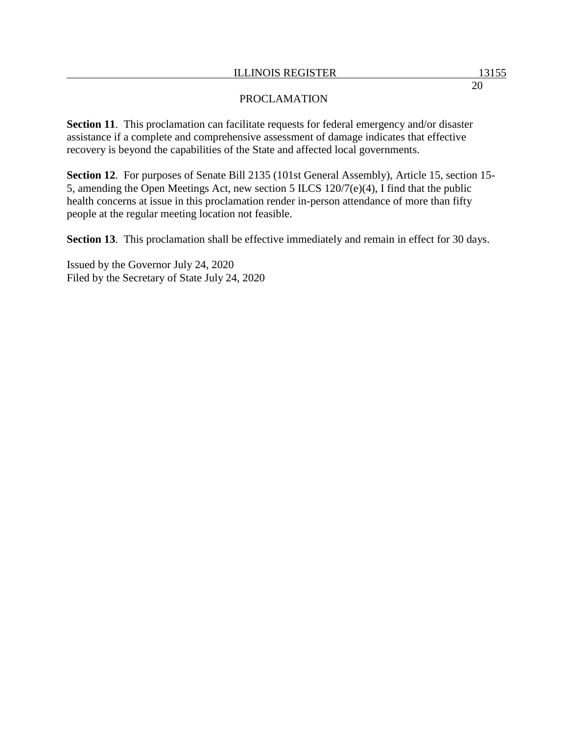PROCLAMATION

**Section 11**. This proclamation can facilitate requests for federal emergency and/or disaster assistance if a complete and comprehensive assessment of damage indicates that effective recovery is beyond the capabilities of the State and affected local governments.

**Section 12**. For purposes of Senate Bill 2135 (101st General Assembly), Article 15, section 15-5, amending the Open Meetings Act, new section 5 ILCS 120/7(e)(4), I find that the public health concerns at issue in this proclamation render in-person attendance of more than fifty people at the regular meeting location not feasible.

**Section 13**. This proclamation shall be effective immediately and remain in effect for 30 days.

Issued by the Governor July 24, 2020
Filed by the Secretary of State July 24, 2020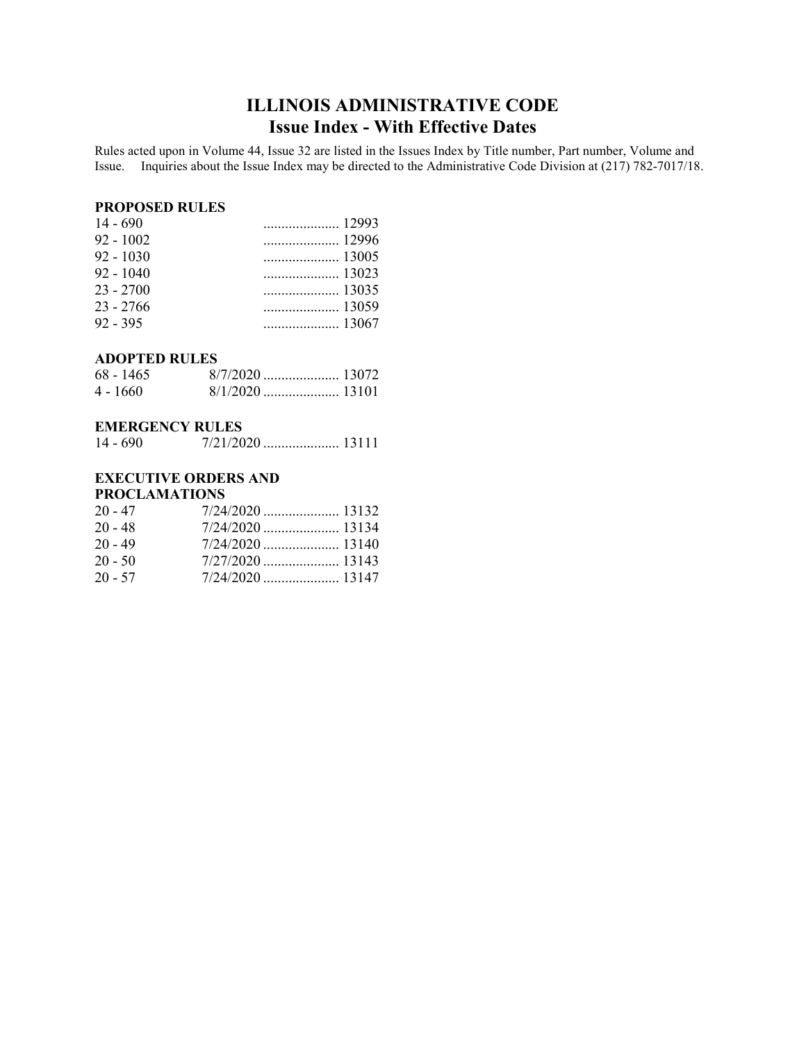# ILLINOIS ADMINISTRATIVE CODE
## Issue Index - With Effective Dates

Rules acted upon in Volume 44, Issue 32 are listed in the Issues Index by Title number, Part number, Volume and Issue. Inquiries about the Issue Index may be directed to the Administrative Code Division at (217) 782-7017/18.

### PROPOSED RULES

| | | |
|---|---|---|
| 14 - 690 | | 12993 |
| 92 - 1002 | | 12996 |
| 92 - 1030 | | 13005 |
| 92 - 1040 | | 13023 |
| 23 - 2700 | | 13035 |
| 23 - 2766 | | 13059 |
| 92 - 395 | | 13067 |

### ADOPTED RULES

| | | |
|---|---|---|
| 68 - 1465 | 8/7/2020 | 13072 |
| 4 - 1660 | 8/1/2020 | 13101 |

### EMERGENCY RULES

| | | |
|---|---|---|
| 14 - 690 | 7/21/2020 | 13111 |

### EXECUTIVE ORDERS AND PROCLAMATIONS

| | | |
|---|---|---|
| 20 - 47 | 7/24/2020 | 13132 |
| 20 - 48 | 7/24/2020 | 13134 |
| 20 - 49 | 7/24/2020 | 13140 |
| 20 - 50 | 7/27/2020 | 13143 |
| 20 - 57 | 7/24/2020 | 13147 |